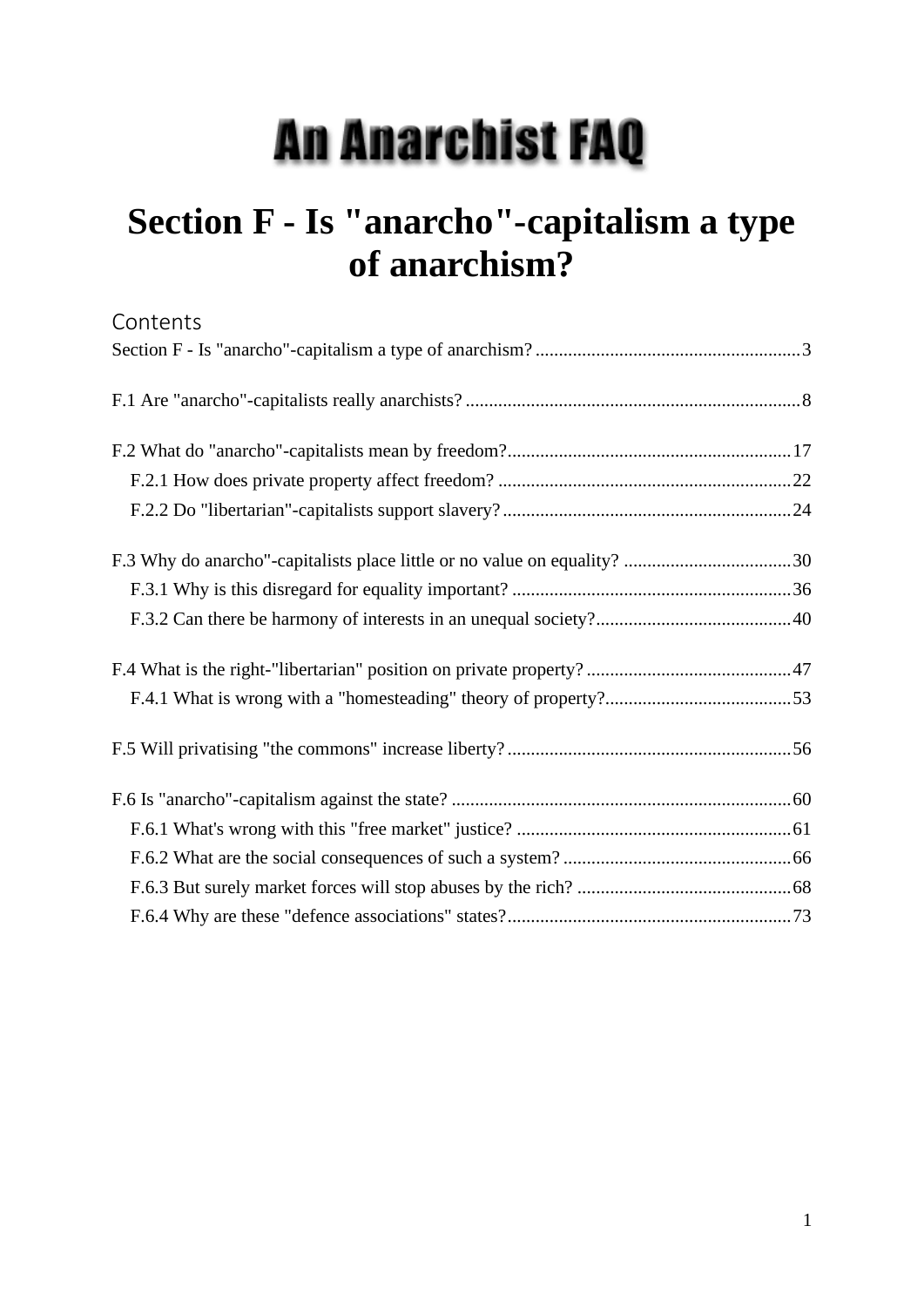# An Anarchist FAQ

# Section F - Is "anarcho"-capitalism a type of anarchism?

## Contents

Section F - Is "anarcho"-capitalism a type of anarchism? ........................................................ 3

F.1 Are "anarcho"-capitalists really anarchists? ....................................................................... 8

F.2 What do "anarcho"-capitalists mean by freedom? ............................................................. 17
- F.2.1 How does private property affect freedom? ............................................................... 22
- F.2.2 Do "libertarian"-capitalists support slavery? .............................................................. 24

F.3 Why do anarcho"-capitalists place little or no value on equality? .................................... 30
- F.3.1 Why is this disregard for equality important? ............................................................ 36
- F.3.2 Can there be harmony of interests in an unequal society? .......................................... 40

F.4 What is the right-"libertarian" position on private property? ............................................ 47
- F.4.1 What is wrong with a "homesteading" theory of property? ........................................ 53

F.5 Will privatising "the commons" increase liberty? ............................................................. 56

F.6 Is "anarcho"-capitalism against the state? ......................................................................... 60
- F.6.1 What's wrong with this "free market" justice? ........................................................... 61
- F.6.2 What are the social consequences of such a system? ................................................. 66
- F.6.3 But surely market forces will stop abuses by the rich? .............................................. 68
- F.6.4 Why are these "defence associations" states? ............................................................. 73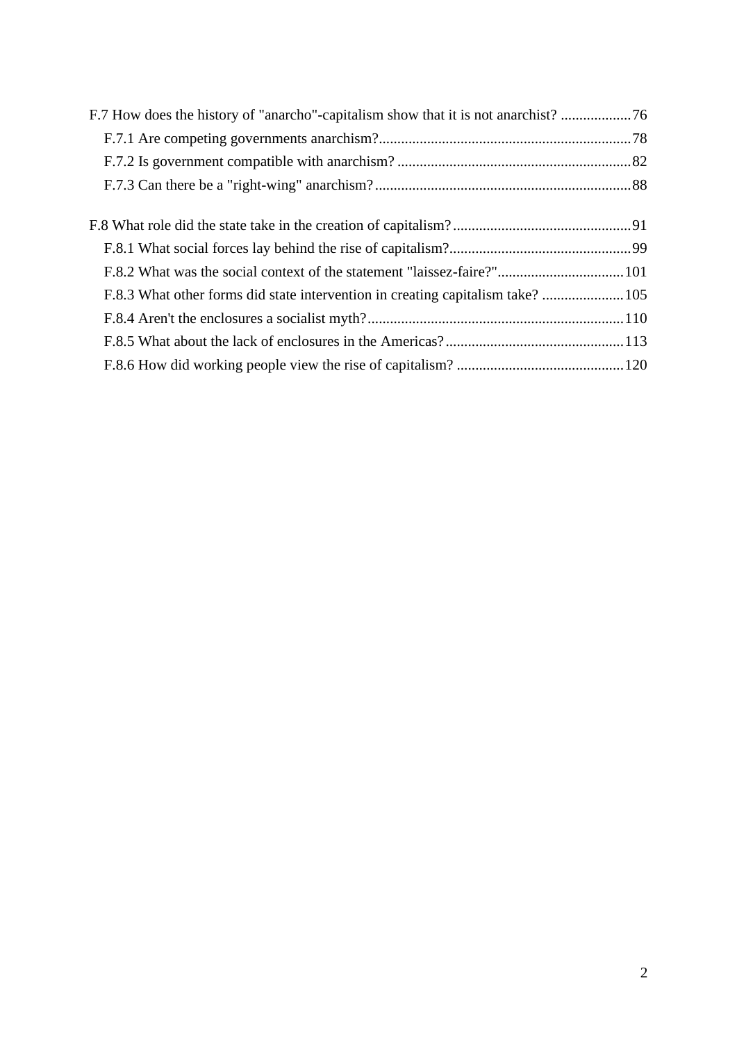F.7 How does the history of "anarcho"-capitalism show that it is not anarchist? ...................76

- F.7.1 Are competing governments anarchism?....................................................................78
- F.7.2 Is government compatible with anarchism? ...............................................................82
- F.7.3 Can there be a "right-wing" anarchism?.....................................................................88

F.8 What role did the state take in the creation of capitalism?................................................91

- F.8.1 What social forces lay behind the rise of capitalism?.................................................99
- F.8.2 What was the social context of the statement "laissez-faire?"..................................101
- F.8.3 What other forms did state intervention in creating capitalism take? ......................105
- F.8.4 Aren't the enclosures a socialist myth?.....................................................................110
- F.8.5 What about the lack of enclosures in the Americas?................................................113
- F.8.6 How did working people view the rise of capitalism? .............................................120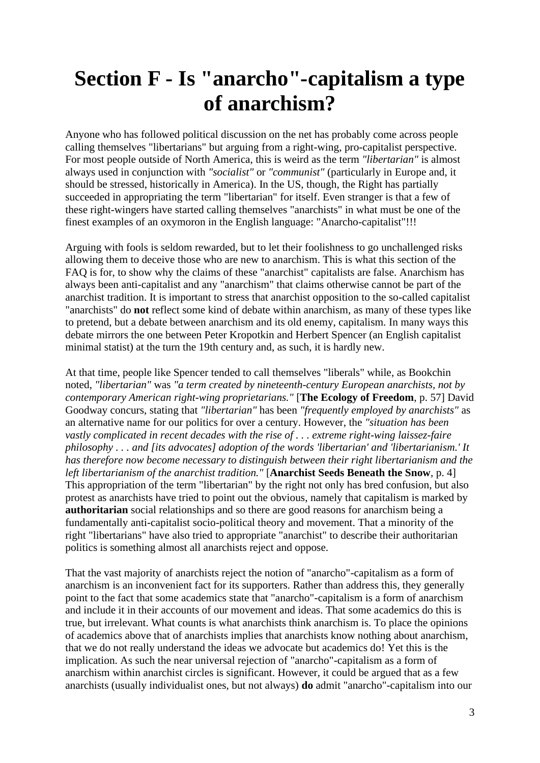# Section F - Is "anarcho"-capitalism a type of anarchism?

Anyone who has followed political discussion on the net has probably come across people calling themselves "libertarians" but arguing from a right-wing, pro-capitalist perspective. For most people outside of North America, this is weird as the term *"libertarian"* is almost always used in conjunction with *"socialist"* or *"communist"* (particularly in Europe and, it should be stressed, historically in America). In the US, though, the Right has partially succeeded in appropriating the term "libertarian" for itself. Even stranger is that a few of these right-wingers have started calling themselves "anarchists" in what must be one of the finest examples of an oxymoron in the English language: "Anarcho-capitalist"!!!

Arguing with fools is seldom rewarded, but to let their foolishness to go unchallenged risks allowing them to deceive those who are new to anarchism. This is what this section of the FAQ is for, to show why the claims of these "anarchist" capitalists are false. Anarchism has always been anti-capitalist and any "anarchism" that claims otherwise cannot be part of the anarchist tradition. It is important to stress that anarchist opposition to the so-called capitalist "anarchists" do **not** reflect some kind of debate within anarchism, as many of these types like to pretend, but a debate between anarchism and its old enemy, capitalism. In many ways this debate mirrors the one between Peter Kropotkin and Herbert Spencer (an English capitalist minimal statist) at the turn the 19th century and, as such, it is hardly new.

At that time, people like Spencer tended to call themselves "liberals" while, as Bookchin noted, *"libertarian"* was *"a term created by nineteenth-century European anarchists, not by contemporary American right-wing proprietarians."* [**The Ecology of Freedom**, p. 57] David Goodway concurs, stating that *"libertarian"* has been *"frequently employed by anarchists"* as an alternative name for our politics for over a century. However, the *"situation has been vastly complicated in recent decades with the rise of . . . extreme right-wing laissez-faire philosophy . . . and [its advocates] adoption of the words 'libertarian' and 'libertarianism.' It has therefore now become necessary to distinguish between their right libertarianism and the left libertarianism of the anarchist tradition."* [**Anarchist Seeds Beneath the Snow**, p. 4] This appropriation of the term "libertarian" by the right not only has bred confusion, but also protest as anarchists have tried to point out the obvious, namely that capitalism is marked by **authoritarian** social relationships and so there are good reasons for anarchism being a fundamentally anti-capitalist socio-political theory and movement. That a minority of the right "libertarians" have also tried to appropriate "anarchist" to describe their authoritarian politics is something almost all anarchists reject and oppose.

That the vast majority of anarchists reject the notion of "anarcho"-capitalism as a form of anarchism is an inconvenient fact for its supporters. Rather than address this, they generally point to the fact that some academics state that "anarcho"-capitalism is a form of anarchism and include it in their accounts of our movement and ideas. That some academics do this is true, but irrelevant. What counts is what anarchists think anarchism is. To place the opinions of academics above that of anarchists implies that anarchists know nothing about anarchism, that we do not really understand the ideas we advocate but academics do! Yet this is the implication. As such the near universal rejection of "anarcho"-capitalism as a form of anarchism within anarchist circles is significant. However, it could be argued that as a few anarchists (usually individualist ones, but not always) **do** admit "anarcho"-capitalism into our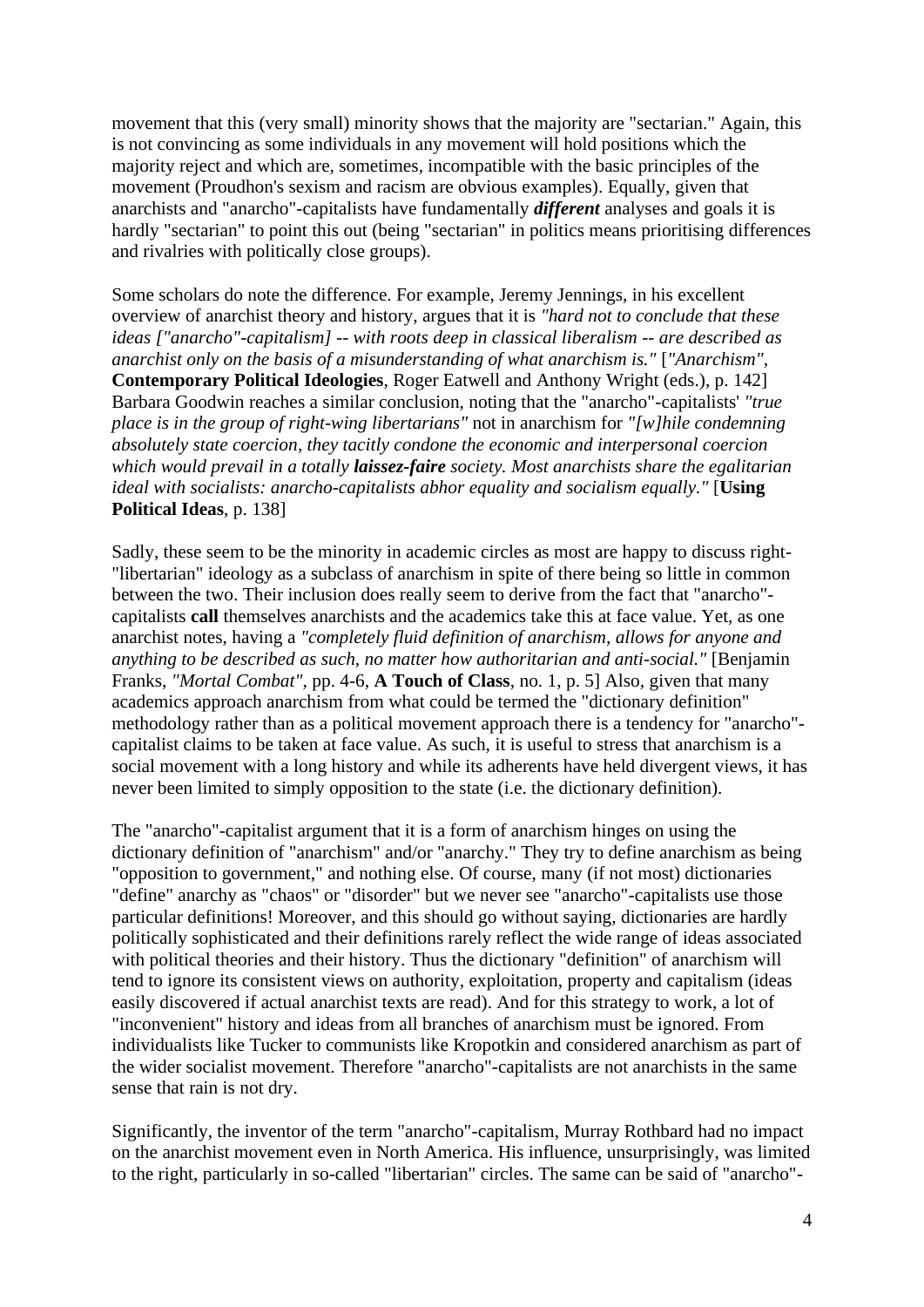movement that this (very small) minority shows that the majority are "sectarian." Again, this is not convincing as some individuals in any movement will hold positions which the majority reject and which are, sometimes, incompatible with the basic principles of the movement (Proudhon's sexism and racism are obvious examples). Equally, given that anarchists and "anarcho"-capitalists have fundamentally ***different*** analyses and goals it is hardly "sectarian" to point this out (being "sectarian" in politics means prioritising differences and rivalries with politically close groups).

Some scholars do note the difference. For example, Jeremy Jennings, in his excellent overview of anarchist theory and history, argues that it is *"hard not to conclude that these ideas ["anarcho"-capitalism] -- with roots deep in classical liberalism -- are described as anarchist only on the basis of a misunderstanding of what anarchism is."* [*"Anarchism"*, **Contemporary Political Ideologies**, Roger Eatwell and Anthony Wright (eds.), p. 142] Barbara Goodwin reaches a similar conclusion, noting that the "anarcho"-capitalists' *"true place is in the group of right-wing libertarians"* not in anarchism for *"[w]hile condemning absolutely state coercion, they tacitly condone the economic and interpersonal coercion which would prevail in a totally **laissez-faire** society. Most anarchists share the egalitarian ideal with socialists: anarcho-capitalists abhor equality and socialism equally."* [**Using Political Ideas**, p. 138]

Sadly, these seem to be the minority in academic circles as most are happy to discuss right-"libertarian" ideology as a subclass of anarchism in spite of there being so little in common between the two. Their inclusion does really seem to derive from the fact that "anarcho"-capitalists **call** themselves anarchists and the academics take this at face value. Yet, as one anarchist notes, having a *"completely fluid definition of anarchism, allows for anyone and anything to be described as such, no matter how authoritarian and anti-social."* [Benjamin Franks, *"Mortal Combat"*, pp. 4-6, **A Touch of Class**, no. 1, p. 5] Also, given that many academics approach anarchism from what could be termed the "dictionary definition" methodology rather than as a political movement approach there is a tendency for "anarcho"-capitalist claims to be taken at face value. As such, it is useful to stress that anarchism is a social movement with a long history and while its adherents have held divergent views, it has never been limited to simply opposition to the state (i.e. the dictionary definition).

The "anarcho"-capitalist argument that it is a form of anarchism hinges on using the dictionary definition of "anarchism" and/or "anarchy." They try to define anarchism as being "opposition to government," and nothing else. Of course, many (if not most) dictionaries "define" anarchy as "chaos" or "disorder" but we never see "anarcho"-capitalists use those particular definitions! Moreover, and this should go without saying, dictionaries are hardly politically sophisticated and their definitions rarely reflect the wide range of ideas associated with political theories and their history. Thus the dictionary "definition" of anarchism will tend to ignore its consistent views on authority, exploitation, property and capitalism (ideas easily discovered if actual anarchist texts are read). And for this strategy to work, a lot of "inconvenient" history and ideas from all branches of anarchism must be ignored. From individualists like Tucker to communists like Kropotkin and considered anarchism as part of the wider socialist movement. Therefore "anarcho"-capitalists are not anarchists in the same sense that rain is not dry.

Significantly, the inventor of the term "anarcho"-capitalism, Murray Rothbard had no impact on the anarchist movement even in North America. His influence, unsurprisingly, was limited to the right, particularly in so-called "libertarian" circles. The same can be said of "anarcho"-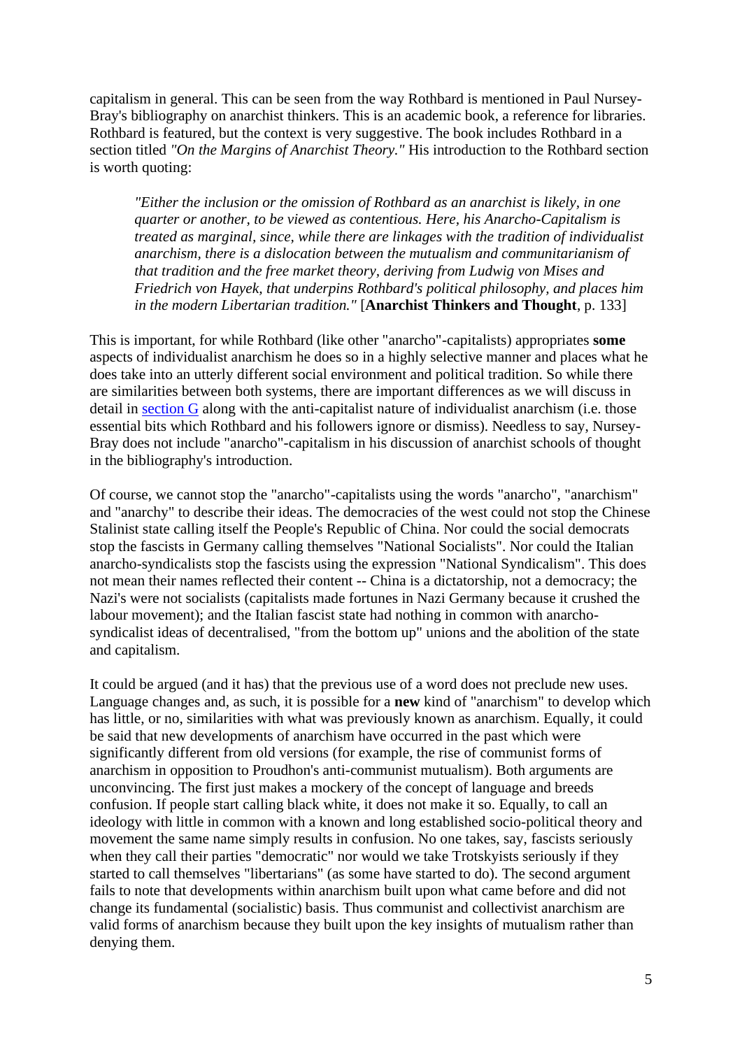capitalism in general. This can be seen from the way Rothbard is mentioned in Paul Nursey-Bray's bibliography on anarchist thinkers. This is an academic book, a reference for libraries. Rothbard is featured, but the context is very suggestive. The book includes Rothbard in a section titled *"On the Margins of Anarchist Theory."* His introduction to the Rothbard section is worth quoting:

> *"Either the inclusion or the omission of Rothbard as an anarchist is likely, in one quarter or another, to be viewed as contentious. Here, his Anarcho-Capitalism is treated as marginal, since, while there are linkages with the tradition of individualist anarchism, there is a dislocation between the mutualism and communitarianism of that tradition and the free market theory, deriving from Ludwig von Mises and Friedrich von Hayek, that underpins Rothbard's political philosophy, and places him in the modern Libertarian tradition."* [**Anarchist Thinkers and Thought**, p. 133]

This is important, for while Rothbard (like other "anarcho"-capitalists) appropriates **some** aspects of individualist anarchism he does so in a highly selective manner and places what he does take into an utterly different social environment and political tradition. So while there are similarities between both systems, there are important differences as we will discuss in detail in section G along with the anti-capitalist nature of individualist anarchism (i.e. those essential bits which Rothbard and his followers ignore or dismiss). Needless to say, Nursey-Bray does not include "anarcho"-capitalism in his discussion of anarchist schools of thought in the bibliography's introduction.

Of course, we cannot stop the "anarcho"-capitalists using the words "anarcho", "anarchism" and "anarchy" to describe their ideas. The democracies of the west could not stop the Chinese Stalinist state calling itself the People's Republic of China. Nor could the social democrats stop the fascists in Germany calling themselves "National Socialists". Nor could the Italian anarcho-syndicalists stop the fascists using the expression "National Syndicalism". This does not mean their names reflected their content -- China is a dictatorship, not a democracy; the Nazi's were not socialists (capitalists made fortunes in Nazi Germany because it crushed the labour movement); and the Italian fascist state had nothing in common with anarcho-syndicalist ideas of decentralised, "from the bottom up" unions and the abolition of the state and capitalism.

It could be argued (and it has) that the previous use of a word does not preclude new uses. Language changes and, as such, it is possible for a **new** kind of "anarchism" to develop which has little, or no, similarities with what was previously known as anarchism. Equally, it could be said that new developments of anarchism have occurred in the past which were significantly different from old versions (for example, the rise of communist forms of anarchism in opposition to Proudhon's anti-communist mutualism). Both arguments are unconvincing. The first just makes a mockery of the concept of language and breeds confusion. If people start calling black white, it does not make it so. Equally, to call an ideology with little in common with a known and long established socio-political theory and movement the same name simply results in confusion. No one takes, say, fascists seriously when they call their parties "democratic" nor would we take Trotskyists seriously if they started to call themselves "libertarians" (as some have started to do). The second argument fails to note that developments within anarchism built upon what came before and did not change its fundamental (socialistic) basis. Thus communist and collectivist anarchism are valid forms of anarchism because they built upon the key insights of mutualism rather than denying them.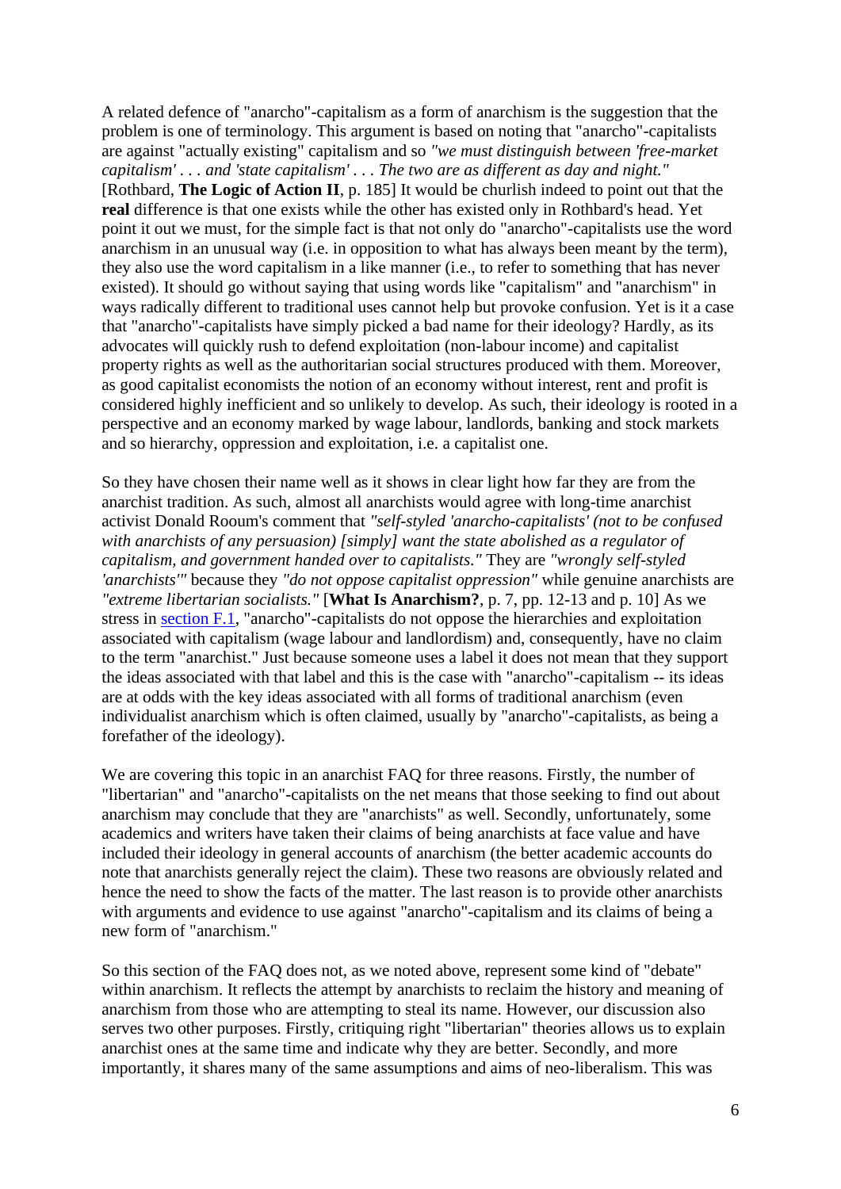A related defence of "anarcho"-capitalism as a form of anarchism is the suggestion that the problem is one of terminology. This argument is based on noting that "anarcho"-capitalists are against "actually existing" capitalism and so *"we must distinguish between 'free-market capitalism' . . . and 'state capitalism' . . . The two are as different as day and night."* [Rothbard, **The Logic of Action II**, p. 185] It would be churlish indeed to point out that the **real** difference is that one exists while the other has existed only in Rothbard's head. Yet point it out we must, for the simple fact is that not only do "anarcho"-capitalists use the word anarchism in an unusual way (i.e. in opposition to what has always been meant by the term), they also use the word capitalism in a like manner (i.e., to refer to something that has never existed). It should go without saying that using words like "capitalism" and "anarchism" in ways radically different to traditional uses cannot help but provoke confusion. Yet is it a case that "anarcho"-capitalists have simply picked a bad name for their ideology? Hardly, as its advocates will quickly rush to defend exploitation (non-labour income) and capitalist property rights as well as the authoritarian social structures produced with them. Moreover, as good capitalist economists the notion of an economy without interest, rent and profit is considered highly inefficient and so unlikely to develop. As such, their ideology is rooted in a perspective and an economy marked by wage labour, landlords, banking and stock markets and so hierarchy, oppression and exploitation, i.e. a capitalist one.

So they have chosen their name well as it shows in clear light how far they are from the anarchist tradition. As such, almost all anarchists would agree with long-time anarchist activist Donald Rooum's comment that *"self-styled 'anarcho-capitalists' (not to be confused with anarchists of any persuasion) [simply] want the state abolished as a regulator of capitalism, and government handed over to capitalists."* They are *"wrongly self-styled 'anarchists'"* because they *"do not oppose capitalist oppression"* while genuine anarchists are *"extreme libertarian socialists."* [**What Is Anarchism?**, p. 7, pp. 12-13 and p. 10] As we stress in section F.1, "anarcho"-capitalists do not oppose the hierarchies and exploitation associated with capitalism (wage labour and landlordism) and, consequently, have no claim to the term "anarchist." Just because someone uses a label it does not mean that they support the ideas associated with that label and this is the case with "anarcho"-capitalism -- its ideas are at odds with the key ideas associated with all forms of traditional anarchism (even individualist anarchism which is often claimed, usually by "anarcho"-capitalists, as being a forefather of the ideology).

We are covering this topic in an anarchist FAQ for three reasons. Firstly, the number of "libertarian" and "anarcho"-capitalists on the net means that those seeking to find out about anarchism may conclude that they are "anarchists" as well. Secondly, unfortunately, some academics and writers have taken their claims of being anarchists at face value and have included their ideology in general accounts of anarchism (the better academic accounts do note that anarchists generally reject the claim). These two reasons are obviously related and hence the need to show the facts of the matter. The last reason is to provide other anarchists with arguments and evidence to use against "anarcho"-capitalism and its claims of being a new form of "anarchism."

So this section of the FAQ does not, as we noted above, represent some kind of "debate" within anarchism. It reflects the attempt by anarchists to reclaim the history and meaning of anarchism from those who are attempting to steal its name. However, our discussion also serves two other purposes. Firstly, critiquing right "libertarian" theories allows us to explain anarchist ones at the same time and indicate why they are better. Secondly, and more importantly, it shares many of the same assumptions and aims of neo-liberalism. This was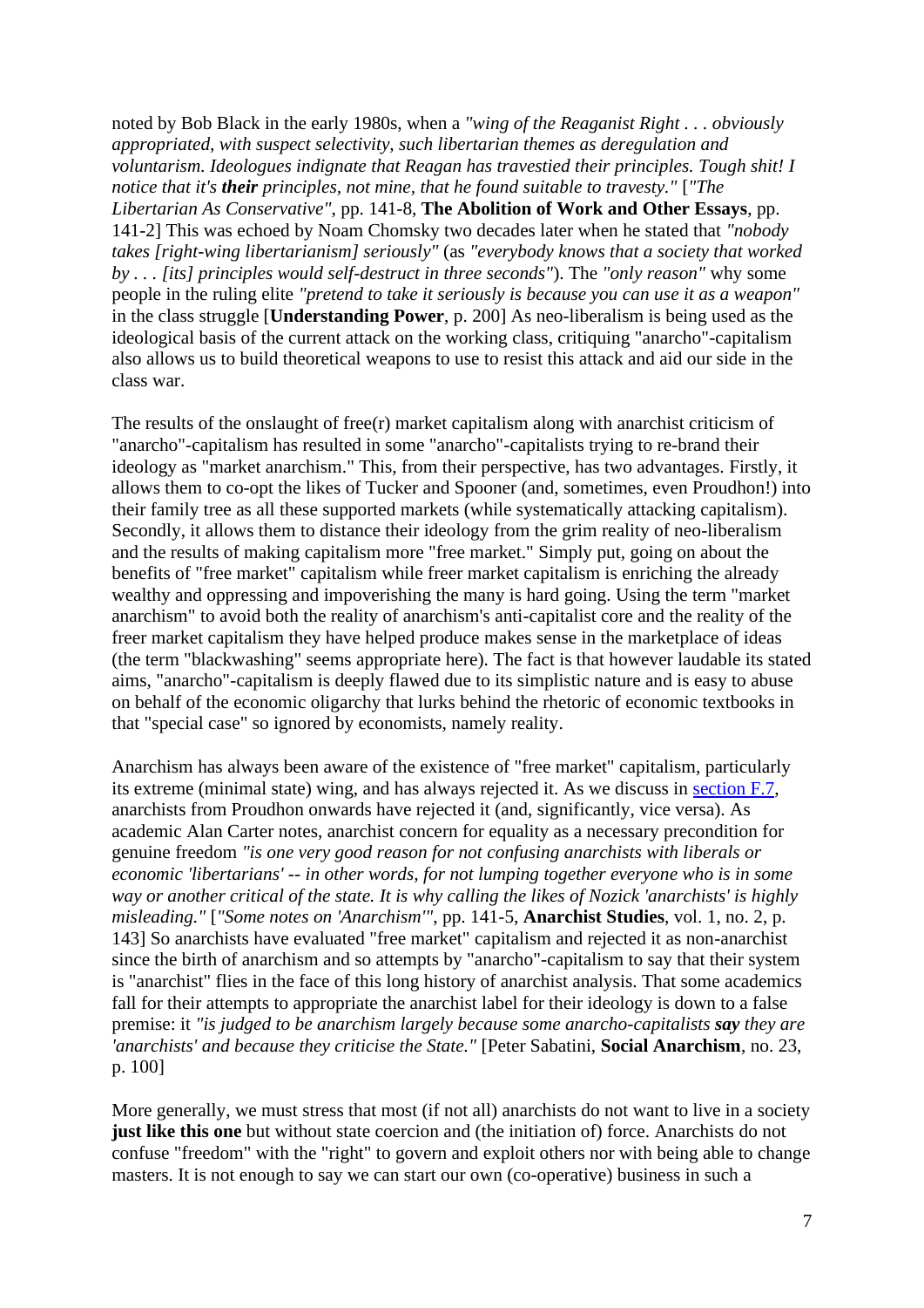noted by Bob Black in the early 1980s, when a *"wing of the Reaganist Right . . . obviously appropriated, with suspect selectivity, such libertarian themes as deregulation and voluntarism. Ideologues indignate that Reagan has travestied their principles. Tough shit! I notice that it's **their** principles, not mine, that he found suitable to travesty."* [*"The Libertarian As Conservative"*, pp. 141-8, **The Abolition of Work and Other Essays**, pp. 141-2] This was echoed by Noam Chomsky two decades later when he stated that *"nobody takes [right-wing libertarianism] seriously"* (as *"everybody knows that a society that worked by . . . [its] principles would self-destruct in three seconds"*). The *"only reason"* why some people in the ruling elite *"pretend to take it seriously is because you can use it as a weapon"* in the class struggle [**Understanding Power**, p. 200] As neo-liberalism is being used as the ideological basis of the current attack on the working class, critiquing "anarcho"-capitalism also allows us to build theoretical weapons to use to resist this attack and aid our side in the class war.

The results of the onslaught of free(r) market capitalism along with anarchist criticism of "anarcho"-capitalism has resulted in some "anarcho"-capitalists trying to re-brand their ideology as "market anarchism." This, from their perspective, has two advantages. Firstly, it allows them to co-opt the likes of Tucker and Spooner (and, sometimes, even Proudhon!) into their family tree as all these supported markets (while systematically attacking capitalism). Secondly, it allows them to distance their ideology from the grim reality of neo-liberalism and the results of making capitalism more "free market." Simply put, going on about the benefits of "free market" capitalism while freer market capitalism is enriching the already wealthy and oppressing and impoverishing the many is hard going. Using the term "market anarchism" to avoid both the reality of anarchism's anti-capitalist core and the reality of the freer market capitalism they have helped produce makes sense in the marketplace of ideas (the term "blackwashing" seems appropriate here). The fact is that however laudable its stated aims, "anarcho"-capitalism is deeply flawed due to its simplistic nature and is easy to abuse on behalf of the economic oligarchy that lurks behind the rhetoric of economic textbooks in that "special case" so ignored by economists, namely reality.

Anarchism has always been aware of the existence of "free market" capitalism, particularly its extreme (minimal state) wing, and has always rejected it. As we discuss in section F.7, anarchists from Proudhon onwards have rejected it (and, significantly, vice versa). As academic Alan Carter notes, anarchist concern for equality as a necessary precondition for genuine freedom *"is one very good reason for not confusing anarchists with liberals or economic 'libertarians' -- in other words, for not lumping together everyone who is in some way or another critical of the state. It is why calling the likes of Nozick 'anarchists' is highly misleading."* [*"Some notes on 'Anarchism'"*, pp. 141-5, **Anarchist Studies**, vol. 1, no. 2, p. 143] So anarchists have evaluated "free market" capitalism and rejected it as non-anarchist since the birth of anarchism and so attempts by "anarcho"-capitalism to say that their system is "anarchist" flies in the face of this long history of anarchist analysis. That some academics fall for their attempts to appropriate the anarchist label for their ideology is down to a false premise: it *"is judged to be anarchism largely because some anarcho-capitalists **say** they are 'anarchists' and because they criticise the State."* [Peter Sabatini, **Social Anarchism**, no. 23, p. 100]

More generally, we must stress that most (if not all) anarchists do not want to live in a society **just like this one** but without state coercion and (the initiation of) force. Anarchists do not confuse "freedom" with the "right" to govern and exploit others nor with being able to change masters. It is not enough to say we can start our own (co-operative) business in such a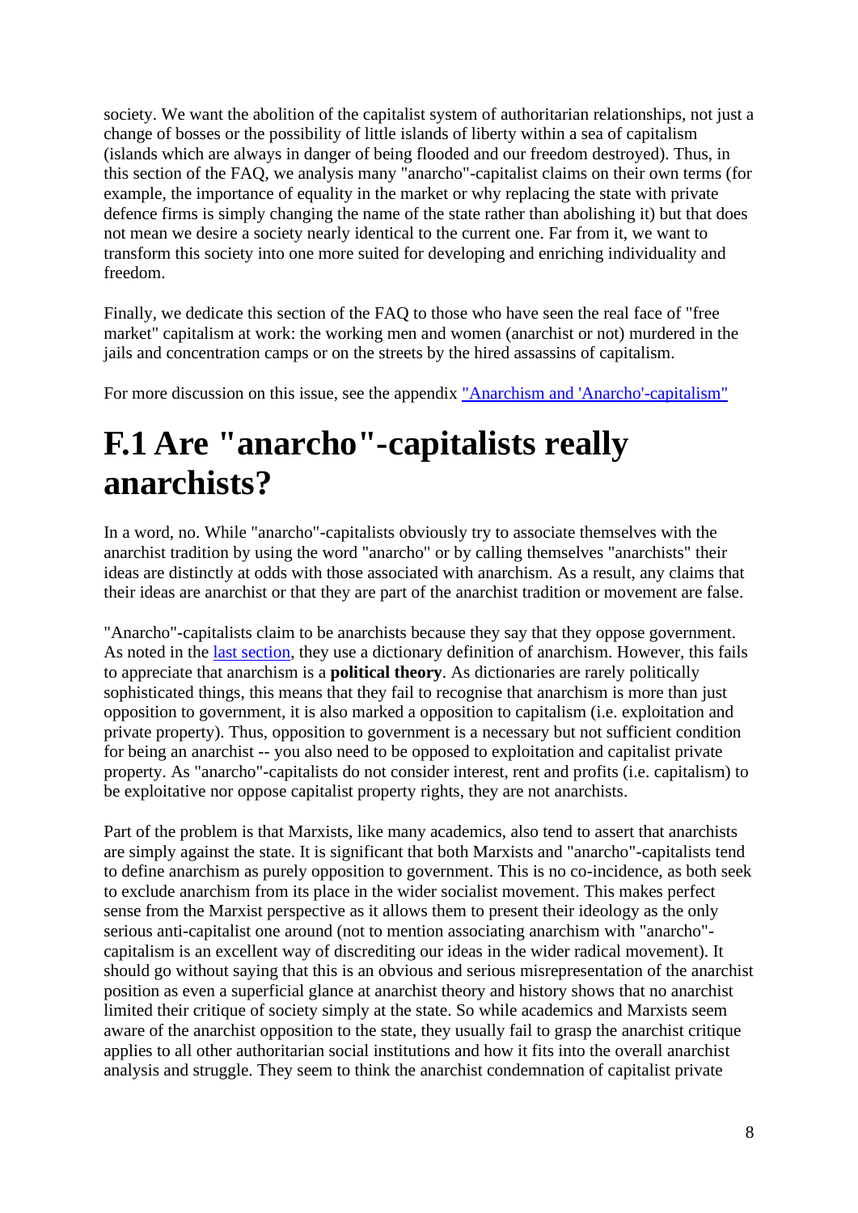society. We want the abolition of the capitalist system of authoritarian relationships, not just a change of bosses or the possibility of little islands of liberty within a sea of capitalism (islands which are always in danger of being flooded and our freedom destroyed). Thus, in this section of the FAQ, we analysis many "anarcho"-capitalist claims on their own terms (for example, the importance of equality in the market or why replacing the state with private defence firms is simply changing the name of the state rather than abolishing it) but that does not mean we desire a society nearly identical to the current one. Far from it, we want to transform this society into one more suited for developing and enriching individuality and freedom.

Finally, we dedicate this section of the FAQ to those who have seen the real face of "free market" capitalism at work: the working men and women (anarchist or not) murdered in the jails and concentration camps or on the streets by the hired assassins of capitalism.

For more discussion on this issue, see the appendix "Anarchism and 'Anarcho'-capitalism"

# F.1 Are "anarcho"-capitalists really anarchists?

In a word, no. While "anarcho"-capitalists obviously try to associate themselves with the anarchist tradition by using the word "anarcho" or by calling themselves "anarchists" their ideas are distinctly at odds with those associated with anarchism. As a result, any claims that their ideas are anarchist or that they are part of the anarchist tradition or movement are false.

"Anarcho"-capitalists claim to be anarchists because they say that they oppose government. As noted in the last section, they use a dictionary definition of anarchism. However, this fails to appreciate that anarchism is a **political theory**. As dictionaries are rarely politically sophisticated things, this means that they fail to recognise that anarchism is more than just opposition to government, it is also marked a opposition to capitalism (i.e. exploitation and private property). Thus, opposition to government is a necessary but not sufficient condition for being an anarchist -- you also need to be opposed to exploitation and capitalist private property. As "anarcho"-capitalists do not consider interest, rent and profits (i.e. capitalism) to be exploitative nor oppose capitalist property rights, they are not anarchists.

Part of the problem is that Marxists, like many academics, also tend to assert that anarchists are simply against the state. It is significant that both Marxists and "anarcho"-capitalists tend to define anarchism as purely opposition to government. This is no co-incidence, as both seek to exclude anarchism from its place in the wider socialist movement. This makes perfect sense from the Marxist perspective as it allows them to present their ideology as the only serious anti-capitalist one around (not to mention associating anarchism with "anarcho"-capitalism is an excellent way of discrediting our ideas in the wider radical movement). It should go without saying that this is an obvious and serious misrepresentation of the anarchist position as even a superficial glance at anarchist theory and history shows that no anarchist limited their critique of society simply at the state. So while academics and Marxists seem aware of the anarchist opposition to the state, they usually fail to grasp the anarchist critique applies to all other authoritarian social institutions and how it fits into the overall anarchist analysis and struggle. They seem to think the anarchist condemnation of capitalist private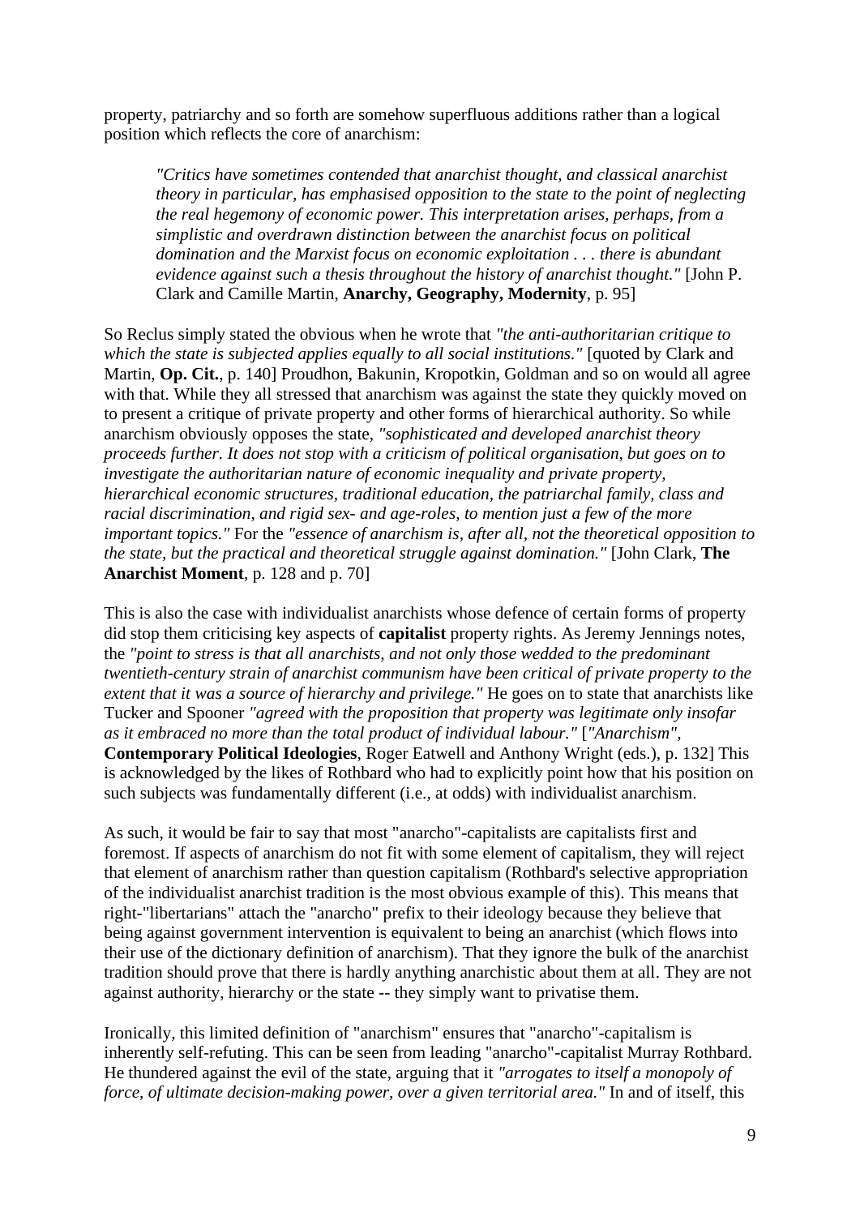property, patriarchy and so forth are somehow superfluous additions rather than a logical position which reflects the core of anarchism:

> *"Critics have sometimes contended that anarchist thought, and classical anarchist theory in particular, has emphasised opposition to the state to the point of neglecting the real hegemony of economic power. This interpretation arises, perhaps, from a simplistic and overdrawn distinction between the anarchist focus on political domination and the Marxist focus on economic exploitation . . . there is abundant evidence against such a thesis throughout the history of anarchist thought."* [John P. Clark and Camille Martin, **Anarchy, Geography, Modernity**, p. 95]

So Reclus simply stated the obvious when he wrote that *"the anti-authoritarian critique to which the state is subjected applies equally to all social institutions."* [quoted by Clark and Martin, **Op. Cit.**, p. 140] Proudhon, Bakunin, Kropotkin, Goldman and so on would all agree with that. While they all stressed that anarchism was against the state they quickly moved on to present a critique of private property and other forms of hierarchical authority. So while anarchism obviously opposes the state, *"sophisticated and developed anarchist theory proceeds further. It does not stop with a criticism of political organisation, but goes on to investigate the authoritarian nature of economic inequality and private property, hierarchical economic structures, traditional education, the patriarchal family, class and racial discrimination, and rigid sex- and age-roles, to mention just a few of the more important topics."* For the *"essence of anarchism is, after all, not the theoretical opposition to the state, but the practical and theoretical struggle against domination."* [John Clark, **The Anarchist Moment**, p. 128 and p. 70]

This is also the case with individualist anarchists whose defence of certain forms of property did stop them criticising key aspects of **capitalist** property rights. As Jeremy Jennings notes, the *"point to stress is that all anarchists, and not only those wedded to the predominant twentieth-century strain of anarchist communism have been critical of private property to the extent that it was a source of hierarchy and privilege."* He goes on to state that anarchists like Tucker and Spooner *"agreed with the proposition that property was legitimate only insofar as it embraced no more than the total product of individual labour."* [*"Anarchism"*, **Contemporary Political Ideologies**, Roger Eatwell and Anthony Wright (eds.), p. 132] This is acknowledged by the likes of Rothbard who had to explicitly point how that his position on such subjects was fundamentally different (i.e., at odds) with individualist anarchism.

As such, it would be fair to say that most "anarcho"-capitalists are capitalists first and foremost. If aspects of anarchism do not fit with some element of capitalism, they will reject that element of anarchism rather than question capitalism (Rothbard's selective appropriation of the individualist anarchist tradition is the most obvious example of this). This means that right-"libertarians" attach the "anarcho" prefix to their ideology because they believe that being against government intervention is equivalent to being an anarchist (which flows into their use of the dictionary definition of anarchism). That they ignore the bulk of the anarchist tradition should prove that there is hardly anything anarchistic about them at all. They are not against authority, hierarchy or the state -- they simply want to privatise them.

Ironically, this limited definition of "anarchism" ensures that "anarcho"-capitalism is inherently self-refuting. This can be seen from leading "anarcho"-capitalist Murray Rothbard. He thundered against the evil of the state, arguing that it *"arrogates to itself a monopoly of force, of ultimate decision-making power, over a given territorial area."* In and of itself, this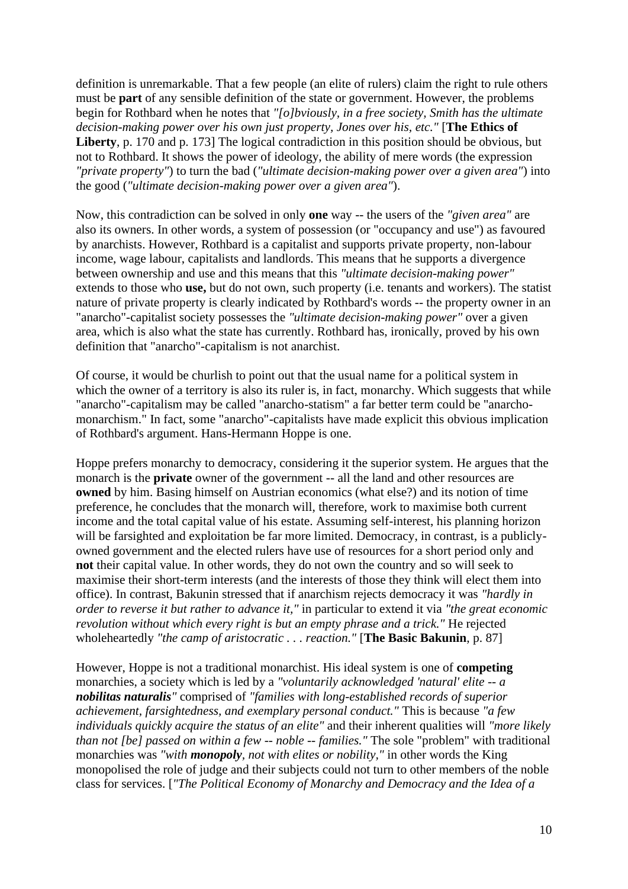definition is unremarkable. That a few people (an elite of rulers) claim the right to rule others must be **part** of any sensible definition of the state or government. However, the problems begin for Rothbard when he notes that *"[o]bviously, in a free society, Smith has the ultimate decision-making power over his own just property, Jones over his, etc."* [**The Ethics of Liberty**, p. 170 and p. 173] The logical contradiction in this position should be obvious, but not to Rothbard. It shows the power of ideology, the ability of mere words (the expression *"private property"*) to turn the bad (*"ultimate decision-making power over a given area"*) into the good (*"ultimate decision-making power over a given area"*).

Now, this contradiction can be solved in only **one** way -- the users of the *"given area"* are also its owners. In other words, a system of possession (or "occupancy and use") as favoured by anarchists. However, Rothbard is a capitalist and supports private property, non-labour income, wage labour, capitalists and landlords. This means that he supports a divergence between ownership and use and this means that this *"ultimate decision-making power"* extends to those who **use,** but do not own, such property (i.e. tenants and workers). The statist nature of private property is clearly indicated by Rothbard's words -- the property owner in an "anarcho"-capitalist society possesses the *"ultimate decision-making power"* over a given area, which is also what the state has currently. Rothbard has, ironically, proved by his own definition that "anarcho"-capitalism is not anarchist.

Of course, it would be churlish to point out that the usual name for a political system in which the owner of a territory is also its ruler is, in fact, monarchy. Which suggests that while "anarcho"-capitalism may be called "anarcho-statism" a far better term could be "anarcho-monarchism." In fact, some "anarcho"-capitalists have made explicit this obvious implication of Rothbard's argument. Hans-Hermann Hoppe is one.

Hoppe prefers monarchy to democracy, considering it the superior system. He argues that the monarch is the **private** owner of the government -- all the land and other resources are **owned** by him. Basing himself on Austrian economics (what else?) and its notion of time preference, he concludes that the monarch will, therefore, work to maximise both current income and the total capital value of his estate. Assuming self-interest, his planning horizon will be farsighted and exploitation be far more limited. Democracy, in contrast, is a publicly-owned government and the elected rulers have use of resources for a short period only and **not** their capital value. In other words, they do not own the country and so will seek to maximise their short-term interests (and the interests of those they think will elect them into office). In contrast, Bakunin stressed that if anarchism rejects democracy it was *"hardly in order to reverse it but rather to advance it,"* in particular to extend it via *"the great economic revolution without which every right is but an empty phrase and a trick."* He rejected wholeheartedly *"the camp of aristocratic . . . reaction."* [**The Basic Bakunin**, p. 87]

However, Hoppe is not a traditional monarchist. His ideal system is one of **competing** monarchies, a society which is led by a *"voluntarily acknowledged 'natural' elite -- a **nobilitas naturalis**"* comprised of *"families with long-established records of superior achievement, farsightedness, and exemplary personal conduct."* This is because *"a few individuals quickly acquire the status of an elite"* and their inherent qualities will *"more likely than not [be] passed on within a few -- noble -- families."* The sole "problem" with traditional monarchies was *"with **monopoly**, not with elites or nobility,"* in other words the King monopolised the role of judge and their subjects could not turn to other members of the noble class for services. [*"The Political Economy of Monarchy and Democracy and the Idea of a*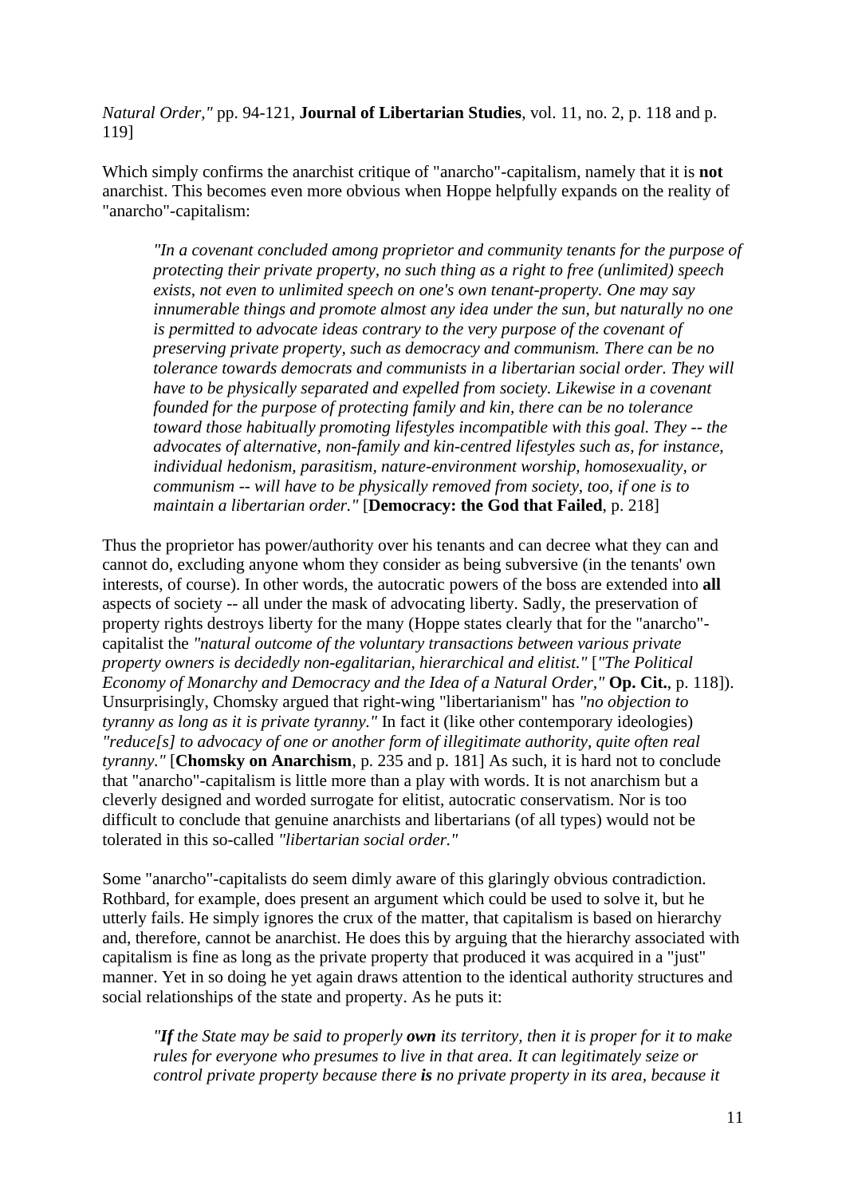*Natural Order,"* pp. 94-121, **Journal of Libertarian Studies**, vol. 11, no. 2, p. 118 and p. 119]

Which simply confirms the anarchist critique of "anarcho"-capitalism, namely that it is **not** anarchist. This becomes even more obvious when Hoppe helpfully expands on the reality of "anarcho"-capitalism:

> *"In a covenant concluded among proprietor and community tenants for the purpose of protecting their private property, no such thing as a right to free (unlimited) speech exists, not even to unlimited speech on one's own tenant-property. One may say innumerable things and promote almost any idea under the sun, but naturally no one is permitted to advocate ideas contrary to the very purpose of the covenant of preserving private property, such as democracy and communism. There can be no tolerance towards democrats and communists in a libertarian social order. They will have to be physically separated and expelled from society. Likewise in a covenant founded for the purpose of protecting family and kin, there can be no tolerance toward those habitually promoting lifestyles incompatible with this goal. They -- the advocates of alternative, non-family and kin-centred lifestyles such as, for instance, individual hedonism, parasitism, nature-environment worship, homosexuality, or communism -- will have to be physically removed from society, too, if one is to maintain a libertarian order."* [**Democracy: the God that Failed**, p. 218]

Thus the proprietor has power/authority over his tenants and can decree what they can and cannot do, excluding anyone whom they consider as being subversive (in the tenants' own interests, of course). In other words, the autocratic powers of the boss are extended into **all** aspects of society -- all under the mask of advocating liberty. Sadly, the preservation of property rights destroys liberty for the many (Hoppe states clearly that for the "anarcho"-capitalist the *"natural outcome of the voluntary transactions between various private property owners is decidedly non-egalitarian, hierarchical and elitist."* [*"The Political Economy of Monarchy and Democracy and the Idea of a Natural Order,"* **Op. Cit.**, p. 118]). Unsurprisingly, Chomsky argued that right-wing "libertarianism" has *"no objection to tyranny as long as it is private tyranny."* In fact it (like other contemporary ideologies) *"reduce[s] to advocacy of one or another form of illegitimate authority, quite often real tyranny."* [**Chomsky on Anarchism**, p. 235 and p. 181] As such, it is hard not to conclude that "anarcho"-capitalism is little more than a play with words. It is not anarchism but a cleverly designed and worded surrogate for elitist, autocratic conservatism. Nor is too difficult to conclude that genuine anarchists and libertarians (of all types) would not be tolerated in this so-called *"libertarian social order."*

Some "anarcho"-capitalists do seem dimly aware of this glaringly obvious contradiction. Rothbard, for example, does present an argument which could be used to solve it, but he utterly fails. He simply ignores the crux of the matter, that capitalism is based on hierarchy and, therefore, cannot be anarchist. He does this by arguing that the hierarchy associated with capitalism is fine as long as the private property that produced it was acquired in a "just" manner. Yet in so doing he yet again draws attention to the identical authority structures and social relationships of the state and property. As he puts it:

> *"**If** the State may be said to properly **own** its territory, then it is proper for it to make rules for everyone who presumes to live in that area. It can legitimately seize or control private property because there **is** no private property in its area, because it*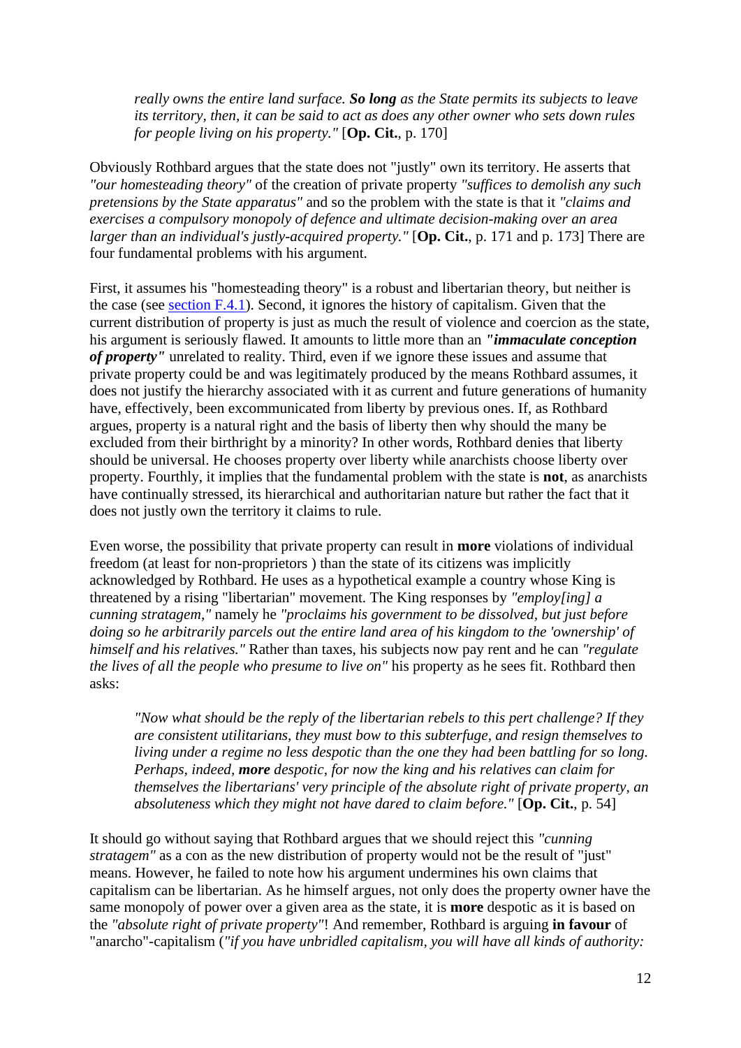> *really owns the entire land surface. **So long** as the State permits its subjects to leave its territory, then, it can be said to act as does any other owner who sets down rules for people living on his property."* [**Op. Cit.**, p. 170]

Obviously Rothbard argues that the state does not "justly" own its territory. He asserts that *"our homesteading theory"* of the creation of private property *"suffices to demolish any such pretensions by the State apparatus"* and so the problem with the state is that it *"claims and exercises a compulsory monopoly of defence and ultimate decision-making over an area larger than an individual's justly-acquired property."* [**Op. Cit.**, p. 171 and p. 173] There are four fundamental problems with his argument.

First, it assumes his "homesteading theory" is a robust and libertarian theory, but neither is the case (see section F.4.1). Second, it ignores the history of capitalism. Given that the current distribution of property is just as much the result of violence and coercion as the state, his argument is seriously flawed. It amounts to little more than an ***"immaculate conception of property"*** unrelated to reality. Third, even if we ignore these issues and assume that private property could be and was legitimately produced by the means Rothbard assumes, it does not justify the hierarchy associated with it as current and future generations of humanity have, effectively, been excommunicated from liberty by previous ones. If, as Rothbard argues, property is a natural right and the basis of liberty then why should the many be excluded from their birthright by a minority? In other words, Rothbard denies that liberty should be universal. He chooses property over liberty while anarchists choose liberty over property. Fourthly, it implies that the fundamental problem with the state is **not**, as anarchists have continually stressed, its hierarchical and authoritarian nature but rather the fact that it does not justly own the territory it claims to rule.

Even worse, the possibility that private property can result in **more** violations of individual freedom (at least for non-proprietors ) than the state of its citizens was implicitly acknowledged by Rothbard. He uses as a hypothetical example a country whose King is threatened by a rising "libertarian" movement. The King responses by *"employ[ing] a cunning stratagem,"* namely he *"proclaims his government to be dissolved, but just before doing so he arbitrarily parcels out the entire land area of his kingdom to the 'ownership' of himself and his relatives."* Rather than taxes, his subjects now pay rent and he can *"regulate the lives of all the people who presume to live on"* his property as he sees fit. Rothbard then asks:

> *"Now what should be the reply of the libertarian rebels to this pert challenge? If they are consistent utilitarians, they must bow to this subterfuge, and resign themselves to living under a regime no less despotic than the one they had been battling for so long. Perhaps, indeed, **more** despotic, for now the king and his relatives can claim for themselves the libertarians' very principle of the absolute right of private property, an absoluteness which they might not have dared to claim before."* [**Op. Cit.**, p. 54]

It should go without saying that Rothbard argues that we should reject this *"cunning stratagem"* as a con as the new distribution of property would not be the result of "just" means. However, he failed to note how his argument undermines his own claims that capitalism can be libertarian. As he himself argues, not only does the property owner have the same monopoly of power over a given area as the state, it is **more** despotic as it is based on the *"absolute right of private property"*! And remember, Rothbard is arguing **in favour** of "anarcho"-capitalism (*"if you have unbridled capitalism, you will have all kinds of authority:*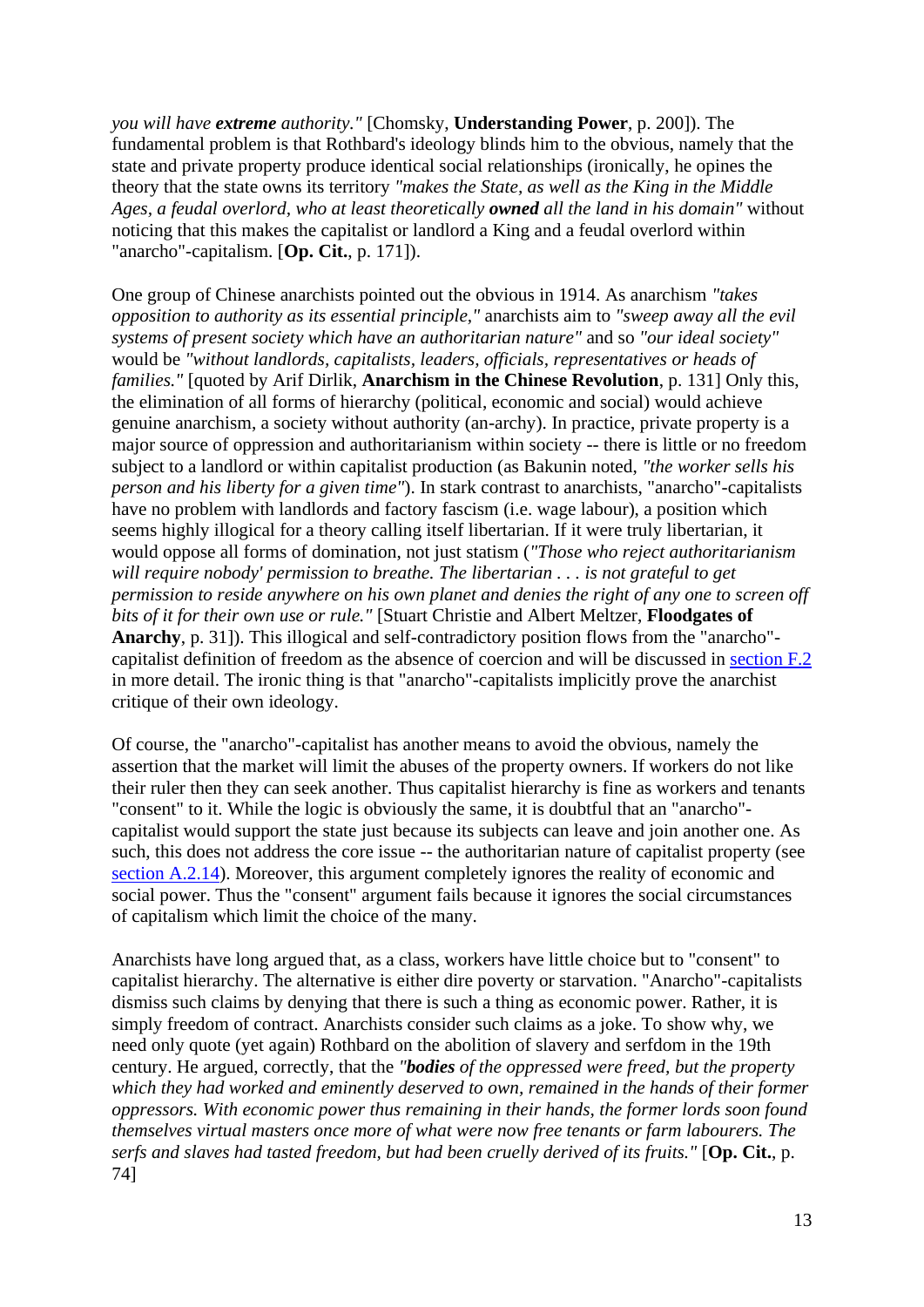*you will have **extreme** authority."* [Chomsky, **Understanding Power**, p. 200]). The fundamental problem is that Rothbard's ideology blinds him to the obvious, namely that the state and private property produce identical social relationships (ironically, he opines the theory that the state owns its territory *"makes the State, as well as the King in the Middle Ages, a feudal overlord, who at least theoretically **owned** all the land in his domain"* without noticing that this makes the capitalist or landlord a King and a feudal overlord within "anarcho"-capitalism. [**Op. Cit.**, p. 171]).

One group of Chinese anarchists pointed out the obvious in 1914. As anarchism *"takes opposition to authority as its essential principle,"* anarchists aim to *"sweep away all the evil systems of present society which have an authoritarian nature"* and so *"our ideal society"* would be *"without landlords, capitalists, leaders, officials, representatives or heads of families."* [quoted by Arif Dirlik, **Anarchism in the Chinese Revolution**, p. 131] Only this, the elimination of all forms of hierarchy (political, economic and social) would achieve genuine anarchism, a society without authority (an-archy). In practice, private property is a major source of oppression and authoritarianism within society -- there is little or no freedom subject to a landlord or within capitalist production (as Bakunin noted, *"the worker sells his person and his liberty for a given time"*). In stark contrast to anarchists, "anarcho"-capitalists have no problem with landlords and factory fascism (i.e. wage labour), a position which seems highly illogical for a theory calling itself libertarian. If it were truly libertarian, it would oppose all forms of domination, not just statism (*"Those who reject authoritarianism will require nobody' permission to breathe. The libertarian . . . is not grateful to get permission to reside anywhere on his own planet and denies the right of any one to screen off bits of it for their own use or rule."* [Stuart Christie and Albert Meltzer, **Floodgates of Anarchy**, p. 31]). This illogical and self-contradictory position flows from the "anarcho"-capitalist definition of freedom as the absence of coercion and will be discussed in section F.2 in more detail. The ironic thing is that "anarcho"-capitalists implicitly prove the anarchist critique of their own ideology.

Of course, the "anarcho"-capitalist has another means to avoid the obvious, namely the assertion that the market will limit the abuses of the property owners. If workers do not like their ruler then they can seek another. Thus capitalist hierarchy is fine as workers and tenants "consent" to it. While the logic is obviously the same, it is doubtful that an "anarcho"-capitalist would support the state just because its subjects can leave and join another one. As such, this does not address the core issue -- the authoritarian nature of capitalist property (see section A.2.14). Moreover, this argument completely ignores the reality of economic and social power. Thus the "consent" argument fails because it ignores the social circumstances of capitalism which limit the choice of the many.

Anarchists have long argued that, as a class, workers have little choice but to "consent" to capitalist hierarchy. The alternative is either dire poverty or starvation. "Anarcho"-capitalists dismiss such claims by denying that there is such a thing as economic power. Rather, it is simply freedom of contract. Anarchists consider such claims as a joke. To show why, we need only quote (yet again) Rothbard on the abolition of slavery and serfdom in the 19th century. He argued, correctly, that the *"**bodies** of the oppressed were freed, but the property which they had worked and eminently deserved to own, remained in the hands of their former oppressors. With economic power thus remaining in their hands, the former lords soon found themselves virtual masters once more of what were now free tenants or farm labourers. The serfs and slaves had tasted freedom, but had been cruelly derived of its fruits."* [**Op. Cit.**, p. 74]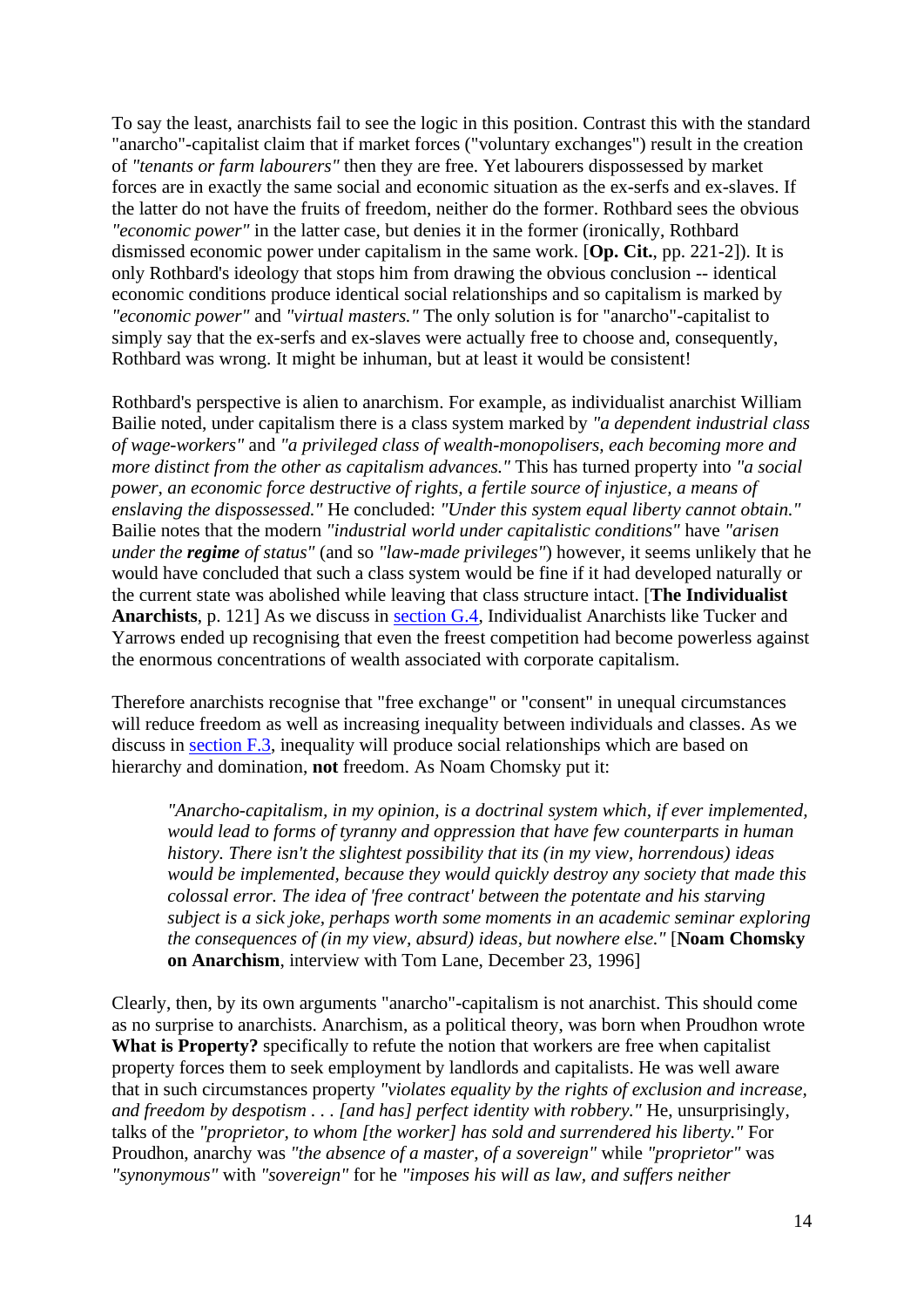To say the least, anarchists fail to see the logic in this position. Contrast this with the standard "anarcho"-capitalist claim that if market forces ("voluntary exchanges") result in the creation of *"tenants or farm labourers"* then they are free. Yet labourers dispossessed by market forces are in exactly the same social and economic situation as the ex-serfs and ex-slaves. If the latter do not have the fruits of freedom, neither do the former. Rothbard sees the obvious *"economic power"* in the latter case, but denies it in the former (ironically, Rothbard dismissed economic power under capitalism in the same work. [**Op. Cit.**, pp. 221-2]). It is only Rothbard's ideology that stops him from drawing the obvious conclusion -- identical economic conditions produce identical social relationships and so capitalism is marked by *"economic power"* and *"virtual masters."* The only solution is for "anarcho"-capitalist to simply say that the ex-serfs and ex-slaves were actually free to choose and, consequently, Rothbard was wrong. It might be inhuman, but at least it would be consistent!

Rothbard's perspective is alien to anarchism. For example, as individualist anarchist William Bailie noted, under capitalism there is a class system marked by *"a dependent industrial class of wage-workers"* and *"a privileged class of wealth-monopolisers, each becoming more and more distinct from the other as capitalism advances."* This has turned property into *"a social power, an economic force destructive of rights, a fertile source of injustice, a means of enslaving the dispossessed."* He concluded: *"Under this system equal liberty cannot obtain."* Bailie notes that the modern *"industrial world under capitalistic conditions"* have *"arisen under the* ***regime*** *of status"* (and so *"law-made privileges"*) however, it seems unlikely that he would have concluded that such a class system would be fine if it had developed naturally or the current state was abolished while leaving that class structure intact. [**The Individualist Anarchists**, p. 121] As we discuss in section G.4, Individualist Anarchists like Tucker and Yarrows ended up recognising that even the freest competition had become powerless against the enormous concentrations of wealth associated with corporate capitalism.

Therefore anarchists recognise that "free exchange" or "consent" in unequal circumstances will reduce freedom as well as increasing inequality between individuals and classes. As we discuss in section F.3, inequality will produce social relationships which are based on hierarchy and domination, **not** freedom. As Noam Chomsky put it:

> *"Anarcho-capitalism, in my opinion, is a doctrinal system which, if ever implemented, would lead to forms of tyranny and oppression that have few counterparts in human history. There isn't the slightest possibility that its (in my view, horrendous) ideas would be implemented, because they would quickly destroy any society that made this colossal error. The idea of 'free contract' between the potentate and his starving subject is a sick joke, perhaps worth some moments in an academic seminar exploring the consequences of (in my view, absurd) ideas, but nowhere else."* [**Noam Chomsky on Anarchism**, interview with Tom Lane, December 23, 1996]

Clearly, then, by its own arguments "anarcho"-capitalism is not anarchist. This should come as no surprise to anarchists. Anarchism, as a political theory, was born when Proudhon wrote **What is Property?** specifically to refute the notion that workers are free when capitalist property forces them to seek employment by landlords and capitalists. He was well aware that in such circumstances property *"violates equality by the rights of exclusion and increase, and freedom by despotism . . . [and has] perfect identity with robbery."* He, unsurprisingly, talks of the *"proprietor, to whom [the worker] has sold and surrendered his liberty."* For Proudhon, anarchy was *"the absence of a master, of a sovereign"* while *"proprietor"* was *"synonymous"* with *"sovereign"* for he *"imposes his will as law, and suffers neither*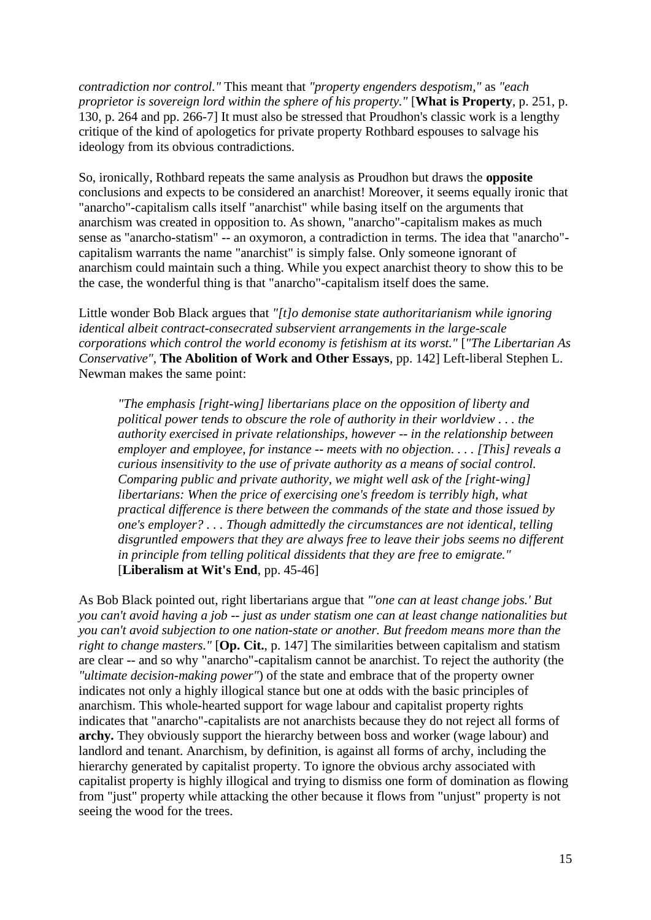*contradiction nor control."* This meant that *"property engenders despotism,"* as *"each proprietor is sovereign lord within the sphere of his property."* [**What is Property**, p. 251, p. 130, p. 264 and pp. 266-7] It must also be stressed that Proudhon's classic work is a lengthy critique of the kind of apologetics for private property Rothbard espouses to salvage his ideology from its obvious contradictions.

So, ironically, Rothbard repeats the same analysis as Proudhon but draws the **opposite** conclusions and expects to be considered an anarchist! Moreover, it seems equally ironic that "anarcho"-capitalism calls itself "anarchist" while basing itself on the arguments that anarchism was created in opposition to. As shown, "anarcho"-capitalism makes as much sense as "anarcho-statism" -- an oxymoron, a contradiction in terms. The idea that "anarcho"-capitalism warrants the name "anarchist" is simply false. Only someone ignorant of anarchism could maintain such a thing. While you expect anarchist theory to show this to be the case, the wonderful thing is that "anarcho"-capitalism itself does the same.

Little wonder Bob Black argues that *"[t]o demonise state authoritarianism while ignoring identical albeit contract-consecrated subservient arrangements in the large-scale corporations which control the world economy is fetishism at its worst."* [*"The Libertarian As Conservative"*, **The Abolition of Work and Other Essays**, pp. 142] Left-liberal Stephen L. Newman makes the same point:

> *"The emphasis [right-wing] libertarians place on the opposition of liberty and political power tends to obscure the role of authority in their worldview . . . the authority exercised in private relationships, however -- in the relationship between employer and employee, for instance -- meets with no objection. . . . [This] reveals a curious insensitivity to the use of private authority as a means of social control. Comparing public and private authority, we might well ask of the [right-wing] libertarians: When the price of exercising one's freedom is terribly high, what practical difference is there between the commands of the state and those issued by one's employer? . . . Though admittedly the circumstances are not identical, telling disgruntled empowers that they are always free to leave their jobs seems no different in principle from telling political dissidents that they are free to emigrate."* [**Liberalism at Wit's End**, pp. 45-46]

As Bob Black pointed out, right libertarians argue that *"'one can at least change jobs.' But you can't avoid having a job -- just as under statism one can at least change nationalities but you can't avoid subjection to one nation-state or another. But freedom means more than the right to change masters."* [**Op. Cit.**, p. 147] The similarities between capitalism and statism are clear -- and so why "anarcho"-capitalism cannot be anarchist. To reject the authority (the *"ultimate decision-making power"*) of the state and embrace that of the property owner indicates not only a highly illogical stance but one at odds with the basic principles of anarchism. This whole-hearted support for wage labour and capitalist property rights indicates that "anarcho"-capitalists are not anarchists because they do not reject all forms of **archy.** They obviously support the hierarchy between boss and worker (wage labour) and landlord and tenant. Anarchism, by definition, is against all forms of archy, including the hierarchy generated by capitalist property. To ignore the obvious archy associated with capitalist property is highly illogical and trying to dismiss one form of domination as flowing from "just" property while attacking the other because it flows from "unjust" property is not seeing the wood for the trees.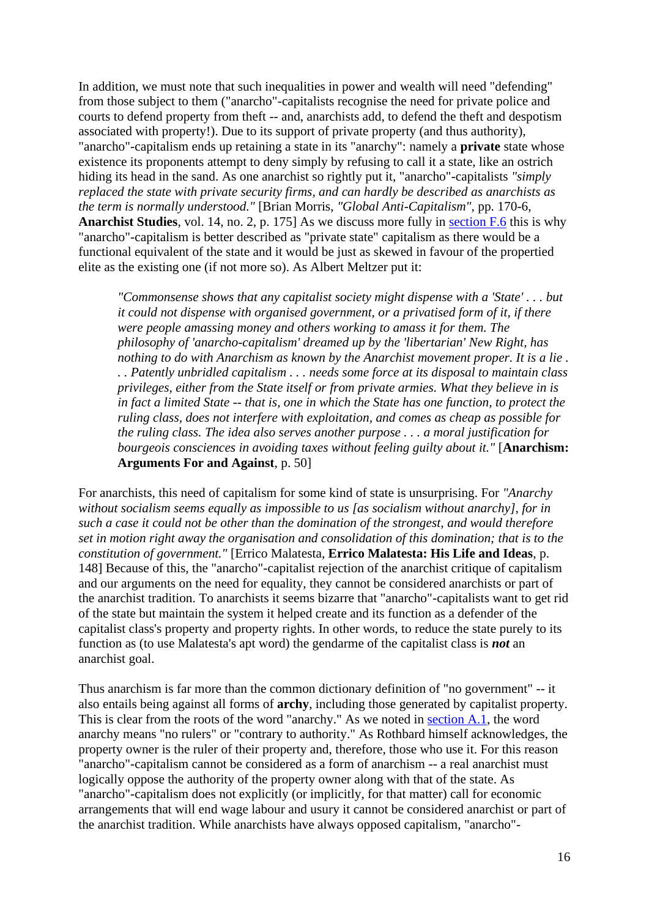In addition, we must note that such inequalities in power and wealth will need "defending" from those subject to them ("anarcho"-capitalists recognise the need for private police and courts to defend property from theft -- and, anarchists add, to defend the theft and despotism associated with property!). Due to its support of private property (and thus authority), "anarcho"-capitalism ends up retaining a state in its "anarchy": namely a **private** state whose existence its proponents attempt to deny simply by refusing to call it a state, like an ostrich hiding its head in the sand. As one anarchist so rightly put it, "anarcho"-capitalists *"simply replaced the state with private security firms, and can hardly be described as anarchists as the term is normally understood."* [Brian Morris, *"Global Anti-Capitalism"*, pp. 170-6, **Anarchist Studies**, vol. 14, no. 2, p. 175] As we discuss more fully in section F.6 this is why "anarcho"-capitalism is better described as "private state" capitalism as there would be a functional equivalent of the state and it would be just as skewed in favour of the propertied elite as the existing one (if not more so). As Albert Meltzer put it:

> *"Commonsense shows that any capitalist society might dispense with a 'State' . . . but it could not dispense with organised government, or a privatised form of it, if there were people amassing money and others working to amass it for them. The philosophy of 'anarcho-capitalism' dreamed up by the 'libertarian' New Right, has nothing to do with Anarchism as known by the Anarchist movement proper. It is a lie . . . Patently unbridled capitalism . . . needs some force at its disposal to maintain class privileges, either from the State itself or from private armies. What they believe in is in fact a limited State -- that is, one in which the State has one function, to protect the ruling class, does not interfere with exploitation, and comes as cheap as possible for the ruling class. The idea also serves another purpose . . . a moral justification for bourgeois consciences in avoiding taxes without feeling guilty about it."* [**Anarchism: Arguments For and Against**, p. 50]

For anarchists, this need of capitalism for some kind of state is unsurprising. For *"Anarchy without socialism seems equally as impossible to us [as socialism without anarchy], for in such a case it could not be other than the domination of the strongest, and would therefore set in motion right away the organisation and consolidation of this domination; that is to the constitution of government."* [Errico Malatesta, **Errico Malatesta: His Life and Ideas**, p. 148] Because of this, the "anarcho"-capitalist rejection of the anarchist critique of capitalism and our arguments on the need for equality, they cannot be considered anarchists or part of the anarchist tradition. To anarchists it seems bizarre that "anarcho"-capitalists want to get rid of the state but maintain the system it helped create and its function as a defender of the capitalist class's property and property rights. In other words, to reduce the state purely to its function as (to use Malatesta's apt word) the gendarme of the capitalist class is ***not*** an anarchist goal.

Thus anarchism is far more than the common dictionary definition of "no government" -- it also entails being against all forms of **archy**, including those generated by capitalist property. This is clear from the roots of the word "anarchy." As we noted in section A.1, the word anarchy means "no rulers" or "contrary to authority." As Rothbard himself acknowledges, the property owner is the ruler of their property and, therefore, those who use it. For this reason "anarcho"-capitalism cannot be considered as a form of anarchism -- a real anarchist must logically oppose the authority of the property owner along with that of the state. As "anarcho"-capitalism does not explicitly (or implicitly, for that matter) call for economic arrangements that will end wage labour and usury it cannot be considered anarchist or part of the anarchist tradition. While anarchists have always opposed capitalism, "anarcho"-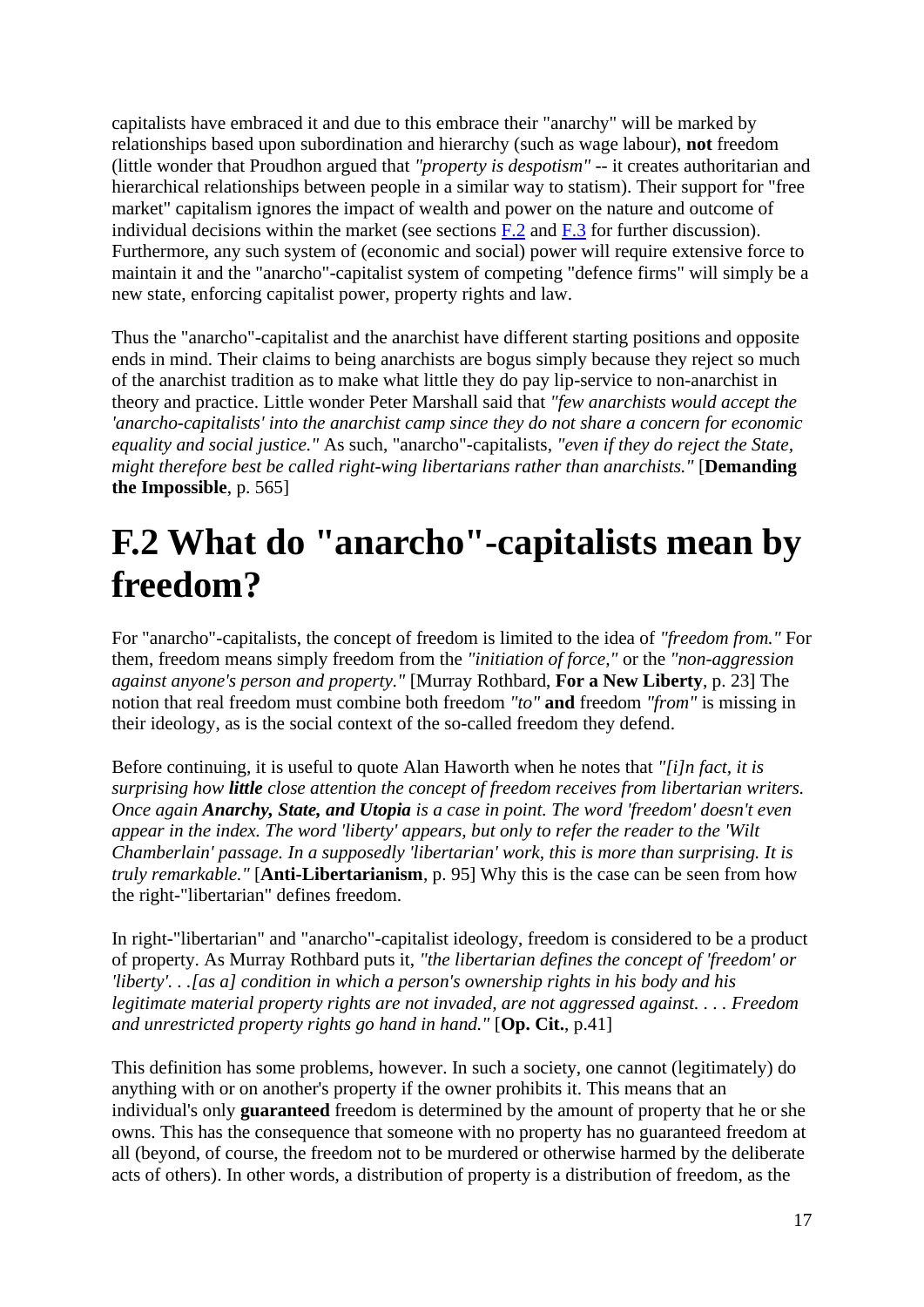capitalists have embraced it and due to this embrace their "anarchy" will be marked by relationships based upon subordination and hierarchy (such as wage labour), **not** freedom (little wonder that Proudhon argued that *"property is despotism"* -- it creates authoritarian and hierarchical relationships between people in a similar way to statism). Their support for "free market" capitalism ignores the impact of wealth and power on the nature and outcome of individual decisions within the market (see sections F.2 and F.3 for further discussion). Furthermore, any such system of (economic and social) power will require extensive force to maintain it and the "anarcho"-capitalist system of competing "defence firms" will simply be a new state, enforcing capitalist power, property rights and law.

Thus the "anarcho"-capitalist and the anarchist have different starting positions and opposite ends in mind. Their claims to being anarchists are bogus simply because they reject so much of the anarchist tradition as to make what little they do pay lip-service to non-anarchist in theory and practice. Little wonder Peter Marshall said that *"few anarchists would accept the 'anarcho-capitalists' into the anarchist camp since they do not share a concern for economic equality and social justice."* As such, "anarcho"-capitalists, *"even if they do reject the State, might therefore best be called right-wing libertarians rather than anarchists."* [**Demanding the Impossible**, p. 565]

# F.2 What do "anarcho"-capitalists mean by freedom?

For "anarcho"-capitalists, the concept of freedom is limited to the idea of *"freedom from."* For them, freedom means simply freedom from the *"initiation of force,"* or the *"non-aggression against anyone's person and property."* [Murray Rothbard, **For a New Liberty**, p. 23] The notion that real freedom must combine both freedom *"to"* **and** freedom *"from"* is missing in their ideology, as is the social context of the so-called freedom they defend.

Before continuing, it is useful to quote Alan Haworth when he notes that *"[i]n fact, it is surprising how **little** close attention the concept of freedom receives from libertarian writers. Once again **Anarchy, State, and Utopia** is a case in point. The word 'freedom' doesn't even appear in the index. The word 'liberty' appears, but only to refer the reader to the 'Wilt Chamberlain' passage. In a supposedly 'libertarian' work, this is more than surprising. It is truly remarkable."* [**Anti-Libertarianism**, p. 95] Why this is the case can be seen from how the right-"libertarian" defines freedom.

In right-"libertarian" and "anarcho"-capitalist ideology, freedom is considered to be a product of property. As Murray Rothbard puts it, *"the libertarian defines the concept of 'freedom' or 'liberty'. . .[as a] condition in which a person's ownership rights in his body and his legitimate material property rights are not invaded, are not aggressed against. . . . Freedom and unrestricted property rights go hand in hand."* [**Op. Cit.**, p.41]

This definition has some problems, however. In such a society, one cannot (legitimately) do anything with or on another's property if the owner prohibits it. This means that an individual's only **guaranteed** freedom is determined by the amount of property that he or she owns. This has the consequence that someone with no property has no guaranteed freedom at all (beyond, of course, the freedom not to be murdered or otherwise harmed by the deliberate acts of others). In other words, a distribution of property is a distribution of freedom, as the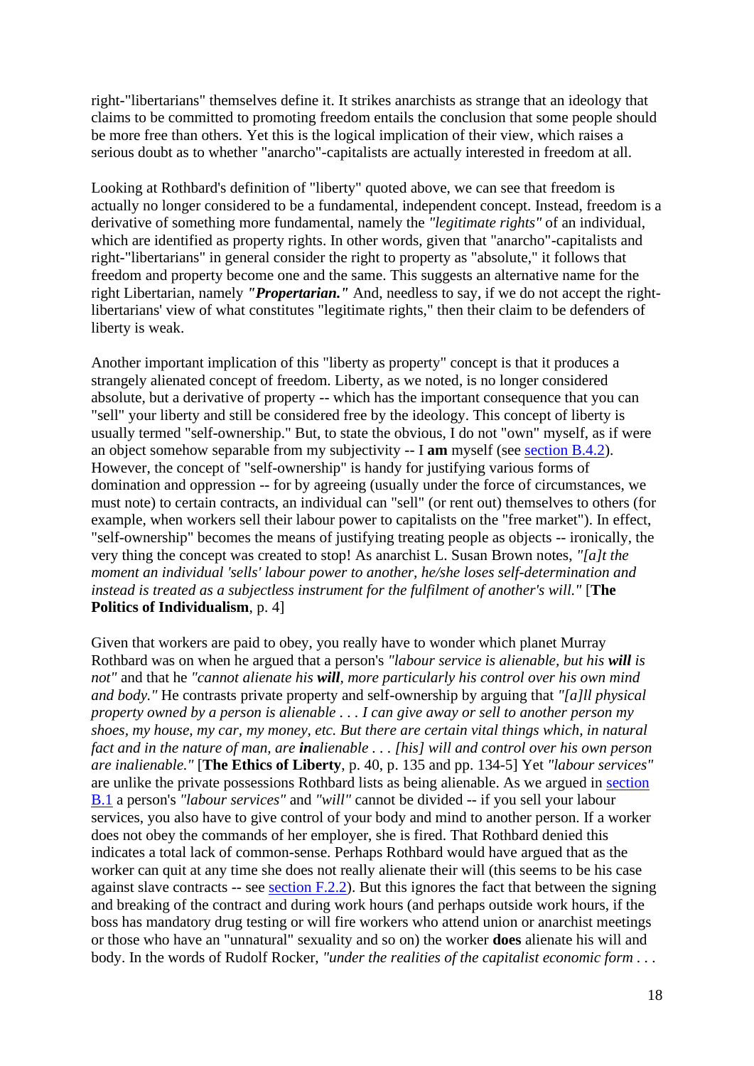right-"libertarians" themselves define it. It strikes anarchists as strange that an ideology that claims to be committed to promoting freedom entails the conclusion that some people should be more free than others. Yet this is the logical implication of their view, which raises a serious doubt as to whether "anarcho"-capitalists are actually interested in freedom at all.

Looking at Rothbard's definition of "liberty" quoted above, we can see that freedom is actually no longer considered to be a fundamental, independent concept. Instead, freedom is a derivative of something more fundamental, namely the *"legitimate rights"* of an individual, which are identified as property rights. In other words, given that "anarcho"-capitalists and right-"libertarians" in general consider the right to property as "absolute," it follows that freedom and property become one and the same. This suggests an alternative name for the right Libertarian, namely ***"Propertarian."*** And, needless to say, if we do not accept the right-libertarians' view of what constitutes "legitimate rights," then their claim to be defenders of liberty is weak.

Another important implication of this "liberty as property" concept is that it produces a strangely alienated concept of freedom. Liberty, as we noted, is no longer considered absolute, but a derivative of property -- which has the important consequence that you can "sell" your liberty and still be considered free by the ideology. This concept of liberty is usually termed "self-ownership." But, to state the obvious, I do not "own" myself, as if were an object somehow separable from my subjectivity -- I **am** myself (see [section B.4.2](#)). However, the concept of "self-ownership" is handy for justifying various forms of domination and oppression -- for by agreeing (usually under the force of circumstances, we must note) to certain contracts, an individual can "sell" (or rent out) themselves to others (for example, when workers sell their labour power to capitalists on the "free market"). In effect, "self-ownership" becomes the means of justifying treating people as objects -- ironically, the very thing the concept was created to stop! As anarchist L. Susan Brown notes, *"[a]t the moment an individual 'sells' labour power to another, he/she loses self-determination and instead is treated as a subjectless instrument for the fulfilment of another's will."* [**The Politics of Individualism**, p. 4]

Given that workers are paid to obey, you really have to wonder which planet Murray Rothbard was on when he argued that a person's *"labour service is alienable, but his **will** is not"* and that he *"cannot alienate his **will**, more particularly his control over his own mind and body."* He contrasts private property and self-ownership by arguing that *"[a]ll physical property owned by a person is alienable . . . I can give away or sell to another person my shoes, my house, my car, my money, etc. But there are certain vital things which, in natural fact and in the nature of man, are **in**alienable . . . [his] will and control over his own person are inalienable."* [**The Ethics of Liberty**, p. 40, p. 135 and pp. 134-5] Yet *"labour services"* are unlike the private possessions Rothbard lists as being alienable. As we argued in [section B.1](#) a person's *"labour services"* and *"will"* cannot be divided -- if you sell your labour services, you also have to give control of your body and mind to another person. If a worker does not obey the commands of her employer, she is fired. That Rothbard denied this indicates a total lack of common-sense. Perhaps Rothbard would have argued that as the worker can quit at any time she does not really alienate their will (this seems to be his case against slave contracts -- see [section F.2.2](#)). But this ignores the fact that between the signing and breaking of the contract and during work hours (and perhaps outside work hours, if the boss has mandatory drug testing or will fire workers who attend union or anarchist meetings or those who have an "unnatural" sexuality and so on) the worker **does** alienate his will and body. In the words of Rudolf Rocker, *"under the realities of the capitalist economic form . . .*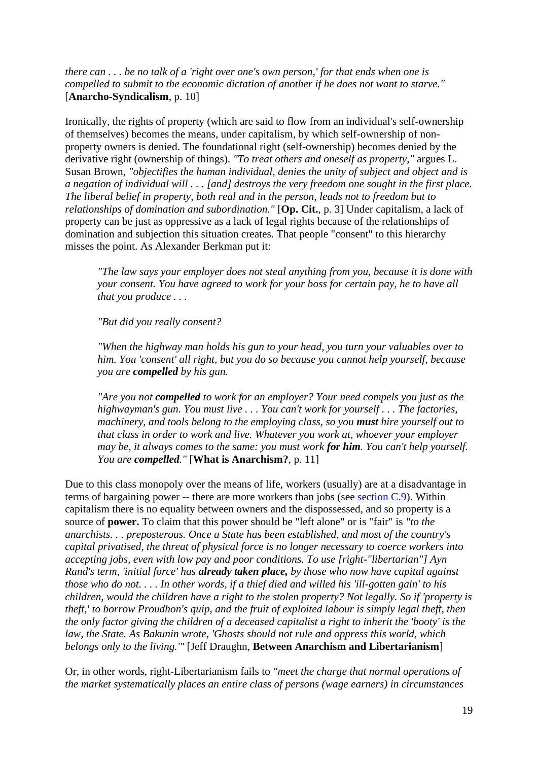*there can . . . be no talk of a 'right over one's own person,' for that ends when one is compelled to submit to the economic dictation of another if he does not want to starve."* [**Anarcho-Syndicalism**, p. 10]

Ironically, the rights of property (which are said to flow from an individual's self-ownership of themselves) becomes the means, under capitalism, by which self-ownership of non-property owners is denied. The foundational right (self-ownership) becomes denied by the derivative right (ownership of things). *"To treat others and oneself as property,"* argues L. Susan Brown, *"objectifies the human individual, denies the unity of subject and object and is a negation of individual will . . . [and] destroys the very freedom one sought in the first place. The liberal belief in property, both real and in the person, leads not to freedom but to relationships of domination and subordination."* [**Op. Cit.**, p. 3] Under capitalism, a lack of property can be just as oppressive as a lack of legal rights because of the relationships of domination and subjection this situation creates. That people "consent" to this hierarchy misses the point. As Alexander Berkman put it:

> *"The law says your employer does not steal anything from you, because it is done with your consent. You have agreed to work for your boss for certain pay, he to have all that you produce . . .*
>
> *"But did you really consent?*
>
> *"When the highway man holds his gun to your head, you turn your valuables over to him. You 'consent' all right, but you do so because you cannot help yourself, because you are **compelled** by his gun.*
>
> *"Are you not **compelled** to work for an employer? Your need compels you just as the highwayman's gun. You must live . . . You can't work for yourself . . . The factories, machinery, and tools belong to the employing class, so you **must** hire yourself out to that class in order to work and live. Whatever you work at, whoever your employer may be, it always comes to the same: you must work **for him**. You can't help yourself. You are **compelled**."* [**What is Anarchism?**, p. 11]

Due to this class monopoly over the means of life, workers (usually) are at a disadvantage in terms of bargaining power -- there are more workers than jobs (see section C.9). Within capitalism there is no equality between owners and the dispossessed, and so property is a source of **power.** To claim that this power should be "left alone" or is "fair" is *"to the anarchists. . . preposterous. Once a State has been established, and most of the country's capital privatised, the threat of physical force is no longer necessary to coerce workers into accepting jobs, even with low pay and poor conditions. To use [right-"libertarian"] Ayn Rand's term, 'initial force' has **already taken place,** by those who now have capital against those who do not. . . . In other words, if a thief died and willed his 'ill-gotten gain' to his children, would the children have a right to the stolen property? Not legally. So if 'property is theft,' to borrow Proudhon's quip, and the fruit of exploited labour is simply legal theft, then the only factor giving the children of a deceased capitalist a right to inherit the 'booty' is the law, the State. As Bakunin wrote, 'Ghosts should not rule and oppress this world, which belongs only to the living.'"* [Jeff Draughn, **Between Anarchism and Libertarianism**]

Or, in other words, right-Libertarianism fails to *"meet the charge that normal operations of the market systematically places an entire class of persons (wage earners) in circumstances*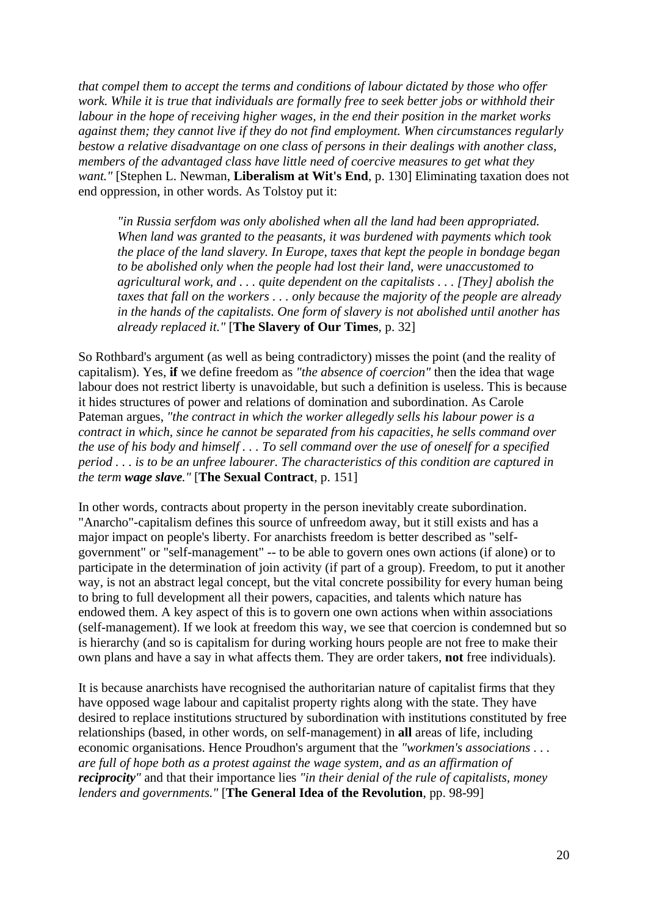*that compel them to accept the terms and conditions of labour dictated by those who offer work. While it is true that individuals are formally free to seek better jobs or withhold their labour in the hope of receiving higher wages, in the end their position in the market works against them; they cannot live if they do not find employment. When circumstances regularly bestow a relative disadvantage on one class of persons in their dealings with another class, members of the advantaged class have little need of coercive measures to get what they want."* [Stephen L. Newman, **Liberalism at Wit's End**, p. 130] Eliminating taxation does not end oppression, in other words. As Tolstoy put it:

> *"in Russia serfdom was only abolished when all the land had been appropriated. When land was granted to the peasants, it was burdened with payments which took the place of the land slavery. In Europe, taxes that kept the people in bondage began to be abolished only when the people had lost their land, were unaccustomed to agricultural work, and . . . quite dependent on the capitalists . . . [They] abolish the taxes that fall on the workers . . . only because the majority of the people are already in the hands of the capitalists. One form of slavery is not abolished until another has already replaced it."* [**The Slavery of Our Times**, p. 32]

So Rothbard's argument (as well as being contradictory) misses the point (and the reality of capitalism). Yes, **if** we define freedom as *"the absence of coercion"* then the idea that wage labour does not restrict liberty is unavoidable, but such a definition is useless. This is because it hides structures of power and relations of domination and subordination. As Carole Pateman argues, *"the contract in which the worker allegedly sells his labour power is a contract in which, since he cannot be separated from his capacities, he sells command over the use of his body and himself . . . To sell command over the use of oneself for a specified period . . . is to be an unfree labourer. The characteristics of this condition are captured in the term **wage slave**."* [**The Sexual Contract**, p. 151]

In other words, contracts about property in the person inevitably create subordination. "Anarcho"-capitalism defines this source of unfreedom away, but it still exists and has a major impact on people's liberty. For anarchists freedom is better described as "self-government" or "self-management" -- to be able to govern ones own actions (if alone) or to participate in the determination of join activity (if part of a group). Freedom, to put it another way, is not an abstract legal concept, but the vital concrete possibility for every human being to bring to full development all their powers, capacities, and talents which nature has endowed them. A key aspect of this is to govern one own actions when within associations (self-management). If we look at freedom this way, we see that coercion is condemned but so is hierarchy (and so is capitalism for during working hours people are not free to make their own plans and have a say in what affects them. They are order takers, **not** free individuals).

It is because anarchists have recognised the authoritarian nature of capitalist firms that they have opposed wage labour and capitalist property rights along with the state. They have desired to replace institutions structured by subordination with institutions constituted by free relationships (based, in other words, on self-management) in **all** areas of life, including economic organisations. Hence Proudhon's argument that the *"workmen's associations . . . are full of hope both as a protest against the wage system, and as an affirmation of **reciprocity**"* and that their importance lies *"in their denial of the rule of capitalists, money lenders and governments."* [**The General Idea of the Revolution**, pp. 98-99]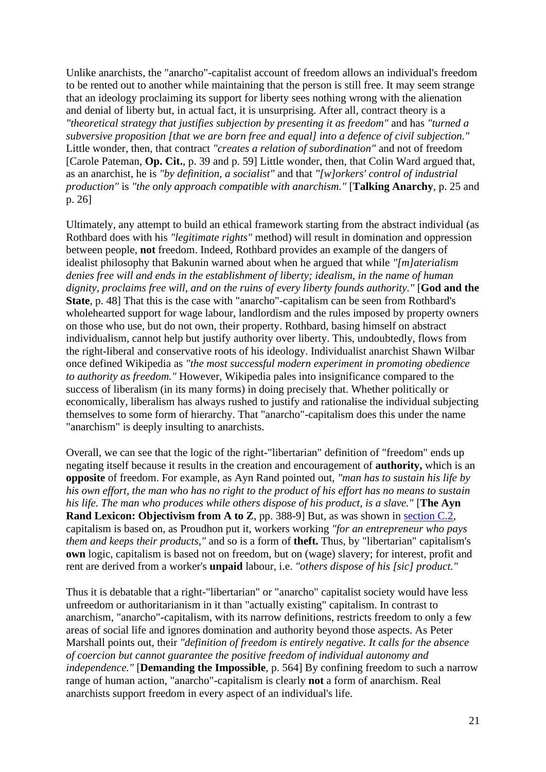Unlike anarchists, the "anarcho"-capitalist account of freedom allows an individual's freedom to be rented out to another while maintaining that the person is still free. It may seem strange that an ideology proclaiming its support for liberty sees nothing wrong with the alienation and denial of liberty but, in actual fact, it is unsurprising. After all, contract theory is a *"theoretical strategy that justifies subjection by presenting it as freedom"* and has *"turned a subversive proposition [that we are born free and equal] into a defence of civil subjection."* Little wonder, then, that contract *"creates a relation of subordination"* and not of freedom [Carole Pateman, **Op. Cit.**, p. 39 and p. 59] Little wonder, then, that Colin Ward argued that, as an anarchist, he is *"by definition, a socialist"* and that *"[w]orkers' control of industrial production"* is *"the only approach compatible with anarchism."* [**Talking Anarchy**, p. 25 and p. 26]

Ultimately, any attempt to build an ethical framework starting from the abstract individual (as Rothbard does with his *"legitimate rights"* method) will result in domination and oppression between people, **not** freedom. Indeed, Rothbard provides an example of the dangers of idealist philosophy that Bakunin warned about when he argued that while *"[m]aterialism denies free will and ends in the establishment of liberty; idealism, in the name of human dignity, proclaims free will, and on the ruins of every liberty founds authority."* [**God and the State**, p. 48] That this is the case with "anarcho"-capitalism can be seen from Rothbard's wholehearted support for wage labour, landlordism and the rules imposed by property owners on those who use, but do not own, their property. Rothbard, basing himself on abstract individualism, cannot help but justify authority over liberty. This, undoubtedly, flows from the right-liberal and conservative roots of his ideology. Individualist anarchist Shawn Wilbar once defined Wikipedia as *"the most successful modern experiment in promoting obedience to authority as freedom."* However, Wikipedia pales into insignificance compared to the success of liberalism (in its many forms) in doing precisely that. Whether politically or economically, liberalism has always rushed to justify and rationalise the individual subjecting themselves to some form of hierarchy. That "anarcho"-capitalism does this under the name "anarchism" is deeply insulting to anarchists.

Overall, we can see that the logic of the right-"libertarian" definition of "freedom" ends up negating itself because it results in the creation and encouragement of **authority,** which is an **opposite** of freedom. For example, as Ayn Rand pointed out, *"man has to sustain his life by his own effort, the man who has no right to the product of his effort has no means to sustain his life. The man who produces while others dispose of his product, is a slave."* [**The Ayn Rand Lexicon: Objectivism from A to Z**, pp. 388-9] But, as was shown in section C.2, capitalism is based on, as Proudhon put it, workers working *"for an entrepreneur who pays them and keeps their products,"* and so is a form of **theft.** Thus, by "libertarian" capitalism's **own** logic, capitalism is based not on freedom, but on (wage) slavery; for interest, profit and rent are derived from a worker's **unpaid** labour, i.e. *"others dispose of his [sic] product."*

Thus it is debatable that a right-"libertarian" or "anarcho" capitalist society would have less unfreedom or authoritarianism in it than "actually existing" capitalism. In contrast to anarchism, "anarcho"-capitalism, with its narrow definitions, restricts freedom to only a few areas of social life and ignores domination and authority beyond those aspects. As Peter Marshall points out, their *"definition of freedom is entirely negative. It calls for the absence of coercion but cannot guarantee the positive freedom of individual autonomy and independence."* [**Demanding the Impossible**, p. 564] By confining freedom to such a narrow range of human action, "anarcho"-capitalism is clearly **not** a form of anarchism. Real anarchists support freedom in every aspect of an individual's life.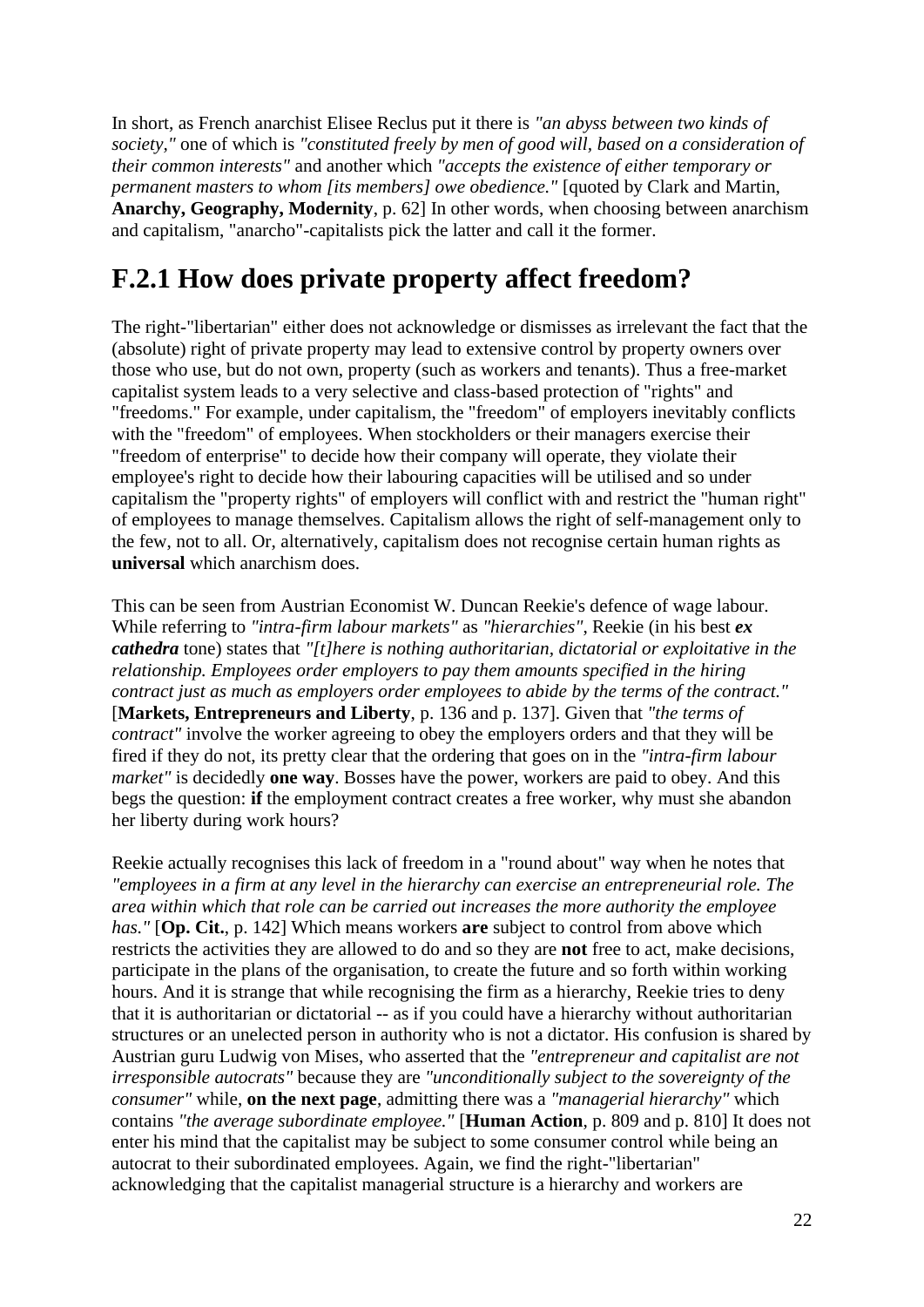In short, as French anarchist Elisee Reclus put it there is *"an abyss between two kinds of society,"* one of which is *"constituted freely by men of good will, based on a consideration of their common interests"* and another which *"accepts the existence of either temporary or permanent masters to whom [its members] owe obedience."* [quoted by Clark and Martin, **Anarchy, Geography, Modernity**, p. 62] In other words, when choosing between anarchism and capitalism, "anarcho"-capitalists pick the latter and call it the former.

# F.2.1 How does private property affect freedom?

The right-"libertarian" either does not acknowledge or dismisses as irrelevant the fact that the (absolute) right of private property may lead to extensive control by property owners over those who use, but do not own, property (such as workers and tenants). Thus a free-market capitalist system leads to a very selective and class-based protection of "rights" and "freedoms." For example, under capitalism, the "freedom" of employers inevitably conflicts with the "freedom" of employees. When stockholders or their managers exercise their "freedom of enterprise" to decide how their company will operate, they violate their employee's right to decide how their labouring capacities will be utilised and so under capitalism the "property rights" of employers will conflict with and restrict the "human right" of employees to manage themselves. Capitalism allows the right of self-management only to the few, not to all. Or, alternatively, capitalism does not recognise certain human rights as **universal** which anarchism does.

This can be seen from Austrian Economist W. Duncan Reekie's defence of wage labour. While referring to *"intra-firm labour markets"* as *"hierarchies"*, Reekie (in his best ***ex cathedra*** tone) states that *"[t]here is nothing authoritarian, dictatorial or exploitative in the relationship. Employees order employers to pay them amounts specified in the hiring contract just as much as employers order employees to abide by the terms of the contract."* [**Markets, Entrepreneurs and Liberty**, p. 136 and p. 137]. Given that *"the terms of contract"* involve the worker agreeing to obey the employers orders and that they will be fired if they do not, its pretty clear that the ordering that goes on in the *"intra-firm labour market"* is decidedly **one way**. Bosses have the power, workers are paid to obey. And this begs the question: **if** the employment contract creates a free worker, why must she abandon her liberty during work hours?

Reekie actually recognises this lack of freedom in a "round about" way when he notes that *"employees in a firm at any level in the hierarchy can exercise an entrepreneurial role. The area within which that role can be carried out increases the more authority the employee has."* [**Op. Cit.**, p. 142] Which means workers **are** subject to control from above which restricts the activities they are allowed to do and so they are **not** free to act, make decisions, participate in the plans of the organisation, to create the future and so forth within working hours. And it is strange that while recognising the firm as a hierarchy, Reekie tries to deny that it is authoritarian or dictatorial -- as if you could have a hierarchy without authoritarian structures or an unelected person in authority who is not a dictator. His confusion is shared by Austrian guru Ludwig von Mises, who asserted that the *"entrepreneur and capitalist are not irresponsible autocrats"* because they are *"unconditionally subject to the sovereignty of the consumer"* while, **on the next page**, admitting there was a *"managerial hierarchy"* which contains *"the average subordinate employee."* [**Human Action**, p. 809 and p. 810] It does not enter his mind that the capitalist may be subject to some consumer control while being an autocrat to their subordinated employees. Again, we find the right-"libertarian" acknowledging that the capitalist managerial structure is a hierarchy and workers are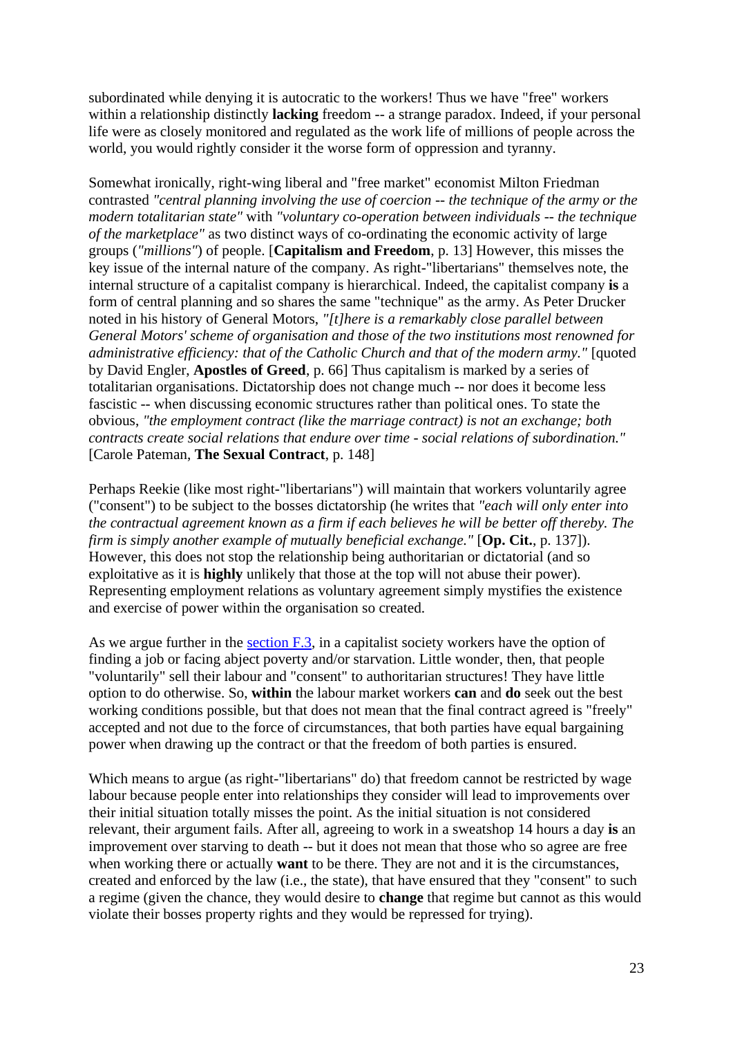subordinated while denying it is autocratic to the workers! Thus we have "free" workers within a relationship distinctly **lacking** freedom -- a strange paradox. Indeed, if your personal life were as closely monitored and regulated as the work life of millions of people across the world, you would rightly consider it the worse form of oppression and tyranny.

Somewhat ironically, right-wing liberal and "free market" economist Milton Friedman contrasted *"central planning involving the use of coercion -- the technique of the army or the modern totalitarian state"* with *"voluntary co-operation between individuals -- the technique of the marketplace"* as two distinct ways of co-ordinating the economic activity of large groups (*"millions"*) of people. [**Capitalism and Freedom**, p. 13] However, this misses the key issue of the internal nature of the company. As right-"libertarians" themselves note, the internal structure of a capitalist company is hierarchical. Indeed, the capitalist company **is** a form of central planning and so shares the same "technique" as the army. As Peter Drucker noted in his history of General Motors, *"[t]here is a remarkably close parallel between General Motors' scheme of organisation and those of the two institutions most renowned for administrative efficiency: that of the Catholic Church and that of the modern army."* [quoted by David Engler, **Apostles of Greed**, p. 66] Thus capitalism is marked by a series of totalitarian organisations. Dictatorship does not change much -- nor does it become less fascistic -- when discussing economic structures rather than political ones. To state the obvious, *"the employment contract (like the marriage contract) is not an exchange; both contracts create social relations that endure over time - social relations of subordination."* [Carole Pateman, **The Sexual Contract**, p. 148]

Perhaps Reekie (like most right-"libertarians") will maintain that workers voluntarily agree ("consent") to be subject to the bosses dictatorship (he writes that *"each will only enter into the contractual agreement known as a firm if each believes he will be better off thereby. The firm is simply another example of mutually beneficial exchange."* [**Op. Cit.**, p. 137]). However, this does not stop the relationship being authoritarian or dictatorial (and so exploitative as it is **highly** unlikely that those at the top will not abuse their power). Representing employment relations as voluntary agreement simply mystifies the existence and exercise of power within the organisation so created.

As we argue further in the section F.3, in a capitalist society workers have the option of finding a job or facing abject poverty and/or starvation. Little wonder, then, that people "voluntarily" sell their labour and "consent" to authoritarian structures! They have little option to do otherwise. So, **within** the labour market workers **can** and **do** seek out the best working conditions possible, but that does not mean that the final contract agreed is "freely" accepted and not due to the force of circumstances, that both parties have equal bargaining power when drawing up the contract or that the freedom of both parties is ensured.

Which means to argue (as right-"libertarians" do) that freedom cannot be restricted by wage labour because people enter into relationships they consider will lead to improvements over their initial situation totally misses the point. As the initial situation is not considered relevant, their argument fails. After all, agreeing to work in a sweatshop 14 hours a day **is** an improvement over starving to death -- but it does not mean that those who so agree are free when working there or actually **want** to be there. They are not and it is the circumstances, created and enforced by the law (i.e., the state), that have ensured that they "consent" to such a regime (given the chance, they would desire to **change** that regime but cannot as this would violate their bosses property rights and they would be repressed for trying).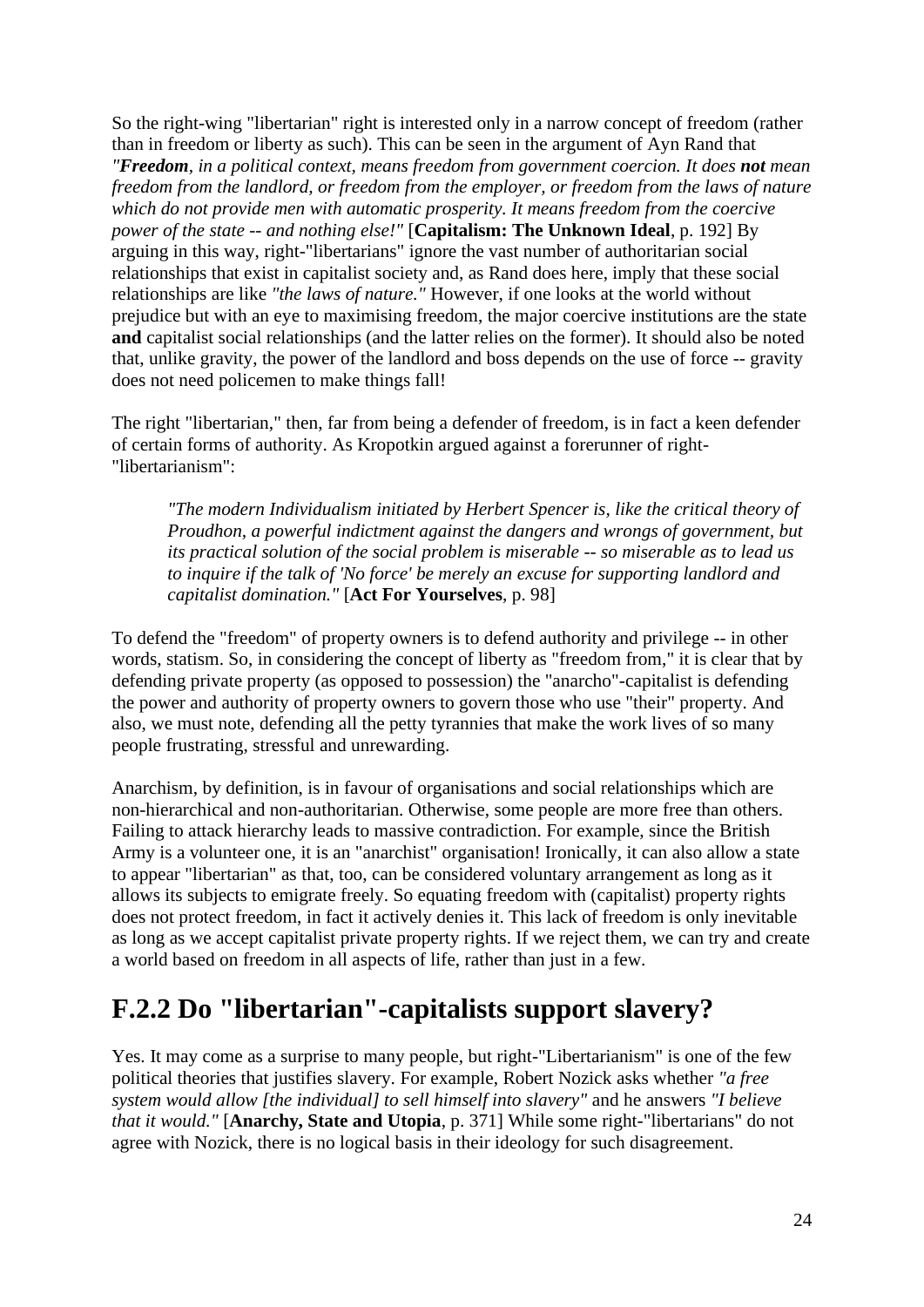So the right-wing "libertarian" right is interested only in a narrow concept of freedom (rather than in freedom or liberty as such). This can be seen in the argument of Ayn Rand that *"**Freedom**, in a political context, means freedom from government coercion. It does **not** mean freedom from the landlord, or freedom from the employer, or freedom from the laws of nature which do not provide men with automatic prosperity. It means freedom from the coercive power of the state -- and nothing else!"* [**Capitalism: The Unknown Ideal**, p. 192] By arguing in this way, right-"libertarians" ignore the vast number of authoritarian social relationships that exist in capitalist society and, as Rand does here, imply that these social relationships are like *"the laws of nature."* However, if one looks at the world without prejudice but with an eye to maximising freedom, the major coercive institutions are the state **and** capitalist social relationships (and the latter relies on the former). It should also be noted that, unlike gravity, the power of the landlord and boss depends on the use of force -- gravity does not need policemen to make things fall!

The right "libertarian," then, far from being a defender of freedom, is in fact a keen defender of certain forms of authority. As Kropotkin argued against a forerunner of right-"libertarianism":

> *"The modern Individualism initiated by Herbert Spencer is, like the critical theory of Proudhon, a powerful indictment against the dangers and wrongs of government, but its practical solution of the social problem is miserable -- so miserable as to lead us to inquire if the talk of 'No force' be merely an excuse for supporting landlord and capitalist domination."* [**Act For Yourselves**, p. 98]

To defend the "freedom" of property owners is to defend authority and privilege -- in other words, statism. So, in considering the concept of liberty as "freedom from," it is clear that by defending private property (as opposed to possession) the "anarcho"-capitalist is defending the power and authority of property owners to govern those who use "their" property. And also, we must note, defending all the petty tyrannies that make the work lives of so many people frustrating, stressful and unrewarding.

Anarchism, by definition, is in favour of organisations and social relationships which are non-hierarchical and non-authoritarian. Otherwise, some people are more free than others. Failing to attack hierarchy leads to massive contradiction. For example, since the British Army is a volunteer one, it is an "anarchist" organisation! Ironically, it can also allow a state to appear "libertarian" as that, too, can be considered voluntary arrangement as long as it allows its subjects to emigrate freely. So equating freedom with (capitalist) property rights does not protect freedom, in fact it actively denies it. This lack of freedom is only inevitable as long as we accept capitalist private property rights. If we reject them, we can try and create a world based on freedom in all aspects of life, rather than just in a few.

## F.2.2 Do "libertarian"-capitalists support slavery?

Yes. It may come as a surprise to many people, but right-"Libertarianism" is one of the few political theories that justifies slavery. For example, Robert Nozick asks whether *"a free system would allow [the individual] to sell himself into slavery"* and he answers *"I believe that it would."* [**Anarchy, State and Utopia**, p. 371] While some right-"libertarians" do not agree with Nozick, there is no logical basis in their ideology for such disagreement.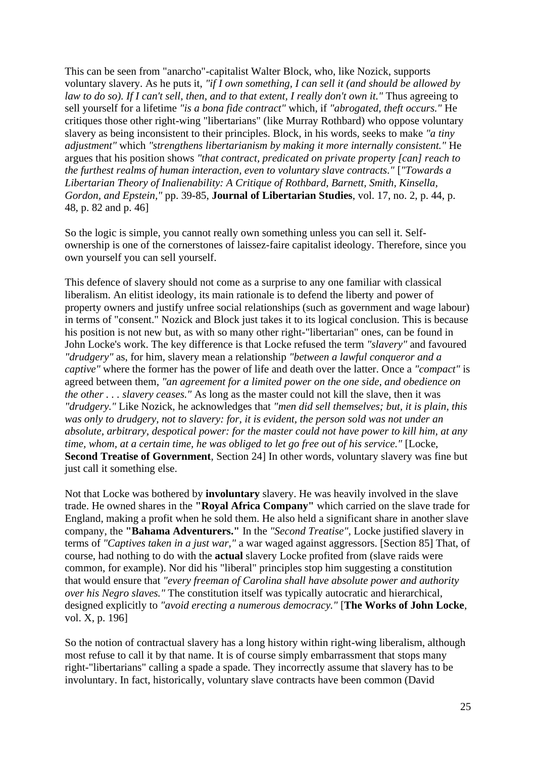This can be seen from "anarcho"-capitalist Walter Block, who, like Nozick, supports voluntary slavery. As he puts it, *"if I own something, I can sell it (and should be allowed by law to do so). If I can't sell, then, and to that extent, I really don't own it."* Thus agreeing to sell yourself for a lifetime *"is a bona fide contract"* which, if *"abrogated, theft occurs."* He critiques those other right-wing "libertarians" (like Murray Rothbard) who oppose voluntary slavery as being inconsistent to their principles. Block, in his words, seeks to make *"a tiny adjustment"* which *"strengthens libertarianism by making it more internally consistent."* He argues that his position shows *"that contract, predicated on private property [can] reach to the furthest realms of human interaction, even to voluntary slave contracts."* [*"Towards a Libertarian Theory of Inalienability: A Critique of Rothbard, Barnett, Smith, Kinsella, Gordon, and Epstein,"* pp. 39-85, **Journal of Libertarian Studies**, vol. 17, no. 2, p. 44, p. 48, p. 82 and p. 46]

So the logic is simple, you cannot really own something unless you can sell it. Self-ownership is one of the cornerstones of laissez-faire capitalist ideology. Therefore, since you own yourself you can sell yourself.

This defence of slavery should not come as a surprise to any one familiar with classical liberalism. An elitist ideology, its main rationale is to defend the liberty and power of property owners and justify unfree social relationships (such as government and wage labour) in terms of "consent." Nozick and Block just takes it to its logical conclusion. This is because his position is not new but, as with so many other right-"libertarian" ones, can be found in John Locke's work. The key difference is that Locke refused the term *"slavery"* and favoured *"drudgery"* as, for him, slavery mean a relationship *"between a lawful conqueror and a captive"* where the former has the power of life and death over the latter. Once a *"compact"* is agreed between them, *"an agreement for a limited power on the one side, and obedience on the other . . . slavery ceases."* As long as the master could not kill the slave, then it was *"drudgery."* Like Nozick, he acknowledges that *"men did sell themselves; but, it is plain, this was only to drudgery, not to slavery: for, it is evident, the person sold was not under an absolute, arbitrary, despotical power: for the master could not have power to kill him, at any time, whom, at a certain time, he was obliged to let go free out of his service."* [Locke, **Second Treatise of Government**, Section 24] In other words, voluntary slavery was fine but just call it something else.

Not that Locke was bothered by **involuntary** slavery. He was heavily involved in the slave trade. He owned shares in the **"Royal Africa Company"** which carried on the slave trade for England, making a profit when he sold them. He also held a significant share in another slave company, the **"Bahama Adventurers."** In the *"Second Treatise"*, Locke justified slavery in terms of *"Captives taken in a just war,"* a war waged against aggressors. [Section 85] That, of course, had nothing to do with the **actual** slavery Locke profited from (slave raids were common, for example). Nor did his "liberal" principles stop him suggesting a constitution that would ensure that *"every freeman of Carolina shall have absolute power and authority over his Negro slaves."* The constitution itself was typically autocratic and hierarchical, designed explicitly to *"avoid erecting a numerous democracy."* [**The Works of John Locke**, vol. X, p. 196]

So the notion of contractual slavery has a long history within right-wing liberalism, although most refuse to call it by that name. It is of course simply embarrassment that stops many right-"libertarians" calling a spade a spade. They incorrectly assume that slavery has to be involuntary. In fact, historically, voluntary slave contracts have been common (David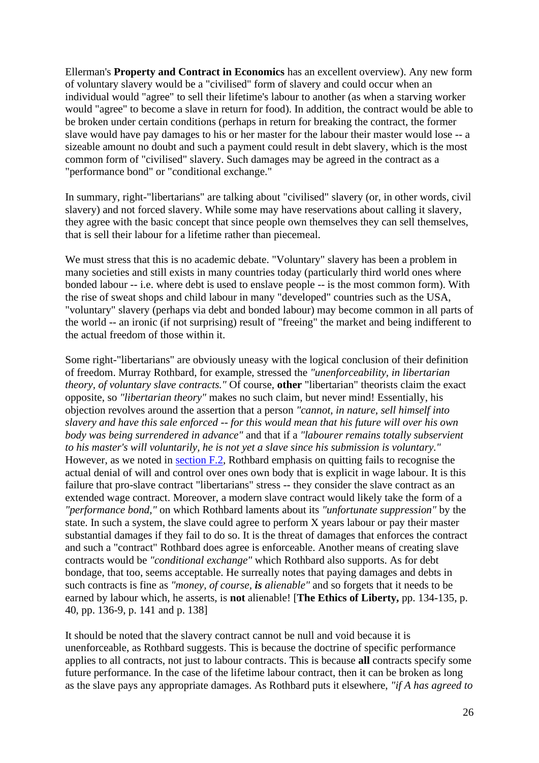Ellerman's **Property and Contract in Economics** has an excellent overview). Any new form of voluntary slavery would be a "civilised" form of slavery and could occur when an individual would "agree" to sell their lifetime's labour to another (as when a starving worker would "agree" to become a slave in return for food). In addition, the contract would be able to be broken under certain conditions (perhaps in return for breaking the contract, the former slave would have pay damages to his or her master for the labour their master would lose -- a sizeable amount no doubt and such a payment could result in debt slavery, which is the most common form of "civilised" slavery. Such damages may be agreed in the contract as a "performance bond" or "conditional exchange."

In summary, right-"libertarians" are talking about "civilised" slavery (or, in other words, civil slavery) and not forced slavery. While some may have reservations about calling it slavery, they agree with the basic concept that since people own themselves they can sell themselves, that is sell their labour for a lifetime rather than piecemeal.

We must stress that this is no academic debate. "Voluntary" slavery has been a problem in many societies and still exists in many countries today (particularly third world ones where bonded labour -- i.e. where debt is used to enslave people -- is the most common form). With the rise of sweat shops and child labour in many "developed" countries such as the USA, "voluntary" slavery (perhaps via debt and bonded labour) may become common in all parts of the world -- an ironic (if not surprising) result of "freeing" the market and being indifferent to the actual freedom of those within it.

Some right-"libertarians" are obviously uneasy with the logical conclusion of their definition of freedom. Murray Rothbard, for example, stressed the *"unenforceability, in libertarian theory, of voluntary slave contracts."* Of course, **other** "libertarian" theorists claim the exact opposite, so *"libertarian theory"* makes no such claim, but never mind! Essentially, his objection revolves around the assertion that a person *"cannot, in nature, sell himself into slavery and have this sale enforced -- for this would mean that his future will over his own body was being surrendered in advance"* and that if a *"labourer remains totally subservient to his master's will voluntarily, he is not yet a slave since his submission is voluntary."* However, as we noted in section F.2, Rothbard emphasis on quitting fails to recognise the actual denial of will and control over ones own body that is explicit in wage labour. It is this failure that pro-slave contract "libertarians" stress -- they consider the slave contract as an extended wage contract. Moreover, a modern slave contract would likely take the form of a *"performance bond,"* on which Rothbard laments about its *"unfortunate suppression"* by the state. In such a system, the slave could agree to perform X years labour or pay their master substantial damages if they fail to do so. It is the threat of damages that enforces the contract and such a "contract" Rothbard does agree is enforceable. Another means of creating slave contracts would be *"conditional exchange"* which Rothbard also supports. As for debt bondage, that too, seems acceptable. He surreally notes that paying damages and debts in such contracts is fine as *"money, of course,* ***is*** *alienable"* and so forgets that it needs to be earned by labour which, he asserts, is **not** alienable! [**The Ethics of Liberty,** pp. 134-135, p. 40, pp. 136-9, p. 141 and p. 138]

It should be noted that the slavery contract cannot be null and void because it is unenforceable, as Rothbard suggests. This is because the doctrine of specific performance applies to all contracts, not just to labour contracts. This is because **all** contracts specify some future performance. In the case of the lifetime labour contract, then it can be broken as long as the slave pays any appropriate damages. As Rothbard puts it elsewhere, *"if A has agreed to*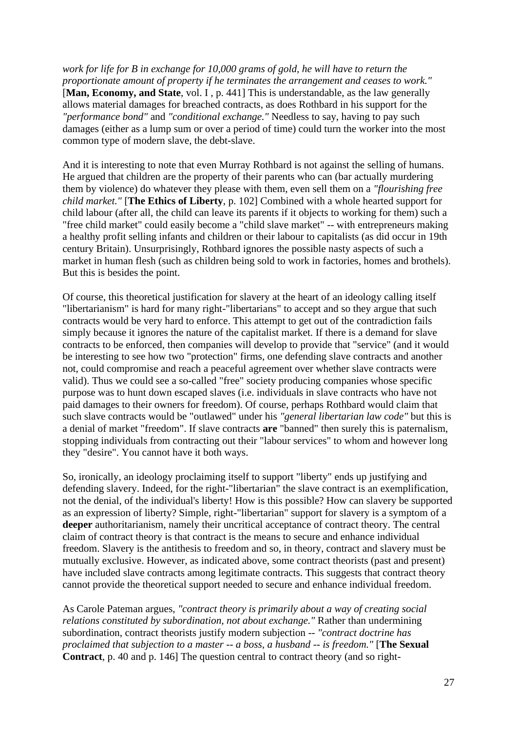*work for life for B in exchange for 10,000 grams of gold, he will have to return the proportionate amount of property if he terminates the arrangement and ceases to work."* [**Man, Economy, and State**, vol. I , p. 441] This is understandable, as the law generally allows material damages for breached contracts, as does Rothbard in his support for the *"performance bond"* and *"conditional exchange."* Needless to say, having to pay such damages (either as a lump sum or over a period of time) could turn the worker into the most common type of modern slave, the debt-slave.

And it is interesting to note that even Murray Rothbard is not against the selling of humans. He argued that children are the property of their parents who can (bar actually murdering them by violence) do whatever they please with them, even sell them on a *"flourishing free child market."* [**The Ethics of Liberty**, p. 102] Combined with a whole hearted support for child labour (after all, the child can leave its parents if it objects to working for them) such a "free child market" could easily become a "child slave market" -- with entrepreneurs making a healthy profit selling infants and children or their labour to capitalists (as did occur in 19th century Britain). Unsurprisingly, Rothbard ignores the possible nasty aspects of such a market in human flesh (such as children being sold to work in factories, homes and brothels). But this is besides the point.

Of course, this theoretical justification for slavery at the heart of an ideology calling itself "libertarianism" is hard for many right-"libertarians" to accept and so they argue that such contracts would be very hard to enforce. This attempt to get out of the contradiction fails simply because it ignores the nature of the capitalist market. If there is a demand for slave contracts to be enforced, then companies will develop to provide that "service" (and it would be interesting to see how two "protection" firms, one defending slave contracts and another not, could compromise and reach a peaceful agreement over whether slave contracts were valid). Thus we could see a so-called "free" society producing companies whose specific purpose was to hunt down escaped slaves (i.e. individuals in slave contracts who have not paid damages to their owners for freedom). Of course, perhaps Rothbard would claim that such slave contracts would be "outlawed" under his *"general libertarian law code"* but this is a denial of market "freedom". If slave contracts **are** "banned" then surely this is paternalism, stopping individuals from contracting out their "labour services" to whom and however long they "desire". You cannot have it both ways.

So, ironically, an ideology proclaiming itself to support "liberty" ends up justifying and defending slavery. Indeed, for the right-"libertarian" the slave contract is an exemplification, not the denial, of the individual's liberty! How is this possible? How can slavery be supported as an expression of liberty? Simple, right-"libertarian" support for slavery is a symptom of a **deeper** authoritarianism, namely their uncritical acceptance of contract theory. The central claim of contract theory is that contract is the means to secure and enhance individual freedom. Slavery is the antithesis to freedom and so, in theory, contract and slavery must be mutually exclusive. However, as indicated above, some contract theorists (past and present) have included slave contracts among legitimate contracts. This suggests that contract theory cannot provide the theoretical support needed to secure and enhance individual freedom.

As Carole Pateman argues, *"contract theory is primarily about a way of creating social relations constituted by subordination, not about exchange."* Rather than undermining subordination, contract theorists justify modern subjection -- *"contract doctrine has proclaimed that subjection to a master -- a boss, a husband -- is freedom."* [**The Sexual Contract**, p. 40 and p. 146] The question central to contract theory (and so right-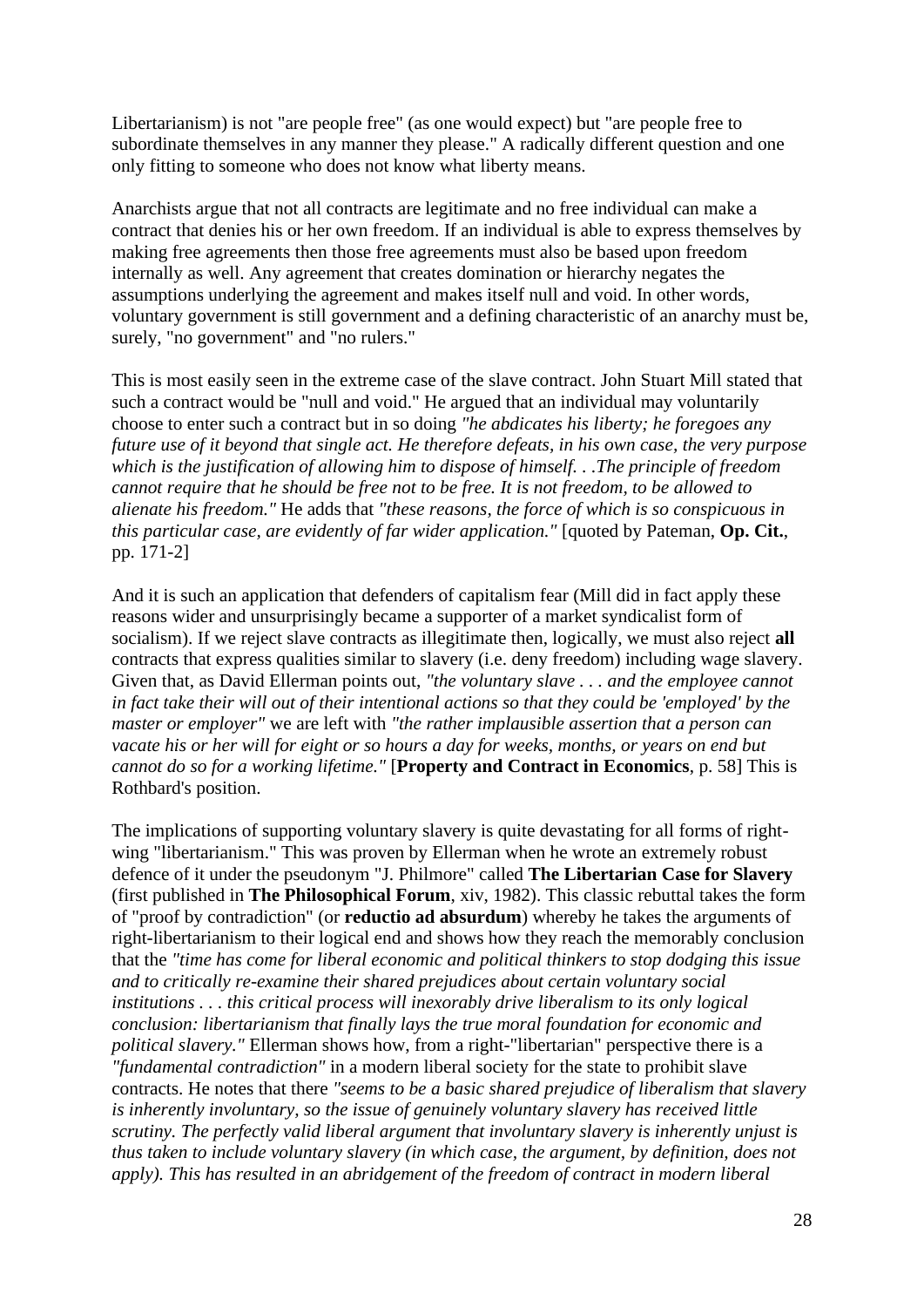Libertarianism) is not "are people free" (as one would expect) but "are people free to subordinate themselves in any manner they please." A radically different question and one only fitting to someone who does not know what liberty means.

Anarchists argue that not all contracts are legitimate and no free individual can make a contract that denies his or her own freedom. If an individual is able to express themselves by making free agreements then those free agreements must also be based upon freedom internally as well. Any agreement that creates domination or hierarchy negates the assumptions underlying the agreement and makes itself null and void. In other words, voluntary government is still government and a defining characteristic of an anarchy must be, surely, "no government" and "no rulers."

This is most easily seen in the extreme case of the slave contract. John Stuart Mill stated that such a contract would be "null and void." He argued that an individual may voluntarily choose to enter such a contract but in so doing *"he abdicates his liberty; he foregoes any future use of it beyond that single act. He therefore defeats, in his own case, the very purpose which is the justification of allowing him to dispose of himself. . .The principle of freedom cannot require that he should be free not to be free. It is not freedom, to be allowed to alienate his freedom."* He adds that *"these reasons, the force of which is so conspicuous in this particular case, are evidently of far wider application."* [quoted by Pateman, **Op. Cit.**, pp. 171-2]

And it is such an application that defenders of capitalism fear (Mill did in fact apply these reasons wider and unsurprisingly became a supporter of a market syndicalist form of socialism). If we reject slave contracts as illegitimate then, logically, we must also reject **all** contracts that express qualities similar to slavery (i.e. deny freedom) including wage slavery. Given that, as David Ellerman points out, *"the voluntary slave . . . and the employee cannot in fact take their will out of their intentional actions so that they could be 'employed' by the master or employer"* we are left with *"the rather implausible assertion that a person can vacate his or her will for eight or so hours a day for weeks, months, or years on end but cannot do so for a working lifetime."* [**Property and Contract in Economics**, p. 58] This is Rothbard's position.

The implications of supporting voluntary slavery is quite devastating for all forms of right-wing "libertarianism." This was proven by Ellerman when he wrote an extremely robust defence of it under the pseudonym "J. Philmore" called **The Libertarian Case for Slavery** (first published in **The Philosophical Forum**, xiv, 1982). This classic rebuttal takes the form of "proof by contradiction" (or **reductio ad absurdum**) whereby he takes the arguments of right-libertarianism to their logical end and shows how they reach the memorably conclusion that the *"time has come for liberal economic and political thinkers to stop dodging this issue and to critically re-examine their shared prejudices about certain voluntary social institutions . . . this critical process will inexorably drive liberalism to its only logical conclusion: libertarianism that finally lays the true moral foundation for economic and political slavery."* Ellerman shows how, from a right-"libertarian" perspective there is a *"fundamental contradiction"* in a modern liberal society for the state to prohibit slave contracts. He notes that there *"seems to be a basic shared prejudice of liberalism that slavery is inherently involuntary, so the issue of genuinely voluntary slavery has received little scrutiny. The perfectly valid liberal argument that involuntary slavery is inherently unjust is thus taken to include voluntary slavery (in which case, the argument, by definition, does not apply). This has resulted in an abridgement of the freedom of contract in modern liberal*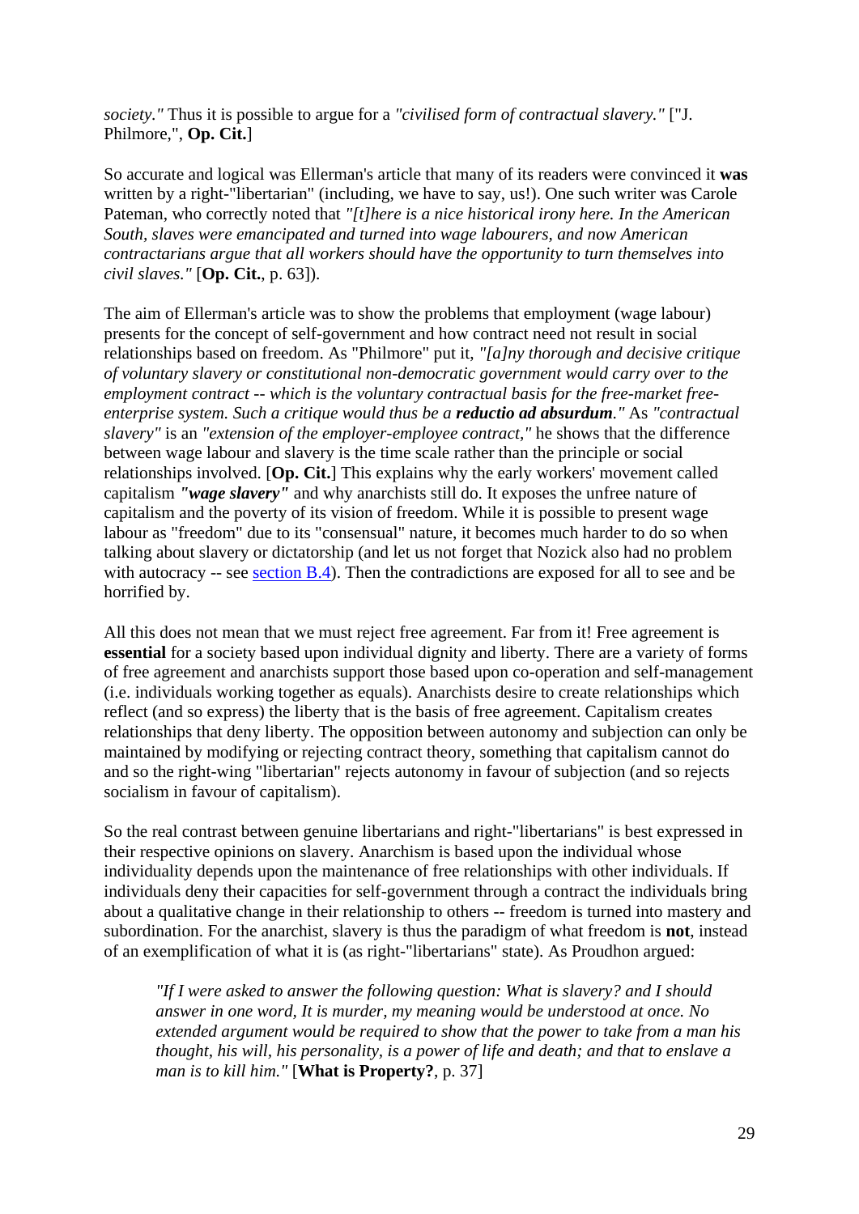*society."* Thus it is possible to argue for a *"civilised form of contractual slavery."* ["J. Philmore,", **Op. Cit.**]

So accurate and logical was Ellerman's article that many of its readers were convinced it **was** written by a right-"libertarian" (including, we have to say, us!). One such writer was Carole Pateman, who correctly noted that *"[t]here is a nice historical irony here. In the American South, slaves were emancipated and turned into wage labourers, and now American contractarians argue that all workers should have the opportunity to turn themselves into civil slaves."* [**Op. Cit.**, p. 63]).

The aim of Ellerman's article was to show the problems that employment (wage labour) presents for the concept of self-government and how contract need not result in social relationships based on freedom. As "Philmore" put it, *"[a]ny thorough and decisive critique of voluntary slavery or constitutional non-democratic government would carry over to the employment contract -- which is the voluntary contractual basis for the free-market free-enterprise system. Such a critique would thus be a **reductio ad absurdum**."* As *"contractual slavery"* is an *"extension of the employer-employee contract,"* he shows that the difference between wage labour and slavery is the time scale rather than the principle or social relationships involved. [**Op. Cit.**] This explains why the early workers' movement called capitalism ***"wage slavery"*** and why anarchists still do. It exposes the unfree nature of capitalism and the poverty of its vision of freedom. While it is possible to present wage labour as "freedom" due to its "consensual" nature, it becomes much harder to do so when talking about slavery or dictatorship (and let us not forget that Nozick also had no problem with autocracy -- see section B.4). Then the contradictions are exposed for all to see and be horrified by.

All this does not mean that we must reject free agreement. Far from it! Free agreement is **essential** for a society based upon individual dignity and liberty. There are a variety of forms of free agreement and anarchists support those based upon co-operation and self-management (i.e. individuals working together as equals). Anarchists desire to create relationships which reflect (and so express) the liberty that is the basis of free agreement. Capitalism creates relationships that deny liberty. The opposition between autonomy and subjection can only be maintained by modifying or rejecting contract theory, something that capitalism cannot do and so the right-wing "libertarian" rejects autonomy in favour of subjection (and so rejects socialism in favour of capitalism).

So the real contrast between genuine libertarians and right-"libertarians" is best expressed in their respective opinions on slavery. Anarchism is based upon the individual whose individuality depends upon the maintenance of free relationships with other individuals. If individuals deny their capacities for self-government through a contract the individuals bring about a qualitative change in their relationship to others -- freedom is turned into mastery and subordination. For the anarchist, slavery is thus the paradigm of what freedom is **not**, instead of an exemplification of what it is (as right-"libertarians" state). As Proudhon argued:

> *"If I were asked to answer the following question: What is slavery? and I should answer in one word, It is murder, my meaning would be understood at once. No extended argument would be required to show that the power to take from a man his thought, his will, his personality, is a power of life and death; and that to enslave a man is to kill him."* [**What is Property?**, p. 37]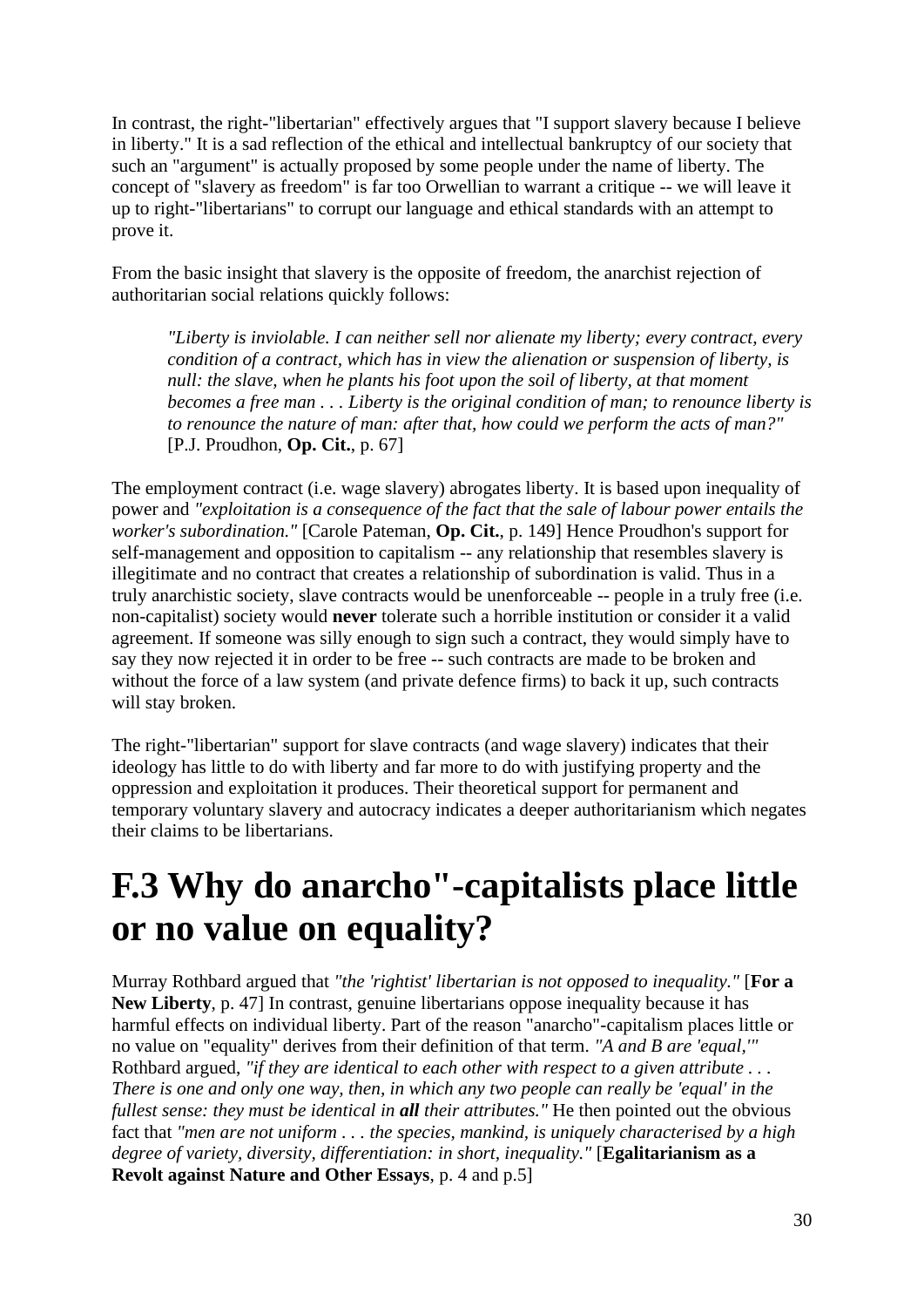In contrast, the right-"libertarian" effectively argues that "I support slavery because I believe in liberty." It is a sad reflection of the ethical and intellectual bankruptcy of our society that such an "argument" is actually proposed by some people under the name of liberty. The concept of "slavery as freedom" is far too Orwellian to warrant a critique -- we will leave it up to right-"libertarians" to corrupt our language and ethical standards with an attempt to prove it.

From the basic insight that slavery is the opposite of freedom, the anarchist rejection of authoritarian social relations quickly follows:

> *"Liberty is inviolable. I can neither sell nor alienate my liberty; every contract, every condition of a contract, which has in view the alienation or suspension of liberty, is null: the slave, when he plants his foot upon the soil of liberty, at that moment becomes a free man . . . Liberty is the original condition of man; to renounce liberty is to renounce the nature of man: after that, how could we perform the acts of man?"* [P.J. Proudhon, **Op. Cit.**, p. 67]

The employment contract (i.e. wage slavery) abrogates liberty. It is based upon inequality of power and *"exploitation is a consequence of the fact that the sale of labour power entails the worker's subordination."* [Carole Pateman, **Op. Cit.**, p. 149] Hence Proudhon's support for self-management and opposition to capitalism -- any relationship that resembles slavery is illegitimate and no contract that creates a relationship of subordination is valid. Thus in a truly anarchistic society, slave contracts would be unenforceable -- people in a truly free (i.e. non-capitalist) society would **never** tolerate such a horrible institution or consider it a valid agreement. If someone was silly enough to sign such a contract, they would simply have to say they now rejected it in order to be free -- such contracts are made to be broken and without the force of a law system (and private defence firms) to back it up, such contracts will stay broken.

The right-"libertarian" support for slave contracts (and wage slavery) indicates that their ideology has little to do with liberty and far more to do with justifying property and the oppression and exploitation it produces. Their theoretical support for permanent and temporary voluntary slavery and autocracy indicates a deeper authoritarianism which negates their claims to be libertarians.

# F.3 Why do anarcho"-capitalists place little or no value on equality?

Murray Rothbard argued that *"the 'rightist' libertarian is not opposed to inequality."* [**For a New Liberty**, p. 47] In contrast, genuine libertarians oppose inequality because it has harmful effects on individual liberty. Part of the reason "anarcho"-capitalism places little or no value on "equality" derives from their definition of that term. *"A and B are 'equal,'"* Rothbard argued, *"if they are identical to each other with respect to a given attribute . . . There is one and only one way, then, in which any two people can really be 'equal' in the fullest sense: they must be identical in **all** their attributes."* He then pointed out the obvious fact that *"men are not uniform . . . the species, mankind, is uniquely characterised by a high degree of variety, diversity, differentiation: in short, inequality."* [**Egalitarianism as a Revolt against Nature and Other Essays**, p. 4 and p.5]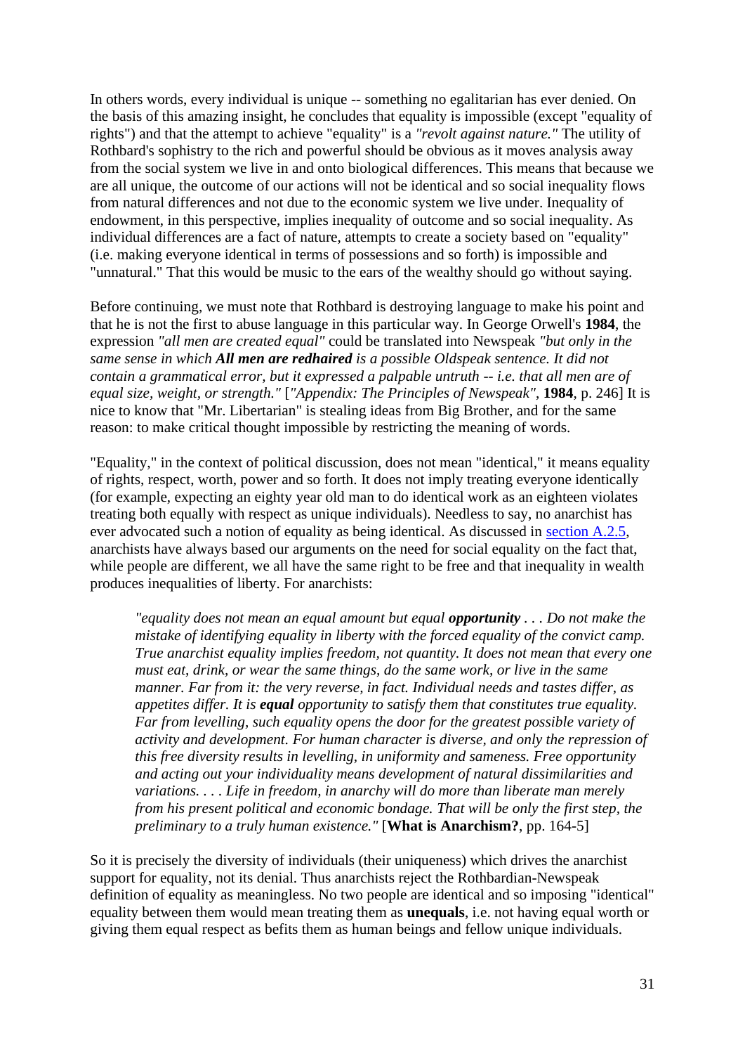In others words, every individual is unique -- something no egalitarian has ever denied. On the basis of this amazing insight, he concludes that equality is impossible (except "equality of rights") and that the attempt to achieve "equality" is a *"revolt against nature."* The utility of Rothbard's sophistry to the rich and powerful should be obvious as it moves analysis away from the social system we live in and onto biological differences. This means that because we are all unique, the outcome of our actions will not be identical and so social inequality flows from natural differences and not due to the economic system we live under. Inequality of endowment, in this perspective, implies inequality of outcome and so social inequality. As individual differences are a fact of nature, attempts to create a society based on "equality" (i.e. making everyone identical in terms of possessions and so forth) is impossible and "unnatural." That this would be music to the ears of the wealthy should go without saying.

Before continuing, we must note that Rothbard is destroying language to make his point and that he is not the first to abuse language in this particular way. In George Orwell's **1984**, the expression *"all men are created equal"* could be translated into Newspeak *"but only in the same sense in which **All men are redhaired** is a possible Oldspeak sentence. It did not contain a grammatical error, but it expressed a palpable untruth -- i.e. that all men are of equal size, weight, or strength."* [*"Appendix: The Principles of Newspeak"*, **1984**, p. 246] It is nice to know that "Mr. Libertarian" is stealing ideas from Big Brother, and for the same reason: to make critical thought impossible by restricting the meaning of words.

"Equality," in the context of political discussion, does not mean "identical," it means equality of rights, respect, worth, power and so forth. It does not imply treating everyone identically (for example, expecting an eighty year old man to do identical work as an eighteen violates treating both equally with respect as unique individuals). Needless to say, no anarchist has ever advocated such a notion of equality as being identical. As discussed in section A.2.5, anarchists have always based our arguments on the need for social equality on the fact that, while people are different, we all have the same right to be free and that inequality in wealth produces inequalities of liberty. For anarchists:

> *"equality does not mean an equal amount but equal **opportunity** . . . Do not make the mistake of identifying equality in liberty with the forced equality of the convict camp. True anarchist equality implies freedom, not quantity. It does not mean that every one must eat, drink, or wear the same things, do the same work, or live in the same manner. Far from it: the very reverse, in fact. Individual needs and tastes differ, as appetites differ. It is **equal** opportunity to satisfy them that constitutes true equality. Far from levelling, such equality opens the door for the greatest possible variety of activity and development. For human character is diverse, and only the repression of this free diversity results in levelling, in uniformity and sameness. Free opportunity and acting out your individuality means development of natural dissimilarities and variations. . . . Life in freedom, in anarchy will do more than liberate man merely from his present political and economic bondage. That will be only the first step, the preliminary to a truly human existence."* [**What is Anarchism?**, pp. 164-5]

So it is precisely the diversity of individuals (their uniqueness) which drives the anarchist support for equality, not its denial. Thus anarchists reject the Rothbardian-Newspeak definition of equality as meaningless. No two people are identical and so imposing "identical" equality between them would mean treating them as **unequals**, i.e. not having equal worth or giving them equal respect as befits them as human beings and fellow unique individuals.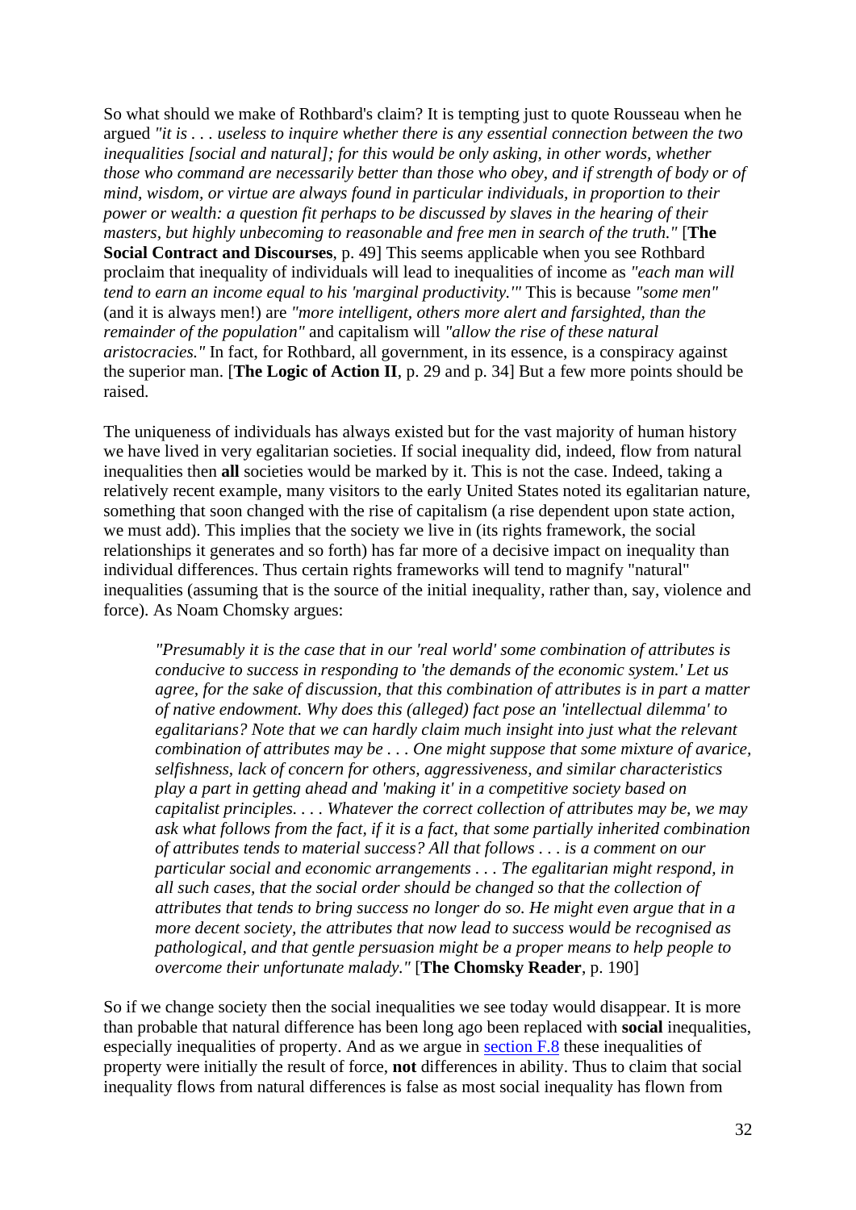So what should we make of Rothbard's claim? It is tempting just to quote Rousseau when he argued *"it is . . . useless to inquire whether there is any essential connection between the two inequalities [social and natural]; for this would be only asking, in other words, whether those who command are necessarily better than those who obey, and if strength of body or of mind, wisdom, or virtue are always found in particular individuals, in proportion to their power or wealth: a question fit perhaps to be discussed by slaves in the hearing of their masters, but highly unbecoming to reasonable and free men in search of the truth."* [**The Social Contract and Discourses**, p. 49] This seems applicable when you see Rothbard proclaim that inequality of individuals will lead to inequalities of income as *"each man will tend to earn an income equal to his 'marginal productivity.'"* This is because *"some men"* (and it is always men!) are *"more intelligent, others more alert and farsighted, than the remainder of the population"* and capitalism will *"allow the rise of these natural aristocracies."* In fact, for Rothbard, all government, in its essence, is a conspiracy against the superior man. [**The Logic of Action II**, p. 29 and p. 34] But a few more points should be raised.

The uniqueness of individuals has always existed but for the vast majority of human history we have lived in very egalitarian societies. If social inequality did, indeed, flow from natural inequalities then **all** societies would be marked by it. This is not the case. Indeed, taking a relatively recent example, many visitors to the early United States noted its egalitarian nature, something that soon changed with the rise of capitalism (a rise dependent upon state action, we must add). This implies that the society we live in (its rights framework, the social relationships it generates and so forth) has far more of a decisive impact on inequality than individual differences. Thus certain rights frameworks will tend to magnify "natural" inequalities (assuming that is the source of the initial inequality, rather than, say, violence and force). As Noam Chomsky argues:

> *"Presumably it is the case that in our 'real world' some combination of attributes is conducive to success in responding to 'the demands of the economic system.' Let us agree, for the sake of discussion, that this combination of attributes is in part a matter of native endowment. Why does this (alleged) fact pose an 'intellectual dilemma' to egalitarians? Note that we can hardly claim much insight into just what the relevant combination of attributes may be . . . One might suppose that some mixture of avarice, selfishness, lack of concern for others, aggressiveness, and similar characteristics play a part in getting ahead and 'making it' in a competitive society based on capitalist principles. . . . Whatever the correct collection of attributes may be, we may ask what follows from the fact, if it is a fact, that some partially inherited combination of attributes tends to material success? All that follows . . . is a comment on our particular social and economic arrangements . . . The egalitarian might respond, in all such cases, that the social order should be changed so that the collection of attributes that tends to bring success no longer do so. He might even argue that in a more decent society, the attributes that now lead to success would be recognised as pathological, and that gentle persuasion might be a proper means to help people to overcome their unfortunate malady."* [**The Chomsky Reader**, p. 190]

So if we change society then the social inequalities we see today would disappear. It is more than probable that natural difference has been long ago been replaced with **social** inequalities, especially inequalities of property. And as we argue in section F.8 these inequalities of property were initially the result of force, **not** differences in ability. Thus to claim that social inequality flows from natural differences is false as most social inequality has flown from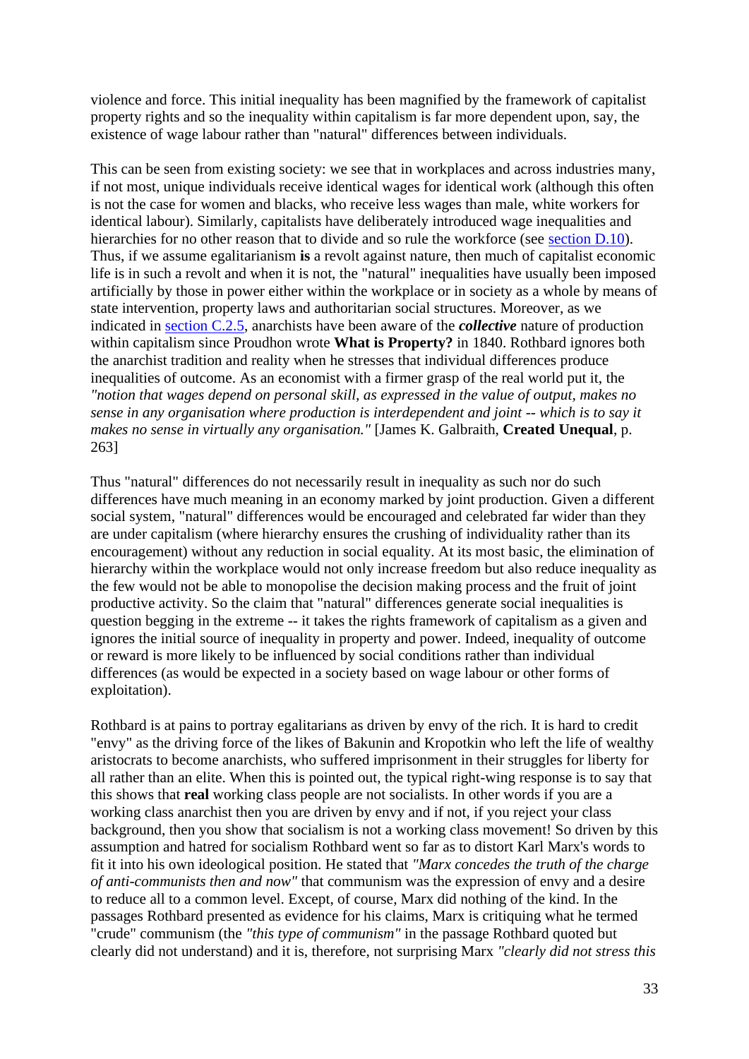violence and force. This initial inequality has been magnified by the framework of capitalist property rights and so the inequality within capitalism is far more dependent upon, say, the existence of wage labour rather than "natural" differences between individuals.

This can be seen from existing society: we see that in workplaces and across industries many, if not most, unique individuals receive identical wages for identical work (although this often is not the case for women and blacks, who receive less wages than male, white workers for identical labour). Similarly, capitalists have deliberately introduced wage inequalities and hierarchies for no other reason that to divide and so rule the workforce (see section D.10). Thus, if we assume egalitarianism **is** a revolt against nature, then much of capitalist economic life is in such a revolt and when it is not, the "natural" inequalities have usually been imposed artificially by those in power either within the workplace or in society as a whole by means of state intervention, property laws and authoritarian social structures. Moreover, as we indicated in section C.2.5, anarchists have been aware of the ***collective*** nature of production within capitalism since Proudhon wrote **What is Property?** in 1840. Rothbard ignores both the anarchist tradition and reality when he stresses that individual differences produce inequalities of outcome. As an economist with a firmer grasp of the real world put it, the *"notion that wages depend on personal skill, as expressed in the value of output, makes no sense in any organisation where production is interdependent and joint -- which is to say it makes no sense in virtually any organisation."* [James K. Galbraith, **Created Unequal**, p. 263]

Thus "natural" differences do not necessarily result in inequality as such nor do such differences have much meaning in an economy marked by joint production. Given a different social system, "natural" differences would be encouraged and celebrated far wider than they are under capitalism (where hierarchy ensures the crushing of individuality rather than its encouragement) without any reduction in social equality. At its most basic, the elimination of hierarchy within the workplace would not only increase freedom but also reduce inequality as the few would not be able to monopolise the decision making process and the fruit of joint productive activity. So the claim that "natural" differences generate social inequalities is question begging in the extreme -- it takes the rights framework of capitalism as a given and ignores the initial source of inequality in property and power. Indeed, inequality of outcome or reward is more likely to be influenced by social conditions rather than individual differences (as would be expected in a society based on wage labour or other forms of exploitation).

Rothbard is at pains to portray egalitarians as driven by envy of the rich. It is hard to credit "envy" as the driving force of the likes of Bakunin and Kropotkin who left the life of wealthy aristocrats to become anarchists, who suffered imprisonment in their struggles for liberty for all rather than an elite. When this is pointed out, the typical right-wing response is to say that this shows that **real** working class people are not socialists. In other words if you are a working class anarchist then you are driven by envy and if not, if you reject your class background, then you show that socialism is not a working class movement! So driven by this assumption and hatred for socialism Rothbard went so far as to distort Karl Marx's words to fit it into his own ideological position. He stated that *"Marx concedes the truth of the charge of anti-communists then and now"* that communism was the expression of envy and a desire to reduce all to a common level. Except, of course, Marx did nothing of the kind. In the passages Rothbard presented as evidence for his claims, Marx is critiquing what he termed "crude" communism (the *"this type of communism"* in the passage Rothbard quoted but clearly did not understand) and it is, therefore, not surprising Marx *"clearly did not stress this*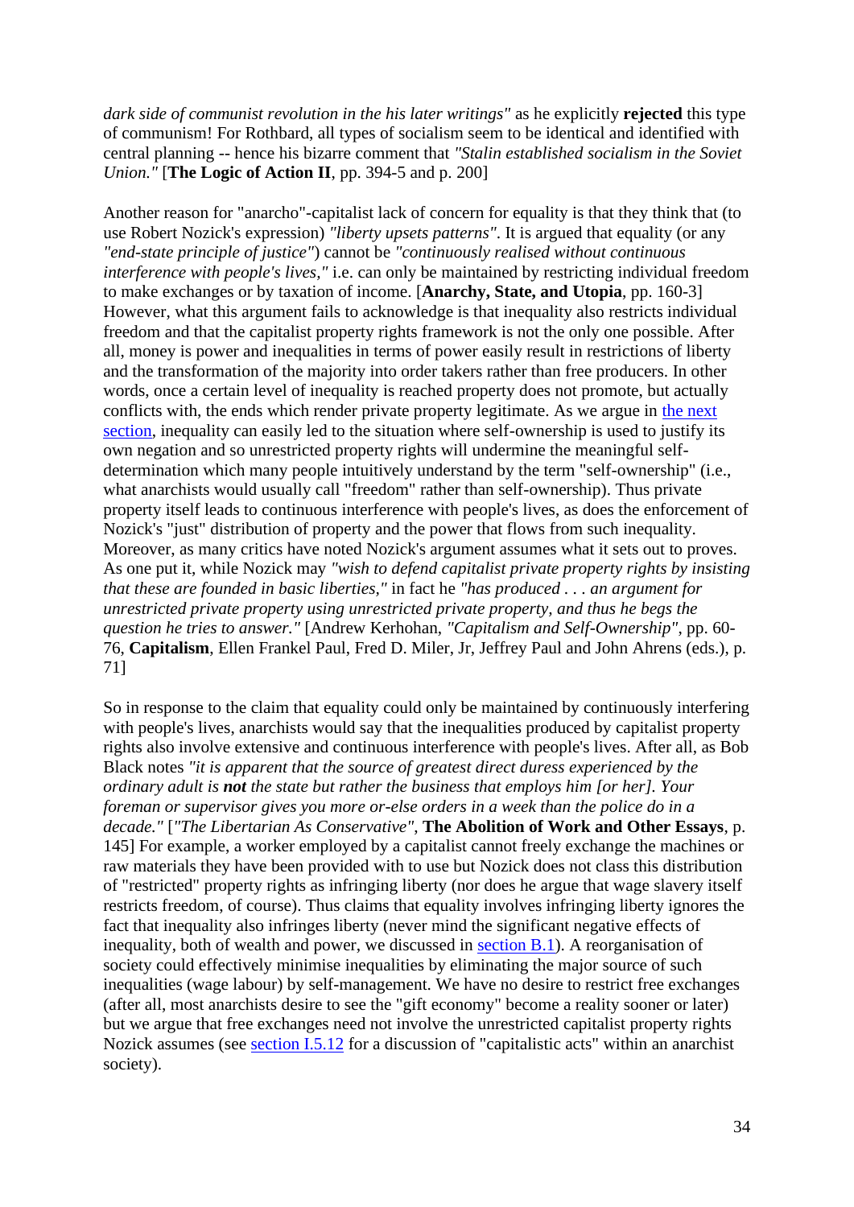*dark side of communist revolution in the his later writings"* as he explicitly **rejected** this type of communism! For Rothbard, all types of socialism seem to be identical and identified with central planning -- hence his bizarre comment that *"Stalin established socialism in the Soviet Union."* [**The Logic of Action II**, pp. 394-5 and p. 200]

Another reason for "anarcho"-capitalist lack of concern for equality is that they think that (to use Robert Nozick's expression) *"liberty upsets patterns"*. It is argued that equality (or any *"end-state principle of justice"*) cannot be *"continuously realised without continuous interference with people's lives,"* i.e. can only be maintained by restricting individual freedom to make exchanges or by taxation of income. [**Anarchy, State, and Utopia**, pp. 160-3] However, what this argument fails to acknowledge is that inequality also restricts individual freedom and that the capitalist property rights framework is not the only one possible. After all, money is power and inequalities in terms of power easily result in restrictions of liberty and the transformation of the majority into order takers rather than free producers. In other words, once a certain level of inequality is reached property does not promote, but actually conflicts with, the ends which render private property legitimate. As we argue in the next section, inequality can easily led to the situation where self-ownership is used to justify its own negation and so unrestricted property rights will undermine the meaningful self-determination which many people intuitively understand by the term "self-ownership" (i.e., what anarchists would usually call "freedom" rather than self-ownership). Thus private property itself leads to continuous interference with people's lives, as does the enforcement of Nozick's "just" distribution of property and the power that flows from such inequality. Moreover, as many critics have noted Nozick's argument assumes what it sets out to proves. As one put it, while Nozick may *"wish to defend capitalist private property rights by insisting that these are founded in basic liberties,"* in fact he *"has produced . . . an argument for unrestricted private property using unrestricted private property, and thus he begs the question he tries to answer."* [Andrew Kerhohan, *"Capitalism and Self-Ownership"*, pp. 60-76, **Capitalism**, Ellen Frankel Paul, Fred D. Miler, Jr, Jeffrey Paul and John Ahrens (eds.), p. 71]

So in response to the claim that equality could only be maintained by continuously interfering with people's lives, anarchists would say that the inequalities produced by capitalist property rights also involve extensive and continuous interference with people's lives. After all, as Bob Black notes *"it is apparent that the source of greatest direct duress experienced by the ordinary adult is **not** the state but rather the business that employs him [or her]. Your foreman or supervisor gives you more or-else orders in a week than the police do in a decade."* [*"The Libertarian As Conservative"*, **The Abolition of Work and Other Essays**, p. 145] For example, a worker employed by a capitalist cannot freely exchange the machines or raw materials they have been provided with to use but Nozick does not class this distribution of "restricted" property rights as infringing liberty (nor does he argue that wage slavery itself restricts freedom, of course). Thus claims that equality involves infringing liberty ignores the fact that inequality also infringes liberty (never mind the significant negative effects of inequality, both of wealth and power, we discussed in section B.1). A reorganisation of society could effectively minimise inequalities by eliminating the major source of such inequalities (wage labour) by self-management. We have no desire to restrict free exchanges (after all, most anarchists desire to see the "gift economy" become a reality sooner or later) but we argue that free exchanges need not involve the unrestricted capitalist property rights Nozick assumes (see section I.5.12 for a discussion of "capitalistic acts" within an anarchist society).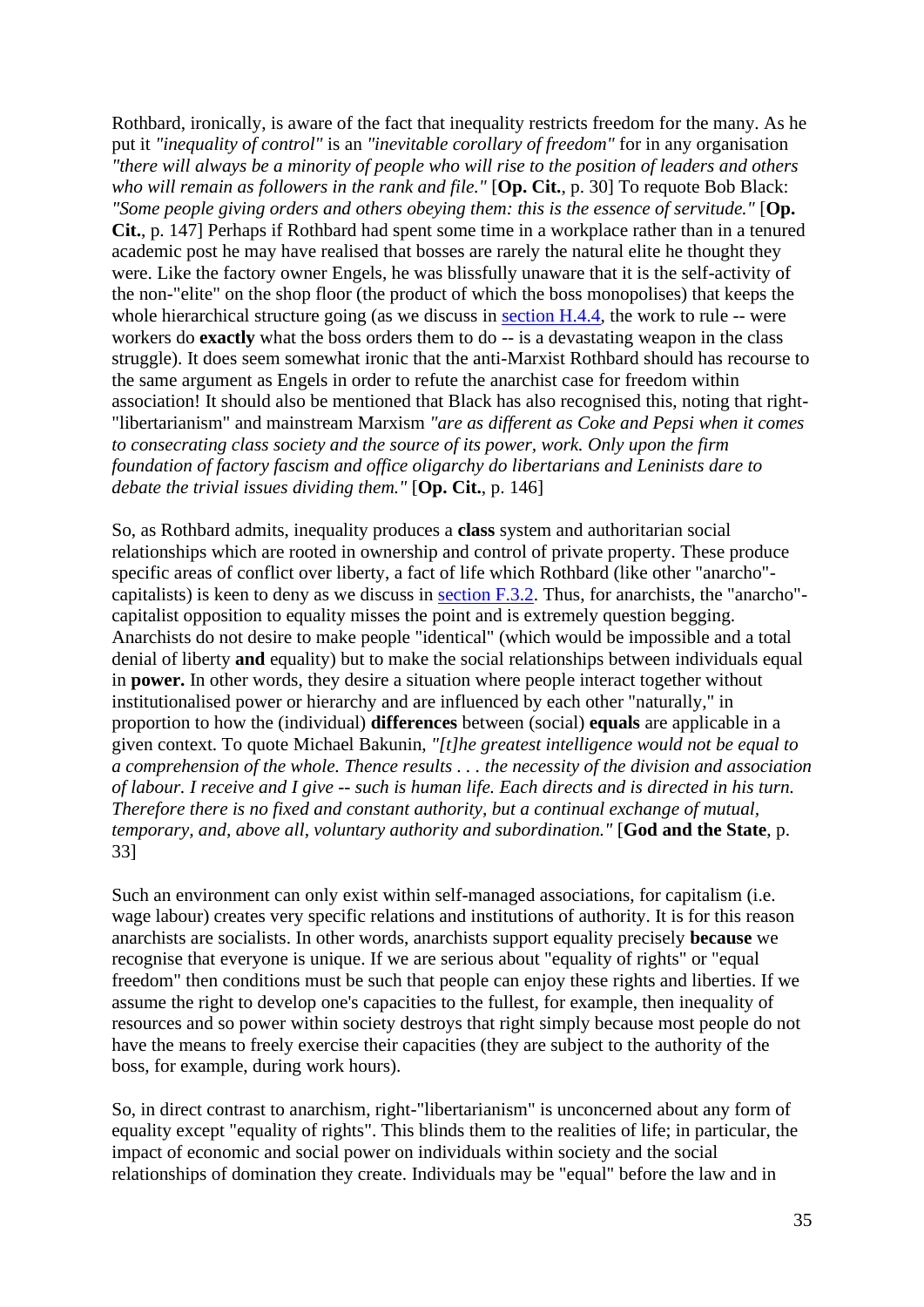Rothbard, ironically, is aware of the fact that inequality restricts freedom for the many. As he put it *"inequality of control"* is an *"inevitable corollary of freedom"* for in any organisation *"there will always be a minority of people who will rise to the position of leaders and others who will remain as followers in the rank and file."* [**Op. Cit.**, p. 30] To requote Bob Black: *"Some people giving orders and others obeying them: this is the essence of servitude."* [**Op. Cit.**, p. 147] Perhaps if Rothbard had spent some time in a workplace rather than in a tenured academic post he may have realised that bosses are rarely the natural elite he thought they were. Like the factory owner Engels, he was blissfully unaware that it is the self-activity of the non-"elite" on the shop floor (the product of which the boss monopolises) that keeps the whole hierarchical structure going (as we discuss in [section H.4.4](), the work to rule -- were workers do **exactly** what the boss orders them to do -- is a devastating weapon in the class struggle). It does seem somewhat ironic that the anti-Marxist Rothbard should has recourse to the same argument as Engels in order to refute the anarchist case for freedom within association! It should also be mentioned that Black has also recognised this, noting that right-"libertarianism" and mainstream Marxism *"are as different as Coke and Pepsi when it comes to consecrating class society and the source of its power, work. Only upon the firm foundation of factory fascism and office oligarchy do libertarians and Leninists dare to debate the trivial issues dividing them."* [**Op. Cit.**, p. 146]

So, as Rothbard admits, inequality produces a **class** system and authoritarian social relationships which are rooted in ownership and control of private property. These produce specific areas of conflict over liberty, a fact of life which Rothbard (like other "anarcho"-capitalists) is keen to deny as we discuss in [section F.3.2](). Thus, for anarchists, the "anarcho"-capitalist opposition to equality misses the point and is extremely question begging. Anarchists do not desire to make people "identical" (which would be impossible and a total denial of liberty **and** equality) but to make the social relationships between individuals equal in **power.** In other words, they desire a situation where people interact together without institutionalised power or hierarchy and are influenced by each other "naturally," in proportion to how the (individual) **differences** between (social) **equals** are applicable in a given context. To quote Michael Bakunin, *"[t]he greatest intelligence would not be equal to a comprehension of the whole. Thence results . . . the necessity of the division and association of labour. I receive and I give -- such is human life. Each directs and is directed in his turn. Therefore there is no fixed and constant authority, but a continual exchange of mutual, temporary, and, above all, voluntary authority and subordination."* [**God and the State**, p. 33]

Such an environment can only exist within self-managed associations, for capitalism (i.e. wage labour) creates very specific relations and institutions of authority. It is for this reason anarchists are socialists. In other words, anarchists support equality precisely **because** we recognise that everyone is unique. If we are serious about "equality of rights" or "equal freedom" then conditions must be such that people can enjoy these rights and liberties. If we assume the right to develop one's capacities to the fullest, for example, then inequality of resources and so power within society destroys that right simply because most people do not have the means to freely exercise their capacities (they are subject to the authority of the boss, for example, during work hours).

So, in direct contrast to anarchism, right-"libertarianism" is unconcerned about any form of equality except "equality of rights". This blinds them to the realities of life; in particular, the impact of economic and social power on individuals within society and the social relationships of domination they create. Individuals may be "equal" before the law and in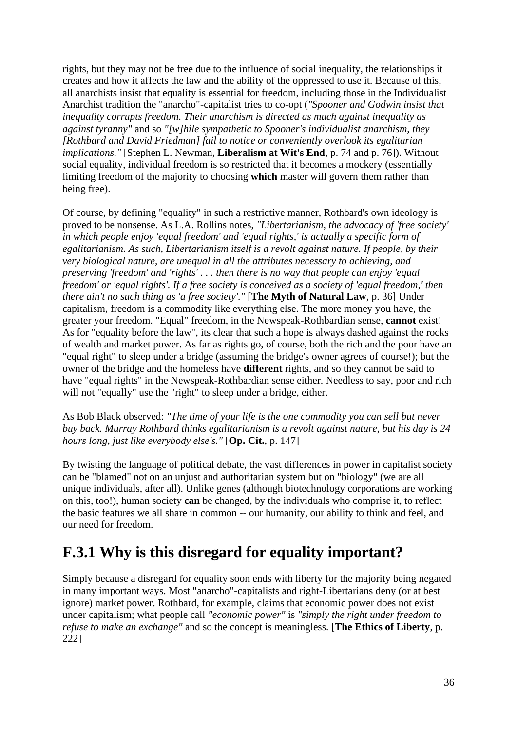rights, but they may not be free due to the influence of social inequality, the relationships it creates and how it affects the law and the ability of the oppressed to use it. Because of this, all anarchists insist that equality is essential for freedom, including those in the Individualist Anarchist tradition the "anarcho"-capitalist tries to co-opt (*"Spooner and Godwin insist that inequality corrupts freedom. Their anarchism is directed as much against inequality as against tyranny"* and so *"[w]hile sympathetic to Spooner's individualist anarchism, they [Rothbard and David Friedman] fail to notice or conveniently overlook its egalitarian implications."* [Stephen L. Newman, **Liberalism at Wit's End**, p. 74 and p. 76]). Without social equality, individual freedom is so restricted that it becomes a mockery (essentially limiting freedom of the majority to choosing **which** master will govern them rather than being free).

Of course, by defining "equality" in such a restrictive manner, Rothbard's own ideology is proved to be nonsense. As L.A. Rollins notes, *"Libertarianism, the advocacy of 'free society' in which people enjoy 'equal freedom' and 'equal rights,' is actually a specific form of egalitarianism. As such, Libertarianism itself is a revolt against nature. If people, by their very biological nature, are unequal in all the attributes necessary to achieving, and preserving 'freedom' and 'rights' . . . then there is no way that people can enjoy 'equal freedom' or 'equal rights'. If a free society is conceived as a society of 'equal freedom,' then there ain't no such thing as 'a free society'."* [**The Myth of Natural Law**, p. 36] Under capitalism, freedom is a commodity like everything else. The more money you have, the greater your freedom. "Equal" freedom, in the Newspeak-Rothbardian sense, **cannot** exist! As for "equality before the law", its clear that such a hope is always dashed against the rocks of wealth and market power. As far as rights go, of course, both the rich and the poor have an "equal right" to sleep under a bridge (assuming the bridge's owner agrees of course!); but the owner of the bridge and the homeless have **different** rights, and so they cannot be said to have "equal rights" in the Newspeak-Rothbardian sense either. Needless to say, poor and rich will not "equally" use the "right" to sleep under a bridge, either.

As Bob Black observed: *"The time of your life is the one commodity you can sell but never buy back. Murray Rothbard thinks egalitarianism is a revolt against nature, but his day is 24 hours long, just like everybody else's."* [**Op. Cit.**, p. 147]

By twisting the language of political debate, the vast differences in power in capitalist society can be "blamed" not on an unjust and authoritarian system but on "biology" (we are all unique individuals, after all). Unlike genes (although biotechnology corporations are working on this, too!), human society **can** be changed, by the individuals who comprise it, to reflect the basic features we all share in common -- our humanity, our ability to think and feel, and our need for freedom.

## F.3.1 Why is this disregard for equality important?

Simply because a disregard for equality soon ends with liberty for the majority being negated in many important ways. Most "anarcho"-capitalists and right-Libertarians deny (or at best ignore) market power. Rothbard, for example, claims that economic power does not exist under capitalism; what people call *"economic power"* is *"simply the right under freedom to refuse to make an exchange"* and so the concept is meaningless. [**The Ethics of Liberty**, p. 222]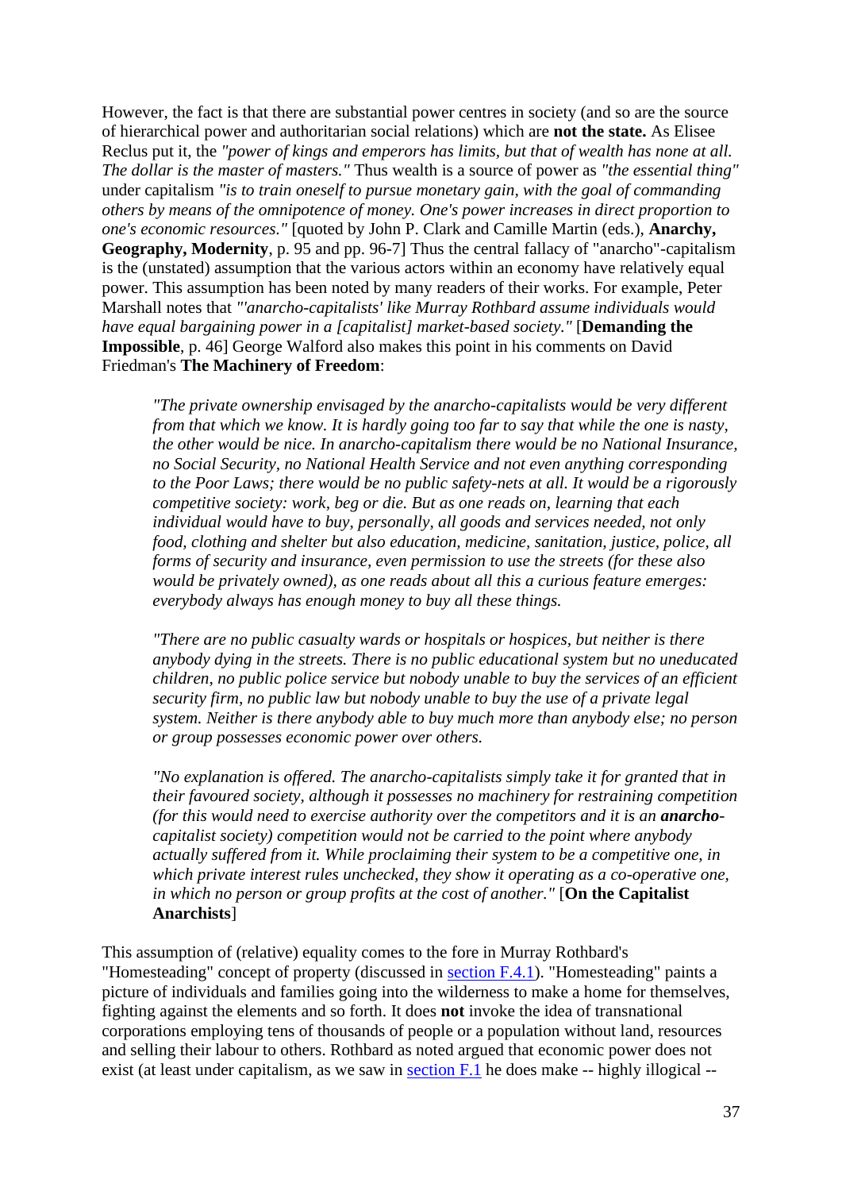However, the fact is that there are substantial power centres in society (and so are the source of hierarchical power and authoritarian social relations) which are **not the state.** As Elisee Reclus put it, the *"power of kings and emperors has limits, but that of wealth has none at all. The dollar is the master of masters."* Thus wealth is a source of power as *"the essential thing"* under capitalism *"is to train oneself to pursue monetary gain, with the goal of commanding others by means of the omnipotence of money. One's power increases in direct proportion to one's economic resources."* [quoted by John P. Clark and Camille Martin (eds.), **Anarchy, Geography, Modernity**, p. 95 and pp. 96-7] Thus the central fallacy of "anarcho"-capitalism is the (unstated) assumption that the various actors within an economy have relatively equal power. This assumption has been noted by many readers of their works. For example, Peter Marshall notes that *"'anarcho-capitalists' like Murray Rothbard assume individuals would have equal bargaining power in a [capitalist] market-based society."* [**Demanding the Impossible**, p. 46] George Walford also makes this point in his comments on David Friedman's **The Machinery of Freedom**:

> *"The private ownership envisaged by the anarcho-capitalists would be very different from that which we know. It is hardly going too far to say that while the one is nasty, the other would be nice. In anarcho-capitalism there would be no National Insurance, no Social Security, no National Health Service and not even anything corresponding to the Poor Laws; there would be no public safety-nets at all. It would be a rigorously competitive society: work, beg or die. But as one reads on, learning that each individual would have to buy, personally, all goods and services needed, not only food, clothing and shelter but also education, medicine, sanitation, justice, police, all forms of security and insurance, even permission to use the streets (for these also would be privately owned), as one reads about all this a curious feature emerges: everybody always has enough money to buy all these things.*
>
> *"There are no public casualty wards or hospitals or hospices, but neither is there anybody dying in the streets. There is no public educational system but no uneducated children, no public police service but nobody unable to buy the services of an efficient security firm, no public law but nobody unable to buy the use of a private legal system. Neither is there anybody able to buy much more than anybody else; no person or group possesses economic power over others.*
>
> *"No explanation is offered. The anarcho-capitalists simply take it for granted that in their favoured society, although it possesses no machinery for restraining competition (for this would need to exercise authority over the competitors and it is an **anarcho**-capitalist society) competition would not be carried to the point where anybody actually suffered from it. While proclaiming their system to be a competitive one, in which private interest rules unchecked, they show it operating as a co-operative one, in which no person or group profits at the cost of another."* [**On the Capitalist Anarchists**]

This assumption of (relative) equality comes to the fore in Murray Rothbard's "Homesteading" concept of property (discussed in section F.4.1). "Homesteading" paints a picture of individuals and families going into the wilderness to make a home for themselves, fighting against the elements and so forth. It does **not** invoke the idea of transnational corporations employing tens of thousands of people or a population without land, resources and selling their labour to others. Rothbard as noted argued that economic power does not exist (at least under capitalism, as we saw in section F.1 he does make -- highly illogical --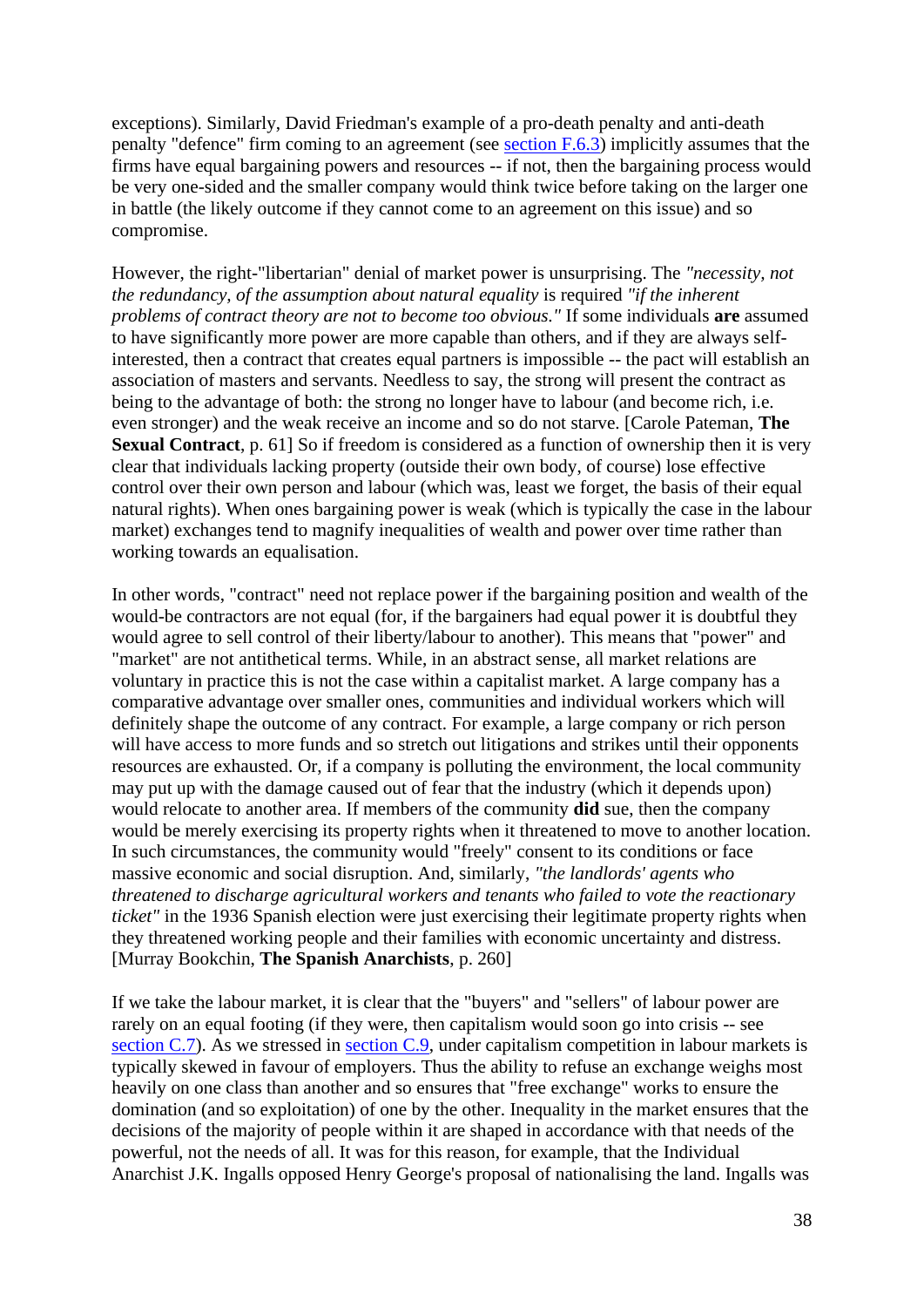exceptions). Similarly, David Friedman's example of a pro-death penalty and anti-death penalty "defence" firm coming to an agreement (see section F.6.3) implicitly assumes that the firms have equal bargaining powers and resources -- if not, then the bargaining process would be very one-sided and the smaller company would think twice before taking on the larger one in battle (the likely outcome if they cannot come to an agreement on this issue) and so compromise.

However, the right-"libertarian" denial of market power is unsurprising. The *"necessity, not the redundancy, of the assumption about natural equality* is required *"if the inherent problems of contract theory are not to become too obvious."* If some individuals **are** assumed to have significantly more power are more capable than others, and if they are always self-interested, then a contract that creates equal partners is impossible -- the pact will establish an association of masters and servants. Needless to say, the strong will present the contract as being to the advantage of both: the strong no longer have to labour (and become rich, i.e. even stronger) and the weak receive an income and so do not starve. [Carole Pateman, **The Sexual Contract**, p. 61] So if freedom is considered as a function of ownership then it is very clear that individuals lacking property (outside their own body, of course) lose effective control over their own person and labour (which was, least we forget, the basis of their equal natural rights). When ones bargaining power is weak (which is typically the case in the labour market) exchanges tend to magnify inequalities of wealth and power over time rather than working towards an equalisation.

In other words, "contract" need not replace power if the bargaining position and wealth of the would-be contractors are not equal (for, if the bargainers had equal power it is doubtful they would agree to sell control of their liberty/labour to another). This means that "power" and "market" are not antithetical terms. While, in an abstract sense, all market relations are voluntary in practice this is not the case within a capitalist market. A large company has a comparative advantage over smaller ones, communities and individual workers which will definitely shape the outcome of any contract. For example, a large company or rich person will have access to more funds and so stretch out litigations and strikes until their opponents resources are exhausted. Or, if a company is polluting the environment, the local community may put up with the damage caused out of fear that the industry (which it depends upon) would relocate to another area. If members of the community **did** sue, then the company would be merely exercising its property rights when it threatened to move to another location. In such circumstances, the community would "freely" consent to its conditions or face massive economic and social disruption. And, similarly, *"the landlords' agents who threatened to discharge agricultural workers and tenants who failed to vote the reactionary ticket"* in the 1936 Spanish election were just exercising their legitimate property rights when they threatened working people and their families with economic uncertainty and distress. [Murray Bookchin, **The Spanish Anarchists**, p. 260]

If we take the labour market, it is clear that the "buyers" and "sellers" of labour power are rarely on an equal footing (if they were, then capitalism would soon go into crisis -- see section C.7). As we stressed in section C.9, under capitalism competition in labour markets is typically skewed in favour of employers. Thus the ability to refuse an exchange weighs most heavily on one class than another and so ensures that "free exchange" works to ensure the domination (and so exploitation) of one by the other. Inequality in the market ensures that the decisions of the majority of people within it are shaped in accordance with that needs of the powerful, not the needs of all. It was for this reason, for example, that the Individual Anarchist J.K. Ingalls opposed Henry George's proposal of nationalising the land. Ingalls was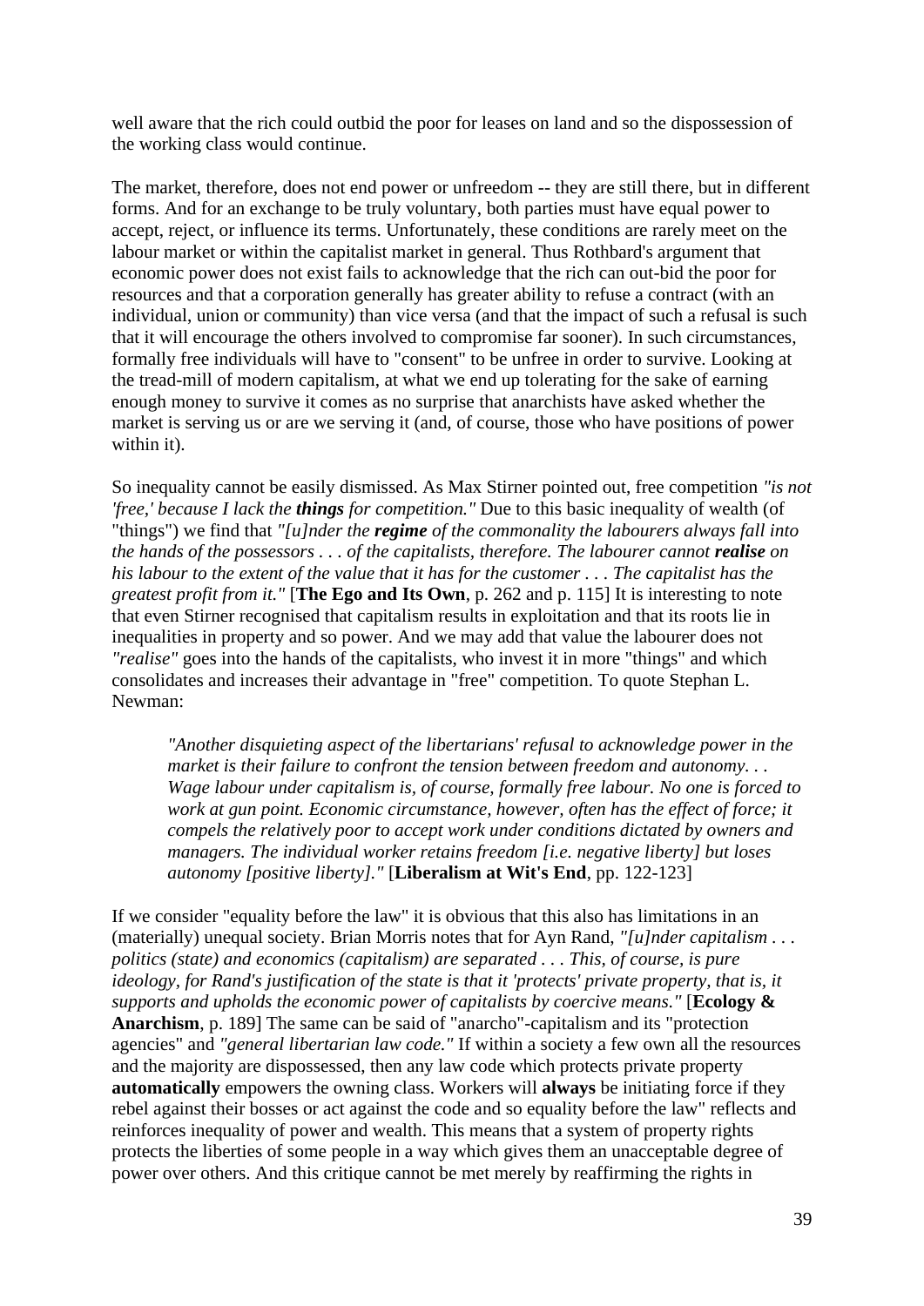well aware that the rich could outbid the poor for leases on land and so the dispossession of the working class would continue.

The market, therefore, does not end power or unfreedom -- they are still there, but in different forms. And for an exchange to be truly voluntary, both parties must have equal power to accept, reject, or influence its terms. Unfortunately, these conditions are rarely meet on the labour market or within the capitalist market in general. Thus Rothbard's argument that economic power does not exist fails to acknowledge that the rich can out-bid the poor for resources and that a corporation generally has greater ability to refuse a contract (with an individual, union or community) than vice versa (and that the impact of such a refusal is such that it will encourage the others involved to compromise far sooner). In such circumstances, formally free individuals will have to "consent" to be unfree in order to survive. Looking at the tread-mill of modern capitalism, at what we end up tolerating for the sake of earning enough money to survive it comes as no surprise that anarchists have asked whether the market is serving us or are we serving it (and, of course, those who have positions of power within it).

So inequality cannot be easily dismissed. As Max Stirner pointed out, free competition *"is not 'free,' because I lack the **things** for competition."* Due to this basic inequality of wealth (of "things") we find that *"[u]nder the **regime** of the commonality the labourers always fall into the hands of the possessors . . . of the capitalists, therefore. The labourer cannot **realise** on his labour to the extent of the value that it has for the customer . . . The capitalist has the greatest profit from it."* [**The Ego and Its Own**, p. 262 and p. 115] It is interesting to note that even Stirner recognised that capitalism results in exploitation and that its roots lie in inequalities in property and so power. And we may add that value the labourer does not *"realise"* goes into the hands of the capitalists, who invest it in more "things" and which consolidates and increases their advantage in "free" competition. To quote Stephan L. Newman:

> *"Another disquieting aspect of the libertarians' refusal to acknowledge power in the market is their failure to confront the tension between freedom and autonomy. . . Wage labour under capitalism is, of course, formally free labour. No one is forced to work at gun point. Economic circumstance, however, often has the effect of force; it compels the relatively poor to accept work under conditions dictated by owners and managers. The individual worker retains freedom [i.e. negative liberty] but loses autonomy [positive liberty]."* [**Liberalism at Wit's End**, pp. 122-123]

If we consider "equality before the law" it is obvious that this also has limitations in an (materially) unequal society. Brian Morris notes that for Ayn Rand, *"[u]nder capitalism . . . politics (state) and economics (capitalism) are separated . . . This, of course, is pure ideology, for Rand's justification of the state is that it 'protects' private property, that is, it supports and upholds the economic power of capitalists by coercive means."* [**Ecology & Anarchism**, p. 189] The same can be said of "anarcho"-capitalism and its "protection agencies" and *"general libertarian law code."* If within a society a few own all the resources and the majority are dispossessed, then any law code which protects private property **automatically** empowers the owning class. Workers will **always** be initiating force if they rebel against their bosses or act against the code and so equality before the law" reflects and reinforces inequality of power and wealth. This means that a system of property rights protects the liberties of some people in a way which gives them an unacceptable degree of power over others. And this critique cannot be met merely by reaffirming the rights in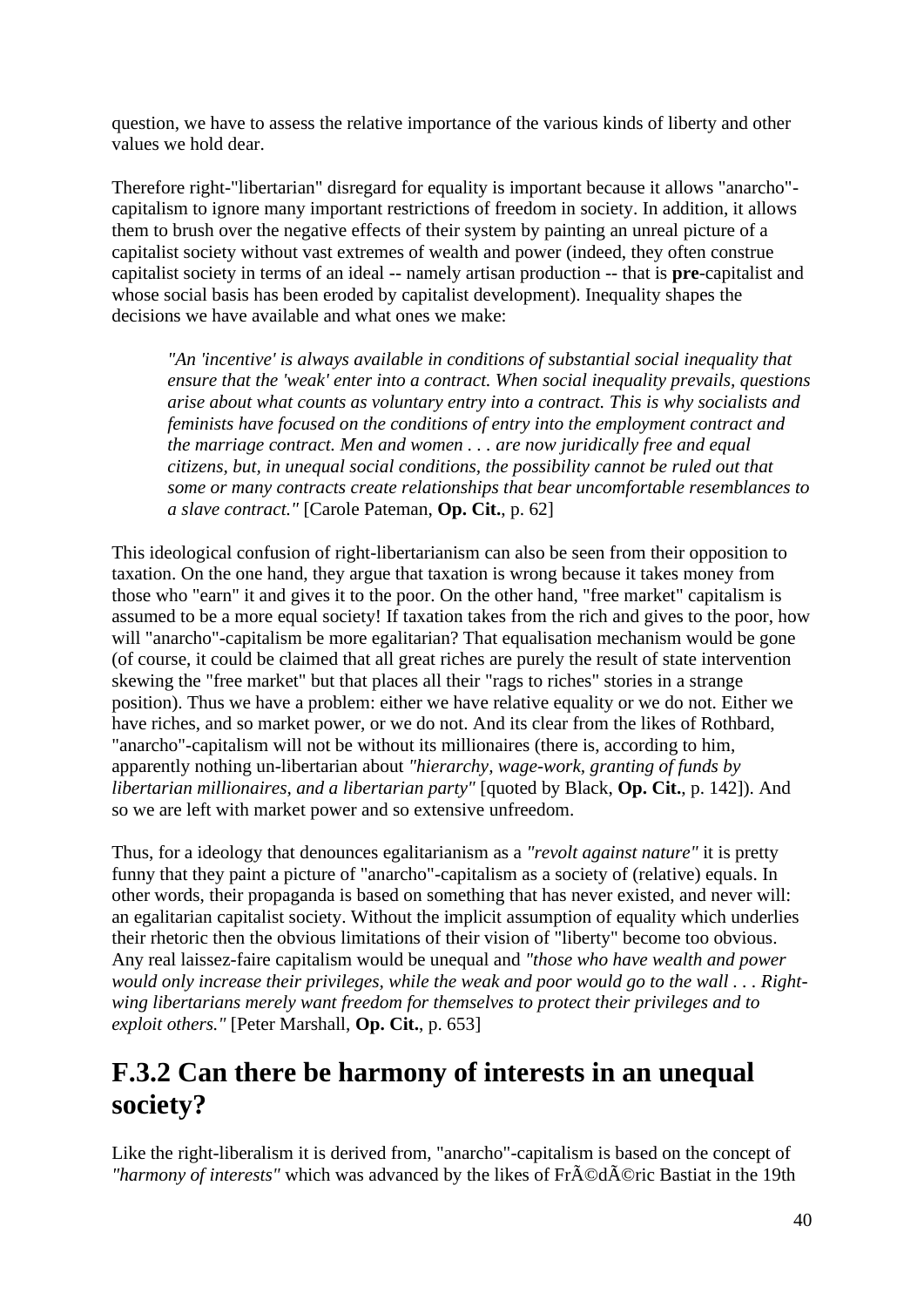question, we have to assess the relative importance of the various kinds of liberty and other values we hold dear.

Therefore right-"libertarian" disregard for equality is important because it allows "anarcho"-capitalism to ignore many important restrictions of freedom in society. In addition, it allows them to brush over the negative effects of their system by painting an unreal picture of a capitalist society without vast extremes of wealth and power (indeed, they often construe capitalist society in terms of an ideal -- namely artisan production -- that is **pre**-capitalist and whose social basis has been eroded by capitalist development). Inequality shapes the decisions we have available and what ones we make:

> *"An 'incentive' is always available in conditions of substantial social inequality that ensure that the 'weak' enter into a contract. When social inequality prevails, questions arise about what counts as voluntary entry into a contract. This is why socialists and feminists have focused on the conditions of entry into the employment contract and the marriage contract. Men and women . . . are now juridically free and equal citizens, but, in unequal social conditions, the possibility cannot be ruled out that some or many contracts create relationships that bear uncomfortable resemblances to a slave contract."* [Carole Pateman, **Op. Cit.**, p. 62]

This ideological confusion of right-libertarianism can also be seen from their opposition to taxation. On the one hand, they argue that taxation is wrong because it takes money from those who "earn" it and gives it to the poor. On the other hand, "free market" capitalism is assumed to be a more equal society! If taxation takes from the rich and gives to the poor, how will "anarcho"-capitalism be more egalitarian? That equalisation mechanism would be gone (of course, it could be claimed that all great riches are purely the result of state intervention skewing the "free market" but that places all their "rags to riches" stories in a strange position). Thus we have a problem: either we have relative equality or we do not. Either we have riches, and so market power, or we do not. And its clear from the likes of Rothbard, "anarcho"-capitalism will not be without its millionaires (there is, according to him, apparently nothing un-libertarian about *"hierarchy, wage-work, granting of funds by libertarian millionaires, and a libertarian party"* [quoted by Black, **Op. Cit.**, p. 142]). And so we are left with market power and so extensive unfreedom.

Thus, for a ideology that denounces egalitarianism as a *"revolt against nature"* it is pretty funny that they paint a picture of "anarcho"-capitalism as a society of (relative) equals. In other words, their propaganda is based on something that has never existed, and never will: an egalitarian capitalist society. Without the implicit assumption of equality which underlies their rhetoric then the obvious limitations of their vision of "liberty" become too obvious. Any real laissez-faire capitalism would be unequal and *"those who have wealth and power would only increase their privileges, while the weak and poor would go to the wall . . . Right-wing libertarians merely want freedom for themselves to protect their privileges and to exploit others."* [Peter Marshall, **Op. Cit.**, p. 653]

## F.3.2 Can there be harmony of interests in an unequal society?

Like the right-liberalism it is derived from, "anarcho"-capitalism is based on the concept of *"harmony of interests"* which was advanced by the likes of FrÃ©dÃ©ric Bastiat in the 19th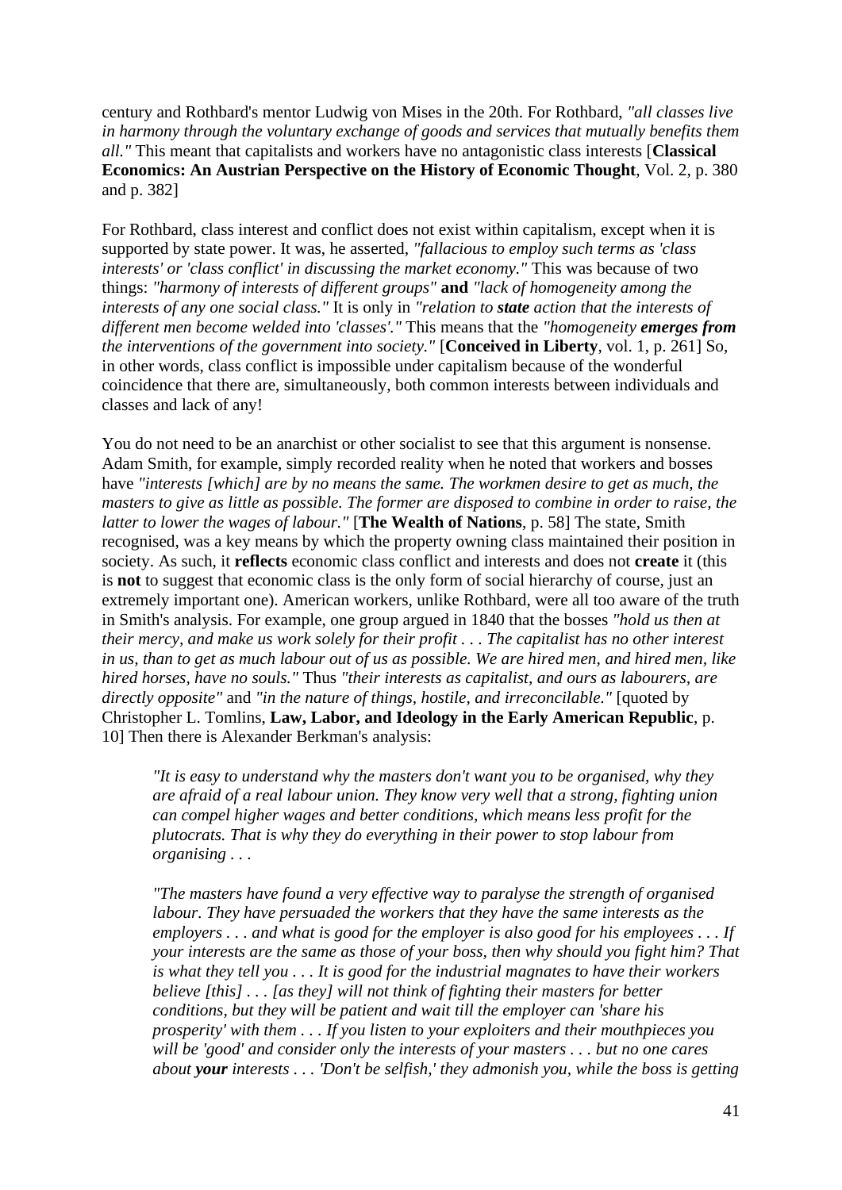century and Rothbard's mentor Ludwig von Mises in the 20th. For Rothbard, *"all classes live in harmony through the voluntary exchange of goods and services that mutually benefits them all."* This meant that capitalists and workers have no antagonistic class interests [**Classical Economics: An Austrian Perspective on the History of Economic Thought**, Vol. 2, p. 380 and p. 382]

For Rothbard, class interest and conflict does not exist within capitalism, except when it is supported by state power. It was, he asserted, *"fallacious to employ such terms as 'class interests' or 'class conflict' in discussing the market economy."* This was because of two things: *"harmony of interests of different groups"* **and** *"lack of homogeneity among the interests of any one social class."* It is only in *"relation to **state** action that the interests of different men become welded into 'classes'."* This means that the *"homogeneity **emerges from** the interventions of the government into society."* [**Conceived in Liberty**, vol. 1, p. 261] So, in other words, class conflict is impossible under capitalism because of the wonderful coincidence that there are, simultaneously, both common interests between individuals and classes and lack of any!

You do not need to be an anarchist or other socialist to see that this argument is nonsense. Adam Smith, for example, simply recorded reality when he noted that workers and bosses have *"interests [which] are by no means the same. The workmen desire to get as much, the masters to give as little as possible. The former are disposed to combine in order to raise, the latter to lower the wages of labour."* [**The Wealth of Nations**, p. 58] The state, Smith recognised, was a key means by which the property owning class maintained their position in society. As such, it **reflects** economic class conflict and interests and does not **create** it (this is **not** to suggest that economic class is the only form of social hierarchy of course, just an extremely important one). American workers, unlike Rothbard, were all too aware of the truth in Smith's analysis. For example, one group argued in 1840 that the bosses *"hold us then at their mercy, and make us work solely for their profit . . . The capitalist has no other interest in us, than to get as much labour out of us as possible. We are hired men, and hired men, like hired horses, have no souls."* Thus *"their interests as capitalist, and ours as labourers, are directly opposite"* and *"in the nature of things, hostile, and irreconcilable."* [quoted by Christopher L. Tomlins, **Law, Labor, and Ideology in the Early American Republic**, p. 10] Then there is Alexander Berkman's analysis:

> *"It is easy to understand why the masters don't want you to be organised, why they are afraid of a real labour union. They know very well that a strong, fighting union can compel higher wages and better conditions, which means less profit for the plutocrats. That is why they do everything in their power to stop labour from organising . . .*
>
> *"The masters have found a very effective way to paralyse the strength of organised labour. They have persuaded the workers that they have the same interests as the employers . . . and what is good for the employer is also good for his employees . . . If your interests are the same as those of your boss, then why should you fight him? That is what they tell you . . . It is good for the industrial magnates to have their workers believe [this] . . . [as they] will not think of fighting their masters for better conditions, but they will be patient and wait till the employer can 'share his prosperity' with them . . . If you listen to your exploiters and their mouthpieces you will be 'good' and consider only the interests of your masters . . . but no one cares about **your** interests . . . 'Don't be selfish,' they admonish you, while the boss is getting*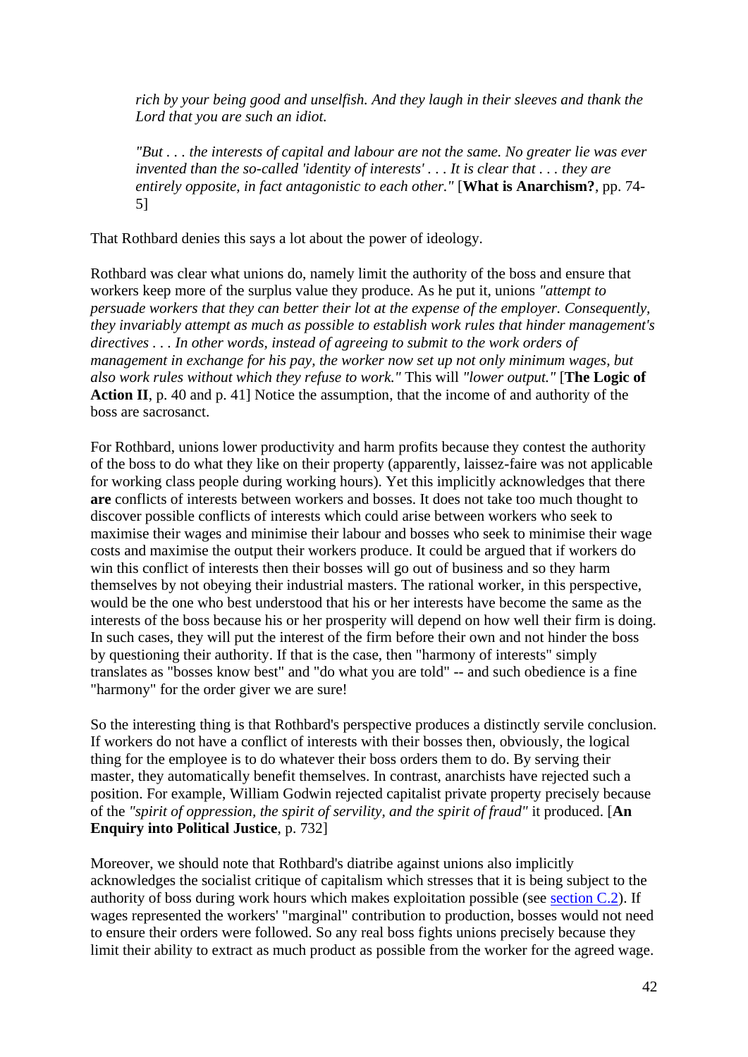> *rich by your being good and unselfish. And they laugh in their sleeves and thank the Lord that you are such an idiot.*
>
> *"But . . . the interests of capital and labour are not the same. No greater lie was ever invented than the so-called 'identity of interests' . . . It is clear that . . . they are entirely opposite, in fact antagonistic to each other."* [**What is Anarchism?**, pp. 74-5]

That Rothbard denies this says a lot about the power of ideology.

Rothbard was clear what unions do, namely limit the authority of the boss and ensure that workers keep more of the surplus value they produce. As he put it, unions *"attempt to persuade workers that they can better their lot at the expense of the employer. Consequently, they invariably attempt as much as possible to establish work rules that hinder management's directives . . . In other words, instead of agreeing to submit to the work orders of management in exchange for his pay, the worker now set up not only minimum wages, but also work rules without which they refuse to work."* This will *"lower output."* [**The Logic of Action II**, p. 40 and p. 41] Notice the assumption, that the income of and authority of the boss are sacrosanct.

For Rothbard, unions lower productivity and harm profits because they contest the authority of the boss to do what they like on their property (apparently, laissez-faire was not applicable for working class people during working hours). Yet this implicitly acknowledges that there **are** conflicts of interests between workers and bosses. It does not take too much thought to discover possible conflicts of interests which could arise between workers who seek to maximise their wages and minimise their labour and bosses who seek to minimise their wage costs and maximise the output their workers produce. It could be argued that if workers do win this conflict of interests then their bosses will go out of business and so they harm themselves by not obeying their industrial masters. The rational worker, in this perspective, would be the one who best understood that his or her interests have become the same as the interests of the boss because his or her prosperity will depend on how well their firm is doing. In such cases, they will put the interest of the firm before their own and not hinder the boss by questioning their authority. If that is the case, then "harmony of interests" simply translates as "bosses know best" and "do what you are told" -- and such obedience is a fine "harmony" for the order giver we are sure!

So the interesting thing is that Rothbard's perspective produces a distinctly servile conclusion. If workers do not have a conflict of interests with their bosses then, obviously, the logical thing for the employee is to do whatever their boss orders them to do. By serving their master, they automatically benefit themselves. In contrast, anarchists have rejected such a position. For example, William Godwin rejected capitalist private property precisely because of the *"spirit of oppression, the spirit of servility, and the spirit of fraud"* it produced. [**An Enquiry into Political Justice**, p. 732]

Moreover, we should note that Rothbard's diatribe against unions also implicitly acknowledges the socialist critique of capitalism which stresses that it is being subject to the authority of boss during work hours which makes exploitation possible (see section C.2). If wages represented the workers' "marginal" contribution to production, bosses would not need to ensure their orders were followed. So any real boss fights unions precisely because they limit their ability to extract as much product as possible from the worker for the agreed wage.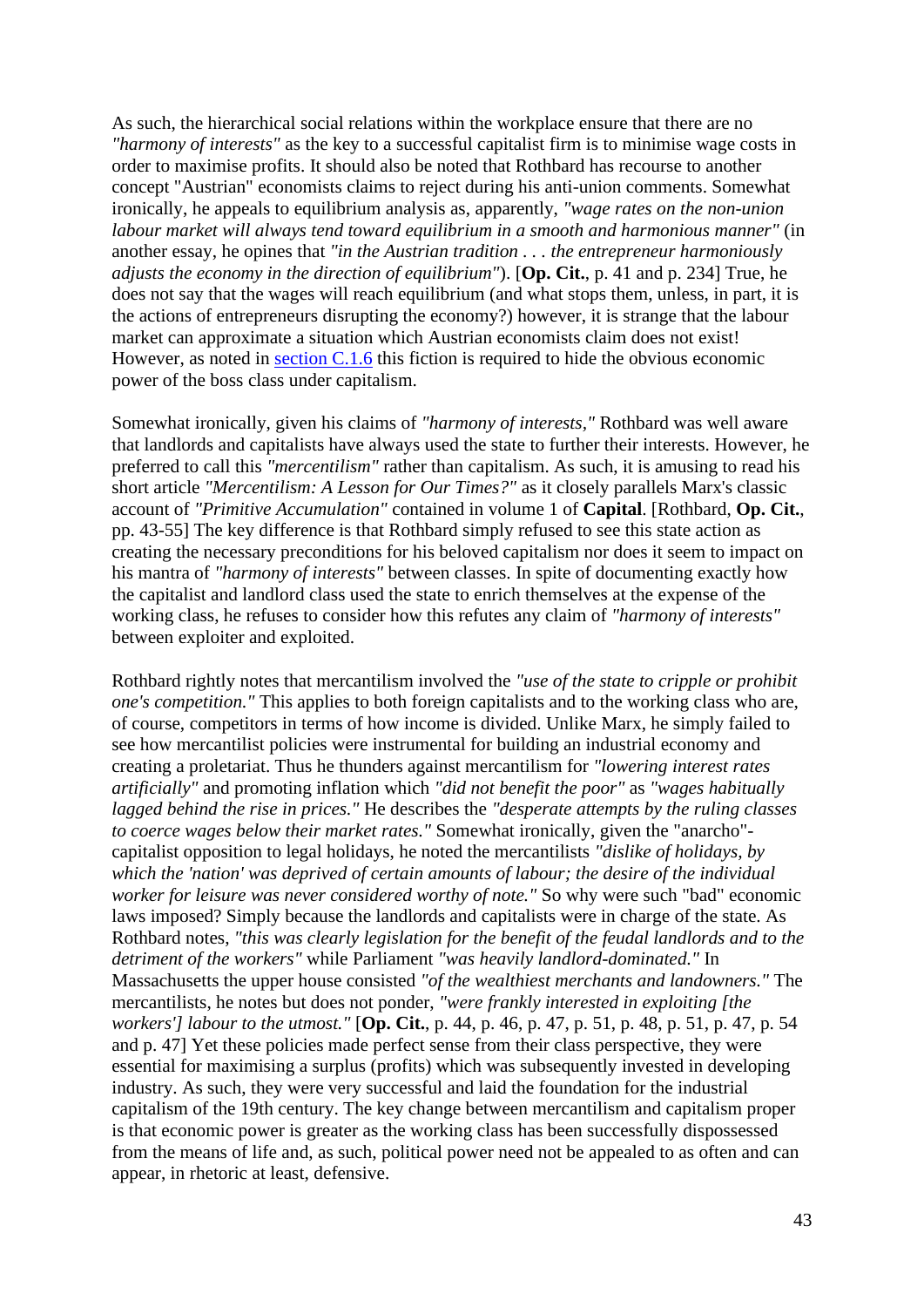As such, the hierarchical social relations within the workplace ensure that there are no *"harmony of interests"* as the key to a successful capitalist firm is to minimise wage costs in order to maximise profits. It should also be noted that Rothbard has recourse to another concept "Austrian" economists claims to reject during his anti-union comments. Somewhat ironically, he appeals to equilibrium analysis as, apparently, *"wage rates on the non-union labour market will always tend toward equilibrium in a smooth and harmonious manner"* (in another essay, he opines that *"in the Austrian tradition . . . the entrepreneur harmoniously adjusts the economy in the direction of equilibrium"*). [**Op. Cit.**, p. 41 and p. 234] True, he does not say that the wages will reach equilibrium (and what stops them, unless, in part, it is the actions of entrepreneurs disrupting the economy?) however, it is strange that the labour market can approximate a situation which Austrian economists claim does not exist! However, as noted in [section C.1.6](#) this fiction is required to hide the obvious economic power of the boss class under capitalism.

Somewhat ironically, given his claims of *"harmony of interests,"* Rothbard was well aware that landlords and capitalists have always used the state to further their interests. However, he preferred to call this *"mercentilism"* rather than capitalism. As such, it is amusing to read his short article *"Mercentilism: A Lesson for Our Times?"* as it closely parallels Marx's classic account of *"Primitive Accumulation"* contained in volume 1 of **Capital**. [Rothbard, **Op. Cit.**, pp. 43-55] The key difference is that Rothbard simply refused to see this state action as creating the necessary preconditions for his beloved capitalism nor does it seem to impact on his mantra of *"harmony of interests"* between classes. In spite of documenting exactly how the capitalist and landlord class used the state to enrich themselves at the expense of the working class, he refuses to consider how this refutes any claim of *"harmony of interests"* between exploiter and exploited.

Rothbard rightly notes that mercantilism involved the *"use of the state to cripple or prohibit one's competition."* This applies to both foreign capitalists and to the working class who are, of course, competitors in terms of how income is divided. Unlike Marx, he simply failed to see how mercantilist policies were instrumental for building an industrial economy and creating a proletariat. Thus he thunders against mercantilism for *"lowering interest rates artificially"* and promoting inflation which *"did not benefit the poor"* as *"wages habitually lagged behind the rise in prices."* He describes the *"desperate attempts by the ruling classes to coerce wages below their market rates."* Somewhat ironically, given the "anarcho"-capitalist opposition to legal holidays, he noted the mercantilists *"dislike of holidays, by which the 'nation' was deprived of certain amounts of labour; the desire of the individual worker for leisure was never considered worthy of note."* So why were such "bad" economic laws imposed? Simply because the landlords and capitalists were in charge of the state. As Rothbard notes, *"this was clearly legislation for the benefit of the feudal landlords and to the detriment of the workers"* while Parliament *"was heavily landlord-dominated."* In Massachusetts the upper house consisted *"of the wealthiest merchants and landowners."* The mercantilists, he notes but does not ponder, *"were frankly interested in exploiting [the workers'] labour to the utmost."* [**Op. Cit.**, p. 44, p. 46, p. 47, p. 51, p. 48, p. 51, p. 47, p. 54 and p. 47] Yet these policies made perfect sense from their class perspective, they were essential for maximising a surplus (profits) which was subsequently invested in developing industry. As such, they were very successful and laid the foundation for the industrial capitalism of the 19th century. The key change between mercantilism and capitalism proper is that economic power is greater as the working class has been successfully dispossessed from the means of life and, as such, political power need not be appealed to as often and can appear, in rhetoric at least, defensive.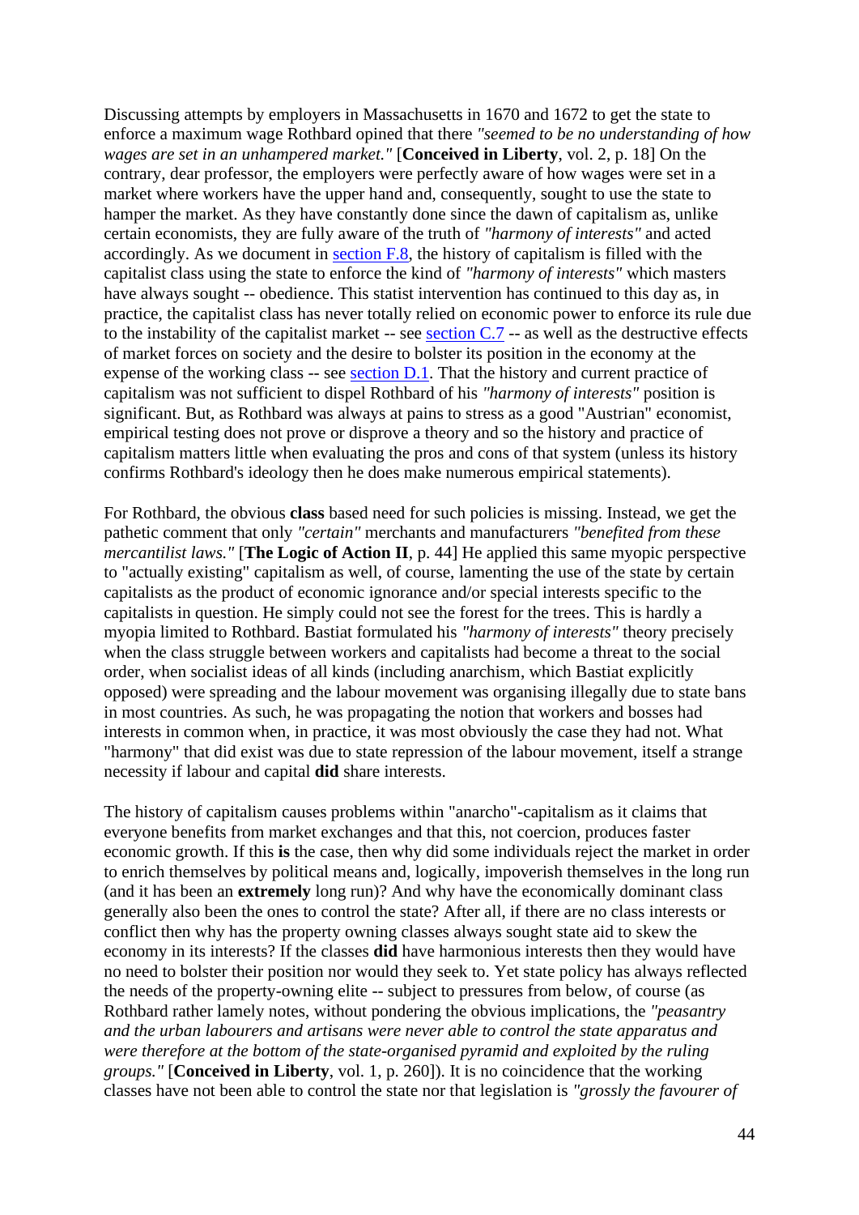Discussing attempts by employers in Massachusetts in 1670 and 1672 to get the state to enforce a maximum wage Rothbard opined that there *"seemed to be no understanding of how wages are set in an unhampered market."* [**Conceived in Liberty**, vol. 2, p. 18] On the contrary, dear professor, the employers were perfectly aware of how wages were set in a market where workers have the upper hand and, consequently, sought to use the state to hamper the market. As they have constantly done since the dawn of capitalism as, unlike certain economists, they are fully aware of the truth of *"harmony of interests"* and acted accordingly. As we document in section F.8, the history of capitalism is filled with the capitalist class using the state to enforce the kind of *"harmony of interests"* which masters have always sought -- obedience. This statist intervention has continued to this day as, in practice, the capitalist class has never totally relied on economic power to enforce its rule due to the instability of the capitalist market -- see section C.7 -- as well as the destructive effects of market forces on society and the desire to bolster its position in the economy at the expense of the working class -- see section D.1. That the history and current practice of capitalism was not sufficient to dispel Rothbard of his *"harmony of interests"* position is significant. But, as Rothbard was always at pains to stress as a good "Austrian" economist, empirical testing does not prove or disprove a theory and so the history and practice of capitalism matters little when evaluating the pros and cons of that system (unless its history confirms Rothbard's ideology then he does make numerous empirical statements).

For Rothbard, the obvious **class** based need for such policies is missing. Instead, we get the pathetic comment that only *"certain"* merchants and manufacturers *"benefited from these mercantilist laws."* [**The Logic of Action II**, p. 44] He applied this same myopic perspective to "actually existing" capitalism as well, of course, lamenting the use of the state by certain capitalists as the product of economic ignorance and/or special interests specific to the capitalists in question. He simply could not see the forest for the trees. This is hardly a myopia limited to Rothbard. Bastiat formulated his *"harmony of interests"* theory precisely when the class struggle between workers and capitalists had become a threat to the social order, when socialist ideas of all kinds (including anarchism, which Bastiat explicitly opposed) were spreading and the labour movement was organising illegally due to state bans in most countries. As such, he was propagating the notion that workers and bosses had interests in common when, in practice, it was most obviously the case they had not. What "harmony" that did exist was due to state repression of the labour movement, itself a strange necessity if labour and capital **did** share interests.

The history of capitalism causes problems within "anarcho"-capitalism as it claims that everyone benefits from market exchanges and that this, not coercion, produces faster economic growth. If this **is** the case, then why did some individuals reject the market in order to enrich themselves by political means and, logically, impoverish themselves in the long run (and it has been an **extremely** long run)? And why have the economically dominant class generally also been the ones to control the state? After all, if there are no class interests or conflict then why has the property owning classes always sought state aid to skew the economy in its interests? If the classes **did** have harmonious interests then they would have no need to bolster their position nor would they seek to. Yet state policy has always reflected the needs of the property-owning elite -- subject to pressures from below, of course (as Rothbard rather lamely notes, without pondering the obvious implications, the *"peasantry and the urban labourers and artisans were never able to control the state apparatus and were therefore at the bottom of the state-organised pyramid and exploited by the ruling groups."* [**Conceived in Liberty**, vol. 1, p. 260]). It is no coincidence that the working classes have not been able to control the state nor that legislation is *"grossly the favourer of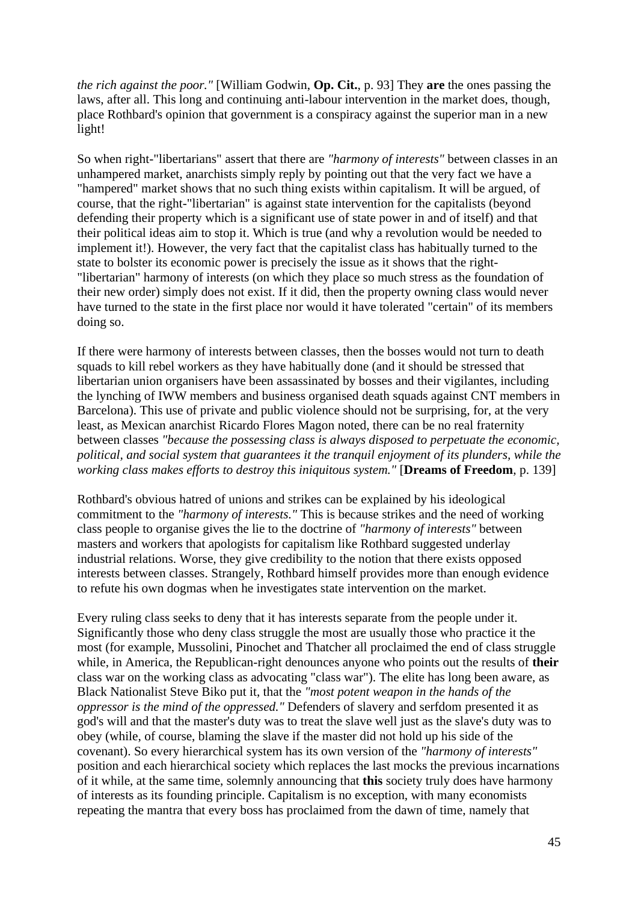*the rich against the poor."* [William Godwin, **Op. Cit.**, p. 93] They **are** the ones passing the laws, after all. This long and continuing anti-labour intervention in the market does, though, place Rothbard's opinion that government is a conspiracy against the superior man in a new light!

So when right-"libertarians" assert that there are *"harmony of interests"* between classes in an unhampered market, anarchists simply reply by pointing out that the very fact we have a "hampered" market shows that no such thing exists within capitalism. It will be argued, of course, that the right-"libertarian" is against state intervention for the capitalists (beyond defending their property which is a significant use of state power in and of itself) and that their political ideas aim to stop it. Which is true (and why a revolution would be needed to implement it!). However, the very fact that the capitalist class has habitually turned to the state to bolster its economic power is precisely the issue as it shows that the right-"libertarian" harmony of interests (on which they place so much stress as the foundation of their new order) simply does not exist. If it did, then the property owning class would never have turned to the state in the first place nor would it have tolerated "certain" of its members doing so.

If there were harmony of interests between classes, then the bosses would not turn to death squads to kill rebel workers as they have habitually done (and it should be stressed that libertarian union organisers have been assassinated by bosses and their vigilantes, including the lynching of IWW members and business organised death squads against CNT members in Barcelona). This use of private and public violence should not be surprising, for, at the very least, as Mexican anarchist Ricardo Flores Magon noted, there can be no real fraternity between classes *"because the possessing class is always disposed to perpetuate the economic, political, and social system that guarantees it the tranquil enjoyment of its plunders, while the working class makes efforts to destroy this iniquitous system."* [**Dreams of Freedom**, p. 139]

Rothbard's obvious hatred of unions and strikes can be explained by his ideological commitment to the *"harmony of interests."* This is because strikes and the need of working class people to organise gives the lie to the doctrine of *"harmony of interests"* between masters and workers that apologists for capitalism like Rothbard suggested underlay industrial relations. Worse, they give credibility to the notion that there exists opposed interests between classes. Strangely, Rothbard himself provides more than enough evidence to refute his own dogmas when he investigates state intervention on the market.

Every ruling class seeks to deny that it has interests separate from the people under it. Significantly those who deny class struggle the most are usually those who practice it the most (for example, Mussolini, Pinochet and Thatcher all proclaimed the end of class struggle while, in America, the Republican-right denounces anyone who points out the results of **their** class war on the working class as advocating "class war"). The elite has long been aware, as Black Nationalist Steve Biko put it, that the *"most potent weapon in the hands of the oppressor is the mind of the oppressed."* Defenders of slavery and serfdom presented it as god's will and that the master's duty was to treat the slave well just as the slave's duty was to obey (while, of course, blaming the slave if the master did not hold up his side of the covenant). So every hierarchical system has its own version of the *"harmony of interests"* position and each hierarchical society which replaces the last mocks the previous incarnations of it while, at the same time, solemnly announcing that **this** society truly does have harmony of interests as its founding principle. Capitalism is no exception, with many economists repeating the mantra that every boss has proclaimed from the dawn of time, namely that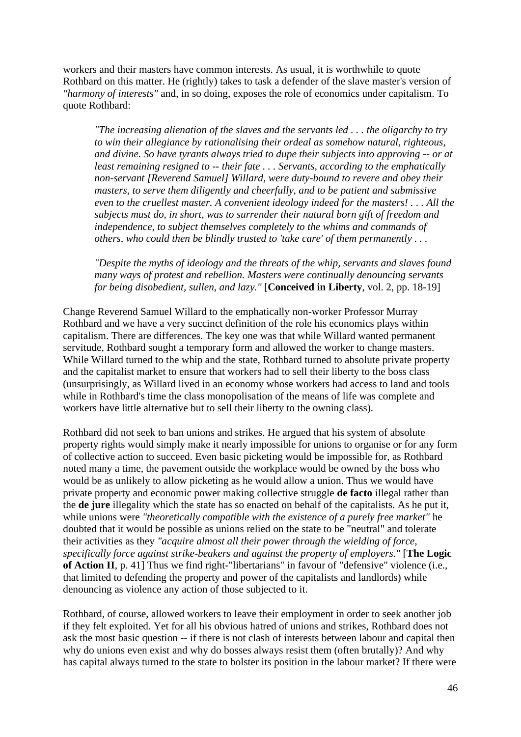workers and their masters have common interests. As usual, it is worthwhile to quote Rothbard on this matter. He (rightly) takes to task a defender of the slave master's version of *"harmony of interests"* and, in so doing, exposes the role of economics under capitalism. To quote Rothbard:

> *"The increasing alienation of the slaves and the servants led . . . the oligarchy to try to win their allegiance by rationalising their ordeal as somehow natural, righteous, and divine. So have tyrants always tried to dupe their subjects into approving -- or at least remaining resigned to -- their fate . . . Servants, according to the emphatically non-servant [Reverend Samuel] Willard, were duty-bound to revere and obey their masters, to serve them diligently and cheerfully, and to be patient and submissive even to the cruellest master. A convenient ideology indeed for the masters! . . . All the subjects must do, in short, was to surrender their natural born gift of freedom and independence, to subject themselves completely to the whims and commands of others, who could then be blindly trusted to 'take care' of them permanently . . .*
>
> *"Despite the myths of ideology and the threats of the whip, servants and slaves found many ways of protest and rebellion. Masters were continually denouncing servants for being disobedient, sullen, and lazy."* [**Conceived in Liberty**, vol. 2, pp. 18-19]

Change Reverend Samuel Willard to the emphatically non-worker Professor Murray Rothbard and we have a very succinct definition of the role his economics plays within capitalism. There are differences. The key one was that while Willard wanted permanent servitude, Rothbard sought a temporary form and allowed the worker to change masters. While Willard turned to the whip and the state, Rothbard turned to absolute private property and the capitalist market to ensure that workers had to sell their liberty to the boss class (unsurprisingly, as Willard lived in an economy whose workers had access to land and tools while in Rothbard's time the class monopolisation of the means of life was complete and workers have little alternative but to sell their liberty to the owning class).

Rothbard did not seek to ban unions and strikes. He argued that his system of absolute property rights would simply make it nearly impossible for unions to organise or for any form of collective action to succeed. Even basic picketing would be impossible for, as Rothbard noted many a time, the pavement outside the workplace would be owned by the boss who would be as unlikely to allow picketing as he would allow a union. Thus we would have private property and economic power making collective struggle **de facto** illegal rather than the **de jure** illegality which the state has so enacted on behalf of the capitalists. As he put it, while unions were *"theoretically compatible with the existence of a purely free market"* he doubted that it would be possible as unions relied on the state to be "neutral" and tolerate their activities as they *"acquire almost all their power through the wielding of force, specifically force against strike-beakers and against the property of employers."* [**The Logic of Action II**, p. 41] Thus we find right-"libertarians" in favour of "defensive" violence (i.e., that limited to defending the property and power of the capitalists and landlords) while denouncing as violence any action of those subjected to it.

Rothbard, of course, allowed workers to leave their employment in order to seek another job if they felt exploited. Yet for all his obvious hatred of unions and strikes, Rothbard does not ask the most basic question -- if there is not clash of interests between labour and capital then why do unions even exist and why do bosses always resist them (often brutally)? And why has capital always turned to the state to bolster its position in the labour market? If there were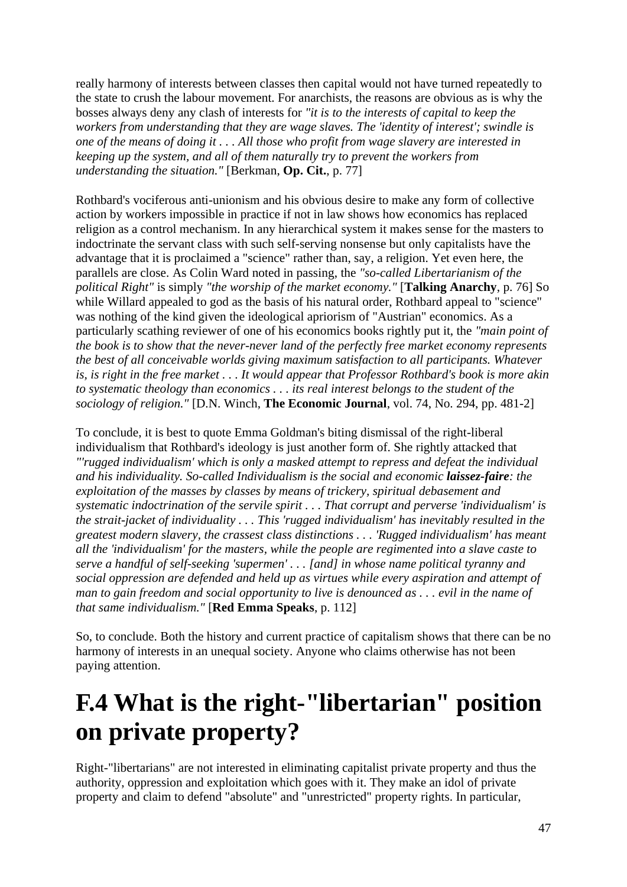really harmony of interests between classes then capital would not have turned repeatedly to the state to crush the labour movement. For anarchists, the reasons are obvious as is why the bosses always deny any clash of interests for *"it is to the interests of capital to keep the workers from understanding that they are wage slaves. The 'identity of interest'; swindle is one of the means of doing it . . . All those who profit from wage slavery are interested in keeping up the system, and all of them naturally try to prevent the workers from understanding the situation."* [Berkman, **Op. Cit.**, p. 77]

Rothbard's vociferous anti-unionism and his obvious desire to make any form of collective action by workers impossible in practice if not in law shows how economics has replaced religion as a control mechanism. In any hierarchical system it makes sense for the masters to indoctrinate the servant class with such self-serving nonsense but only capitalists have the advantage that it is proclaimed a "science" rather than, say, a religion. Yet even here, the parallels are close. As Colin Ward noted in passing, the *"so-called Libertarianism of the political Right"* is simply *"the worship of the market economy."* [**Talking Anarchy**, p. 76] So while Willard appealed to god as the basis of his natural order, Rothbard appeal to "science" was nothing of the kind given the ideological apriorism of "Austrian" economics. As a particularly scathing reviewer of one of his economics books rightly put it, the *"main point of the book is to show that the never-never land of the perfectly free market economy represents the best of all conceivable worlds giving maximum satisfaction to all participants. Whatever is, is right in the free market . . . It would appear that Professor Rothbard's book is more akin to systematic theology than economics . . . its real interest belongs to the student of the sociology of religion."* [D.N. Winch, **The Economic Journal**, vol. 74, No. 294, pp. 481-2]

To conclude, it is best to quote Emma Goldman's biting dismissal of the right-liberal individualism that Rothbard's ideology is just another form of. She rightly attacked that *"'rugged individualism' which is only a masked attempt to repress and defeat the individual and his individuality. So-called Individualism is the social and economic **laissez-faire**: the exploitation of the masses by classes by means of trickery, spiritual debasement and systematic indoctrination of the servile spirit . . . That corrupt and perverse 'individualism' is the strait-jacket of individuality . . . This 'rugged individualism' has inevitably resulted in the greatest modern slavery, the crassest class distinctions . . . 'Rugged individualism' has meant all the 'individualism' for the masters, while the people are regimented into a slave caste to serve a handful of self-seeking 'supermen' . . . [and] in whose name political tyranny and social oppression are defended and held up as virtues while every aspiration and attempt of man to gain freedom and social opportunity to live is denounced as . . . evil in the name of that same individualism."* [**Red Emma Speaks**, p. 112]

So, to conclude. Both the history and current practice of capitalism shows that there can be no harmony of interests in an unequal society. Anyone who claims otherwise has not been paying attention.

# F.4 What is the right-"libertarian" position on private property?

Right-"libertarians" are not interested in eliminating capitalist private property and thus the authority, oppression and exploitation which goes with it. They make an idol of private property and claim to defend "absolute" and "unrestricted" property rights. In particular,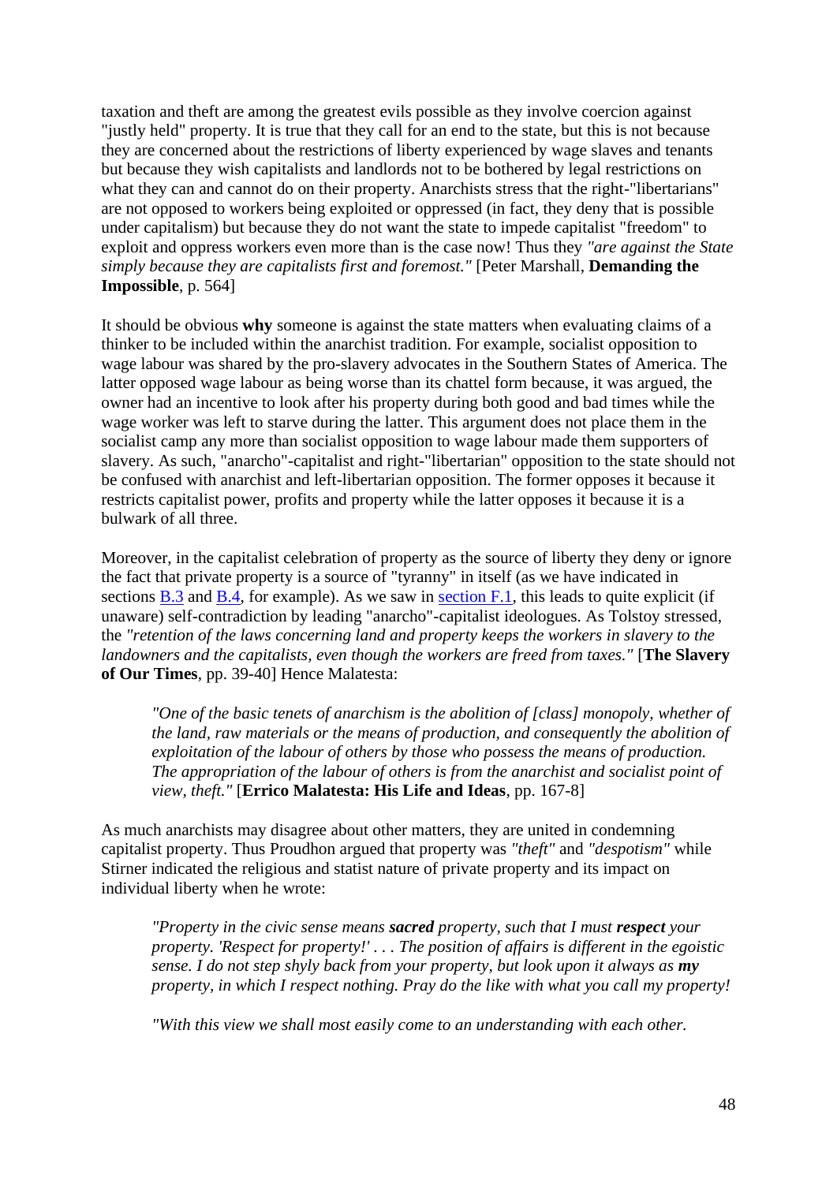taxation and theft are among the greatest evils possible as they involve coercion against "justly held" property. It is true that they call for an end to the state, but this is not because they are concerned about the restrictions of liberty experienced by wage slaves and tenants but because they wish capitalists and landlords not to be bothered by legal restrictions on what they can and cannot do on their property. Anarchists stress that the right-"libertarians" are not opposed to workers being exploited or oppressed (in fact, they deny that is possible under capitalism) but because they do not want the state to impede capitalist "freedom" to exploit and oppress workers even more than is the case now! Thus they *"are against the State simply because they are capitalists first and foremost."* [Peter Marshall, **Demanding the Impossible**, p. 564]

It should be obvious **why** someone is against the state matters when evaluating claims of a thinker to be included within the anarchist tradition. For example, socialist opposition to wage labour was shared by the pro-slavery advocates in the Southern States of America. The latter opposed wage labour as being worse than its chattel form because, it was argued, the owner had an incentive to look after his property during both good and bad times while the wage worker was left to starve during the latter. This argument does not place them in the socialist camp any more than socialist opposition to wage labour made them supporters of slavery. As such, "anarcho"-capitalist and right-"libertarian" opposition to the state should not be confused with anarchist and left-libertarian opposition. The former opposes it because it restricts capitalist power, profits and property while the latter opposes it because it is a bulwark of all three.

Moreover, in the capitalist celebration of property as the source of liberty they deny or ignore the fact that private property is a source of "tyranny" in itself (as we have indicated in sections B.3 and B.4, for example). As we saw in section F.1, this leads to quite explicit (if unaware) self-contradiction by leading "anarcho"-capitalist ideologues. As Tolstoy stressed, the *"retention of the laws concerning land and property keeps the workers in slavery to the landowners and the capitalists, even though the workers are freed from taxes."* [**The Slavery of Our Times**, pp. 39-40] Hence Malatesta:

> *"One of the basic tenets of anarchism is the abolition of [class] monopoly, whether of the land, raw materials or the means of production, and consequently the abolition of exploitation of the labour of others by those who possess the means of production. The appropriation of the labour of others is from the anarchist and socialist point of view, theft."* [**Errico Malatesta: His Life and Ideas**, pp. 167-8]

As much anarchists may disagree about other matters, they are united in condemning capitalist property. Thus Proudhon argued that property was *"theft"* and *"despotism"* while Stirner indicated the religious and statist nature of private property and its impact on individual liberty when he wrote:

> *"Property in the civic sense means **sacred** property, such that I must **respect** your property. 'Respect for property!' . . . The position of affairs is different in the egoistic sense. I do not step shyly back from your property, but look upon it always as **my** property, in which I respect nothing. Pray do the like with what you call my property!*
>
> *"With this view we shall most easily come to an understanding with each other.*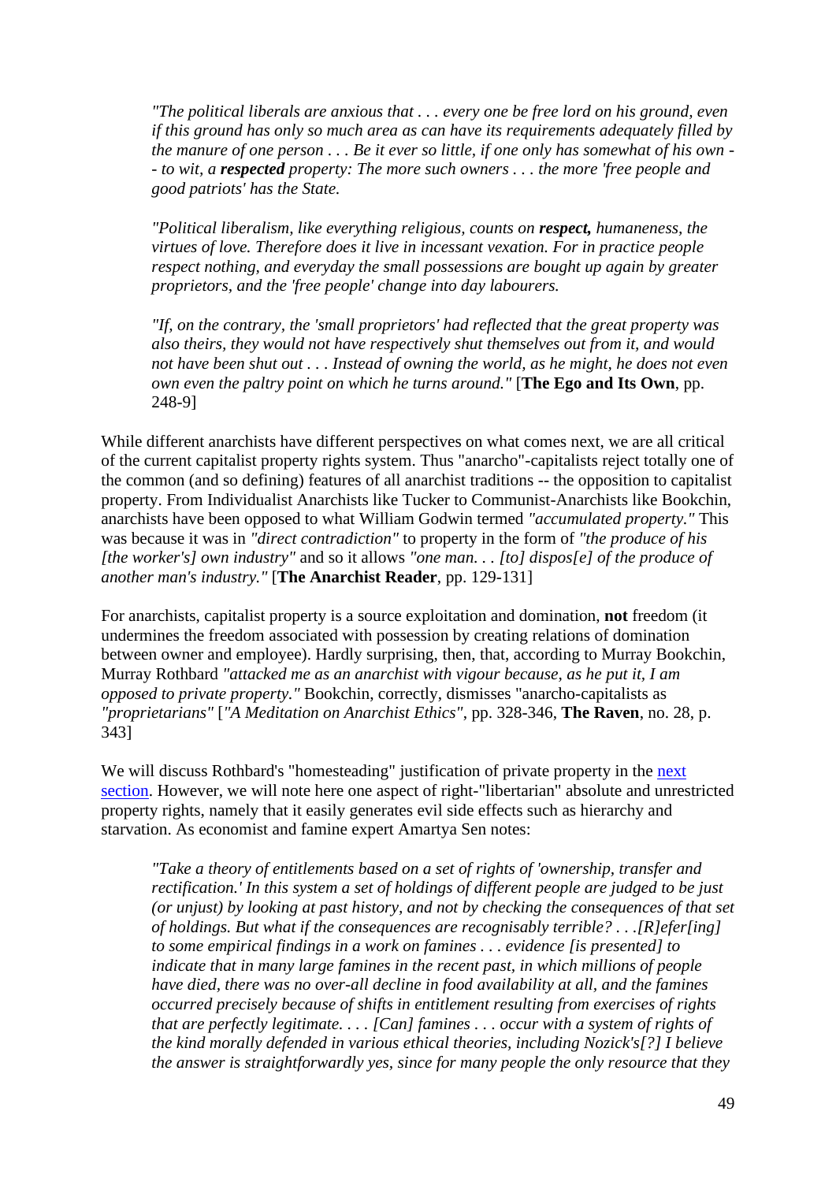> *"The political liberals are anxious that . . . every one be free lord on his ground, even if this ground has only so much area as can have its requirements adequately filled by the manure of one person . . . Be it ever so little, if one only has somewhat of his own -- to wit, a **respected** property: The more such owners . . . the more 'free people and good patriots' has the State.*
>
> *"Political liberalism, like everything religious, counts on **respect,** humaneness, the virtues of love. Therefore does it live in incessant vexation. For in practice people respect nothing, and everyday the small possessions are bought up again by greater proprietors, and the 'free people' change into day labourers.*
>
> *"If, on the contrary, the 'small proprietors' had reflected that the great property was also theirs, they would not have respectively shut themselves out from it, and would not have been shut out . . . Instead of owning the world, as he might, he does not even own even the paltry point on which he turns around."* [**The Ego and Its Own**, pp. 248-9]

While different anarchists have different perspectives on what comes next, we are all critical of the current capitalist property rights system. Thus "anarcho"-capitalists reject totally one of the common (and so defining) features of all anarchist traditions -- the opposition to capitalist property. From Individualist Anarchists like Tucker to Communist-Anarchists like Bookchin, anarchists have been opposed to what William Godwin termed *"accumulated property."* This was because it was in *"direct contradiction"* to property in the form of *"the produce of his [the worker's] own industry"* and so it allows *"one man. . . [to] dispos[e] of the produce of another man's industry."* [**The Anarchist Reader**, pp. 129-131]

For anarchists, capitalist property is a source exploitation and domination, **not** freedom (it undermines the freedom associated with possession by creating relations of domination between owner and employee). Hardly surprising, then, that, according to Murray Bookchin, Murray Rothbard *"attacked me as an anarchist with vigour because, as he put it, I am opposed to private property."* Bookchin, correctly, dismisses "anarcho-capitalists as *"proprietarians"* [*"A Meditation on Anarchist Ethics"*, pp. 328-346, **The Raven**, no. 28, p. 343]

We will discuss Rothbard's "homesteading" justification of private property in the next section. However, we will note here one aspect of right-"libertarian" absolute and unrestricted property rights, namely that it easily generates evil side effects such as hierarchy and starvation. As economist and famine expert Amartya Sen notes:

> *"Take a theory of entitlements based on a set of rights of 'ownership, transfer and rectification.' In this system a set of holdings of different people are judged to be just (or unjust) by looking at past history, and not by checking the consequences of that set of holdings. But what if the consequences are recognisably terrible? . . .[R]efer[ing] to some empirical findings in a work on famines . . . evidence [is presented] to indicate that in many large famines in the recent past, in which millions of people have died, there was no over-all decline in food availability at all, and the famines occurred precisely because of shifts in entitlement resulting from exercises of rights that are perfectly legitimate. . . . [Can] famines . . . occur with a system of rights of the kind morally defended in various ethical theories, including Nozick's[?] I believe the answer is straightforwardly yes, since for many people the only resource that they*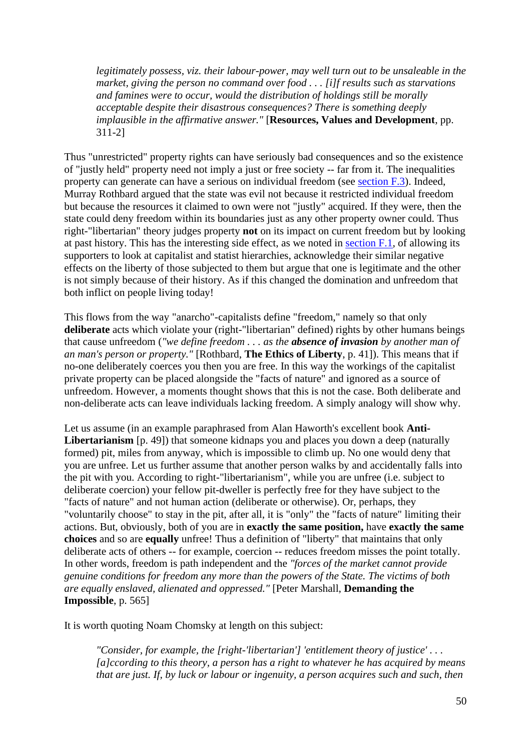> *legitimately possess, viz. their labour-power, may well turn out to be unsaleable in the market, giving the person no command over food . . . [i]f results such as starvations and famines were to occur, would the distribution of holdings still be morally acceptable despite their disastrous consequences? There is something deeply implausible in the affirmative answer."* [**Resources, Values and Development**, pp. 311-2]

Thus "unrestricted" property rights can have seriously bad consequences and so the existence of "justly held" property need not imply a just or free society -- far from it. The inequalities property can generate can have a serious on individual freedom (see section F.3). Indeed, Murray Rothbard argued that the state was evil not because it restricted individual freedom but because the resources it claimed to own were not "justly" acquired. If they were, then the state could deny freedom within its boundaries just as any other property owner could. Thus right-"libertarian" theory judges property **not** on its impact on current freedom but by looking at past history. This has the interesting side effect, as we noted in section F.1, of allowing its supporters to look at capitalist and statist hierarchies, acknowledge their similar negative effects on the liberty of those subjected to them but argue that one is legitimate and the other is not simply because of their history. As if this changed the domination and unfreedom that both inflict on people living today!

This flows from the way "anarcho"-capitalists define "freedom," namely so that only **deliberate** acts which violate your (right-"libertarian" defined) rights by other humans beings that cause unfreedom (*"we define freedom . . . as the **absence of invasion** by another man of an man's person or property."* [Rothbard, **The Ethics of Liberty**, p. 41]). This means that if no-one deliberately coerces you then you are free. In this way the workings of the capitalist private property can be placed alongside the "facts of nature" and ignored as a source of unfreedom. However, a moments thought shows that this is not the case. Both deliberate and non-deliberate acts can leave individuals lacking freedom. A simply analogy will show why.

Let us assume (in an example paraphrased from Alan Haworth's excellent book **Anti-Libertarianism** [p. 49]) that someone kidnaps you and places you down a deep (naturally formed) pit, miles from anyway, which is impossible to climb up. No one would deny that you are unfree. Let us further assume that another person walks by and accidentally falls into the pit with you. According to right-"libertarianism", while you are unfree (i.e. subject to deliberate coercion) your fellow pit-dweller is perfectly free for they have subject to the "facts of nature" and not human action (deliberate or otherwise). Or, perhaps, they "voluntarily choose" to stay in the pit, after all, it is "only" the "facts of nature" limiting their actions. But, obviously, both of you are in **exactly the same position,** have **exactly the same choices** and so are **equally** unfree! Thus a definition of "liberty" that maintains that only deliberate acts of others -- for example, coercion -- reduces freedom misses the point totally. In other words, freedom is path independent and the *"forces of the market cannot provide genuine conditions for freedom any more than the powers of the State. The victims of both are equally enslaved, alienated and oppressed."* [Peter Marshall, **Demanding the Impossible**, p. 565]

It is worth quoting Noam Chomsky at length on this subject:

> *"Consider, for example, the [right-'libertarian'] 'entitlement theory of justice' . . . [a]ccording to this theory, a person has a right to whatever he has acquired by means that are just. If, by luck or labour or ingenuity, a person acquires such and such, then*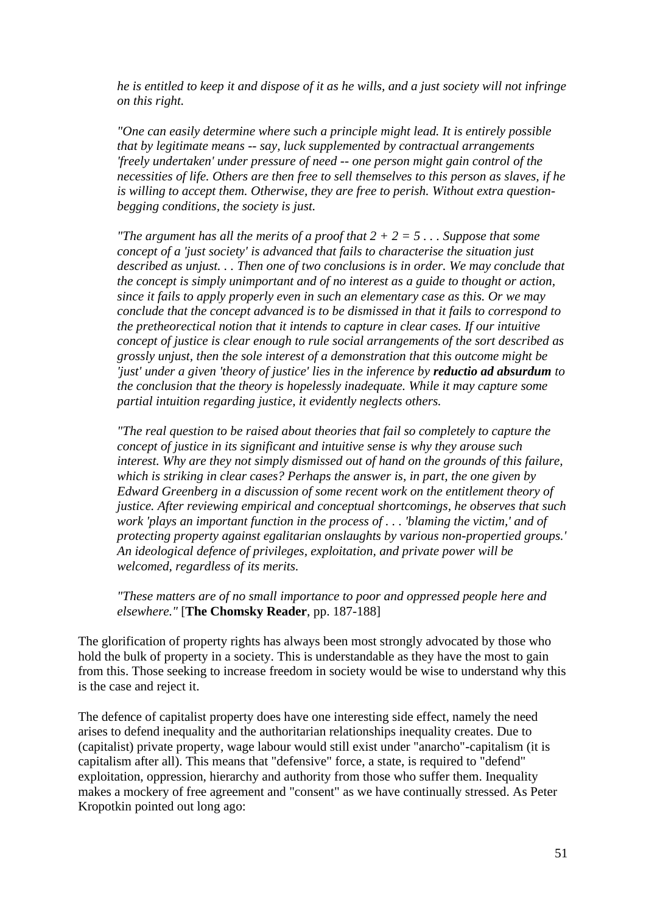> *he is entitled to keep it and dispose of it as he wills, and a just society will not infringe on this right.*
>
> *"One can easily determine where such a principle might lead. It is entirely possible that by legitimate means -- say, luck supplemented by contractual arrangements 'freely undertaken' under pressure of need -- one person might gain control of the necessities of life. Others are then free to sell themselves to this person as slaves, if he is willing to accept them. Otherwise, they are free to perish. Without extra question-begging conditions, the society is just.*
>
> *"The argument has all the merits of a proof that 2 + 2 = 5 . . . Suppose that some concept of a 'just society' is advanced that fails to characterise the situation just described as unjust. . . Then one of two conclusions is in order. We may conclude that the concept is simply unimportant and of no interest as a guide to thought or action, since it fails to apply properly even in such an elementary case as this. Or we may conclude that the concept advanced is to be dismissed in that it fails to correspond to the pretheorectical notion that it intends to capture in clear cases. If our intuitive concept of justice is clear enough to rule social arrangements of the sort described as grossly unjust, then the sole interest of a demonstration that this outcome might be 'just' under a given 'theory of justice' lies in the inference by* ***reductio ad absurdum*** *to the conclusion that the theory is hopelessly inadequate. While it may capture some partial intuition regarding justice, it evidently neglects others.*
>
> *"The real question to be raised about theories that fail so completely to capture the concept of justice in its significant and intuitive sense is why they arouse such interest. Why are they not simply dismissed out of hand on the grounds of this failure, which is striking in clear cases? Perhaps the answer is, in part, the one given by Edward Greenberg in a discussion of some recent work on the entitlement theory of justice. After reviewing empirical and conceptual shortcomings, he observes that such work 'plays an important function in the process of . . . 'blaming the victim,' and of protecting property against egalitarian onslaughts by various non-propertied groups.' An ideological defence of privileges, exploitation, and private power will be welcomed, regardless of its merits.*
>
> *"These matters are of no small importance to poor and oppressed people here and elsewhere."* [**The Chomsky Reader**, pp. 187-188]

The glorification of property rights has always been most strongly advocated by those who hold the bulk of property in a society. This is understandable as they have the most to gain from this. Those seeking to increase freedom in society would be wise to understand why this is the case and reject it.

The defence of capitalist property does have one interesting side effect, namely the need arises to defend inequality and the authoritarian relationships inequality creates. Due to (capitalist) private property, wage labour would still exist under "anarcho"-capitalism (it is capitalism after all). This means that "defensive" force, a state, is required to "defend" exploitation, oppression, hierarchy and authority from those who suffer them. Inequality makes a mockery of free agreement and "consent" as we have continually stressed. As Peter Kropotkin pointed out long ago: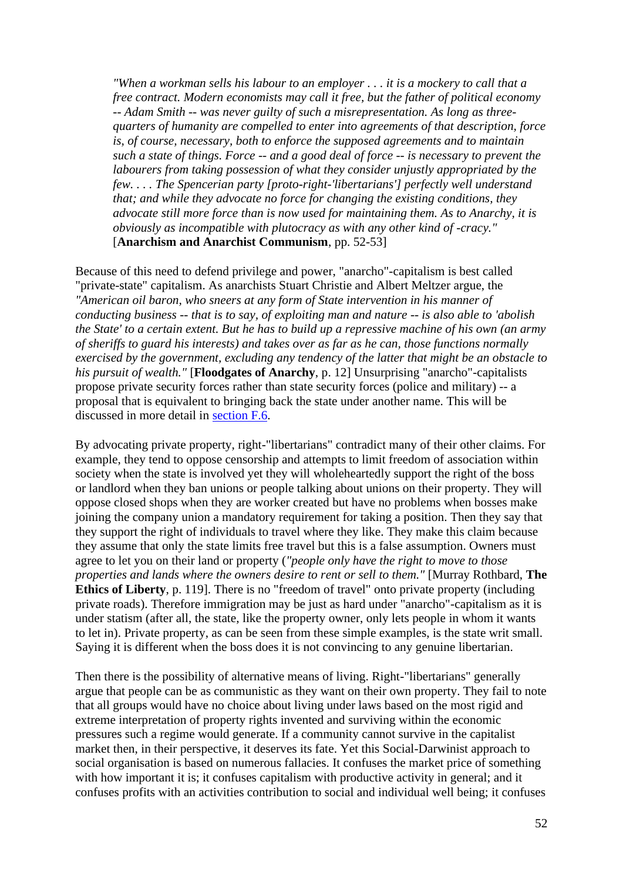> *"When a workman sells his labour to an employer . . . it is a mockery to call that a free contract. Modern economists may call it free, but the father of political economy -- Adam Smith -- was never guilty of such a misrepresentation. As long as three-quarters of humanity are compelled to enter into agreements of that description, force is, of course, necessary, both to enforce the supposed agreements and to maintain such a state of things. Force -- and a good deal of force -- is necessary to prevent the labourers from taking possession of what they consider unjustly appropriated by the few. . . . The Spencerian party [proto-right-'libertarians'] perfectly well understand that; and while they advocate no force for changing the existing conditions, they advocate still more force than is now used for maintaining them. As to Anarchy, it is obviously as incompatible with plutocracy as with any other kind of -cracy."* [**Anarchism and Anarchist Communism**, pp. 52-53]

Because of this need to defend privilege and power, "anarcho"-capitalism is best called "private-state" capitalism. As anarchists Stuart Christie and Albert Meltzer argue, the *"American oil baron, who sneers at any form of State intervention in his manner of conducting business -- that is to say, of exploiting man and nature -- is also able to 'abolish the State' to a certain extent. But he has to build up a repressive machine of his own (an army of sheriffs to guard his interests) and takes over as far as he can, those functions normally exercised by the government, excluding any tendency of the latter that might be an obstacle to his pursuit of wealth."* [**Floodgates of Anarchy**, p. 12] Unsurprising "anarcho"-capitalists propose private security forces rather than state security forces (police and military) -- a proposal that is equivalent to bringing back the state under another name. This will be discussed in more detail in section F.6.

By advocating private property, right-"libertarians" contradict many of their other claims. For example, they tend to oppose censorship and attempts to limit freedom of association within society when the state is involved yet they will wholeheartedly support the right of the boss or landlord when they ban unions or people talking about unions on their property. They will oppose closed shops when they are worker created but have no problems when bosses make joining the company union a mandatory requirement for taking a position. Then they say that they support the right of individuals to travel where they like. They make this claim because they assume that only the state limits free travel but this is a false assumption. Owners must agree to let you on their land or property (*"people only have the right to move to those properties and lands where the owners desire to rent or sell to them."* [Murray Rothbard, **The Ethics of Liberty**, p. 119]. There is no "freedom of travel" onto private property (including private roads). Therefore immigration may be just as hard under "anarcho"-capitalism as it is under statism (after all, the state, like the property owner, only lets people in whom it wants to let in). Private property, as can be seen from these simple examples, is the state writ small. Saying it is different when the boss does it is not convincing to any genuine libertarian.

Then there is the possibility of alternative means of living. Right-"libertarians" generally argue that people can be as communistic as they want on their own property. They fail to note that all groups would have no choice about living under laws based on the most rigid and extreme interpretation of property rights invented and surviving within the economic pressures such a regime would generate. If a community cannot survive in the capitalist market then, in their perspective, it deserves its fate. Yet this Social-Darwinist approach to social organisation is based on numerous fallacies. It confuses the market price of something with how important it is; it confuses capitalism with productive activity in general; and it confuses profits with an activities contribution to social and individual well being; it confuses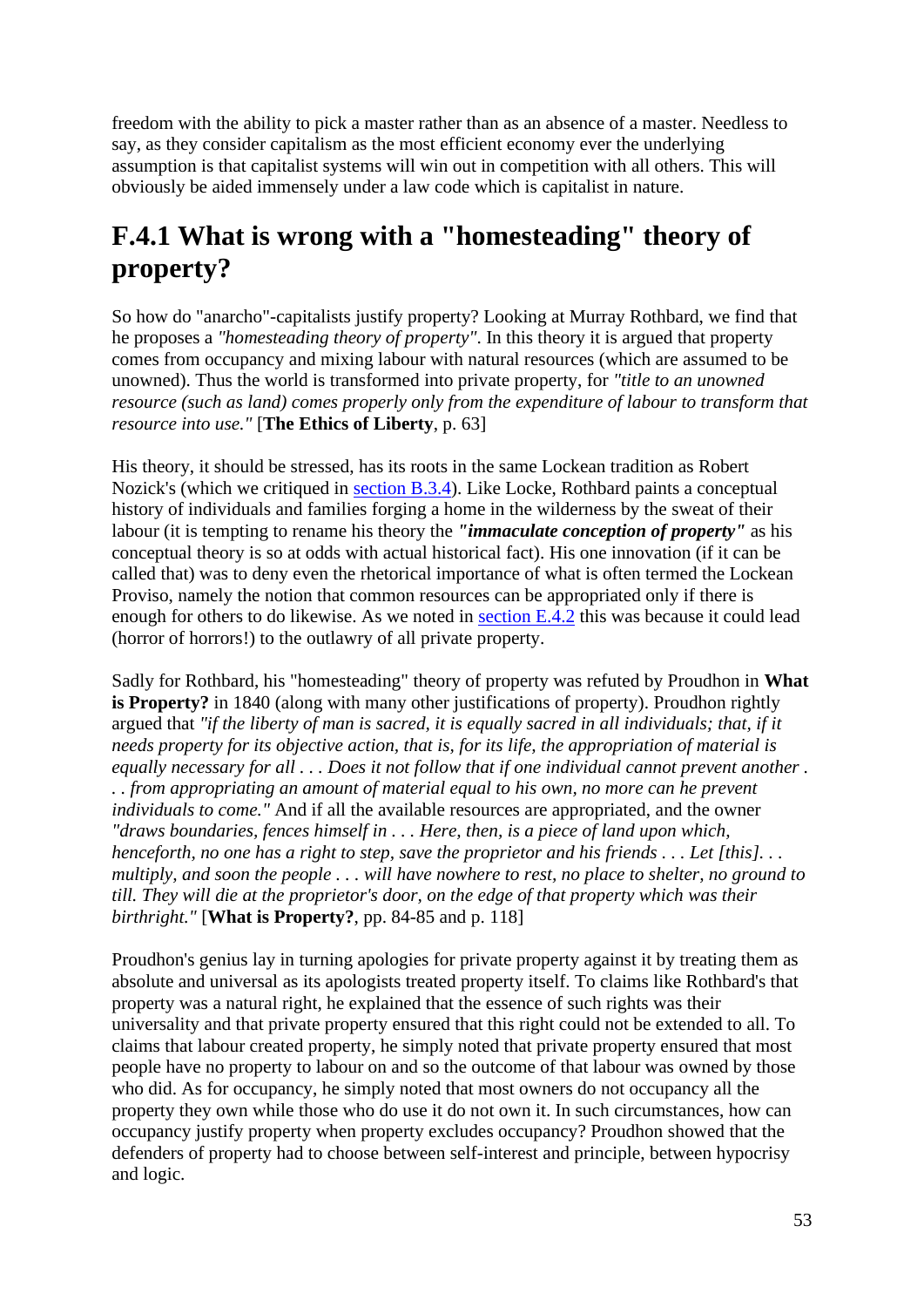freedom with the ability to pick a master rather than as an absence of a master. Needless to say, as they consider capitalism as the most efficient economy ever the underlying assumption is that capitalist systems will win out in competition with all others. This will obviously be aided immensely under a law code which is capitalist in nature.

## F.4.1 What is wrong with a "homesteading" theory of property?

So how do "anarcho"-capitalists justify property? Looking at Murray Rothbard, we find that he proposes a *"homesteading theory of property"*. In this theory it is argued that property comes from occupancy and mixing labour with natural resources (which are assumed to be unowned). Thus the world is transformed into private property, for *"title to an unowned resource (such as land) comes properly only from the expenditure of labour to transform that resource into use."* [**The Ethics of Liberty**, p. 63]

His theory, it should be stressed, has its roots in the same Lockean tradition as Robert Nozick's (which we critiqued in section B.3.4). Like Locke, Rothbard paints a conceptual history of individuals and families forging a home in the wilderness by the sweat of their labour (it is tempting to rename his theory the ***"immaculate conception of property"*** as his conceptual theory is so at odds with actual historical fact). His one innovation (if it can be called that) was to deny even the rhetorical importance of what is often termed the Lockean Proviso, namely the notion that common resources can be appropriated only if there is enough for others to do likewise. As we noted in section E.4.2 this was because it could lead (horror of horrors!) to the outlawry of all private property.

Sadly for Rothbard, his "homesteading" theory of property was refuted by Proudhon in **What is Property?** in 1840 (along with many other justifications of property). Proudhon rightly argued that *"if the liberty of man is sacred, it is equally sacred in all individuals; that, if it needs property for its objective action, that is, for its life, the appropriation of material is equally necessary for all . . . Does it not follow that if one individual cannot prevent another . . . from appropriating an amount of material equal to his own, no more can he prevent individuals to come."* And if all the available resources are appropriated, and the owner *"draws boundaries, fences himself in . . . Here, then, is a piece of land upon which, henceforth, no one has a right to step, save the proprietor and his friends . . . Let [this]. . . multiply, and soon the people . . . will have nowhere to rest, no place to shelter, no ground to till. They will die at the proprietor's door, on the edge of that property which was their birthright."* [**What is Property?**, pp. 84-85 and p. 118]

Proudhon's genius lay in turning apologies for private property against it by treating them as absolute and universal as its apologists treated property itself. To claims like Rothbard's that property was a natural right, he explained that the essence of such rights was their universality and that private property ensured that this right could not be extended to all. To claims that labour created property, he simply noted that private property ensured that most people have no property to labour on and so the outcome of that labour was owned by those who did. As for occupancy, he simply noted that most owners do not occupancy all the property they own while those who do use it do not own it. In such circumstances, how can occupancy justify property when property excludes occupancy? Proudhon showed that the defenders of property had to choose between self-interest and principle, between hypocrisy and logic.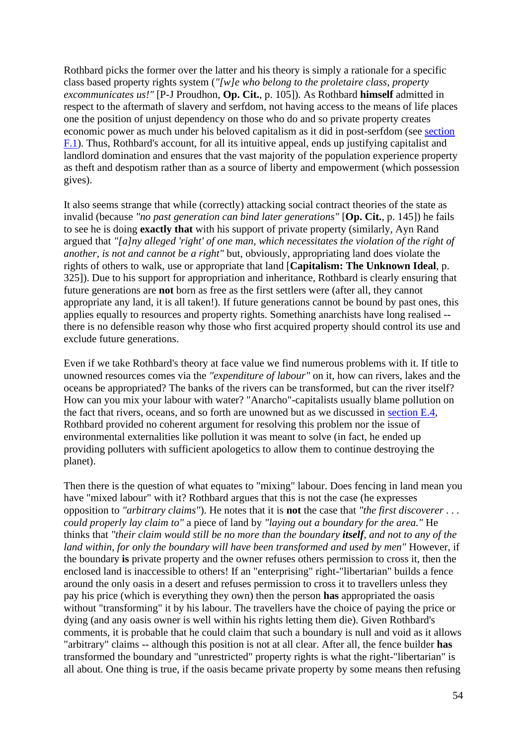Rothbard picks the former over the latter and his theory is simply a rationale for a specific class based property rights system (*"[w]e who belong to the proletaire class, property excommunicates us!"* [P-J Proudhon, **Op. Cit.**, p. 105]). As Rothbard **himself** admitted in respect to the aftermath of slavery and serfdom, not having access to the means of life places one the position of unjust dependency on those who do and so private property creates economic power as much under his beloved capitalism as it did in post-serfdom (see [section F.1](#)). Thus, Rothbard's account, for all its intuitive appeal, ends up justifying capitalist and landlord domination and ensures that the vast majority of the population experience property as theft and despotism rather than as a source of liberty and empowerment (which possession gives).

It also seems strange that while (correctly) attacking social contract theories of the state as invalid (because *"no past generation can bind later generations"* [**Op. Cit.**, p. 145]) he fails to see he is doing **exactly that** with his support of private property (similarly, Ayn Rand argued that *"[a]ny alleged 'right' of one man, which necessitates the violation of the right of another, is not and cannot be a right"* but, obviously, appropriating land does violate the rights of others to walk, use or appropriate that land [**Capitalism: The Unknown Ideal**, p. 325]). Due to his support for appropriation and inheritance, Rothbard is clearly ensuring that future generations are **not** born as free as the first settlers were (after all, they cannot appropriate any land, it is all taken!). If future generations cannot be bound by past ones, this applies equally to resources and property rights. Something anarchists have long realised -- there is no defensible reason why those who first acquired property should control its use and exclude future generations.

Even if we take Rothbard's theory at face value we find numerous problems with it. If title to unowned resources comes via the *"expenditure of labour"* on it, how can rivers, lakes and the oceans be appropriated? The banks of the rivers can be transformed, but can the river itself? How can you mix your labour with water? "Anarcho"-capitalists usually blame pollution on the fact that rivers, oceans, and so forth are unowned but as we discussed in [section E.4](#), Rothbard provided no coherent argument for resolving this problem nor the issue of environmental externalities like pollution it was meant to solve (in fact, he ended up providing polluters with sufficient apologetics to allow them to continue destroying the planet).

Then there is the question of what equates to "mixing" labour. Does fencing in land mean you have "mixed labour" with it? Rothbard argues that this is not the case (he expresses opposition to *"arbitrary claims"*). He notes that it is **not** the case that *"the first discoverer . . . could properly lay claim to"* a piece of land by *"laying out a boundary for the area."* He thinks that *"their claim would still be no more than the boundary **itself**, and not to any of the land within, for only the boundary will have been transformed and used by men"* However, if the boundary **is** private property and the owner refuses others permission to cross it, then the enclosed land is inaccessible to others! If an "enterprising" right-"libertarian" builds a fence around the only oasis in a desert and refuses permission to cross it to travellers unless they pay his price (which is everything they own) then the person **has** appropriated the oasis without "transforming" it by his labour. The travellers have the choice of paying the price or dying (and any oasis owner is well within his rights letting them die). Given Rothbard's comments, it is probable that he could claim that such a boundary is null and void as it allows "arbitrary" claims -- although this position is not at all clear. After all, the fence builder **has** transformed the boundary and "unrestricted" property rights is what the right-"libertarian" is all about. One thing is true, if the oasis became private property by some means then refusing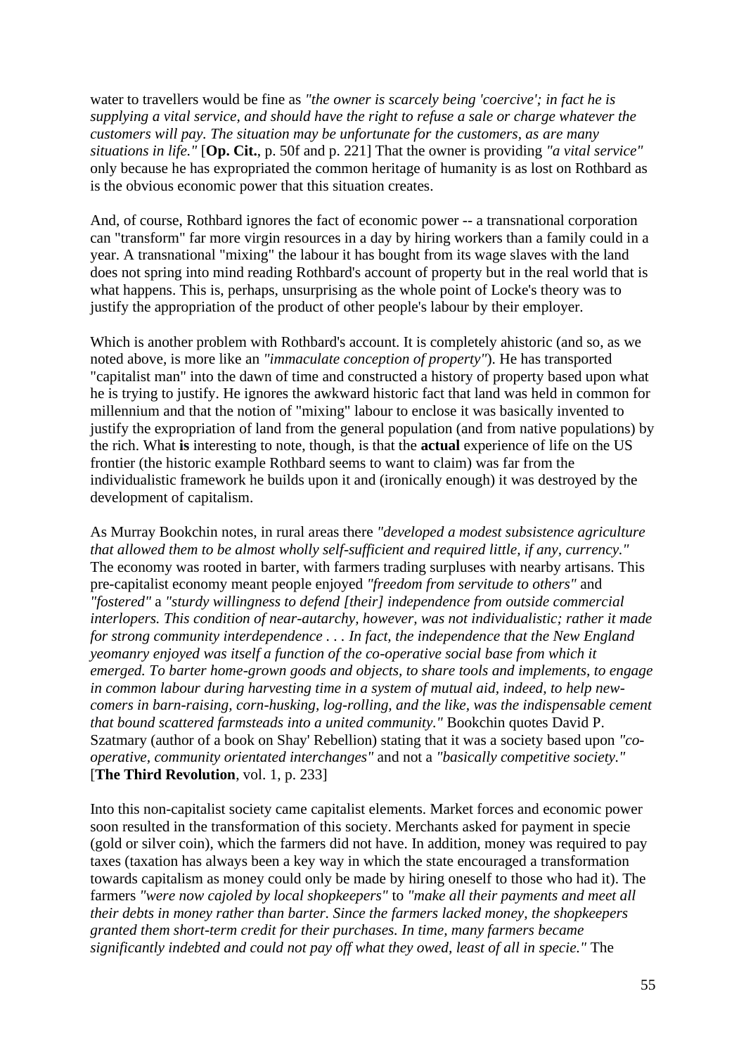water to travellers would be fine as *"the owner is scarcely being 'coercive'; in fact he is supplying a vital service, and should have the right to refuse a sale or charge whatever the customers will pay. The situation may be unfortunate for the customers, as are many situations in life."* [**Op. Cit.**, p. 50f and p. 221] That the owner is providing *"a vital service"* only because he has expropriated the common heritage of humanity is as lost on Rothbard as is the obvious economic power that this situation creates.

And, of course, Rothbard ignores the fact of economic power -- a transnational corporation can "transform" far more virgin resources in a day by hiring workers than a family could in a year. A transnational "mixing" the labour it has bought from its wage slaves with the land does not spring into mind reading Rothbard's account of property but in the real world that is what happens. This is, perhaps, unsurprising as the whole point of Locke's theory was to justify the appropriation of the product of other people's labour by their employer.

Which is another problem with Rothbard's account. It is completely ahistoric (and so, as we noted above, is more like an *"immaculate conception of property"*). He has transported "capitalist man" into the dawn of time and constructed a history of property based upon what he is trying to justify. He ignores the awkward historic fact that land was held in common for millennium and that the notion of "mixing" labour to enclose it was basically invented to justify the expropriation of land from the general population (and from native populations) by the rich. What **is** interesting to note, though, is that the **actual** experience of life on the US frontier (the historic example Rothbard seems to want to claim) was far from the individualistic framework he builds upon it and (ironically enough) it was destroyed by the development of capitalism.

As Murray Bookchin notes, in rural areas there *"developed a modest subsistence agriculture that allowed them to be almost wholly self-sufficient and required little, if any, currency."* The economy was rooted in barter, with farmers trading surpluses with nearby artisans. This pre-capitalist economy meant people enjoyed *"freedom from servitude to others"* and *"fostered"* a *"sturdy willingness to defend [their] independence from outside commercial interlopers. This condition of near-autarchy, however, was not individualistic; rather it made for strong community interdependence . . . In fact, the independence that the New England yeomanry enjoyed was itself a function of the co-operative social base from which it emerged. To barter home-grown goods and objects, to share tools and implements, to engage in common labour during harvesting time in a system of mutual aid, indeed, to help new-comers in barn-raising, corn-husking, log-rolling, and the like, was the indispensable cement that bound scattered farmsteads into a united community."* Bookchin quotes David P. Szatmary (author of a book on Shay' Rebellion) stating that it was a society based upon *"co-operative, community orientated interchanges"* and not a *"basically competitive society."* [**The Third Revolution**, vol. 1, p. 233]

Into this non-capitalist society came capitalist elements. Market forces and economic power soon resulted in the transformation of this society. Merchants asked for payment in specie (gold or silver coin), which the farmers did not have. In addition, money was required to pay taxes (taxation has always been a key way in which the state encouraged a transformation towards capitalism as money could only be made by hiring oneself to those who had it). The farmers *"were now cajoled by local shopkeepers"* to *"make all their payments and meet all their debts in money rather than barter. Since the farmers lacked money, the shopkeepers granted them short-term credit for their purchases. In time, many farmers became significantly indebted and could not pay off what they owed, least of all in specie."* The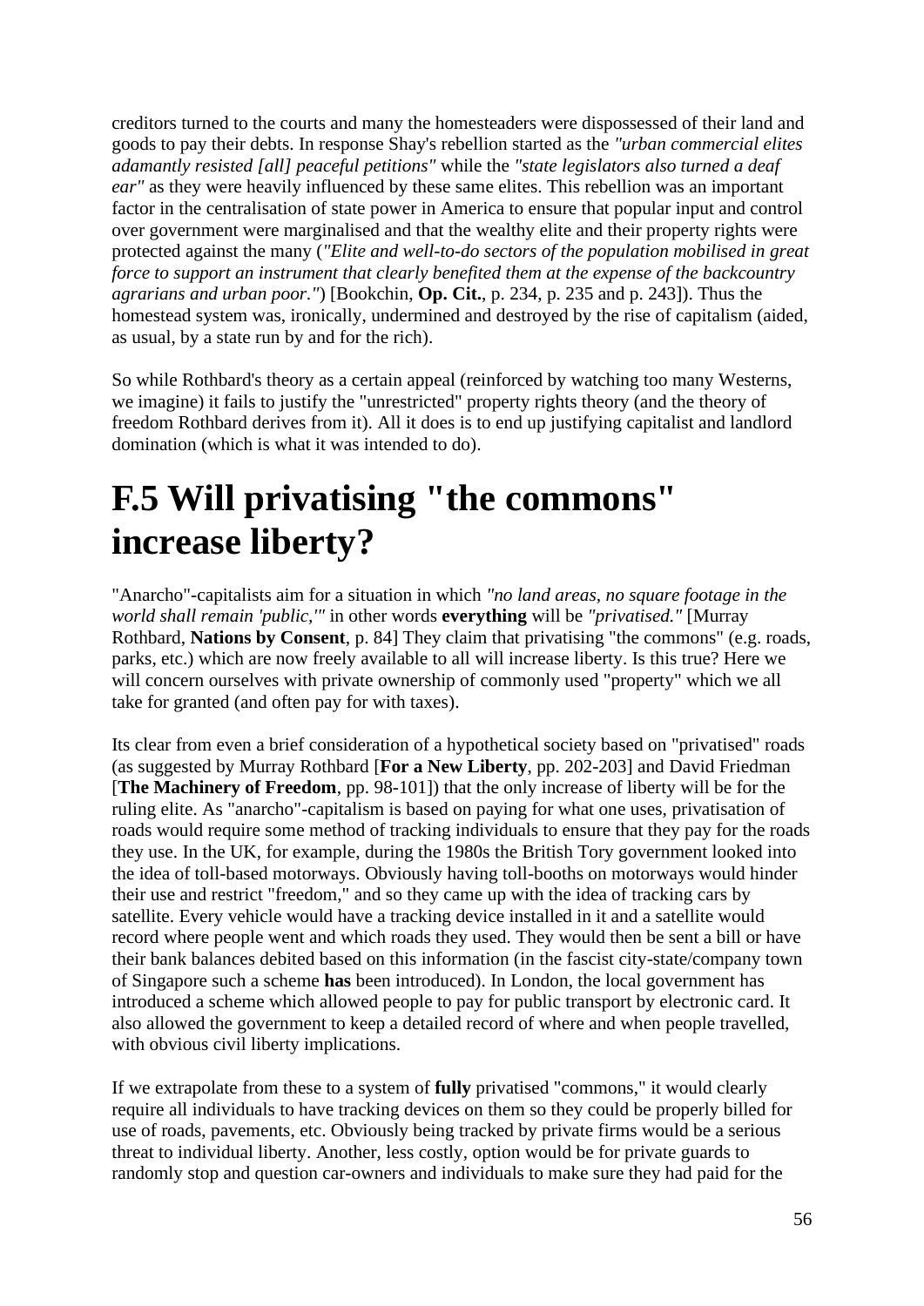creditors turned to the courts and many the homesteaders were dispossessed of their land and goods to pay their debts. In response Shay's rebellion started as the *"urban commercial elites adamantly resisted [all] peaceful petitions"* while the *"state legislators also turned a deaf ear"* as they were heavily influenced by these same elites. This rebellion was an important factor in the centralisation of state power in America to ensure that popular input and control over government were marginalised and that the wealthy elite and their property rights were protected against the many (*"Elite and well-to-do sectors of the population mobilised in great force to support an instrument that clearly benefited them at the expense of the backcountry agrarians and urban poor."*) [Bookchin, **Op. Cit.**, p. 234, p. 235 and p. 243]). Thus the homestead system was, ironically, undermined and destroyed by the rise of capitalism (aided, as usual, by a state run by and for the rich).

So while Rothbard's theory as a certain appeal (reinforced by watching too many Westerns, we imagine) it fails to justify the "unrestricted" property rights theory (and the theory of freedom Rothbard derives from it). All it does is to end up justifying capitalist and landlord domination (which is what it was intended to do).

# F.5 Will privatising "the commons" increase liberty?

"Anarcho"-capitalists aim for a situation in which *"no land areas, no square footage in the world shall remain 'public,'"* in other words **everything** will be *"privatised."* [Murray Rothbard, **Nations by Consent**, p. 84] They claim that privatising "the commons" (e.g. roads, parks, etc.) which are now freely available to all will increase liberty. Is this true? Here we will concern ourselves with private ownership of commonly used "property" which we all take for granted (and often pay for with taxes).

Its clear from even a brief consideration of a hypothetical society based on "privatised" roads (as suggested by Murray Rothbard [**For a New Liberty**, pp. 202-203] and David Friedman [**The Machinery of Freedom**, pp. 98-101]) that the only increase of liberty will be for the ruling elite. As "anarcho"-capitalism is based on paying for what one uses, privatisation of roads would require some method of tracking individuals to ensure that they pay for the roads they use. In the UK, for example, during the 1980s the British Tory government looked into the idea of toll-based motorways. Obviously having toll-booths on motorways would hinder their use and restrict "freedom," and so they came up with the idea of tracking cars by satellite. Every vehicle would have a tracking device installed in it and a satellite would record where people went and which roads they used. They would then be sent a bill or have their bank balances debited based on this information (in the fascist city-state/company town of Singapore such a scheme **has** been introduced). In London, the local government has introduced a scheme which allowed people to pay for public transport by electronic card. It also allowed the government to keep a detailed record of where and when people travelled, with obvious civil liberty implications.

If we extrapolate from these to a system of **fully** privatised "commons," it would clearly require all individuals to have tracking devices on them so they could be properly billed for use of roads, pavements, etc. Obviously being tracked by private firms would be a serious threat to individual liberty. Another, less costly, option would be for private guards to randomly stop and question car-owners and individuals to make sure they had paid for the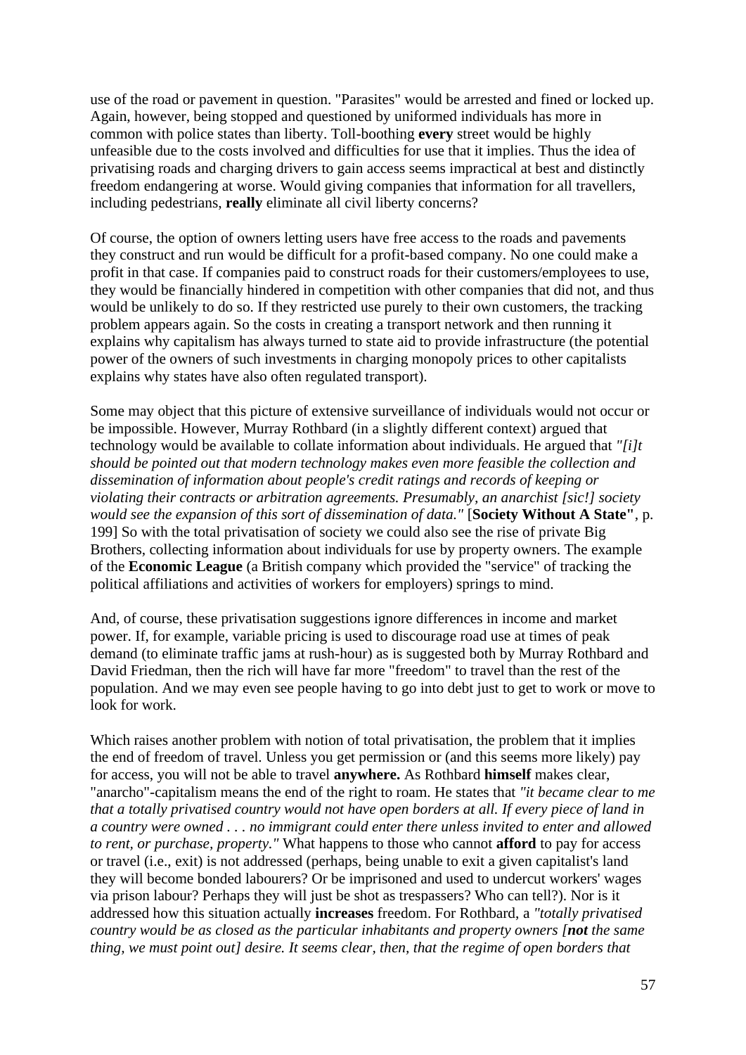use of the road or pavement in question. "Parasites" would be arrested and fined or locked up. Again, however, being stopped and questioned by uniformed individuals has more in common with police states than liberty. Toll-boothing **every** street would be highly unfeasible due to the costs involved and difficulties for use that it implies. Thus the idea of privatising roads and charging drivers to gain access seems impractical at best and distinctly freedom endangering at worse. Would giving companies that information for all travellers, including pedestrians, **really** eliminate all civil liberty concerns?

Of course, the option of owners letting users have free access to the roads and pavements they construct and run would be difficult for a profit-based company. No one could make a profit in that case. If companies paid to construct roads for their customers/employees to use, they would be financially hindered in competition with other companies that did not, and thus would be unlikely to do so. If they restricted use purely to their own customers, the tracking problem appears again. So the costs in creating a transport network and then running it explains why capitalism has always turned to state aid to provide infrastructure (the potential power of the owners of such investments in charging monopoly prices to other capitalists explains why states have also often regulated transport).

Some may object that this picture of extensive surveillance of individuals would not occur or be impossible. However, Murray Rothbard (in a slightly different context) argued that technology would be available to collate information about individuals. He argued that *"[i]t should be pointed out that modern technology makes even more feasible the collection and dissemination of information about people's credit ratings and records of keeping or violating their contracts or arbitration agreements. Presumably, an anarchist [sic!] society would see the expansion of this sort of dissemination of data."* [**Society Without A State"**, p. 199] So with the total privatisation of society we could also see the rise of private Big Brothers, collecting information about individuals for use by property owners. The example of the **Economic League** (a British company which provided the "service" of tracking the political affiliations and activities of workers for employers) springs to mind.

And, of course, these privatisation suggestions ignore differences in income and market power. If, for example, variable pricing is used to discourage road use at times of peak demand (to eliminate traffic jams at rush-hour) as is suggested both by Murray Rothbard and David Friedman, then the rich will have far more "freedom" to travel than the rest of the population. And we may even see people having to go into debt just to get to work or move to look for work.

Which raises another problem with notion of total privatisation, the problem that it implies the end of freedom of travel. Unless you get permission or (and this seems more likely) pay for access, you will not be able to travel **anywhere.** As Rothbard **himself** makes clear, "anarcho"-capitalism means the end of the right to roam. He states that *"it became clear to me that a totally privatised country would not have open borders at all. If every piece of land in a country were owned . . . no immigrant could enter there unless invited to enter and allowed to rent, or purchase, property."* What happens to those who cannot **afford** to pay for access or travel (i.e., exit) is not addressed (perhaps, being unable to exit a given capitalist's land they will become bonded labourers? Or be imprisoned and used to undercut workers' wages via prison labour? Perhaps they will just be shot as trespassers? Who can tell?). Nor is it addressed how this situation actually **increases** freedom. For Rothbard, a *"totally privatised country would be as closed as the particular inhabitants and property owners [**not** the same thing, we must point out] desire. It seems clear, then, that the regime of open borders that*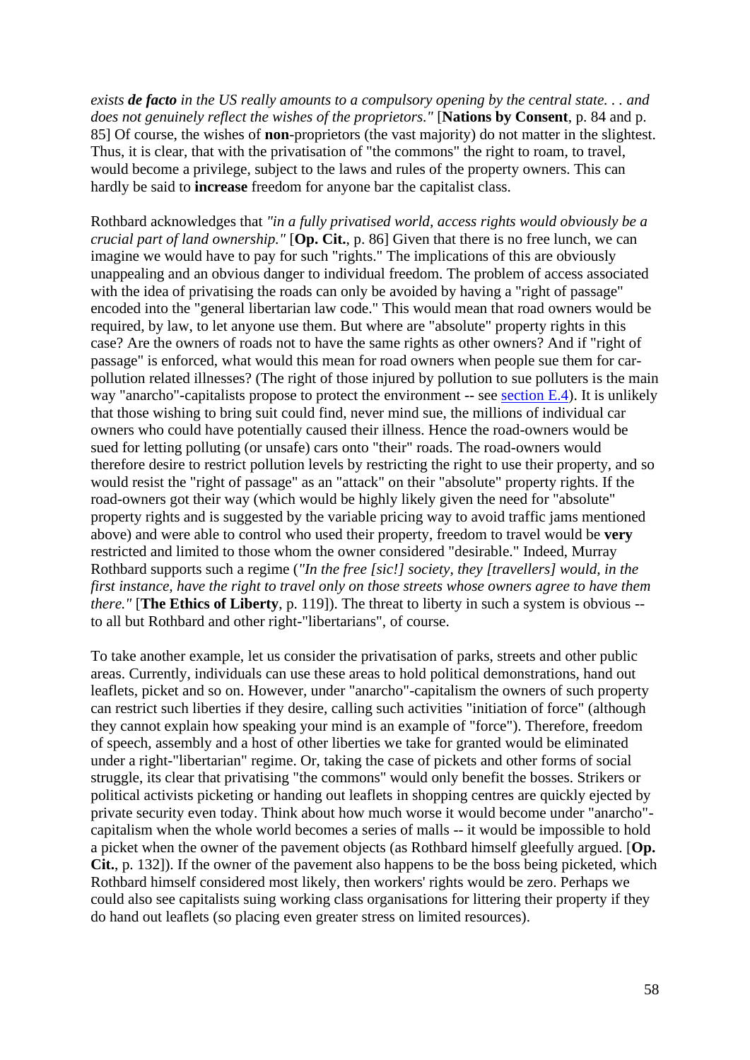*exists **de facto** in the US really amounts to a compulsory opening by the central state. . . and does not genuinely reflect the wishes of the proprietors."* [**Nations by Consent**, p. 84 and p. 85] Of course, the wishes of **non**-proprietors (the vast majority) do not matter in the slightest. Thus, it is clear, that with the privatisation of "the commons" the right to roam, to travel, would become a privilege, subject to the laws and rules of the property owners. This can hardly be said to **increase** freedom for anyone bar the capitalist class.

Rothbard acknowledges that *"in a fully privatised world, access rights would obviously be a crucial part of land ownership."* [**Op. Cit.**, p. 86] Given that there is no free lunch, we can imagine we would have to pay for such "rights." The implications of this are obviously unappealing and an obvious danger to individual freedom. The problem of access associated with the idea of privatising the roads can only be avoided by having a "right of passage" encoded into the "general libertarian law code." This would mean that road owners would be required, by law, to let anyone use them. But where are "absolute" property rights in this case? Are the owners of roads not to have the same rights as other owners? And if "right of passage" is enforced, what would this mean for road owners when people sue them for car-pollution related illnesses? (The right of those injured by pollution to sue polluters is the main way "anarcho"-capitalists propose to protect the environment -- see section E.4). It is unlikely that those wishing to bring suit could find, never mind sue, the millions of individual car owners who could have potentially caused their illness. Hence the road-owners would be sued for letting polluting (or unsafe) cars onto "their" roads. The road-owners would therefore desire to restrict pollution levels by restricting the right to use their property, and so would resist the "right of passage" as an "attack" on their "absolute" property rights. If the road-owners got their way (which would be highly likely given the need for "absolute" property rights and is suggested by the variable pricing way to avoid traffic jams mentioned above) and were able to control who used their property, freedom to travel would be **very** restricted and limited to those whom the owner considered "desirable." Indeed, Murray Rothbard supports such a regime (*"In the free [sic!] society, they [travellers] would, in the first instance, have the right to travel only on those streets whose owners agree to have them there."* [**The Ethics of Liberty**, p. 119]). The threat to liberty in such a system is obvious -- to all but Rothbard and other right-"libertarians", of course.

To take another example, let us consider the privatisation of parks, streets and other public areas. Currently, individuals can use these areas to hold political demonstrations, hand out leaflets, picket and so on. However, under "anarcho"-capitalism the owners of such property can restrict such liberties if they desire, calling such activities "initiation of force" (although they cannot explain how speaking your mind is an example of "force"). Therefore, freedom of speech, assembly and a host of other liberties we take for granted would be eliminated under a right-"libertarian" regime. Or, taking the case of pickets and other forms of social struggle, its clear that privatising "the commons" would only benefit the bosses. Strikers or political activists picketing or handing out leaflets in shopping centres are quickly ejected by private security even today. Think about how much worse it would become under "anarcho"-capitalism when the whole world becomes a series of malls -- it would be impossible to hold a picket when the owner of the pavement objects (as Rothbard himself gleefully argued. [**Op. Cit.**, p. 132]). If the owner of the pavement also happens to be the boss being picketed, which Rothbard himself considered most likely, then workers' rights would be zero. Perhaps we could also see capitalists suing working class organisations for littering their property if they do hand out leaflets (so placing even greater stress on limited resources).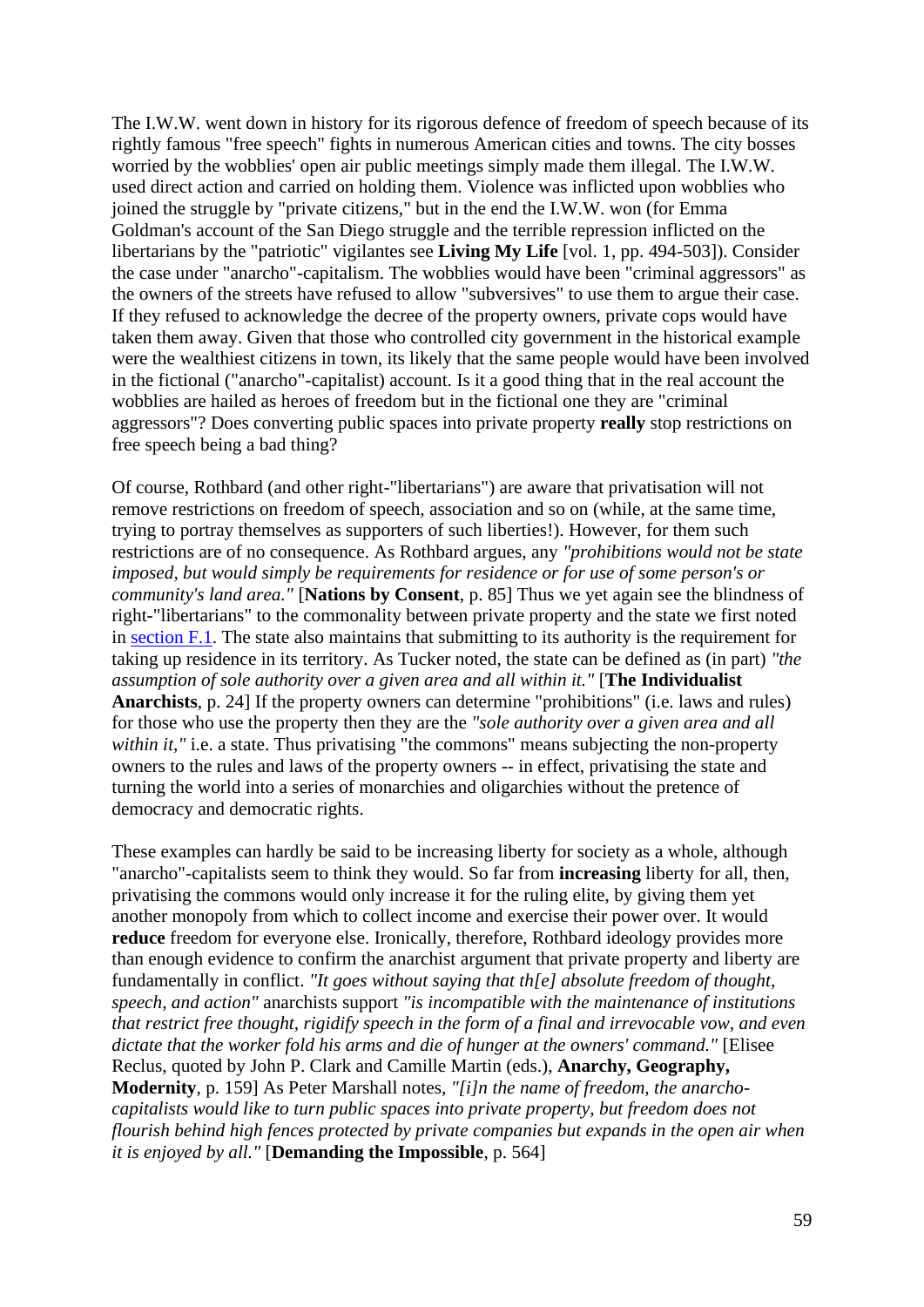The I.W.W. went down in history for its rigorous defence of freedom of speech because of its rightly famous "free speech" fights in numerous American cities and towns. The city bosses worried by the wobblies' open air public meetings simply made them illegal. The I.W.W. used direct action and carried on holding them. Violence was inflicted upon wobblies who joined the struggle by "private citizens," but in the end the I.W.W. won (for Emma Goldman's account of the San Diego struggle and the terrible repression inflicted on the libertarians by the "patriotic" vigilantes see **Living My Life** [vol. 1, pp. 494-503]). Consider the case under "anarcho"-capitalism. The wobblies would have been "criminal aggressors" as the owners of the streets have refused to allow "subversives" to use them to argue their case. If they refused to acknowledge the decree of the property owners, private cops would have taken them away. Given that those who controlled city government in the historical example were the wealthiest citizens in town, its likely that the same people would have been involved in the fictional ("anarcho"-capitalist) account. Is it a good thing that in the real account the wobblies are hailed as heroes of freedom but in the fictional one they are "criminal aggressors"? Does converting public spaces into private property **really** stop restrictions on free speech being a bad thing?

Of course, Rothbard (and other right-"libertarians") are aware that privatisation will not remove restrictions on freedom of speech, association and so on (while, at the same time, trying to portray themselves as supporters of such liberties!). However, for them such restrictions are of no consequence. As Rothbard argues, any *"prohibitions would not be state imposed, but would simply be requirements for residence or for use of some person's or community's land area."* [**Nations by Consent**, p. 85] Thus we yet again see the blindness of right-"libertarians" to the commonality between private property and the state we first noted in section F.1. The state also maintains that submitting to its authority is the requirement for taking up residence in its territory. As Tucker noted, the state can be defined as (in part) *"the assumption of sole authority over a given area and all within it."* [**The Individualist Anarchists**, p. 24] If the property owners can determine "prohibitions" (i.e. laws and rules) for those who use the property then they are the *"sole authority over a given area and all within it,"* i.e. a state. Thus privatising "the commons" means subjecting the non-property owners to the rules and laws of the property owners -- in effect, privatising the state and turning the world into a series of monarchies and oligarchies without the pretence of democracy and democratic rights.

These examples can hardly be said to be increasing liberty for society as a whole, although "anarcho"-capitalists seem to think they would. So far from **increasing** liberty for all, then, privatising the commons would only increase it for the ruling elite, by giving them yet another monopoly from which to collect income and exercise their power over. It would **reduce** freedom for everyone else. Ironically, therefore, Rothbard ideology provides more than enough evidence to confirm the anarchist argument that private property and liberty are fundamentally in conflict. *"It goes without saying that th[e] absolute freedom of thought, speech, and action"* anarchists support *"is incompatible with the maintenance of institutions that restrict free thought, rigidify speech in the form of a final and irrevocable vow, and even dictate that the worker fold his arms and die of hunger at the owners' command."* [Elisee Reclus, quoted by John P. Clark and Camille Martin (eds.), **Anarchy, Geography, Modernity**, p. 159] As Peter Marshall notes, *"[i]n the name of freedom, the anarcho-capitalists would like to turn public spaces into private property, but freedom does not flourish behind high fences protected by private companies but expands in the open air when it is enjoyed by all."* [**Demanding the Impossible**, p. 564]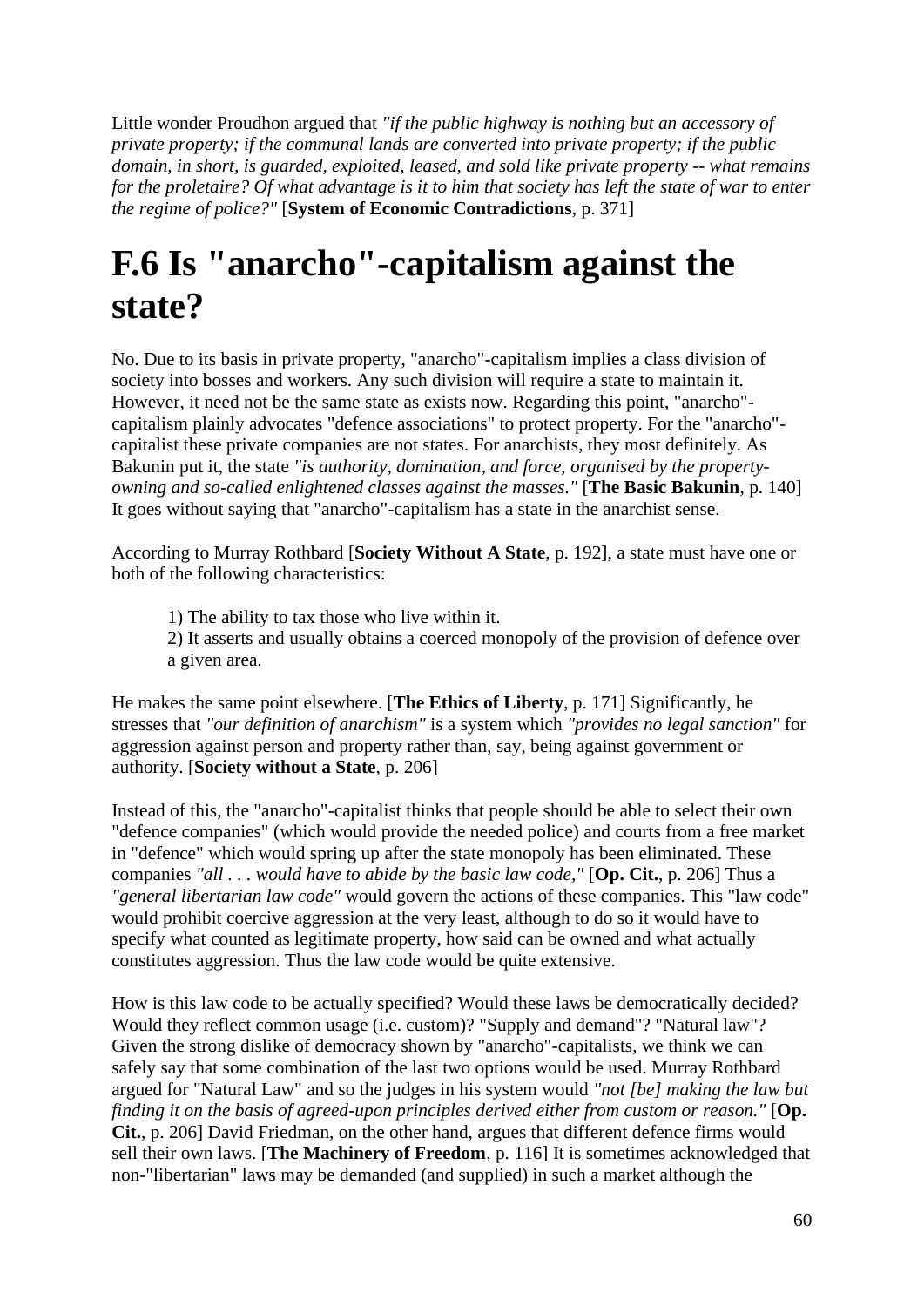Little wonder Proudhon argued that *"if the public highway is nothing but an accessory of private property; if the communal lands are converted into private property; if the public domain, in short, is guarded, exploited, leased, and sold like private property -- what remains for the proletaire? Of what advantage is it to him that society has left the state of war to enter the regime of police?"* [**System of Economic Contradictions**, p. 371]

# F.6 Is "anarcho"-capitalism against the state?

No. Due to its basis in private property, "anarcho"-capitalism implies a class division of society into bosses and workers. Any such division will require a state to maintain it. However, it need not be the same state as exists now. Regarding this point, "anarcho"-capitalism plainly advocates "defence associations" to protect property. For the "anarcho"-capitalist these private companies are not states. For anarchists, they most definitely. As Bakunin put it, the state *"is authority, domination, and force, organised by the property-owning and so-called enlightened classes against the masses."* [**The Basic Bakunin**, p. 140] It goes without saying that "anarcho"-capitalism has a state in the anarchist sense.

According to Murray Rothbard [**Society Without A State**, p. 192], a state must have one or both of the following characteristics:

> 1) The ability to tax those who live within it.
> 2) It asserts and usually obtains a coerced monopoly of the provision of defence over a given area.

He makes the same point elsewhere. [**The Ethics of Liberty**, p. 171] Significantly, he stresses that *"our definition of anarchism"* is a system which *"provides no legal sanction"* for aggression against person and property rather than, say, being against government or authority. [**Society without a State**, p. 206]

Instead of this, the "anarcho"-capitalist thinks that people should be able to select their own "defence companies" (which would provide the needed police) and courts from a free market in "defence" which would spring up after the state monopoly has been eliminated. These companies *"all . . . would have to abide by the basic law code,"* [**Op. Cit.**, p. 206] Thus a *"general libertarian law code"* would govern the actions of these companies. This "law code" would prohibit coercive aggression at the very least, although to do so it would have to specify what counted as legitimate property, how said can be owned and what actually constitutes aggression. Thus the law code would be quite extensive.

How is this law code to be actually specified? Would these laws be democratically decided? Would they reflect common usage (i.e. custom)? "Supply and demand"? "Natural law"? Given the strong dislike of democracy shown by "anarcho"-capitalists, we think we can safely say that some combination of the last two options would be used. Murray Rothbard argued for "Natural Law" and so the judges in his system would *"not [be] making the law but finding it on the basis of agreed-upon principles derived either from custom or reason."* [**Op. Cit.**, p. 206] David Friedman, on the other hand, argues that different defence firms would sell their own laws. [**The Machinery of Freedom**, p. 116] It is sometimes acknowledged that non-"libertarian" laws may be demanded (and supplied) in such a market although the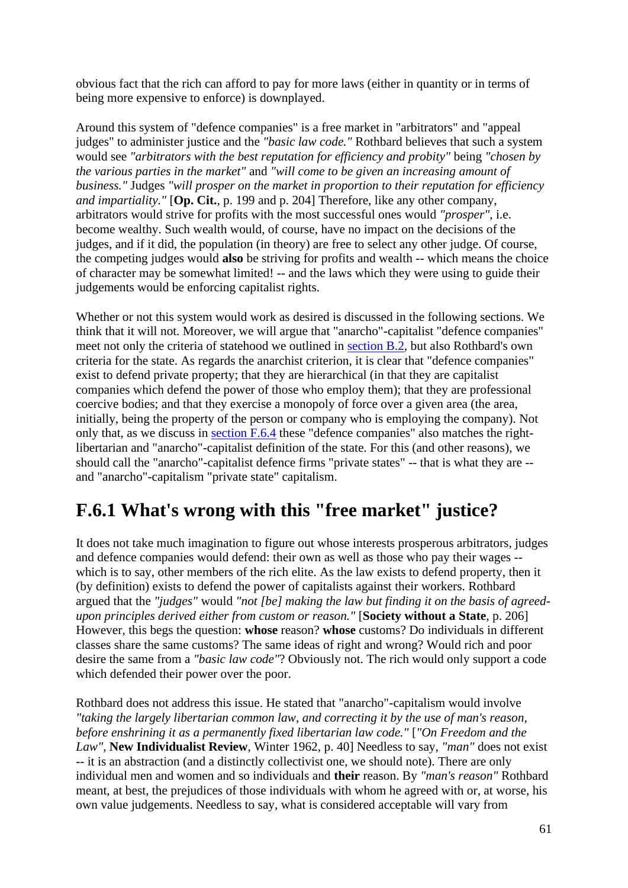obvious fact that the rich can afford to pay for more laws (either in quantity or in terms of being more expensive to enforce) is downplayed.

Around this system of "defence companies" is a free market in "arbitrators" and "appeal judges" to administer justice and the *"basic law code."* Rothbard believes that such a system would see *"arbitrators with the best reputation for efficiency and probity"* being *"chosen by the various parties in the market"* and *"will come to be given an increasing amount of business."* Judges *"will prosper on the market in proportion to their reputation for efficiency and impartiality."* [**Op. Cit.**, p. 199 and p. 204] Therefore, like any other company, arbitrators would strive for profits with the most successful ones would *"prosper"*, i.e. become wealthy. Such wealth would, of course, have no impact on the decisions of the judges, and if it did, the population (in theory) are free to select any other judge. Of course, the competing judges would **also** be striving for profits and wealth -- which means the choice of character may be somewhat limited! -- and the laws which they were using to guide their judgements would be enforcing capitalist rights.

Whether or not this system would work as desired is discussed in the following sections. We think that it will not. Moreover, we will argue that "anarcho"-capitalist "defence companies" meet not only the criteria of statehood we outlined in section B.2, but also Rothbard's own criteria for the state. As regards the anarchist criterion, it is clear that "defence companies" exist to defend private property; that they are hierarchical (in that they are capitalist companies which defend the power of those who employ them); that they are professional coercive bodies; and that they exercise a monopoly of force over a given area (the area, initially, being the property of the person or company who is employing the company). Not only that, as we discuss in section F.6.4 these "defence companies" also matches the right-libertarian and "anarcho"-capitalist definition of the state. For this (and other reasons), we should call the "anarcho"-capitalist defence firms "private states" -- that is what they are -- and "anarcho"-capitalism "private state" capitalism.

## F.6.1 What's wrong with this "free market" justice?

It does not take much imagination to figure out whose interests prosperous arbitrators, judges and defence companies would defend: their own as well as those who pay their wages -- which is to say, other members of the rich elite. As the law exists to defend property, then it (by definition) exists to defend the power of capitalists against their workers. Rothbard argued that the *"judges"* would *"not [be] making the law but finding it on the basis of agreed-upon principles derived either from custom or reason."* [**Society without a State**, p. 206] However, this begs the question: **whose** reason? **whose** customs? Do individuals in different classes share the same customs? The same ideas of right and wrong? Would rich and poor desire the same from a *"basic law code"*? Obviously not. The rich would only support a code which defended their power over the poor.

Rothbard does not address this issue. He stated that "anarcho"-capitalism would involve *"taking the largely libertarian common law, and correcting it by the use of man's reason, before enshrining it as a permanently fixed libertarian law code."* [*"On Freedom and the Law"*, **New Individualist Review**, Winter 1962, p. 40] Needless to say, *"man"* does not exist -- it is an abstraction (and a distinctly collectivist one, we should note). There are only individual men and women and so individuals and **their** reason. By *"man's reason"* Rothbard meant, at best, the prejudices of those individuals with whom he agreed with or, at worse, his own value judgements. Needless to say, what is considered acceptable will vary from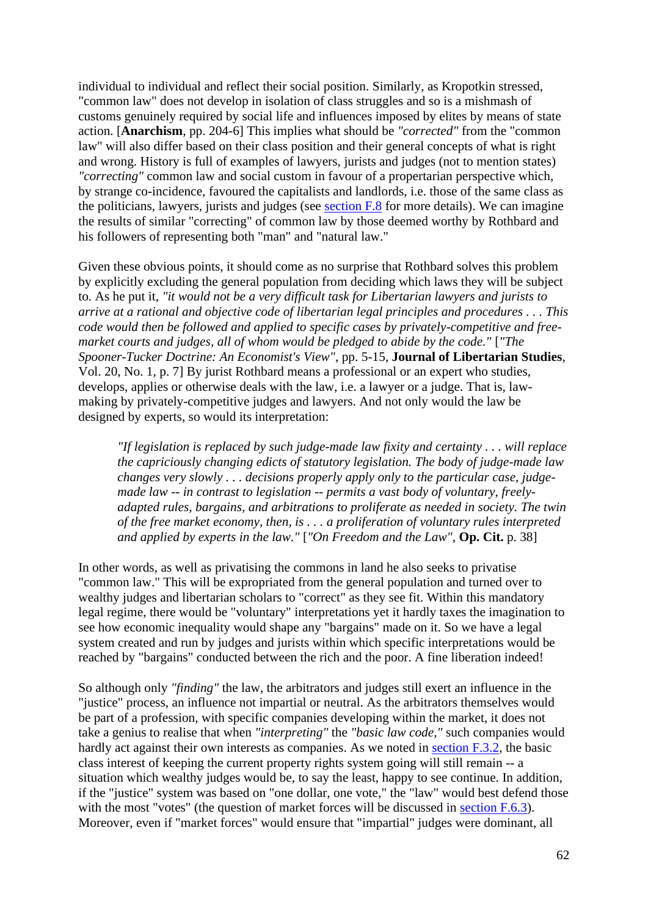individual to individual and reflect their social position. Similarly, as Kropotkin stressed, "common law" does not develop in isolation of class struggles and so is a mishmash of customs genuinely required by social life and influences imposed by elites by means of state action. [**Anarchism**, pp. 204-6] This implies what should be *"corrected"* from the "common law" will also differ based on their class position and their general concepts of what is right and wrong. History is full of examples of lawyers, jurists and judges (not to mention states) *"correcting"* common law and social custom in favour of a propertarian perspective which, by strange co-incidence, favoured the capitalists and landlords, i.e. those of the same class as the politicians, lawyers, jurists and judges (see [section F.8](#) for more details). We can imagine the results of similar "correcting" of common law by those deemed worthy by Rothbard and his followers of representing both "man" and "natural law."

Given these obvious points, it should come as no surprise that Rothbard solves this problem by explicitly excluding the general population from deciding which laws they will be subject to. As he put it, *"it would not be a very difficult task for Libertarian lawyers and jurists to arrive at a rational and objective code of libertarian legal principles and procedures . . . This code would then be followed and applied to specific cases by privately-competitive and free-market courts and judges, all of whom would be pledged to abide by the code."* [*"The Spooner-Tucker Doctrine: An Economist's View"*, pp. 5-15, **Journal of Libertarian Studies**, Vol. 20, No. 1, p. 7] By jurist Rothbard means a professional or an expert who studies, develops, applies or otherwise deals with the law, i.e. a lawyer or a judge. That is, law-making by privately-competitive judges and lawyers. And not only would the law be designed by experts, so would its interpretation:

> *"If legislation is replaced by such judge-made law fixity and certainty . . . will replace the capriciously changing edicts of statutory legislation. The body of judge-made law changes very slowly . . . decisions properly apply only to the particular case, judge-made law -- in contrast to legislation -- permits a vast body of voluntary, freely-adapted rules, bargains, and arbitrations to proliferate as needed in society. The twin of the free market economy, then, is . . . a proliferation of voluntary rules interpreted and applied by experts in the law."* [*"On Freedom and the Law"*, **Op. Cit.** p. 38]

In other words, as well as privatising the commons in land he also seeks to privatise "common law." This will be expropriated from the general population and turned over to wealthy judges and libertarian scholars to "correct" as they see fit. Within this mandatory legal regime, there would be "voluntary" interpretations yet it hardly taxes the imagination to see how economic inequality would shape any "bargains" made on it. So we have a legal system created and run by judges and jurists within which specific interpretations would be reached by "bargains" conducted between the rich and the poor. A fine liberation indeed!

So although only *"finding"* the law, the arbitrators and judges still exert an influence in the "justice" process, an influence not impartial or neutral. As the arbitrators themselves would be part of a profession, with specific companies developing within the market, it does not take a genius to realise that when *"interpreting"* the *"basic law code,"* such companies would hardly act against their own interests as companies. As we noted in [section F.3.2](#), the basic class interest of keeping the current property rights system going will still remain -- a situation which wealthy judges would be, to say the least, happy to see continue. In addition, if the "justice" system was based on "one dollar, one vote," the "law" would best defend those with the most "votes" (the question of market forces will be discussed in [section F.6.3](#)). Moreover, even if "market forces" would ensure that "impartial" judges were dominant, all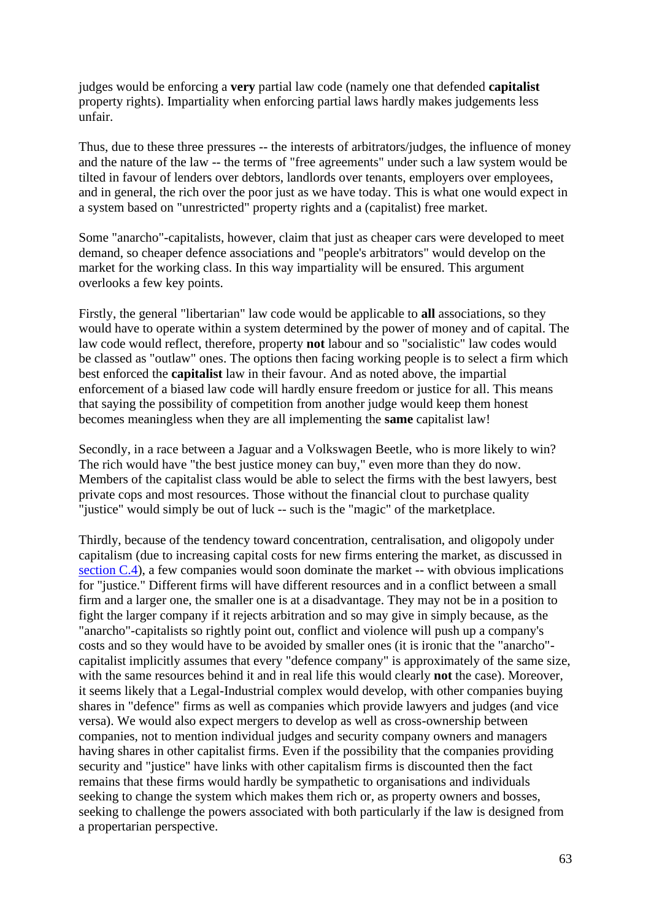judges would be enforcing a **very** partial law code (namely one that defended **capitalist** property rights). Impartiality when enforcing partial laws hardly makes judgements less unfair.

Thus, due to these three pressures -- the interests of arbitrators/judges, the influence of money and the nature of the law -- the terms of "free agreements" under such a law system would be tilted in favour of lenders over debtors, landlords over tenants, employers over employees, and in general, the rich over the poor just as we have today. This is what one would expect in a system based on "unrestricted" property rights and a (capitalist) free market.

Some "anarcho"-capitalists, however, claim that just as cheaper cars were developed to meet demand, so cheaper defence associations and "people's arbitrators" would develop on the market for the working class. In this way impartiality will be ensured. This argument overlooks a few key points.

Firstly, the general "libertarian" law code would be applicable to **all** associations, so they would have to operate within a system determined by the power of money and of capital. The law code would reflect, therefore, property **not** labour and so "socialistic" law codes would be classed as "outlaw" ones. The options then facing working people is to select a firm which best enforced the **capitalist** law in their favour. And as noted above, the impartial enforcement of a biased law code will hardly ensure freedom or justice for all. This means that saying the possibility of competition from another judge would keep them honest becomes meaningless when they are all implementing the **same** capitalist law!

Secondly, in a race between a Jaguar and a Volkswagen Beetle, who is more likely to win? The rich would have "the best justice money can buy," even more than they do now. Members of the capitalist class would be able to select the firms with the best lawyers, best private cops and most resources. Those without the financial clout to purchase quality "justice" would simply be out of luck -- such is the "magic" of the marketplace.

Thirdly, because of the tendency toward concentration, centralisation, and oligopoly under capitalism (due to increasing capital costs for new firms entering the market, as discussed in [section C.4](section C.4)), a few companies would soon dominate the market -- with obvious implications for "justice." Different firms will have different resources and in a conflict between a small firm and a larger one, the smaller one is at a disadvantage. They may not be in a position to fight the larger company if it rejects arbitration and so may give in simply because, as the "anarcho"-capitalists so rightly point out, conflict and violence will push up a company's costs and so they would have to be avoided by smaller ones (it is ironic that the "anarcho"-capitalist implicitly assumes that every "defence company" is approximately of the same size, with the same resources behind it and in real life this would clearly **not** the case). Moreover, it seems likely that a Legal-Industrial complex would develop, with other companies buying shares in "defence" firms as well as companies which provide lawyers and judges (and vice versa). We would also expect mergers to develop as well as cross-ownership between companies, not to mention individual judges and security company owners and managers having shares in other capitalist firms. Even if the possibility that the companies providing security and "justice" have links with other capitalism firms is discounted then the fact remains that these firms would hardly be sympathetic to organisations and individuals seeking to change the system which makes them rich or, as property owners and bosses, seeking to challenge the powers associated with both particularly if the law is designed from a propertarian perspective.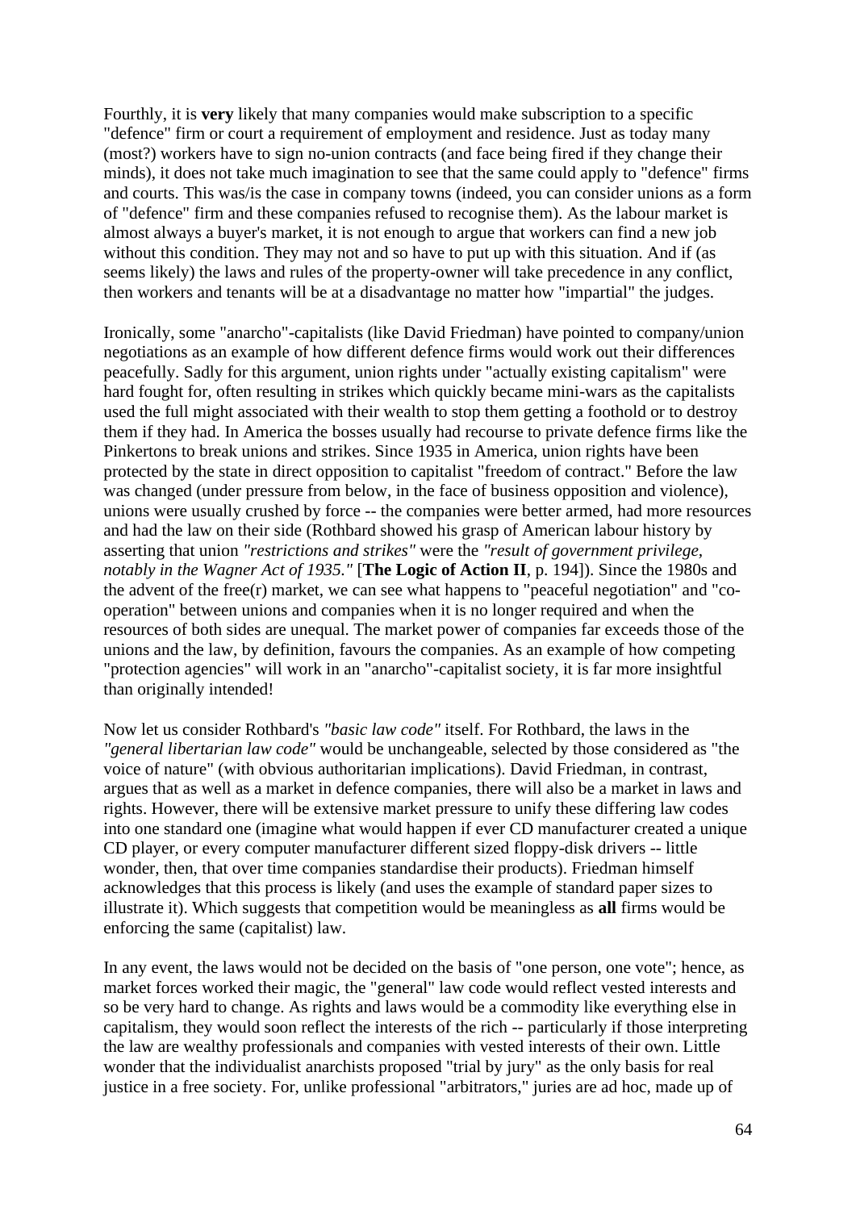Fourthly, it is **very** likely that many companies would make subscription to a specific "defence" firm or court a requirement of employment and residence. Just as today many (most?) workers have to sign no-union contracts (and face being fired if they change their minds), it does not take much imagination to see that the same could apply to "defence" firms and courts. This was/is the case in company towns (indeed, you can consider unions as a form of "defence" firm and these companies refused to recognise them). As the labour market is almost always a buyer's market, it is not enough to argue that workers can find a new job without this condition. They may not and so have to put up with this situation. And if (as seems likely) the laws and rules of the property-owner will take precedence in any conflict, then workers and tenants will be at a disadvantage no matter how "impartial" the judges.

Ironically, some "anarcho"-capitalists (like David Friedman) have pointed to company/union negotiations as an example of how different defence firms would work out their differences peacefully. Sadly for this argument, union rights under "actually existing capitalism" were hard fought for, often resulting in strikes which quickly became mini-wars as the capitalists used the full might associated with their wealth to stop them getting a foothold or to destroy them if they had. In America the bosses usually had recourse to private defence firms like the Pinkertons to break unions and strikes. Since 1935 in America, union rights have been protected by the state in direct opposition to capitalist "freedom of contract." Before the law was changed (under pressure from below, in the face of business opposition and violence), unions were usually crushed by force -- the companies were better armed, had more resources and had the law on their side (Rothbard showed his grasp of American labour history by asserting that union *"restrictions and strikes"* were the *"result of government privilege, notably in the Wagner Act of 1935."* [**The Logic of Action II**, p. 194]). Since the 1980s and the advent of the free(r) market, we can see what happens to "peaceful negotiation" and "co-operation" between unions and companies when it is no longer required and when the resources of both sides are unequal. The market power of companies far exceeds those of the unions and the law, by definition, favours the companies. As an example of how competing "protection agencies" will work in an "anarcho"-capitalist society, it is far more insightful than originally intended!

Now let us consider Rothbard's *"basic law code"* itself. For Rothbard, the laws in the *"general libertarian law code"* would be unchangeable, selected by those considered as "the voice of nature" (with obvious authoritarian implications). David Friedman, in contrast, argues that as well as a market in defence companies, there will also be a market in laws and rights. However, there will be extensive market pressure to unify these differing law codes into one standard one (imagine what would happen if ever CD manufacturer created a unique CD player, or every computer manufacturer different sized floppy-disk drivers -- little wonder, then, that over time companies standardise their products). Friedman himself acknowledges that this process is likely (and uses the example of standard paper sizes to illustrate it). Which suggests that competition would be meaningless as **all** firms would be enforcing the same (capitalist) law.

In any event, the laws would not be decided on the basis of "one person, one vote"; hence, as market forces worked their magic, the "general" law code would reflect vested interests and so be very hard to change. As rights and laws would be a commodity like everything else in capitalism, they would soon reflect the interests of the rich -- particularly if those interpreting the law are wealthy professionals and companies with vested interests of their own. Little wonder that the individualist anarchists proposed "trial by jury" as the only basis for real justice in a free society. For, unlike professional "arbitrators," juries are ad hoc, made up of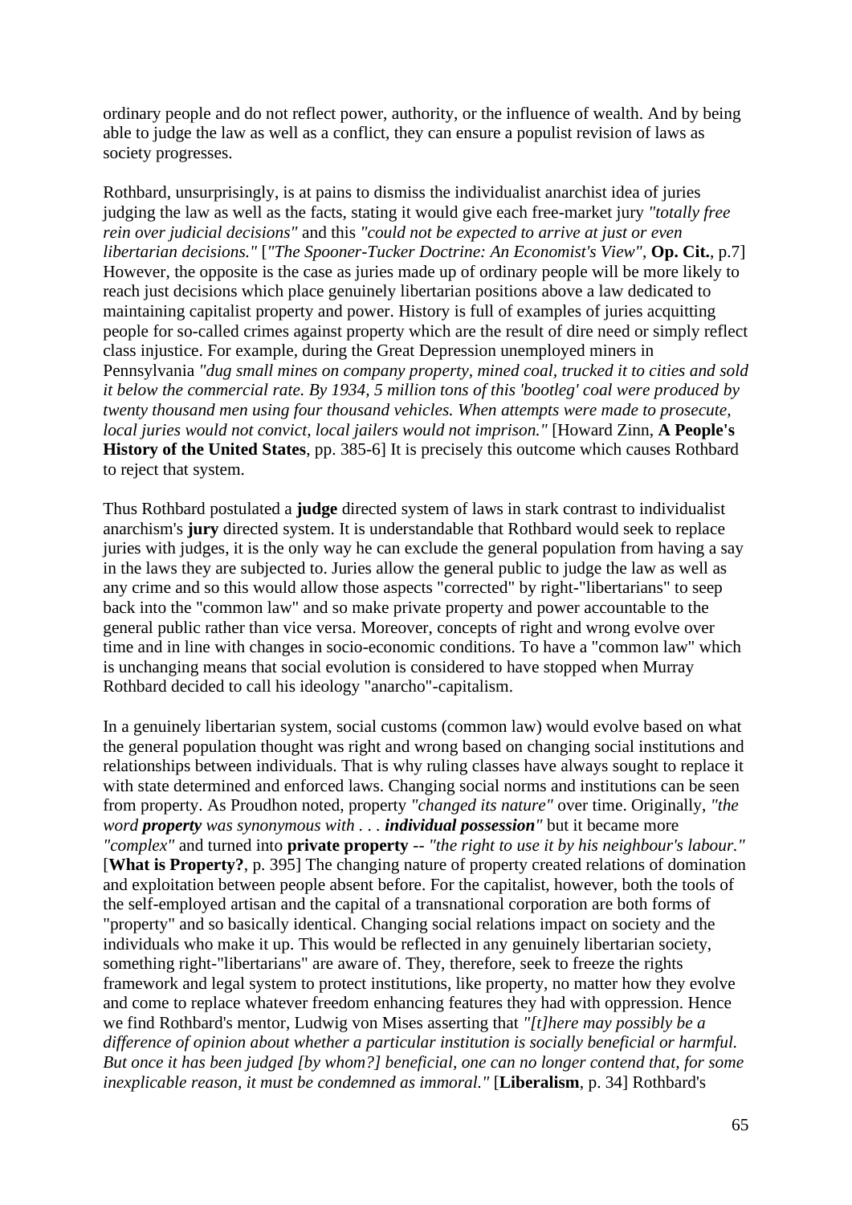ordinary people and do not reflect power, authority, or the influence of wealth. And by being able to judge the law as well as a conflict, they can ensure a populist revision of laws as society progresses.

Rothbard, unsurprisingly, is at pains to dismiss the individualist anarchist idea of juries judging the law as well as the facts, stating it would give each free-market jury *"totally free rein over judicial decisions"* and this *"could not be expected to arrive at just or even libertarian decisions."* [*"The Spooner-Tucker Doctrine: An Economist's View"*, **Op. Cit.**, p.7] However, the opposite is the case as juries made up of ordinary people will be more likely to reach just decisions which place genuinely libertarian positions above a law dedicated to maintaining capitalist property and power. History is full of examples of juries acquitting people for so-called crimes against property which are the result of dire need or simply reflect class injustice. For example, during the Great Depression unemployed miners in Pennsylvania *"dug small mines on company property, mined coal, trucked it to cities and sold it below the commercial rate. By 1934, 5 million tons of this 'bootleg' coal were produced by twenty thousand men using four thousand vehicles. When attempts were made to prosecute, local juries would not convict, local jailers would not imprison."* [Howard Zinn, **A People's History of the United States**, pp. 385-6] It is precisely this outcome which causes Rothbard to reject that system.

Thus Rothbard postulated a **judge** directed system of laws in stark contrast to individualist anarchism's **jury** directed system. It is understandable that Rothbard would seek to replace juries with judges, it is the only way he can exclude the general population from having a say in the laws they are subjected to. Juries allow the general public to judge the law as well as any crime and so this would allow those aspects "corrected" by right-"libertarians" to seep back into the "common law" and so make private property and power accountable to the general public rather than vice versa. Moreover, concepts of right and wrong evolve over time and in line with changes in socio-economic conditions. To have a "common law" which is unchanging means that social evolution is considered to have stopped when Murray Rothbard decided to call his ideology "anarcho"-capitalism.

In a genuinely libertarian system, social customs (common law) would evolve based on what the general population thought was right and wrong based on changing social institutions and relationships between individuals. That is why ruling classes have always sought to replace it with state determined and enforced laws. Changing social norms and institutions can be seen from property. As Proudhon noted, property *"changed its nature"* over time. Originally, *"the word **property** was synonymous with . . . **individual possession**"* but it became more *"complex"* and turned into **private property** -- *"the right to use it by his neighbour's labour."* [**What is Property?**, p. 395] The changing nature of property created relations of domination and exploitation between people absent before. For the capitalist, however, both the tools of the self-employed artisan and the capital of a transnational corporation are both forms of "property" and so basically identical. Changing social relations impact on society and the individuals who make it up. This would be reflected in any genuinely libertarian society, something right-"libertarians" are aware of. They, therefore, seek to freeze the rights framework and legal system to protect institutions, like property, no matter how they evolve and come to replace whatever freedom enhancing features they had with oppression. Hence we find Rothbard's mentor, Ludwig von Mises asserting that *"[t]here may possibly be a difference of opinion about whether a particular institution is socially beneficial or harmful. But once it has been judged [by whom?] beneficial, one can no longer contend that, for some inexplicable reason, it must be condemned as immoral."* [**Liberalism**, p. 34] Rothbard's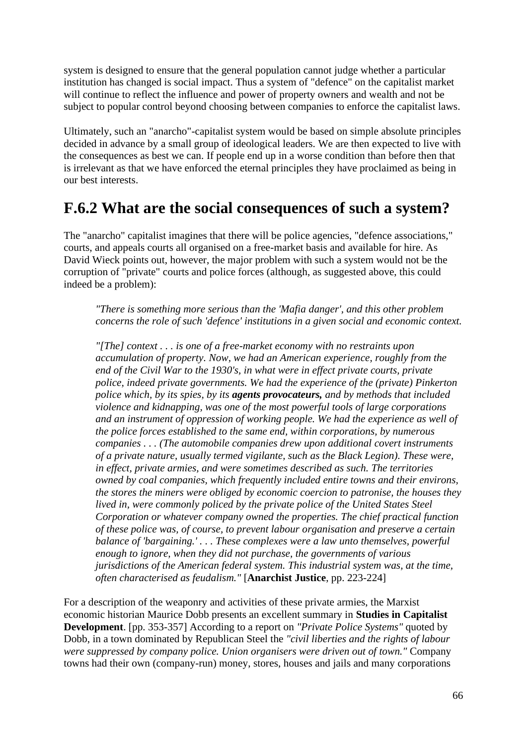system is designed to ensure that the general population cannot judge whether a particular institution has changed is social impact. Thus a system of "defence" on the capitalist market will continue to reflect the influence and power of property owners and wealth and not be subject to popular control beyond choosing between companies to enforce the capitalist laws.

Ultimately, such an "anarcho"-capitalist system would be based on simple absolute principles decided in advance by a small group of ideological leaders. We are then expected to live with the consequences as best we can. If people end up in a worse condition than before then that is irrelevant as that we have enforced the eternal principles they have proclaimed as being in our best interests.

## F.6.2 What are the social consequences of such a system?

The "anarcho" capitalist imagines that there will be police agencies, "defence associations," courts, and appeals courts all organised on a free-market basis and available for hire. As David Wieck points out, however, the major problem with such a system would not be the corruption of "private" courts and police forces (although, as suggested above, this could indeed be a problem):

> *"There is something more serious than the 'Mafia danger', and this other problem concerns the role of such 'defence' institutions in a given social and economic context.*
>
> *"[The] context . . . is one of a free-market economy with no restraints upon accumulation of property. Now, we had an American experience, roughly from the end of the Civil War to the 1930's, in what were in effect private courts, private police, indeed private governments. We had the experience of the (private) Pinkerton police which, by its spies, by its **agents provocateurs,** and by methods that included violence and kidnapping, was one of the most powerful tools of large corporations and an instrument of oppression of working people. We had the experience as well of the police forces established to the same end, within corporations, by numerous companies . . . (The automobile companies drew upon additional covert instruments of a private nature, usually termed vigilante, such as the Black Legion). These were, in effect, private armies, and were sometimes described as such. The territories owned by coal companies, which frequently included entire towns and their environs, the stores the miners were obliged by economic coercion to patronise, the houses they lived in, were commonly policed by the private police of the United States Steel Corporation or whatever company owned the properties. The chief practical function of these police was, of course, to prevent labour organisation and preserve a certain balance of 'bargaining.' . . . These complexes were a law unto themselves, powerful enough to ignore, when they did not purchase, the governments of various jurisdictions of the American federal system. This industrial system was, at the time, often characterised as feudalism."* [**Anarchist Justice**, pp. 223-224]

For a description of the weaponry and activities of these private armies, the Marxist economic historian Maurice Dobb presents an excellent summary in **Studies in Capitalist Development**. [pp. 353-357] According to a report on *"Private Police Systems"* quoted by Dobb, in a town dominated by Republican Steel the *"civil liberties and the rights of labour were suppressed by company police. Union organisers were driven out of town."* Company towns had their own (company-run) money, stores, houses and jails and many corporations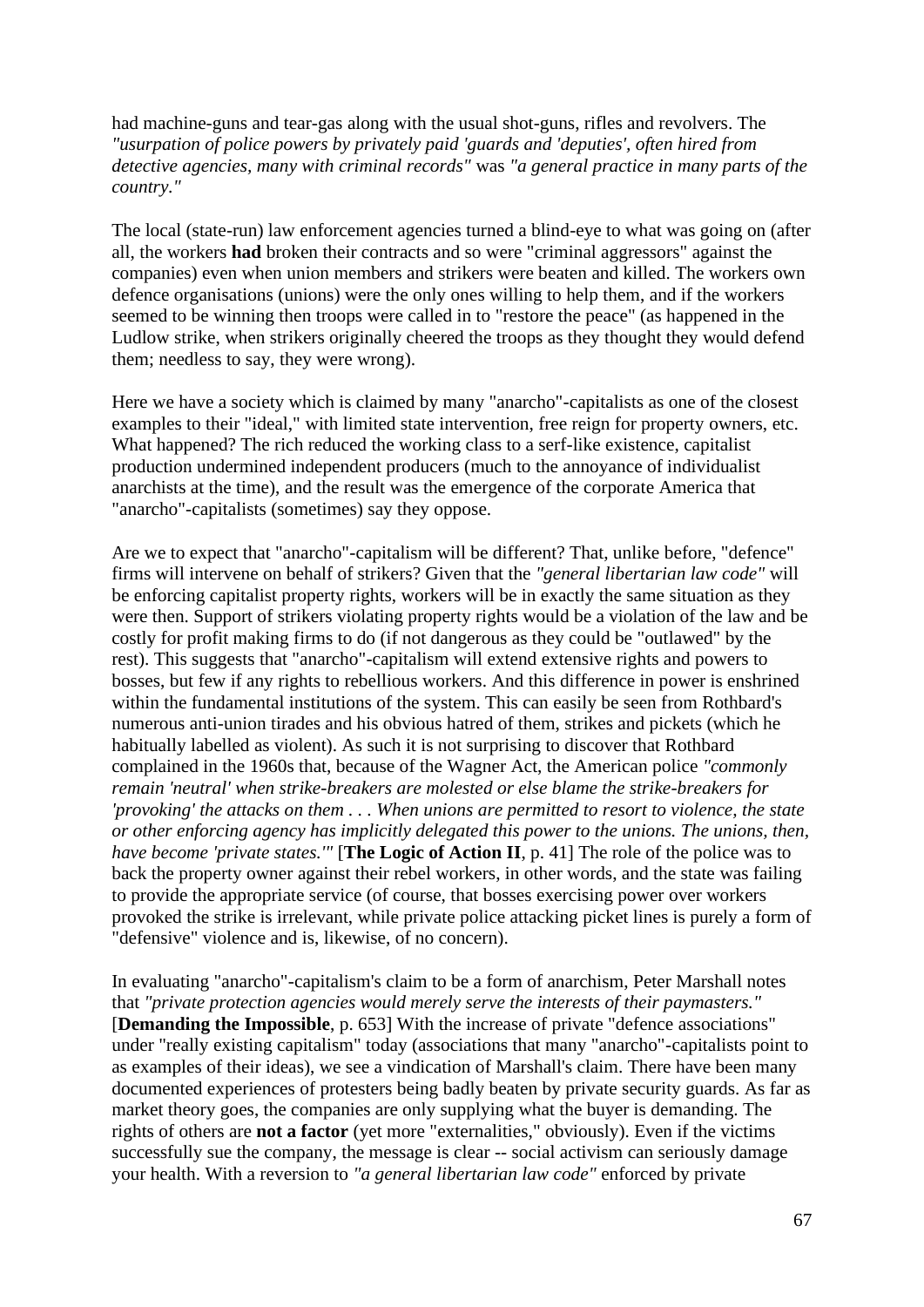had machine-guns and tear-gas along with the usual shot-guns, rifles and revolvers. The *"usurpation of police powers by privately paid 'guards and 'deputies', often hired from detective agencies, many with criminal records"* was *"a general practice in many parts of the country."*

The local (state-run) law enforcement agencies turned a blind-eye to what was going on (after all, the workers **had** broken their contracts and so were "criminal aggressors" against the companies) even when union members and strikers were beaten and killed. The workers own defence organisations (unions) were the only ones willing to help them, and if the workers seemed to be winning then troops were called in to "restore the peace" (as happened in the Ludlow strike, when strikers originally cheered the troops as they thought they would defend them; needless to say, they were wrong).

Here we have a society which is claimed by many "anarcho"-capitalists as one of the closest examples to their "ideal," with limited state intervention, free reign for property owners, etc. What happened? The rich reduced the working class to a serf-like existence, capitalist production undermined independent producers (much to the annoyance of individualist anarchists at the time), and the result was the emergence of the corporate America that "anarcho"-capitalists (sometimes) say they oppose.

Are we to expect that "anarcho"-capitalism will be different? That, unlike before, "defence" firms will intervene on behalf of strikers? Given that the *"general libertarian law code"* will be enforcing capitalist property rights, workers will be in exactly the same situation as they were then. Support of strikers violating property rights would be a violation of the law and be costly for profit making firms to do (if not dangerous as they could be "outlawed" by the rest). This suggests that "anarcho"-capitalism will extend extensive rights and powers to bosses, but few if any rights to rebellious workers. And this difference in power is enshrined within the fundamental institutions of the system. This can easily be seen from Rothbard's numerous anti-union tirades and his obvious hatred of them, strikes and pickets (which he habitually labelled as violent). As such it is not surprising to discover that Rothbard complained in the 1960s that, because of the Wagner Act, the American police *"commonly remain 'neutral' when strike-breakers are molested or else blame the strike-breakers for 'provoking' the attacks on them . . . When unions are permitted to resort to violence, the state or other enforcing agency has implicitly delegated this power to the unions. The unions, then, have become 'private states.'"* [**The Logic of Action II**, p. 41] The role of the police was to back the property owner against their rebel workers, in other words, and the state was failing to provide the appropriate service (of course, that bosses exercising power over workers provoked the strike is irrelevant, while private police attacking picket lines is purely a form of "defensive" violence and is, likewise, of no concern).

In evaluating "anarcho"-capitalism's claim to be a form of anarchism, Peter Marshall notes that *"private protection agencies would merely serve the interests of their paymasters."* [**Demanding the Impossible**, p. 653] With the increase of private "defence associations" under "really existing capitalism" today (associations that many "anarcho"-capitalists point to as examples of their ideas), we see a vindication of Marshall's claim. There have been many documented experiences of protesters being badly beaten by private security guards. As far as market theory goes, the companies are only supplying what the buyer is demanding. The rights of others are **not a factor** (yet more "externalities," obviously). Even if the victims successfully sue the company, the message is clear -- social activism can seriously damage your health. With a reversion to *"a general libertarian law code"* enforced by private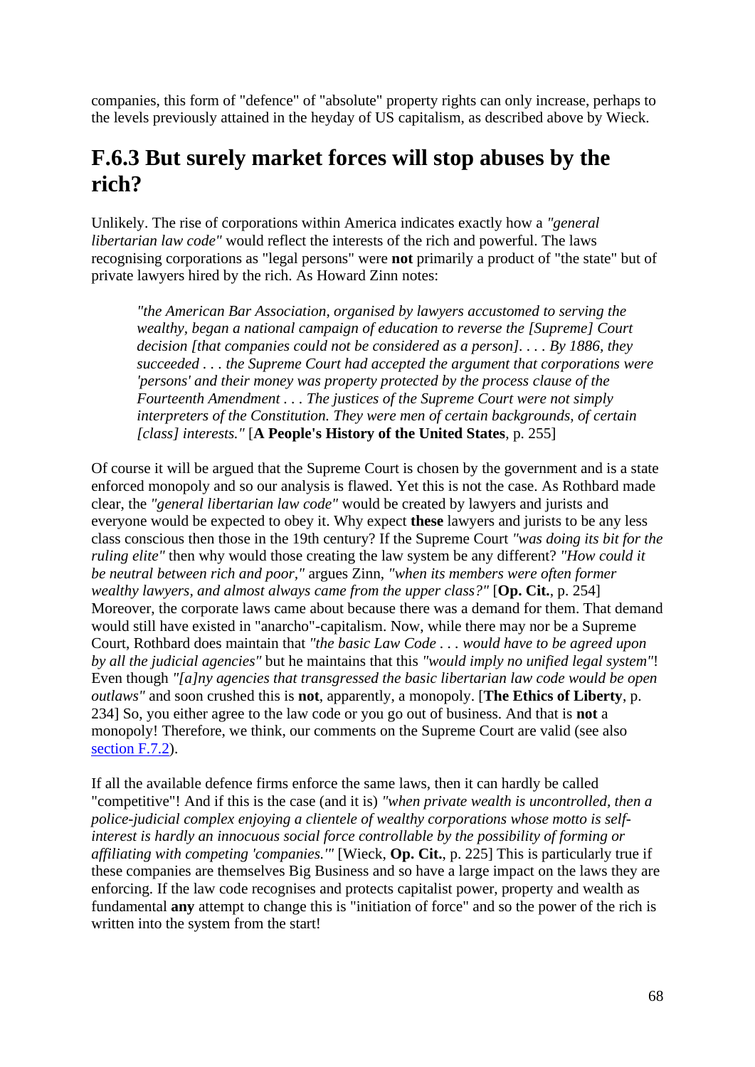companies, this form of "defence" of "absolute" property rights can only increase, perhaps to the levels previously attained in the heyday of US capitalism, as described above by Wieck.

## F.6.3 But surely market forces will stop abuses by the rich?

Unlikely. The rise of corporations within America indicates exactly how a *"general libertarian law code"* would reflect the interests of the rich and powerful. The laws recognising corporations as "legal persons" were **not** primarily a product of "the state" but of private lawyers hired by the rich. As Howard Zinn notes:

> *"the American Bar Association, organised by lawyers accustomed to serving the wealthy, began a national campaign of education to reverse the [Supreme] Court decision [that companies could not be considered as a person]. . . . By 1886, they succeeded . . . the Supreme Court had accepted the argument that corporations were 'persons' and their money was property protected by the process clause of the Fourteenth Amendment . . . The justices of the Supreme Court were not simply interpreters of the Constitution. They were men of certain backgrounds, of certain [class] interests."* [**A People's History of the United States**, p. 255]

Of course it will be argued that the Supreme Court is chosen by the government and is a state enforced monopoly and so our analysis is flawed. Yet this is not the case. As Rothbard made clear, the *"general libertarian law code"* would be created by lawyers and jurists and everyone would be expected to obey it. Why expect **these** lawyers and jurists to be any less class conscious then those in the 19th century? If the Supreme Court *"was doing its bit for the ruling elite"* then why would those creating the law system be any different? *"How could it be neutral between rich and poor,"* argues Zinn, *"when its members were often former wealthy lawyers, and almost always came from the upper class?"* [**Op. Cit.**, p. 254] Moreover, the corporate laws came about because there was a demand for them. That demand would still have existed in "anarcho"-capitalism. Now, while there may nor be a Supreme Court, Rothbard does maintain that *"the basic Law Code . . . would have to be agreed upon by all the judicial agencies"* but he maintains that this *"would imply no unified legal system"*! Even though *"[a]ny agencies that transgressed the basic libertarian law code would be open outlaws"* and soon crushed this is **not**, apparently, a monopoly. [**The Ethics of Liberty**, p. 234] So, you either agree to the law code or you go out of business. And that is **not** a monopoly! Therefore, we think, our comments on the Supreme Court are valid (see also section F.7.2).

If all the available defence firms enforce the same laws, then it can hardly be called "competitive"! And if this is the case (and it is) *"when private wealth is uncontrolled, then a police-judicial complex enjoying a clientele of wealthy corporations whose motto is self-interest is hardly an innocuous social force controllable by the possibility of forming or affiliating with competing 'companies.'"* [Wieck, **Op. Cit.**, p. 225] This is particularly true if these companies are themselves Big Business and so have a large impact on the laws they are enforcing. If the law code recognises and protects capitalist power, property and wealth as fundamental **any** attempt to change this is "initiation of force" and so the power of the rich is written into the system from the start!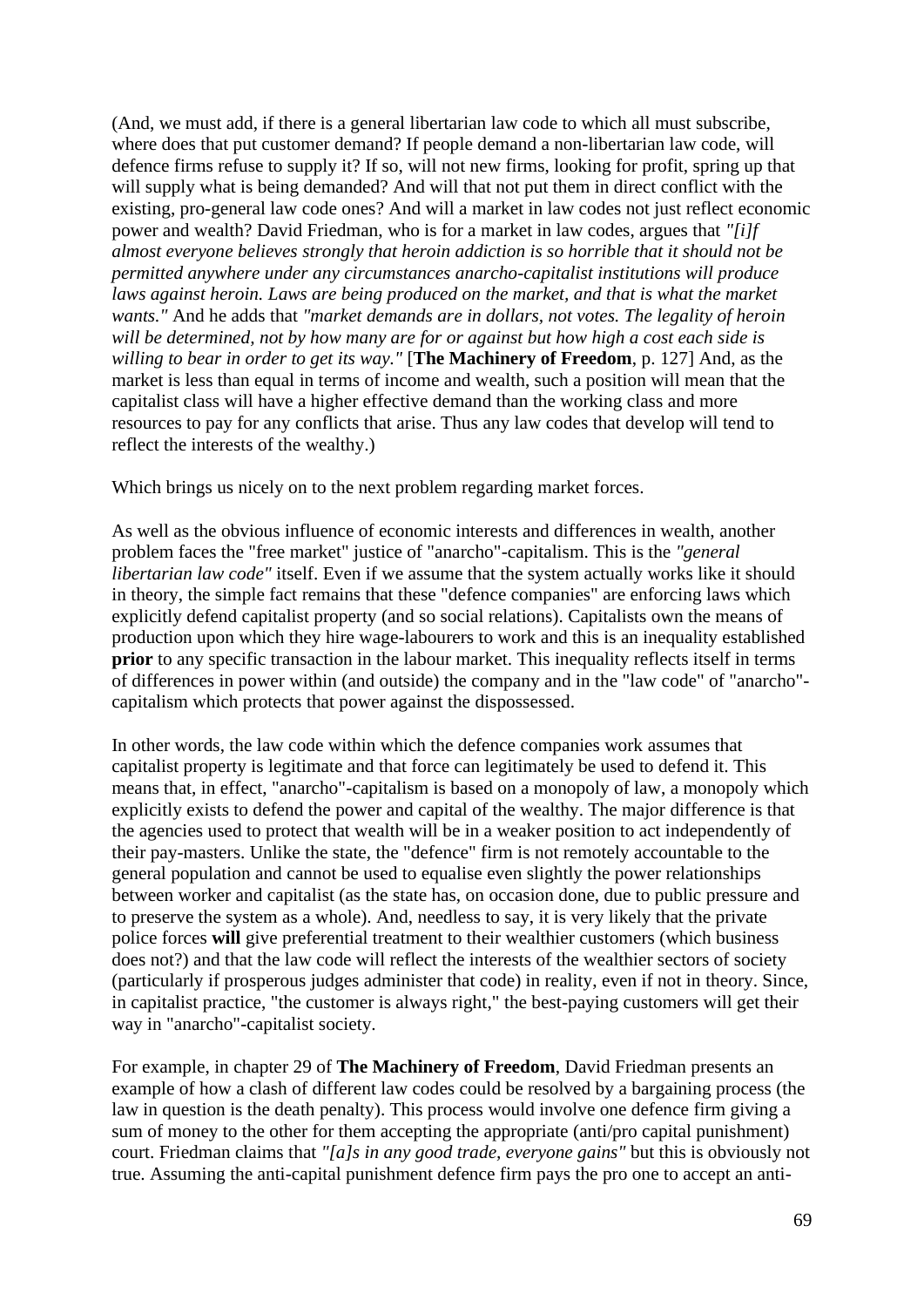(And, we must add, if there is a general libertarian law code to which all must subscribe, where does that put customer demand? If people demand a non-libertarian law code, will defence firms refuse to supply it? If so, will not new firms, looking for profit, spring up that will supply what is being demanded? And will that not put them in direct conflict with the existing, pro-general law code ones? And will a market in law codes not just reflect economic power and wealth? David Friedman, who is for a market in law codes, argues that *"[i]f almost everyone believes strongly that heroin addiction is so horrible that it should not be permitted anywhere under any circumstances anarcho-capitalist institutions will produce laws against heroin. Laws are being produced on the market, and that is what the market wants."* And he adds that *"market demands are in dollars, not votes. The legality of heroin will be determined, not by how many are for or against but how high a cost each side is willing to bear in order to get its way."* [**The Machinery of Freedom**, p. 127] And, as the market is less than equal in terms of income and wealth, such a position will mean that the capitalist class will have a higher effective demand than the working class and more resources to pay for any conflicts that arise. Thus any law codes that develop will tend to reflect the interests of the wealthy.)

Which brings us nicely on to the next problem regarding market forces.

As well as the obvious influence of economic interests and differences in wealth, another problem faces the "free market" justice of "anarcho"-capitalism. This is the *"general libertarian law code"* itself. Even if we assume that the system actually works like it should in theory, the simple fact remains that these "defence companies" are enforcing laws which explicitly defend capitalist property (and so social relations). Capitalists own the means of production upon which they hire wage-labourers to work and this is an inequality established **prior** to any specific transaction in the labour market. This inequality reflects itself in terms of differences in power within (and outside) the company and in the "law code" of "anarcho"-capitalism which protects that power against the dispossessed.

In other words, the law code within which the defence companies work assumes that capitalist property is legitimate and that force can legitimately be used to defend it. This means that, in effect, "anarcho"-capitalism is based on a monopoly of law, a monopoly which explicitly exists to defend the power and capital of the wealthy. The major difference is that the agencies used to protect that wealth will be in a weaker position to act independently of their pay-masters. Unlike the state, the "defence" firm is not remotely accountable to the general population and cannot be used to equalise even slightly the power relationships between worker and capitalist (as the state has, on occasion done, due to public pressure and to preserve the system as a whole). And, needless to say, it is very likely that the private police forces **will** give preferential treatment to their wealthier customers (which business does not?) and that the law code will reflect the interests of the wealthier sectors of society (particularly if prosperous judges administer that code) in reality, even if not in theory. Since, in capitalist practice, "the customer is always right," the best-paying customers will get their way in "anarcho"-capitalist society.

For example, in chapter 29 of **The Machinery of Freedom**, David Friedman presents an example of how a clash of different law codes could be resolved by a bargaining process (the law in question is the death penalty). This process would involve one defence firm giving a sum of money to the other for them accepting the appropriate (anti/pro capital punishment) court. Friedman claims that *"[a]s in any good trade, everyone gains"* but this is obviously not true. Assuming the anti-capital punishment defence firm pays the pro one to accept an anti-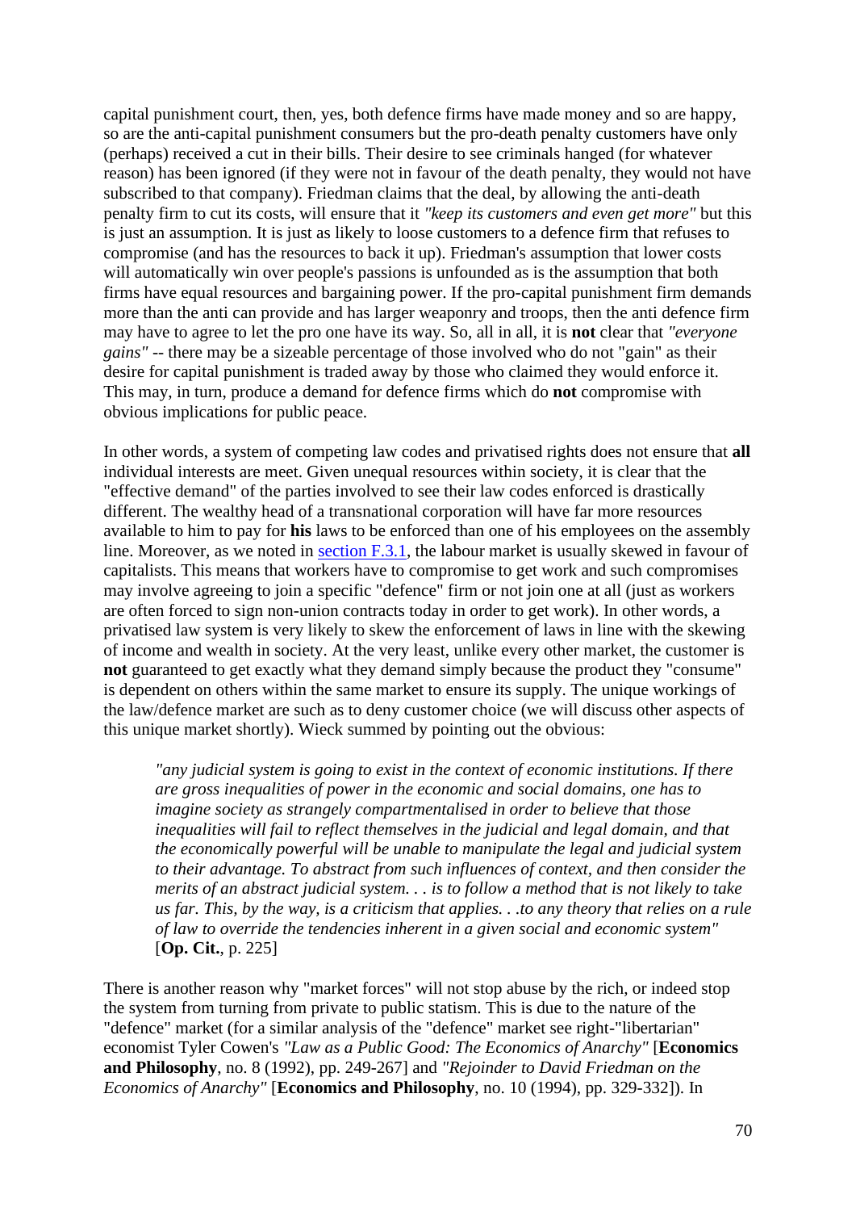capital punishment court, then, yes, both defence firms have made money and so are happy, so are the anti-capital punishment consumers but the pro-death penalty customers have only (perhaps) received a cut in their bills. Their desire to see criminals hanged (for whatever reason) has been ignored (if they were not in favour of the death penalty, they would not have subscribed to that company). Friedman claims that the deal, by allowing the anti-death penalty firm to cut its costs, will ensure that it *"keep its customers and even get more"* but this is just an assumption. It is just as likely to loose customers to a defence firm that refuses to compromise (and has the resources to back it up). Friedman's assumption that lower costs will automatically win over people's passions is unfounded as is the assumption that both firms have equal resources and bargaining power. If the pro-capital punishment firm demands more than the anti can provide and has larger weaponry and troops, then the anti defence firm may have to agree to let the pro one have its way. So, all in all, it is **not** clear that *"everyone gains"* -- there may be a sizeable percentage of those involved who do not "gain" as their desire for capital punishment is traded away by those who claimed they would enforce it. This may, in turn, produce a demand for defence firms which do **not** compromise with obvious implications for public peace.

In other words, a system of competing law codes and privatised rights does not ensure that **all** individual interests are meet. Given unequal resources within society, it is clear that the "effective demand" of the parties involved to see their law codes enforced is drastically different. The wealthy head of a transnational corporation will have far more resources available to him to pay for **his** laws to be enforced than one of his employees on the assembly line. Moreover, as we noted in section F.3.1, the labour market is usually skewed in favour of capitalists. This means that workers have to compromise to get work and such compromises may involve agreeing to join a specific "defence" firm or not join one at all (just as workers are often forced to sign non-union contracts today in order to get work). In other words, a privatised law system is very likely to skew the enforcement of laws in line with the skewing of income and wealth in society. At the very least, unlike every other market, the customer is **not** guaranteed to get exactly what they demand simply because the product they "consume" is dependent on others within the same market to ensure its supply. The unique workings of the law/defence market are such as to deny customer choice (we will discuss other aspects of this unique market shortly). Wieck summed by pointing out the obvious:

> *"any judicial system is going to exist in the context of economic institutions. If there are gross inequalities of power in the economic and social domains, one has to imagine society as strangely compartmentalised in order to believe that those inequalities will fail to reflect themselves in the judicial and legal domain, and that the economically powerful will be unable to manipulate the legal and judicial system to their advantage. To abstract from such influences of context, and then consider the merits of an abstract judicial system. . . is to follow a method that is not likely to take us far. This, by the way, is a criticism that applies. . .to any theory that relies on a rule of law to override the tendencies inherent in a given social and economic system"* [**Op. Cit.**, p. 225]

There is another reason why "market forces" will not stop abuse by the rich, or indeed stop the system from turning from private to public statism. This is due to the nature of the "defence" market (for a similar analysis of the "defence" market see right-"libertarian" economist Tyler Cowen's *"Law as a Public Good: The Economics of Anarchy"* [**Economics and Philosophy**, no. 8 (1992), pp. 249-267] and *"Rejoinder to David Friedman on the Economics of Anarchy"* [**Economics and Philosophy**, no. 10 (1994), pp. 329-332]). In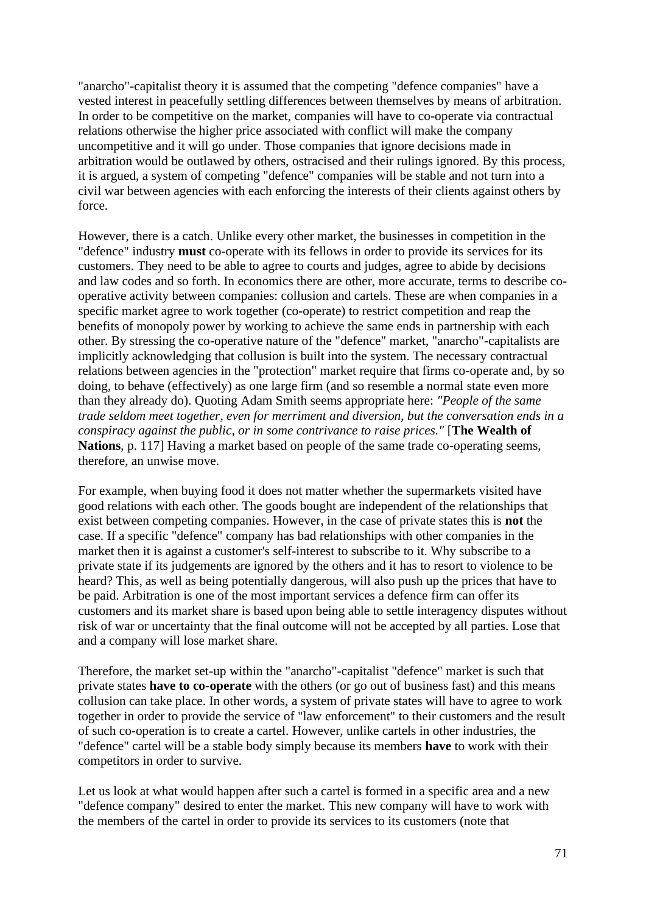"anarcho"-capitalist theory it is assumed that the competing "defence companies" have a vested interest in peacefully settling differences between themselves by means of arbitration. In order to be competitive on the market, companies will have to co-operate via contractual relations otherwise the higher price associated with conflict will make the company uncompetitive and it will go under. Those companies that ignore decisions made in arbitration would be outlawed by others, ostracised and their rulings ignored. By this process, it is argued, a system of competing "defence" companies will be stable and not turn into a civil war between agencies with each enforcing the interests of their clients against others by force.

However, there is a catch. Unlike every other market, the businesses in competition in the "defence" industry **must** co-operate with its fellows in order to provide its services for its customers. They need to be able to agree to courts and judges, agree to abide by decisions and law codes and so forth. In economics there are other, more accurate, terms to describe co-operative activity between companies: collusion and cartels. These are when companies in a specific market agree to work together (co-operate) to restrict competition and reap the benefits of monopoly power by working to achieve the same ends in partnership with each other. By stressing the co-operative nature of the "defence" market, "anarcho"-capitalists are implicitly acknowledging that collusion is built into the system. The necessary contractual relations between agencies in the "protection" market require that firms co-operate and, by so doing, to behave (effectively) as one large firm (and so resemble a normal state even more than they already do). Quoting Adam Smith seems appropriate here: *"People of the same trade seldom meet together, even for merriment and diversion, but the conversation ends in a conspiracy against the public, or in some contrivance to raise prices."* [**The Wealth of Nations**, p. 117] Having a market based on people of the same trade co-operating seems, therefore, an unwise move.

For example, when buying food it does not matter whether the supermarkets visited have good relations with each other. The goods bought are independent of the relationships that exist between competing companies. However, in the case of private states this is **not** the case. If a specific "defence" company has bad relationships with other companies in the market then it is against a customer's self-interest to subscribe to it. Why subscribe to a private state if its judgements are ignored by the others and it has to resort to violence to be heard? This, as well as being potentially dangerous, will also push up the prices that have to be paid. Arbitration is one of the most important services a defence firm can offer its customers and its market share is based upon being able to settle interagency disputes without risk of war or uncertainty that the final outcome will not be accepted by all parties. Lose that and a company will lose market share.

Therefore, the market set-up within the "anarcho"-capitalist "defence" market is such that private states **have to co-operate** with the others (or go out of business fast) and this means collusion can take place. In other words, a system of private states will have to agree to work together in order to provide the service of "law enforcement" to their customers and the result of such co-operation is to create a cartel. However, unlike cartels in other industries, the "defence" cartel will be a stable body simply because its members **have** to work with their competitors in order to survive.

Let us look at what would happen after such a cartel is formed in a specific area and a new "defence company" desired to enter the market. This new company will have to work with the members of the cartel in order to provide its services to its customers (note that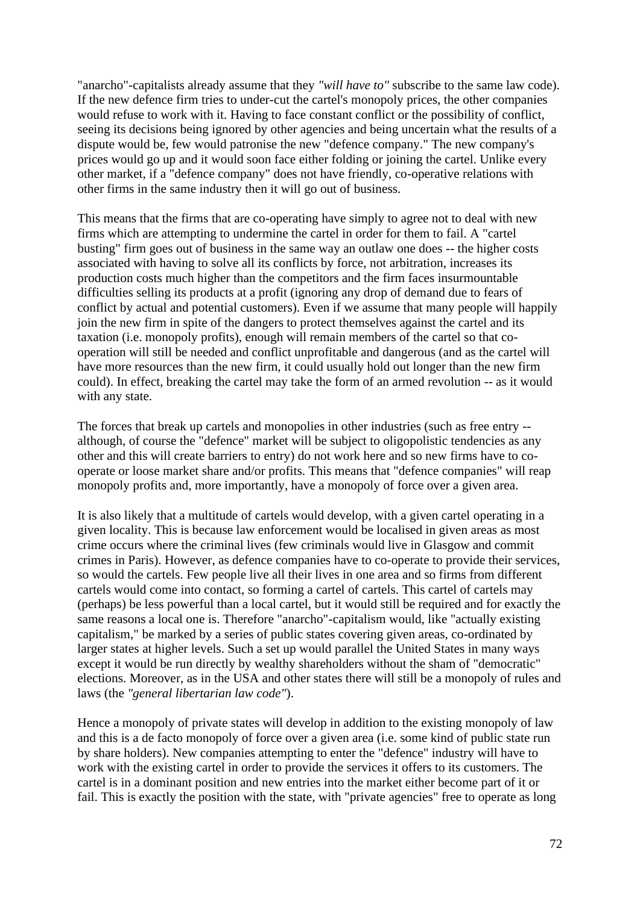"anarcho"-capitalists already assume that they *"will have to"* subscribe to the same law code). If the new defence firm tries to under-cut the cartel's monopoly prices, the other companies would refuse to work with it. Having to face constant conflict or the possibility of conflict, seeing its decisions being ignored by other agencies and being uncertain what the results of a dispute would be, few would patronise the new "defence company." The new company's prices would go up and it would soon face either folding or joining the cartel. Unlike every other market, if a "defence company" does not have friendly, co-operative relations with other firms in the same industry then it will go out of business.

This means that the firms that are co-operating have simply to agree not to deal with new firms which are attempting to undermine the cartel in order for them to fail. A "cartel busting" firm goes out of business in the same way an outlaw one does -- the higher costs associated with having to solve all its conflicts by force, not arbitration, increases its production costs much higher than the competitors and the firm faces insurmountable difficulties selling its products at a profit (ignoring any drop of demand due to fears of conflict by actual and potential customers). Even if we assume that many people will happily join the new firm in spite of the dangers to protect themselves against the cartel and its taxation (i.e. monopoly profits), enough will remain members of the cartel so that co-operation will still be needed and conflict unprofitable and dangerous (and as the cartel will have more resources than the new firm, it could usually hold out longer than the new firm could). In effect, breaking the cartel may take the form of an armed revolution -- as it would with any state.

The forces that break up cartels and monopolies in other industries (such as free entry -- although, of course the "defence" market will be subject to oligopolistic tendencies as any other and this will create barriers to entry) do not work here and so new firms have to co-operate or loose market share and/or profits. This means that "defence companies" will reap monopoly profits and, more importantly, have a monopoly of force over a given area.

It is also likely that a multitude of cartels would develop, with a given cartel operating in a given locality. This is because law enforcement would be localised in given areas as most crime occurs where the criminal lives (few criminals would live in Glasgow and commit crimes in Paris). However, as defence companies have to co-operate to provide their services, so would the cartels. Few people live all their lives in one area and so firms from different cartels would come into contact, so forming a cartel of cartels. This cartel of cartels may (perhaps) be less powerful than a local cartel, but it would still be required and for exactly the same reasons a local one is. Therefore "anarcho"-capitalism would, like "actually existing capitalism," be marked by a series of public states covering given areas, co-ordinated by larger states at higher levels. Such a set up would parallel the United States in many ways except it would be run directly by wealthy shareholders without the sham of "democratic" elections. Moreover, as in the USA and other states there will still be a monopoly of rules and laws (the *"general libertarian law code"*).

Hence a monopoly of private states will develop in addition to the existing monopoly of law and this is a de facto monopoly of force over a given area (i.e. some kind of public state run by share holders). New companies attempting to enter the "defence" industry will have to work with the existing cartel in order to provide the services it offers to its customers. The cartel is in a dominant position and new entries into the market either become part of it or fail. This is exactly the position with the state, with "private agencies" free to operate as long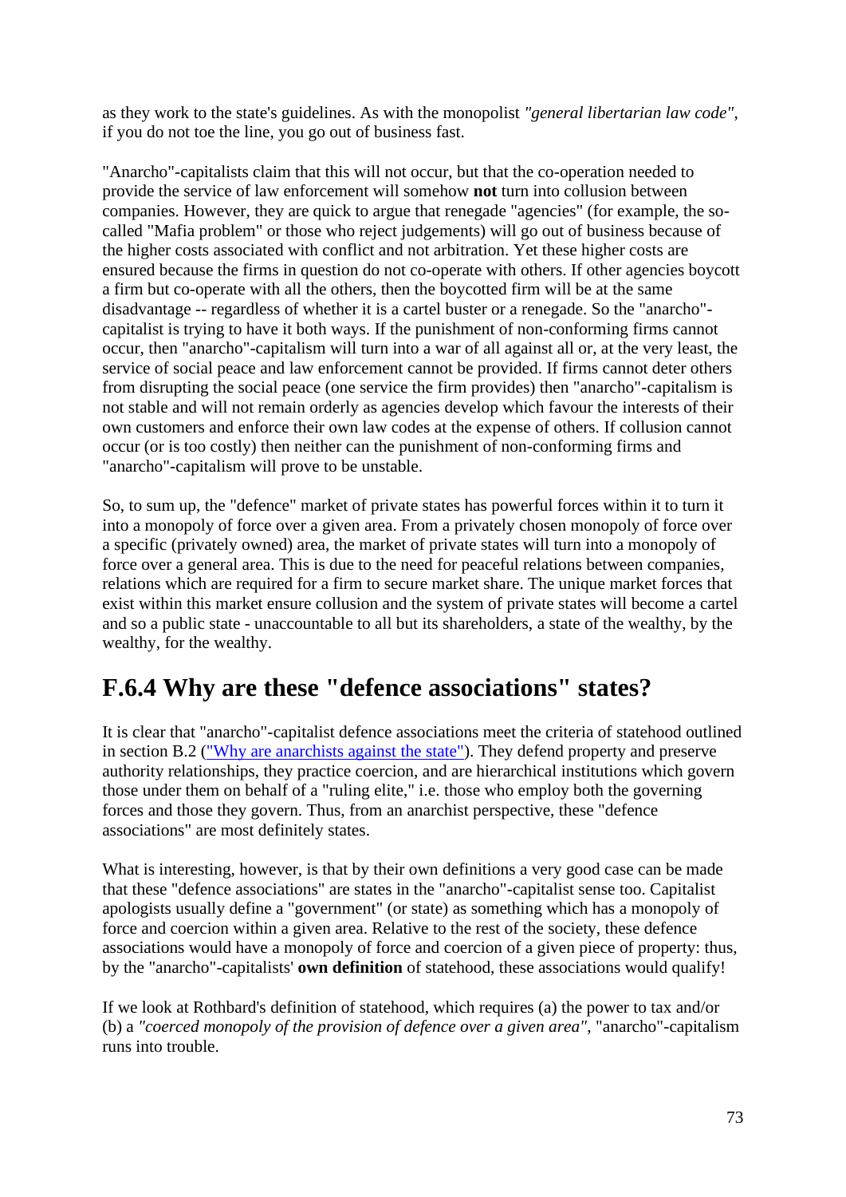as they work to the state's guidelines. As with the monopolist *"general libertarian law code"*, if you do not toe the line, you go out of business fast.

"Anarcho"-capitalists claim that this will not occur, but that the co-operation needed to provide the service of law enforcement will somehow **not** turn into collusion between companies. However, they are quick to argue that renegade "agencies" (for example, the so-called "Mafia problem" or those who reject judgements) will go out of business because of the higher costs associated with conflict and not arbitration. Yet these higher costs are ensured because the firms in question do not co-operate with others. If other agencies boycott a firm but co-operate with all the others, then the boycotted firm will be at the same disadvantage -- regardless of whether it is a cartel buster or a renegade. So the "anarcho"-capitalist is trying to have it both ways. If the punishment of non-conforming firms cannot occur, then "anarcho"-capitalism will turn into a war of all against all or, at the very least, the service of social peace and law enforcement cannot be provided. If firms cannot deter others from disrupting the social peace (one service the firm provides) then "anarcho"-capitalism is not stable and will not remain orderly as agencies develop which favour the interests of their own customers and enforce their own law codes at the expense of others. If collusion cannot occur (or is too costly) then neither can the punishment of non-conforming firms and "anarcho"-capitalism will prove to be unstable.

So, to sum up, the "defence" market of private states has powerful forces within it to turn it into a monopoly of force over a given area. From a privately chosen monopoly of force over a specific (privately owned) area, the market of private states will turn into a monopoly of force over a general area. This is due to the need for peaceful relations between companies, relations which are required for a firm to secure market share. The unique market forces that exist within this market ensure collusion and the system of private states will become a cartel and so a public state - unaccountable to all but its shareholders, a state of the wealthy, by the wealthy, for the wealthy.

## F.6.4 Why are these "defence associations" states?

It is clear that "anarcho"-capitalist defence associations meet the criteria of statehood outlined in section B.2 ("Why are anarchists against the state"). They defend property and preserve authority relationships, they practice coercion, and are hierarchical institutions which govern those under them on behalf of a "ruling elite," i.e. those who employ both the governing forces and those they govern. Thus, from an anarchist perspective, these "defence associations" are most definitely states.

What is interesting, however, is that by their own definitions a very good case can be made that these "defence associations" are states in the "anarcho"-capitalist sense too. Capitalist apologists usually define a "government" (or state) as something which has a monopoly of force and coercion within a given area. Relative to the rest of the society, these defence associations would have a monopoly of force and coercion of a given piece of property: thus, by the "anarcho"-capitalists' **own definition** of statehood, these associations would qualify!

If we look at Rothbard's definition of statehood, which requires (a) the power to tax and/or (b) a *"coerced monopoly of the provision of defence over a given area"*, "anarcho"-capitalism runs into trouble.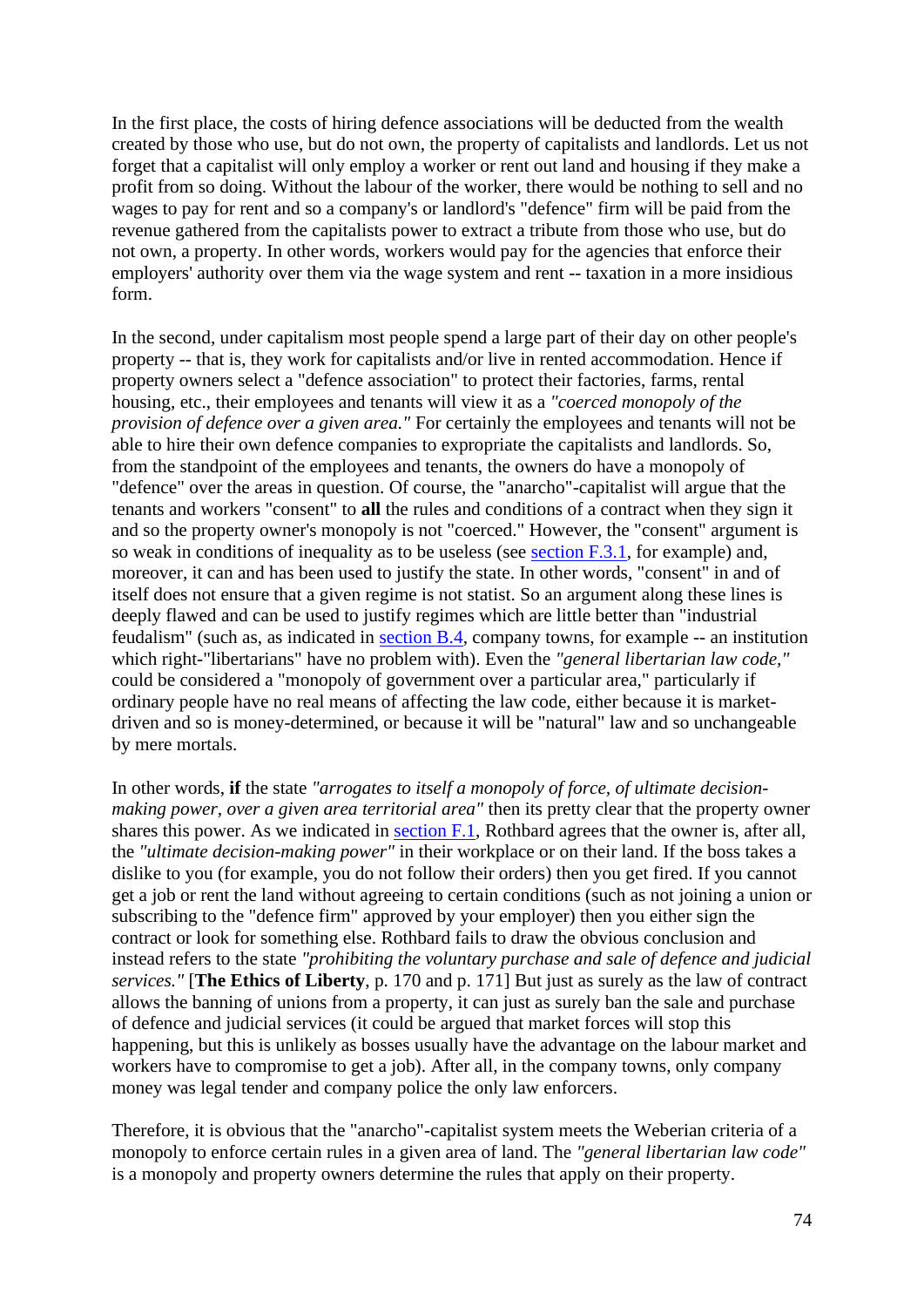In the first place, the costs of hiring defence associations will be deducted from the wealth created by those who use, but do not own, the property of capitalists and landlords. Let us not forget that a capitalist will only employ a worker or rent out land and housing if they make a profit from so doing. Without the labour of the worker, there would be nothing to sell and no wages to pay for rent and so a company's or landlord's "defence" firm will be paid from the revenue gathered from the capitalists power to extract a tribute from those who use, but do not own, a property. In other words, workers would pay for the agencies that enforce their employers' authority over them via the wage system and rent -- taxation in a more insidious form.

In the second, under capitalism most people spend a large part of their day on other people's property -- that is, they work for capitalists and/or live in rented accommodation. Hence if property owners select a "defence association" to protect their factories, farms, rental housing, etc., their employees and tenants will view it as a *"coerced monopoly of the provision of defence over a given area."* For certainly the employees and tenants will not be able to hire their own defence companies to expropriate the capitalists and landlords. So, from the standpoint of the employees and tenants, the owners do have a monopoly of "defence" over the areas in question. Of course, the "anarcho"-capitalist will argue that the tenants and workers "consent" to **all** the rules and conditions of a contract when they sign it and so the property owner's monopoly is not "coerced." However, the "consent" argument is so weak in conditions of inequality as to be useless (see section F.3.1, for example) and, moreover, it can and has been used to justify the state. In other words, "consent" in and of itself does not ensure that a given regime is not statist. So an argument along these lines is deeply flawed and can be used to justify regimes which are little better than "industrial feudalism" (such as, as indicated in section B.4, company towns, for example -- an institution which right-"libertarians" have no problem with). Even the *"general libertarian law code,"* could be considered a "monopoly of government over a particular area," particularly if ordinary people have no real means of affecting the law code, either because it is market-driven and so is money-determined, or because it will be "natural" law and so unchangeable by mere mortals.

In other words, **if** the state *"arrogates to itself a monopoly of force, of ultimate decision-making power, over a given area territorial area"* then its pretty clear that the property owner shares this power. As we indicated in section F.1, Rothbard agrees that the owner is, after all, the *"ultimate decision-making power"* in their workplace or on their land. If the boss takes a dislike to you (for example, you do not follow their orders) then you get fired. If you cannot get a job or rent the land without agreeing to certain conditions (such as not joining a union or subscribing to the "defence firm" approved by your employer) then you either sign the contract or look for something else. Rothbard fails to draw the obvious conclusion and instead refers to the state *"prohibiting the voluntary purchase and sale of defence and judicial services."* [**The Ethics of Liberty**, p. 170 and p. 171] But just as surely as the law of contract allows the banning of unions from a property, it can just as surely ban the sale and purchase of defence and judicial services (it could be argued that market forces will stop this happening, but this is unlikely as bosses usually have the advantage on the labour market and workers have to compromise to get a job). After all, in the company towns, only company money was legal tender and company police the only law enforcers.

Therefore, it is obvious that the "anarcho"-capitalist system meets the Weberian criteria of a monopoly to enforce certain rules in a given area of land. The *"general libertarian law code"* is a monopoly and property owners determine the rules that apply on their property.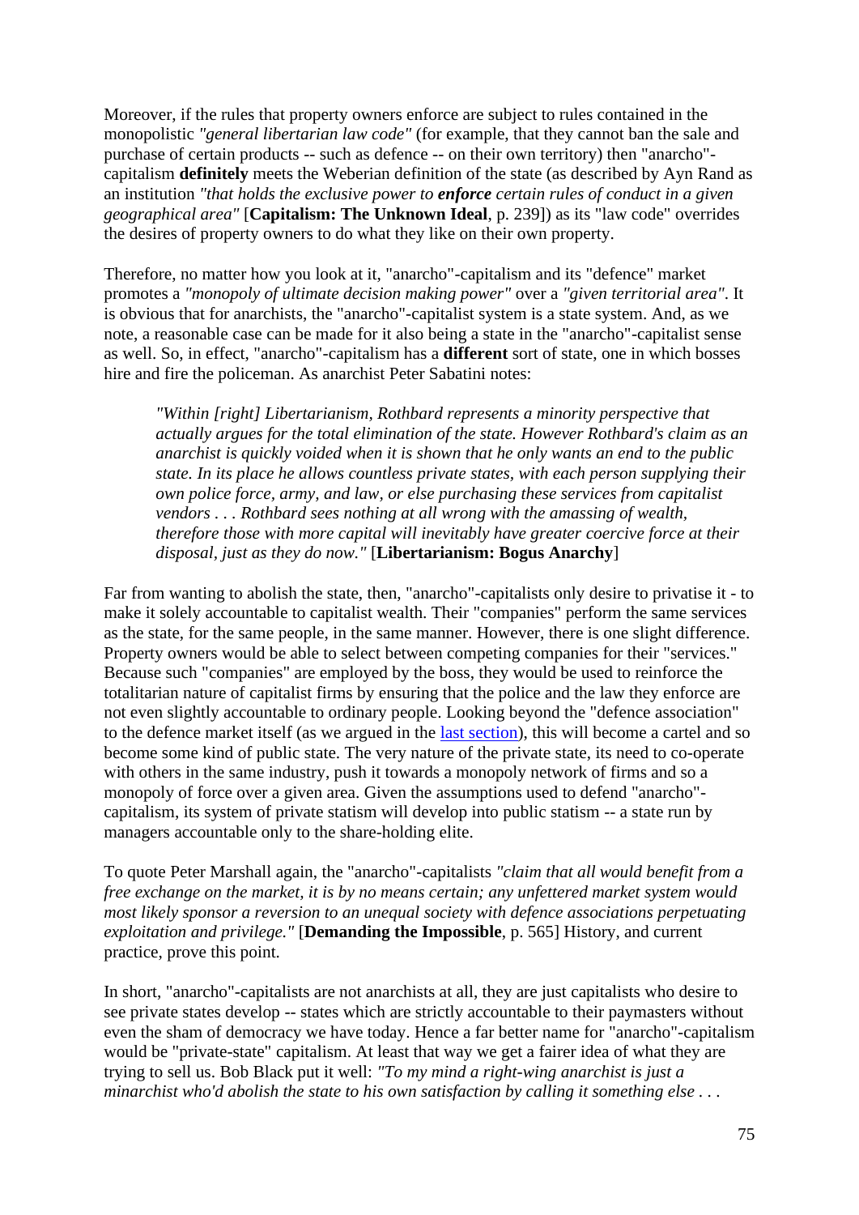Moreover, if the rules that property owners enforce are subject to rules contained in the monopolistic *"general libertarian law code"* (for example, that they cannot ban the sale and purchase of certain products -- such as defence -- on their own territory) then "anarcho"-capitalism **definitely** meets the Weberian definition of the state (as described by Ayn Rand as an institution *"that holds the exclusive power to **enforce** certain rules of conduct in a given geographical area"* [**Capitalism: The Unknown Ideal**, p. 239]) as its "law code" overrides the desires of property owners to do what they like on their own property.

Therefore, no matter how you look at it, "anarcho"-capitalism and its "defence" market promotes a *"monopoly of ultimate decision making power"* over a *"given territorial area"*. It is obvious that for anarchists, the "anarcho"-capitalist system is a state system. And, as we note, a reasonable case can be made for it also being a state in the "anarcho"-capitalist sense as well. So, in effect, "anarcho"-capitalism has a **different** sort of state, one in which bosses hire and fire the policeman. As anarchist Peter Sabatini notes:

> *"Within [right] Libertarianism, Rothbard represents a minority perspective that actually argues for the total elimination of the state. However Rothbard's claim as an anarchist is quickly voided when it is shown that he only wants an end to the public state. In its place he allows countless private states, with each person supplying their own police force, army, and law, or else purchasing these services from capitalist vendors . . . Rothbard sees nothing at all wrong with the amassing of wealth, therefore those with more capital will inevitably have greater coercive force at their disposal, just as they do now."* [**Libertarianism: Bogus Anarchy**]

Far from wanting to abolish the state, then, "anarcho"-capitalists only desire to privatise it - to make it solely accountable to capitalist wealth. Their "companies" perform the same services as the state, for the same people, in the same manner. However, there is one slight difference. Property owners would be able to select between competing companies for their "services." Because such "companies" are employed by the boss, they would be used to reinforce the totalitarian nature of capitalist firms by ensuring that the police and the law they enforce are not even slightly accountable to ordinary people. Looking beyond the "defence association" to the defence market itself (as we argued in the last section), this will become a cartel and so become some kind of public state. The very nature of the private state, its need to co-operate with others in the same industry, push it towards a monopoly network of firms and so a monopoly of force over a given area. Given the assumptions used to defend "anarcho"-capitalism, its system of private statism will develop into public statism -- a state run by managers accountable only to the share-holding elite.

To quote Peter Marshall again, the "anarcho"-capitalists *"claim that all would benefit from a free exchange on the market, it is by no means certain; any unfettered market system would most likely sponsor a reversion to an unequal society with defence associations perpetuating exploitation and privilege."* [**Demanding the Impossible**, p. 565] History, and current practice, prove this point.

In short, "anarcho"-capitalists are not anarchists at all, they are just capitalists who desire to see private states develop -- states which are strictly accountable to their paymasters without even the sham of democracy we have today. Hence a far better name for "anarcho"-capitalism would be "private-state" capitalism. At least that way we get a fairer idea of what they are trying to sell us. Bob Black put it well: *"To my mind a right-wing anarchist is just a minarchist who'd abolish the state to his own satisfaction by calling it something else . . .*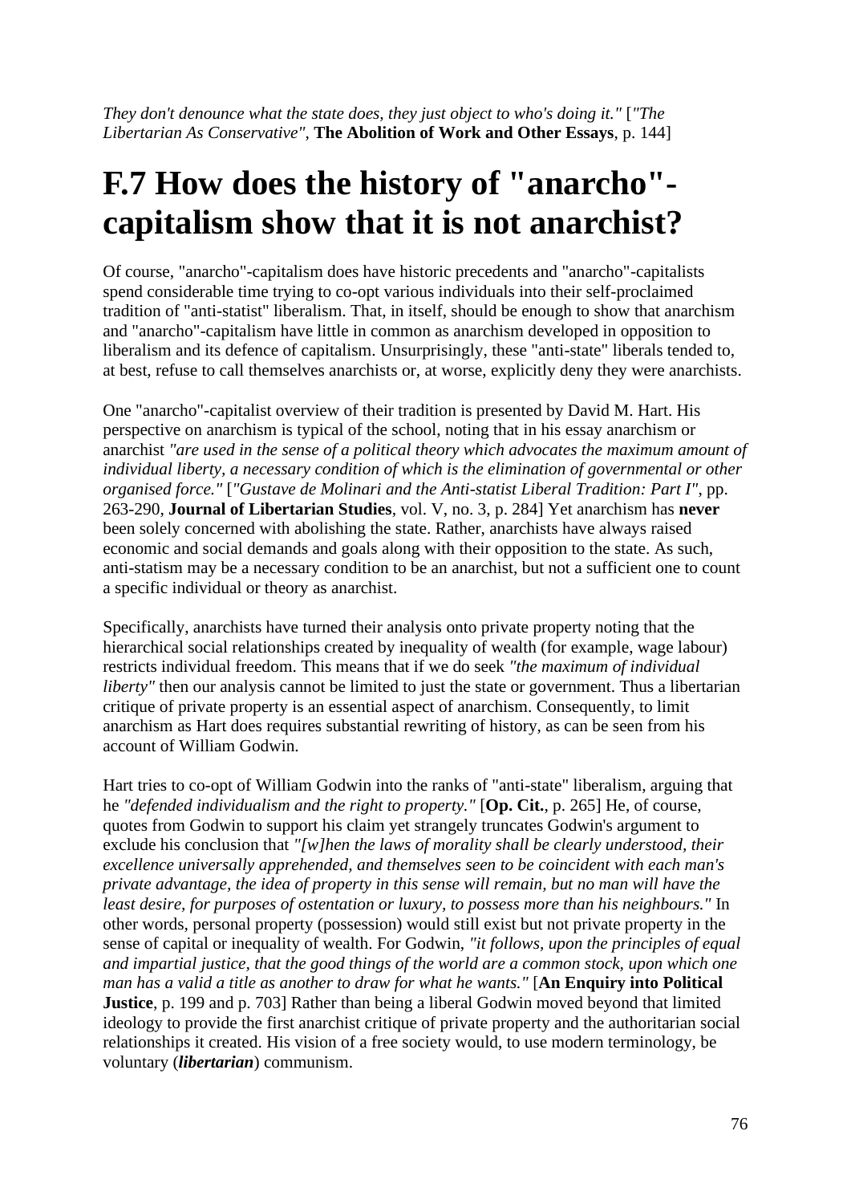*They don't denounce what the state does, they just object to who's doing it."* [*"The Libertarian As Conservative"*, **The Abolition of Work and Other Essays**, p. 144]

# F.7 How does the history of "anarcho"-capitalism show that it is not anarchist?

Of course, "anarcho"-capitalism does have historic precedents and "anarcho"-capitalists spend considerable time trying to co-opt various individuals into their self-proclaimed tradition of "anti-statist" liberalism. That, in itself, should be enough to show that anarchism and "anarcho"-capitalism have little in common as anarchism developed in opposition to liberalism and its defence of capitalism. Unsurprisingly, these "anti-state" liberals tended to, at best, refuse to call themselves anarchists or, at worse, explicitly deny they were anarchists.

One "anarcho"-capitalist overview of their tradition is presented by David M. Hart. His perspective on anarchism is typical of the school, noting that in his essay anarchism or anarchist *"are used in the sense of a political theory which advocates the maximum amount of individual liberty, a necessary condition of which is the elimination of governmental or other organised force."* [*"Gustave de Molinari and the Anti-statist Liberal Tradition: Part I"*, pp. 263-290, **Journal of Libertarian Studies**, vol. V, no. 3, p. 284] Yet anarchism has **never** been solely concerned with abolishing the state. Rather, anarchists have always raised economic and social demands and goals along with their opposition to the state. As such, anti-statism may be a necessary condition to be an anarchist, but not a sufficient one to count a specific individual or theory as anarchist.

Specifically, anarchists have turned their analysis onto private property noting that the hierarchical social relationships created by inequality of wealth (for example, wage labour) restricts individual freedom. This means that if we do seek *"the maximum of individual liberty"* then our analysis cannot be limited to just the state or government. Thus a libertarian critique of private property is an essential aspect of anarchism. Consequently, to limit anarchism as Hart does requires substantial rewriting of history, as can be seen from his account of William Godwin.

Hart tries to co-opt of William Godwin into the ranks of "anti-state" liberalism, arguing that he *"defended individualism and the right to property."* [**Op. Cit.**, p. 265] He, of course, quotes from Godwin to support his claim yet strangely truncates Godwin's argument to exclude his conclusion that *"[w]hen the laws of morality shall be clearly understood, their excellence universally apprehended, and themselves seen to be coincident with each man's private advantage, the idea of property in this sense will remain, but no man will have the least desire, for purposes of ostentation or luxury, to possess more than his neighbours."* In other words, personal property (possession) would still exist but not private property in the sense of capital or inequality of wealth. For Godwin, *"it follows, upon the principles of equal and impartial justice, that the good things of the world are a common stock, upon which one man has a valid a title as another to draw for what he wants."* [**An Enquiry into Political Justice**, p. 199 and p. 703] Rather than being a liberal Godwin moved beyond that limited ideology to provide the first anarchist critique of private property and the authoritarian social relationships it created. His vision of a free society would, to use modern terminology, be voluntary (***libertarian***) communism.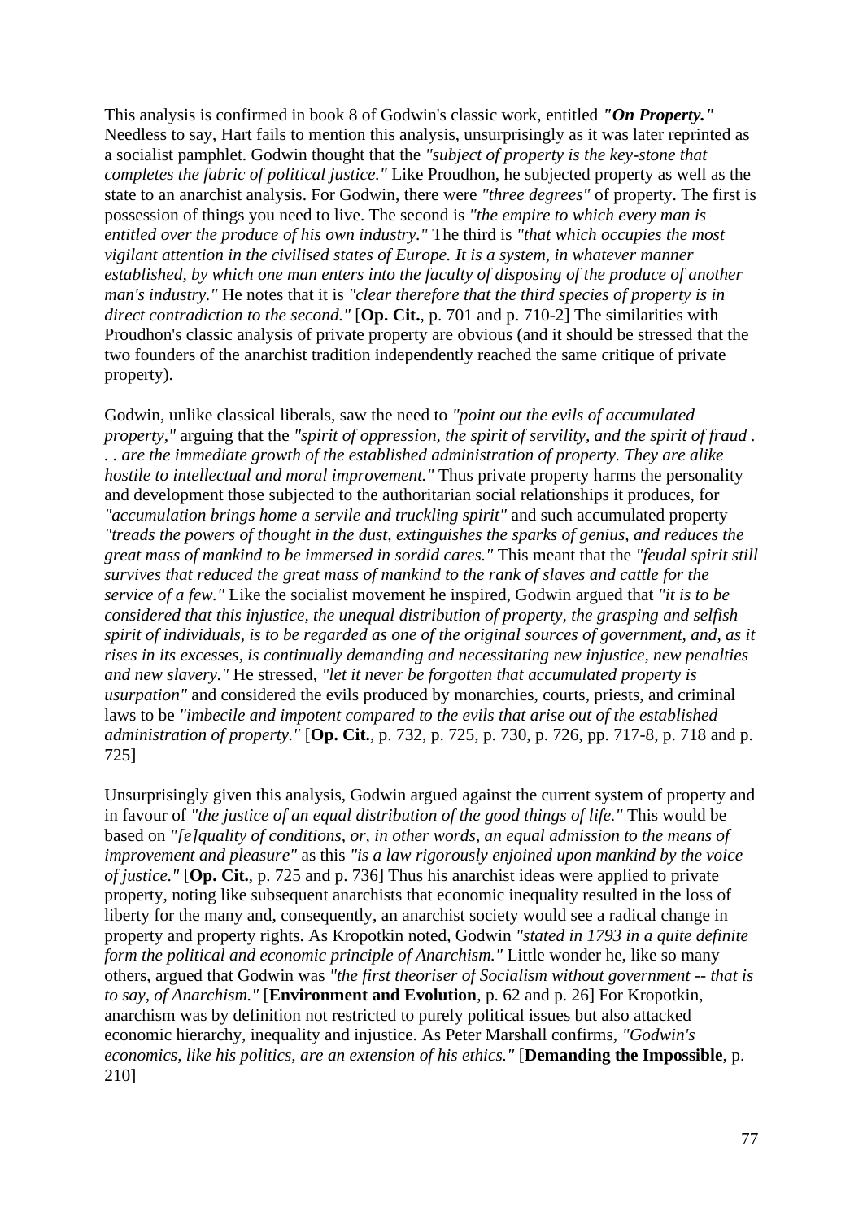This analysis is confirmed in book 8 of Godwin's classic work, entitled ***"On Property."*** Needless to say, Hart fails to mention this analysis, unsurprisingly as it was later reprinted as a socialist pamphlet. Godwin thought that the *"subject of property is the key-stone that completes the fabric of political justice."* Like Proudhon, he subjected property as well as the state to an anarchist analysis. For Godwin, there were *"three degrees"* of property. The first is possession of things you need to live. The second is *"the empire to which every man is entitled over the produce of his own industry."* The third is *"that which occupies the most vigilant attention in the civilised states of Europe. It is a system, in whatever manner established, by which one man enters into the faculty of disposing of the produce of another man's industry."* He notes that it is *"clear therefore that the third species of property is in direct contradiction to the second."* [**Op. Cit.**, p. 701 and p. 710-2] The similarities with Proudhon's classic analysis of private property are obvious (and it should be stressed that the two founders of the anarchist tradition independently reached the same critique of private property).

Godwin, unlike classical liberals, saw the need to *"point out the evils of accumulated property,"* arguing that the *"spirit of oppression, the spirit of servility, and the spirit of fraud . . . are the immediate growth of the established administration of property. They are alike hostile to intellectual and moral improvement."* Thus private property harms the personality and development those subjected to the authoritarian social relationships it produces, for *"accumulation brings home a servile and truckling spirit"* and such accumulated property *"treads the powers of thought in the dust, extinguishes the sparks of genius, and reduces the great mass of mankind to be immersed in sordid cares."* This meant that the *"feudal spirit still survives that reduced the great mass of mankind to the rank of slaves and cattle for the service of a few."* Like the socialist movement he inspired, Godwin argued that *"it is to be considered that this injustice, the unequal distribution of property, the grasping and selfish spirit of individuals, is to be regarded as one of the original sources of government, and, as it rises in its excesses, is continually demanding and necessitating new injustice, new penalties and new slavery."* He stressed, *"let it never be forgotten that accumulated property is usurpation"* and considered the evils produced by monarchies, courts, priests, and criminal laws to be *"imbecile and impotent compared to the evils that arise out of the established administration of property."* [**Op. Cit.**, p. 732, p. 725, p. 730, p. 726, pp. 717-8, p. 718 and p. 725]

Unsurprisingly given this analysis, Godwin argued against the current system of property and in favour of *"the justice of an equal distribution of the good things of life."* This would be based on *"[e]quality of conditions, or, in other words, an equal admission to the means of improvement and pleasure"* as this *"is a law rigorously enjoined upon mankind by the voice of justice."* [**Op. Cit.**, p. 725 and p. 736] Thus his anarchist ideas were applied to private property, noting like subsequent anarchists that economic inequality resulted in the loss of liberty for the many and, consequently, an anarchist society would see a radical change in property and property rights. As Kropotkin noted, Godwin *"stated in 1793 in a quite definite form the political and economic principle of Anarchism."* Little wonder he, like so many others, argued that Godwin was *"the first theoriser of Socialism without government -- that is to say, of Anarchism."* [**Environment and Evolution**, p. 62 and p. 26] For Kropotkin, anarchism was by definition not restricted to purely political issues but also attacked economic hierarchy, inequality and injustice. As Peter Marshall confirms, *"Godwin's economics, like his politics, are an extension of his ethics."* [**Demanding the Impossible**, p. 210]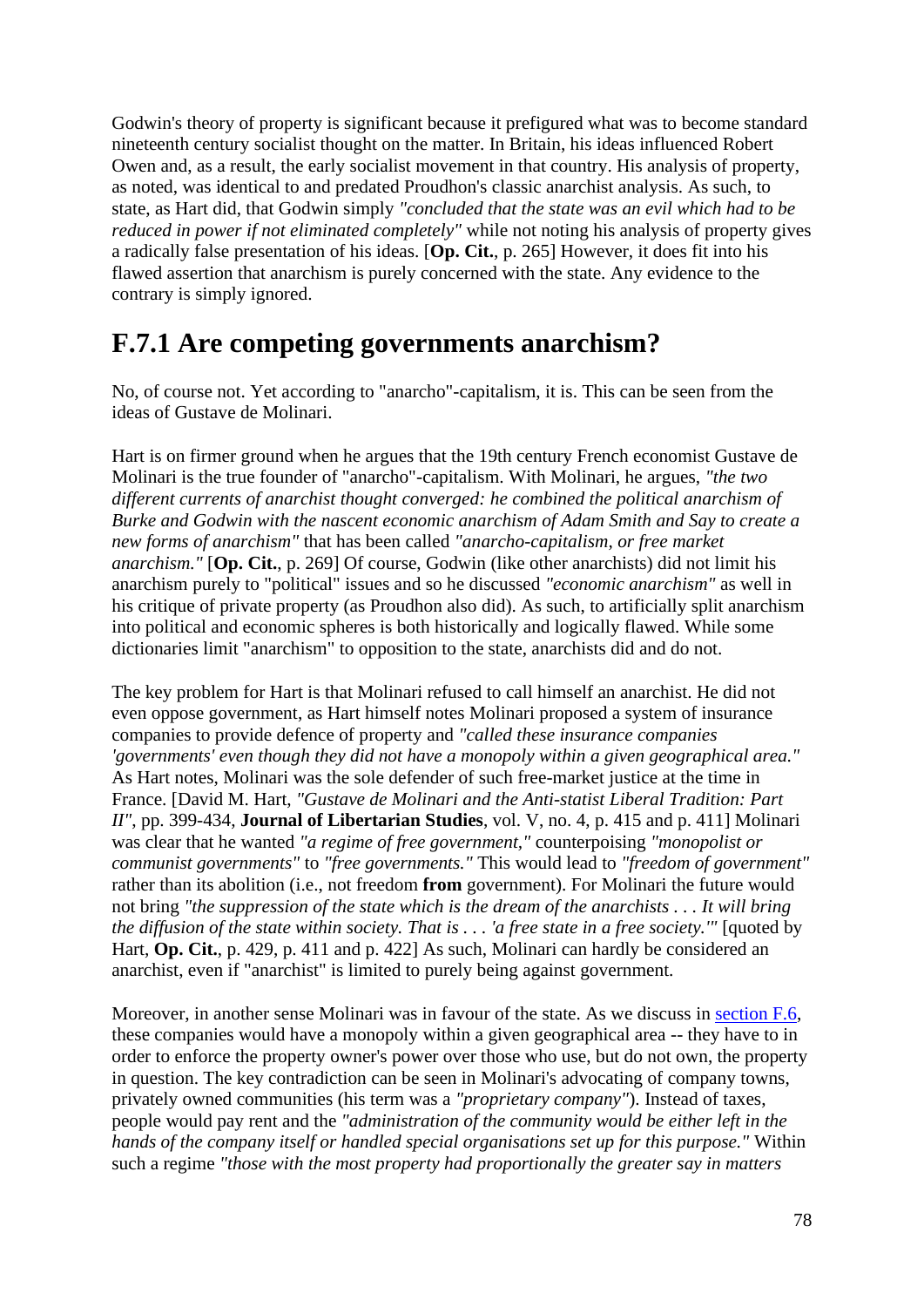Godwin's theory of property is significant because it prefigured what was to become standard nineteenth century socialist thought on the matter. In Britain, his ideas influenced Robert Owen and, as a result, the early socialist movement in that country. His analysis of property, as noted, was identical to and predated Proudhon's classic anarchist analysis. As such, to state, as Hart did, that Godwin simply *"concluded that the state was an evil which had to be reduced in power if not eliminated completely"* while not noting his analysis of property gives a radically false presentation of his ideas. [**Op. Cit.**, p. 265] However, it does fit into his flawed assertion that anarchism is purely concerned with the state. Any evidence to the contrary is simply ignored.

## F.7.1 Are competing governments anarchism?

No, of course not. Yet according to "anarcho"-capitalism, it is. This can be seen from the ideas of Gustave de Molinari.

Hart is on firmer ground when he argues that the 19th century French economist Gustave de Molinari is the true founder of "anarcho"-capitalism. With Molinari, he argues, *"the two different currents of anarchist thought converged: he combined the political anarchism of Burke and Godwin with the nascent economic anarchism of Adam Smith and Say to create a new forms of anarchism"* that has been called *"anarcho-capitalism, or free market anarchism."* [**Op. Cit.**, p. 269] Of course, Godwin (like other anarchists) did not limit his anarchism purely to "political" issues and so he discussed *"economic anarchism"* as well in his critique of private property (as Proudhon also did). As such, to artificially split anarchism into political and economic spheres is both historically and logically flawed. While some dictionaries limit "anarchism" to opposition to the state, anarchists did and do not.

The key problem for Hart is that Molinari refused to call himself an anarchist. He did not even oppose government, as Hart himself notes Molinari proposed a system of insurance companies to provide defence of property and *"called these insurance companies 'governments' even though they did not have a monopoly within a given geographical area."* As Hart notes, Molinari was the sole defender of such free-market justice at the time in France. [David M. Hart, *"Gustave de Molinari and the Anti-statist Liberal Tradition: Part II"*, pp. 399-434, **Journal of Libertarian Studies**, vol. V, no. 4, p. 415 and p. 411] Molinari was clear that he wanted *"a regime of free government,"* counterpoising *"monopolist or communist governments"* to *"free governments."* This would lead to *"freedom of government"* rather than its abolition (i.e., not freedom **from** government). For Molinari the future would not bring *"the suppression of the state which is the dream of the anarchists . . . It will bring the diffusion of the state within society. That is . . . 'a free state in a free society.'"* [quoted by Hart, **Op. Cit.**, p. 429, p. 411 and p. 422] As such, Molinari can hardly be considered an anarchist, even if "anarchist" is limited to purely being against government.

Moreover, in another sense Molinari was in favour of the state. As we discuss in section F.6, these companies would have a monopoly within a given geographical area -- they have to in order to enforce the property owner's power over those who use, but do not own, the property in question. The key contradiction can be seen in Molinari's advocating of company towns, privately owned communities (his term was a *"proprietary company"*). Instead of taxes, people would pay rent and the *"administration of the community would be either left in the hands of the company itself or handled special organisations set up for this purpose."* Within such a regime *"those with the most property had proportionally the greater say in matters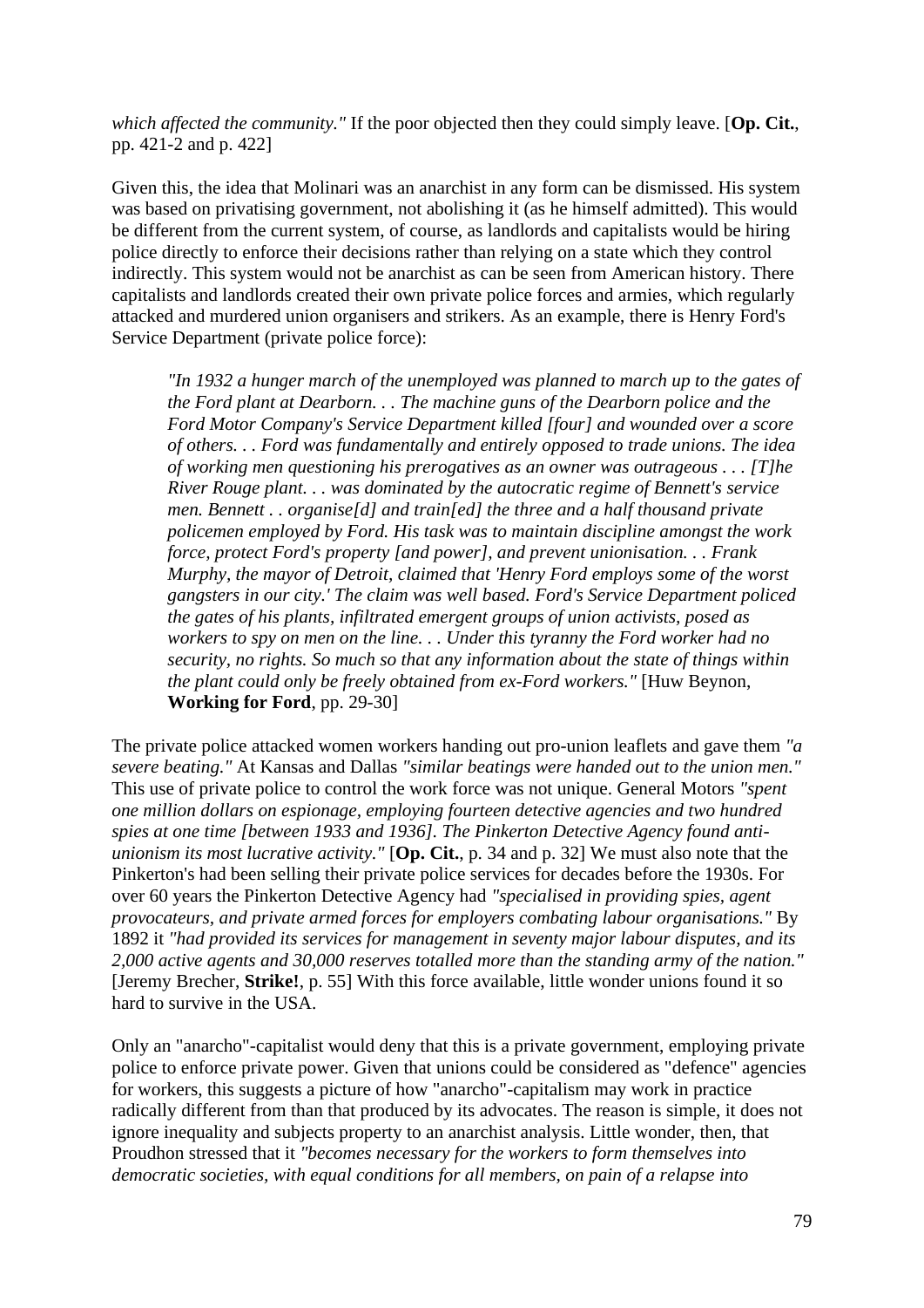*which affected the community."* If the poor objected then they could simply leave. [**Op. Cit.**, pp. 421-2 and p. 422]

Given this, the idea that Molinari was an anarchist in any form can be dismissed. His system was based on privatising government, not abolishing it (as he himself admitted). This would be different from the current system, of course, as landlords and capitalists would be hiring police directly to enforce their decisions rather than relying on a state which they control indirectly. This system would not be anarchist as can be seen from American history. There capitalists and landlords created their own private police forces and armies, which regularly attacked and murdered union organisers and strikers. As an example, there is Henry Ford's Service Department (private police force):

> *"In 1932 a hunger march of the unemployed was planned to march up to the gates of the Ford plant at Dearborn. . . The machine guns of the Dearborn police and the Ford Motor Company's Service Department killed [four] and wounded over a score of others. . . Ford was fundamentally and entirely opposed to trade unions. The idea of working men questioning his prerogatives as an owner was outrageous . . . [T]he River Rouge plant. . . was dominated by the autocratic regime of Bennett's service men. Bennett . . organise[d] and train[ed] the three and a half thousand private policemen employed by Ford. His task was to maintain discipline amongst the work force, protect Ford's property [and power], and prevent unionisation. . . Frank Murphy, the mayor of Detroit, claimed that 'Henry Ford employs some of the worst gangsters in our city.' The claim was well based. Ford's Service Department policed the gates of his plants, infiltrated emergent groups of union activists, posed as workers to spy on men on the line. . . Under this tyranny the Ford worker had no security, no rights. So much so that any information about the state of things within the plant could only be freely obtained from ex-Ford workers."* [Huw Beynon, **Working for Ford**, pp. 29-30]

The private police attacked women workers handing out pro-union leaflets and gave them *"a severe beating."* At Kansas and Dallas *"similar beatings were handed out to the union men."* This use of private police to control the work force was not unique. General Motors *"spent one million dollars on espionage, employing fourteen detective agencies and two hundred spies at one time [between 1933 and 1936]. The Pinkerton Detective Agency found anti-unionism its most lucrative activity."* [**Op. Cit.**, p. 34 and p. 32] We must also note that the Pinkerton's had been selling their private police services for decades before the 1930s. For over 60 years the Pinkerton Detective Agency had *"specialised in providing spies, agent provocateurs, and private armed forces for employers combating labour organisations."* By 1892 it *"had provided its services for management in seventy major labour disputes, and its 2,000 active agents and 30,000 reserves totalled more than the standing army of the nation."* [Jeremy Brecher, **Strike!**, p. 55] With this force available, little wonder unions found it so hard to survive in the USA.

Only an "anarcho"-capitalist would deny that this is a private government, employing private police to enforce private power. Given that unions could be considered as "defence" agencies for workers, this suggests a picture of how "anarcho"-capitalism may work in practice radically different from than that produced by its advocates. The reason is simple, it does not ignore inequality and subjects property to an anarchist analysis. Little wonder, then, that Proudhon stressed that it *"becomes necessary for the workers to form themselves into democratic societies, with equal conditions for all members, on pain of a relapse into*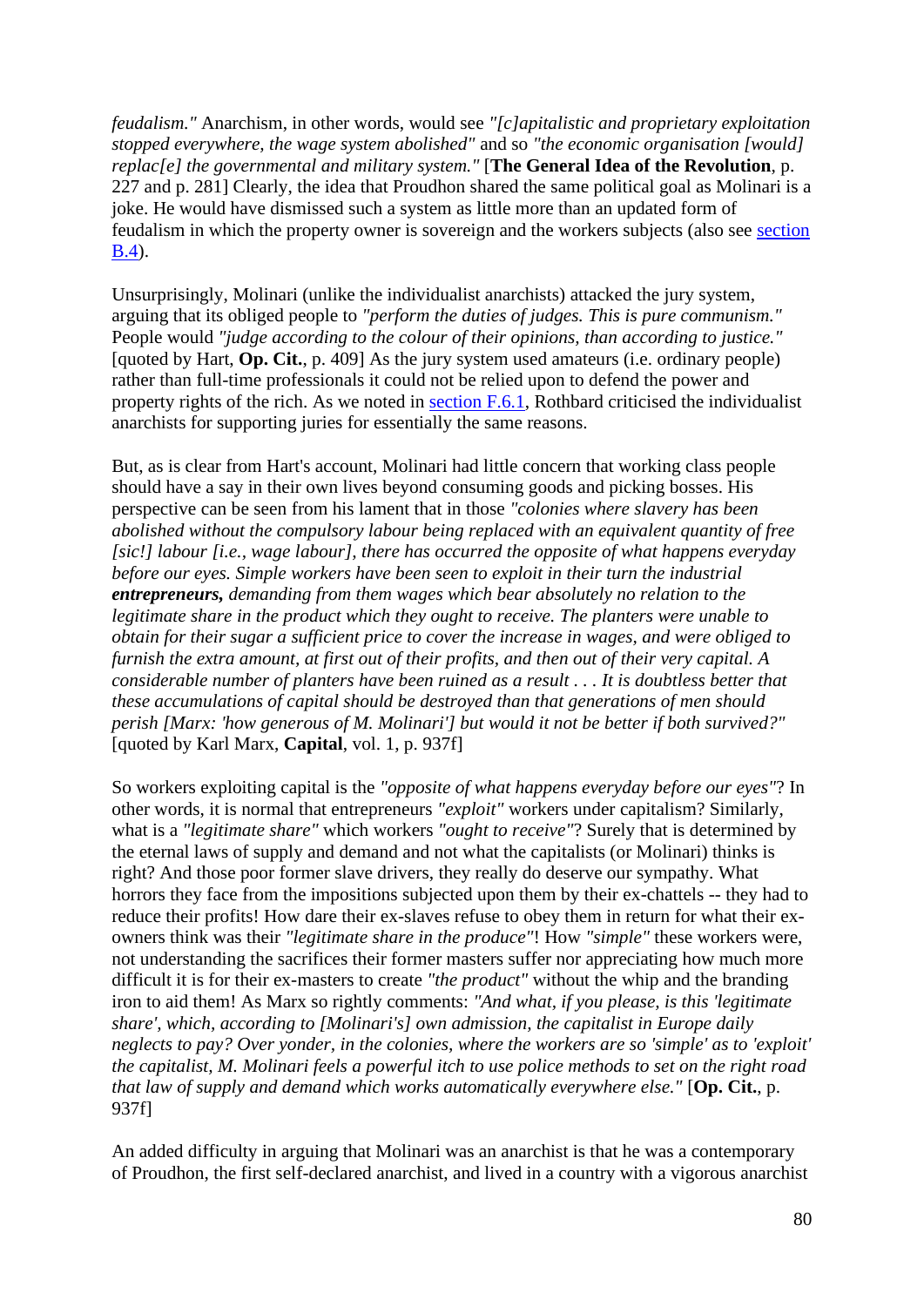*feudalism."* Anarchism, in other words, would see *"[c]apitalistic and proprietary exploitation stopped everywhere, the wage system abolished"* and so *"the economic organisation [would] replac[e] the governmental and military system."* [**The General Idea of the Revolution**, p. 227 and p. 281] Clearly, the idea that Proudhon shared the same political goal as Molinari is a joke. He would have dismissed such a system as little more than an updated form of feudalism in which the property owner is sovereign and the workers subjects (also see section B.4).

Unsurprisingly, Molinari (unlike the individualist anarchists) attacked the jury system, arguing that its obliged people to *"perform the duties of judges. This is pure communism."* People would *"judge according to the colour of their opinions, than according to justice."* [quoted by Hart, **Op. Cit.**, p. 409] As the jury system used amateurs (i.e. ordinary people) rather than full-time professionals it could not be relied upon to defend the power and property rights of the rich. As we noted in section F.6.1, Rothbard criticised the individualist anarchists for supporting juries for essentially the same reasons.

But, as is clear from Hart's account, Molinari had little concern that working class people should have a say in their own lives beyond consuming goods and picking bosses. His perspective can be seen from his lament that in those *"colonies where slavery has been abolished without the compulsory labour being replaced with an equivalent quantity of free [sic!] labour [i.e., wage labour], there has occurred the opposite of what happens everyday before our eyes. Simple workers have been seen to exploit in their turn the industrial* ***entrepreneurs,*** *demanding from them wages which bear absolutely no relation to the legitimate share in the product which they ought to receive. The planters were unable to obtain for their sugar a sufficient price to cover the increase in wages, and were obliged to furnish the extra amount, at first out of their profits, and then out of their very capital. A considerable number of planters have been ruined as a result . . . It is doubtless better that these accumulations of capital should be destroyed than that generations of men should perish [Marx: 'how generous of M. Molinari'] but would it not be better if both survived?"* [quoted by Karl Marx, **Capital**, vol. 1, p. 937f]

So workers exploiting capital is the *"opposite of what happens everyday before our eyes"*? In other words, it is normal that entrepreneurs *"exploit"* workers under capitalism? Similarly, what is a *"legitimate share"* which workers *"ought to receive"*? Surely that is determined by the eternal laws of supply and demand and not what the capitalists (or Molinari) thinks is right? And those poor former slave drivers, they really do deserve our sympathy. What horrors they face from the impositions subjected upon them by their ex-chattels -- they had to reduce their profits! How dare their ex-slaves refuse to obey them in return for what their ex-owners think was their *"legitimate share in the produce"*! How *"simple"* these workers were, not understanding the sacrifices their former masters suffer nor appreciating how much more difficult it is for their ex-masters to create *"the product"* without the whip and the branding iron to aid them! As Marx so rightly comments: *"And what, if you please, is this 'legitimate share', which, according to [Molinari's] own admission, the capitalist in Europe daily neglects to pay? Over yonder, in the colonies, where the workers are so 'simple' as to 'exploit' the capitalist, M. Molinari feels a powerful itch to use police methods to set on the right road that law of supply and demand which works automatically everywhere else."* [**Op. Cit.**, p. 937f]

An added difficulty in arguing that Molinari was an anarchist is that he was a contemporary of Proudhon, the first self-declared anarchist, and lived in a country with a vigorous anarchist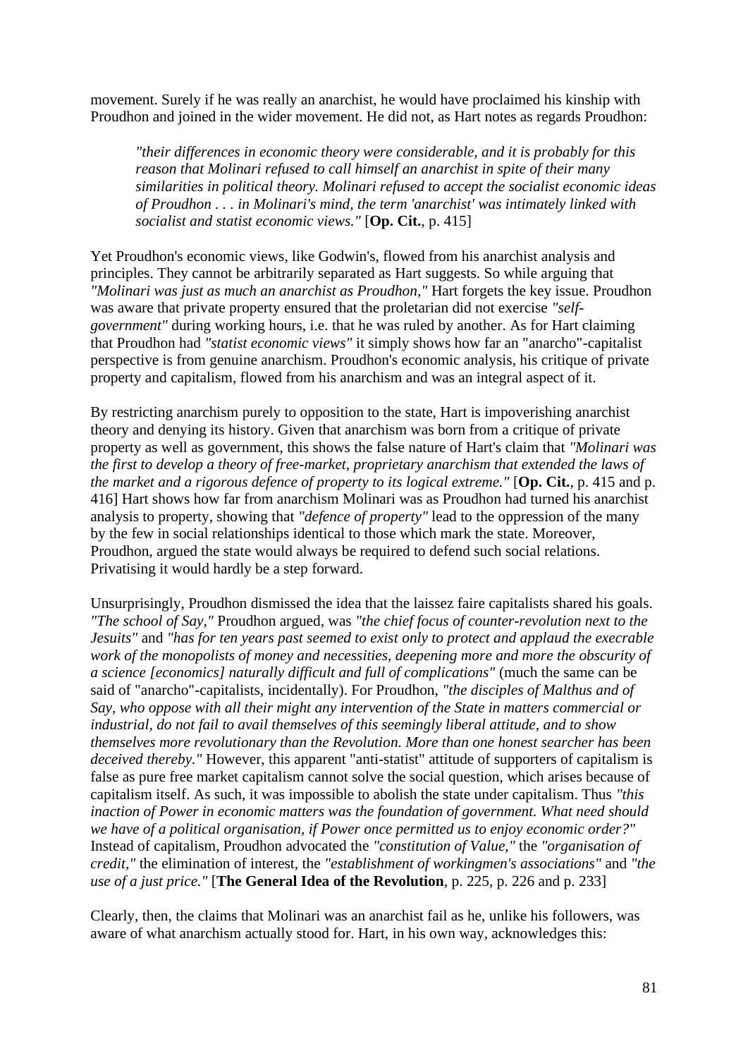movement. Surely if he was really an anarchist, he would have proclaimed his kinship with Proudhon and joined in the wider movement. He did not, as Hart notes as regards Proudhon:

> *"their differences in economic theory were considerable, and it is probably for this reason that Molinari refused to call himself an anarchist in spite of their many similarities in political theory. Molinari refused to accept the socialist economic ideas of Proudhon . . . in Molinari's mind, the term 'anarchist' was intimately linked with socialist and statist economic views."* [**Op. Cit.**, p. 415]

Yet Proudhon's economic views, like Godwin's, flowed from his anarchist analysis and principles. They cannot be arbitrarily separated as Hart suggests. So while arguing that *"Molinari was just as much an anarchist as Proudhon,"* Hart forgets the key issue. Proudhon was aware that private property ensured that the proletarian did not exercise *"self-government"* during working hours, i.e. that he was ruled by another. As for Hart claiming that Proudhon had *"statist economic views"* it simply shows how far an "anarcho"-capitalist perspective is from genuine anarchism. Proudhon's economic analysis, his critique of private property and capitalism, flowed from his anarchism and was an integral aspect of it.

By restricting anarchism purely to opposition to the state, Hart is impoverishing anarchist theory and denying its history. Given that anarchism was born from a critique of private property as well as government, this shows the false nature of Hart's claim that *"Molinari was the first to develop a theory of free-market, proprietary anarchism that extended the laws of the market and a rigorous defence of property to its logical extreme."* [**Op. Cit.**, p. 415 and p. 416] Hart shows how far from anarchism Molinari was as Proudhon had turned his anarchist analysis to property, showing that *"defence of property"* lead to the oppression of the many by the few in social relationships identical to those which mark the state. Moreover, Proudhon, argued the state would always be required to defend such social relations. Privatising it would hardly be a step forward.

Unsurprisingly, Proudhon dismissed the idea that the laissez faire capitalists shared his goals. *"The school of Say,"* Proudhon argued, was *"the chief focus of counter-revolution next to the Jesuits"* and *"has for ten years past seemed to exist only to protect and applaud the execrable work of the monopolists of money and necessities, deepening more and more the obscurity of a science [economics] naturally difficult and full of complications"* (much the same can be said of "anarcho"-capitalists, incidentally). For Proudhon, *"the disciples of Malthus and of Say, who oppose with all their might any intervention of the State in matters commercial or industrial, do not fail to avail themselves of this seemingly liberal attitude, and to show themselves more revolutionary than the Revolution. More than one honest searcher has been deceived thereby."* However, this apparent "anti-statist" attitude of supporters of capitalism is false as pure free market capitalism cannot solve the social question, which arises because of capitalism itself. As such, it was impossible to abolish the state under capitalism. Thus *"this inaction of Power in economic matters was the foundation of government. What need should we have of a political organisation, if Power once permitted us to enjoy economic order?"* Instead of capitalism, Proudhon advocated the *"constitution of Value,"* the *"organisation of credit,"* the elimination of interest, the *"establishment of workingmen's associations"* and *"the use of a just price."* [**The General Idea of the Revolution**, p. 225, p. 226 and p. 233]

Clearly, then, the claims that Molinari was an anarchist fail as he, unlike his followers, was aware of what anarchism actually stood for. Hart, in his own way, acknowledges this: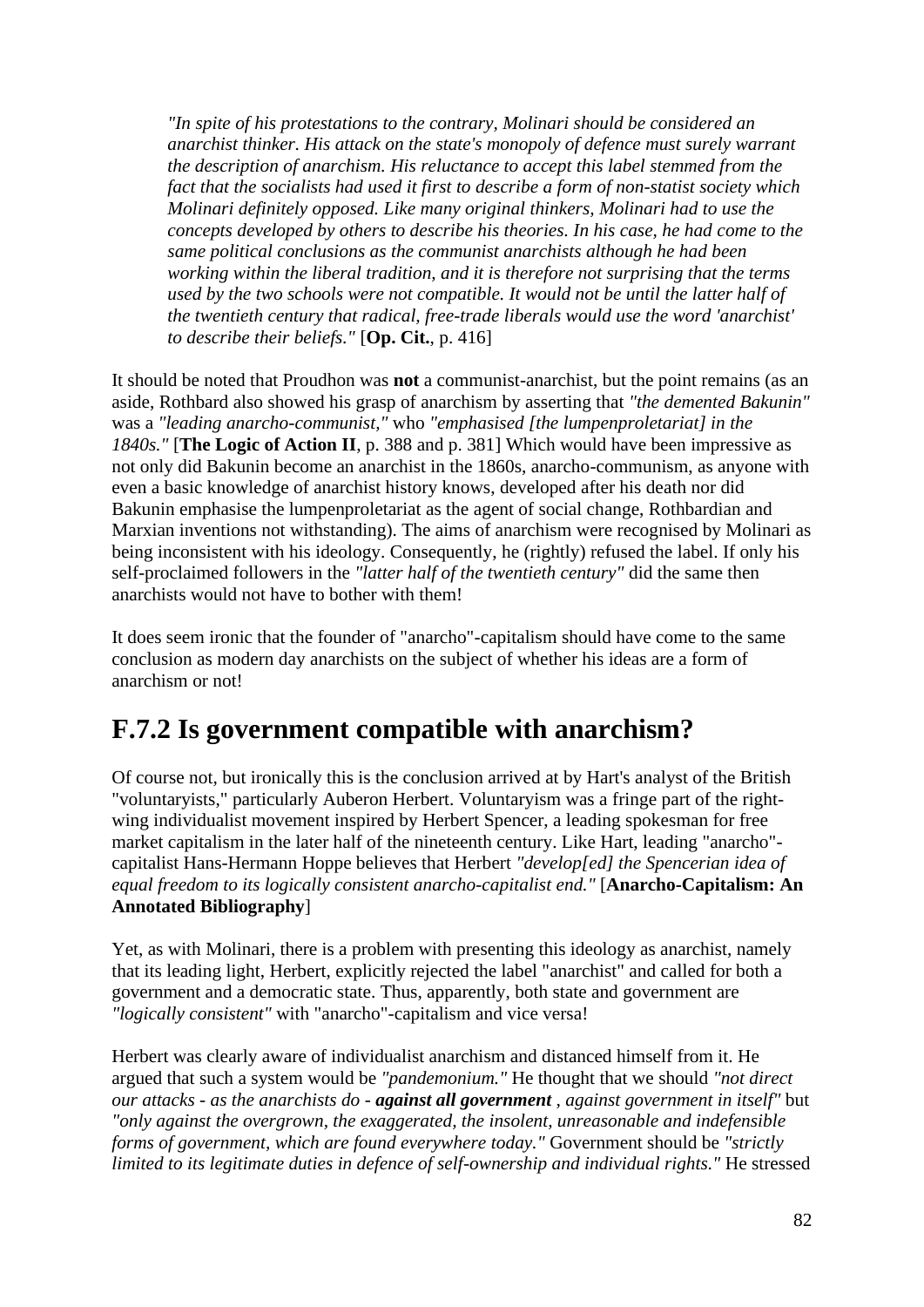> *"In spite of his protestations to the contrary, Molinari should be considered an anarchist thinker. His attack on the state's monopoly of defence must surely warrant the description of anarchism. His reluctance to accept this label stemmed from the fact that the socialists had used it first to describe a form of non-statist society which Molinari definitely opposed. Like many original thinkers, Molinari had to use the concepts developed by others to describe his theories. In his case, he had come to the same political conclusions as the communist anarchists although he had been working within the liberal tradition, and it is therefore not surprising that the terms used by the two schools were not compatible. It would not be until the latter half of the twentieth century that radical, free-trade liberals would use the word 'anarchist' to describe their beliefs."* [**Op. Cit.**, p. 416]

It should be noted that Proudhon was **not** a communist-anarchist, but the point remains (as an aside, Rothbard also showed his grasp of anarchism by asserting that *"the demented Bakunin"* was a *"leading anarcho-communist,"* who *"emphasised [the lumpenproletariat] in the 1840s."* [**The Logic of Action II**, p. 388 and p. 381] Which would have been impressive as not only did Bakunin become an anarchist in the 1860s, anarcho-communism, as anyone with even a basic knowledge of anarchist history knows, developed after his death nor did Bakunin emphasise the lumpenproletariat as the agent of social change, Rothbardian and Marxian inventions not withstanding). The aims of anarchism were recognised by Molinari as being inconsistent with his ideology. Consequently, he (rightly) refused the label. If only his self-proclaimed followers in the *"latter half of the twentieth century"* did the same then anarchists would not have to bother with them!

It does seem ironic that the founder of "anarcho"-capitalism should have come to the same conclusion as modern day anarchists on the subject of whether his ideas are a form of anarchism or not!

## F.7.2 Is government compatible with anarchism?

Of course not, but ironically this is the conclusion arrived at by Hart's analyst of the British "voluntaryists," particularly Auberon Herbert. Voluntaryism was a fringe part of the right-wing individualist movement inspired by Herbert Spencer, a leading spokesman for free market capitalism in the later half of the nineteenth century. Like Hart, leading "anarcho"-capitalist Hans-Hermann Hoppe believes that Herbert *"develop[ed] the Spencerian idea of equal freedom to its logically consistent anarcho-capitalist end."* [**Anarcho-Capitalism: An Annotated Bibliography**]

Yet, as with Molinari, there is a problem with presenting this ideology as anarchist, namely that its leading light, Herbert, explicitly rejected the label "anarchist" and called for both a government and a democratic state. Thus, apparently, both state and government are *"logically consistent"* with "anarcho"-capitalism and vice versa!

Herbert was clearly aware of individualist anarchism and distanced himself from it. He argued that such a system would be *"pandemonium."* He thought that we should *"not direct our attacks - as the anarchists do - **against all government** , against government in itself"* but *"only against the overgrown, the exaggerated, the insolent, unreasonable and indefensible forms of government, which are found everywhere today."* Government should be *"strictly limited to its legitimate duties in defence of self-ownership and individual rights."* He stressed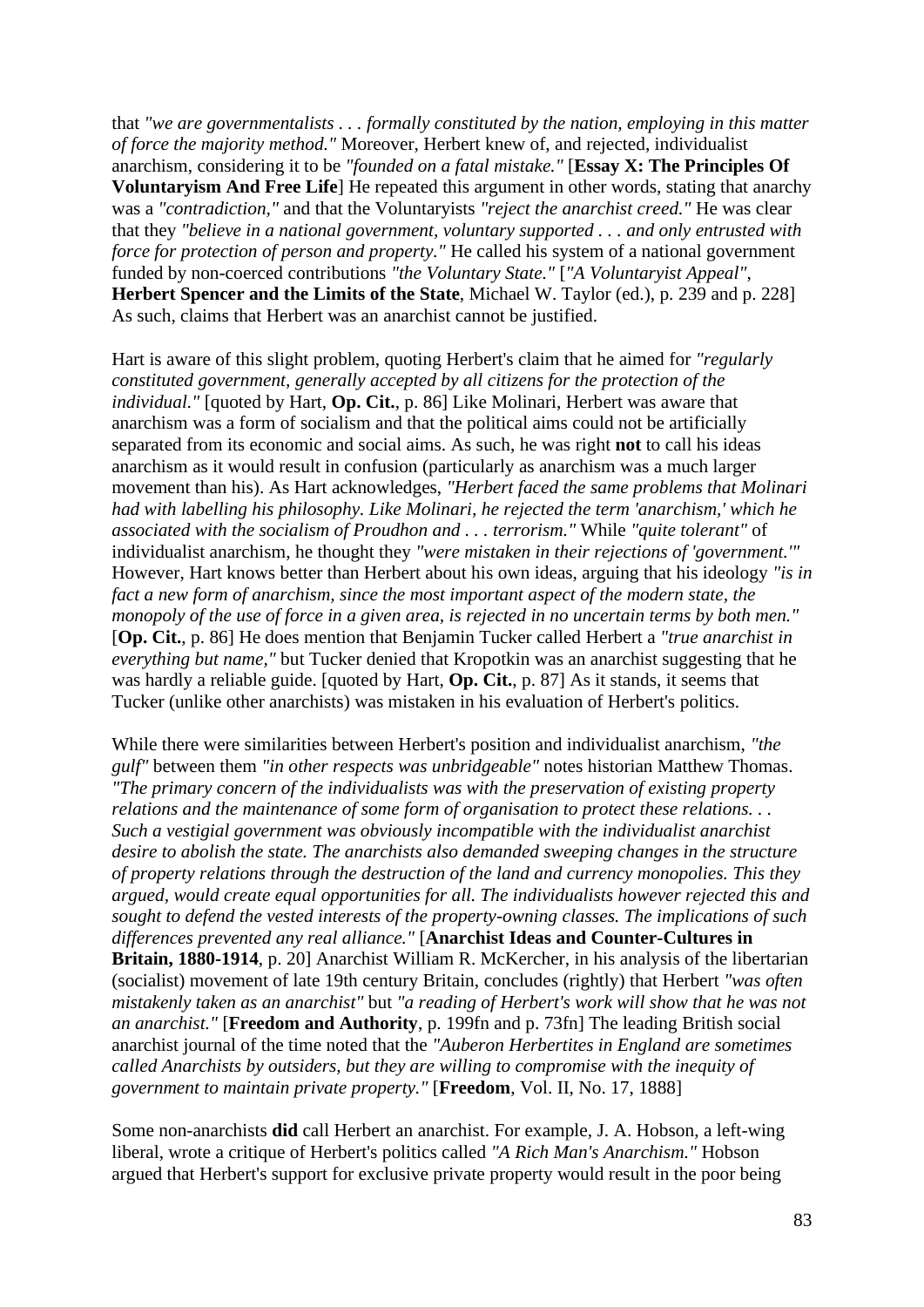that *"we are governmentalists . . . formally constituted by the nation, employing in this matter of force the majority method."* Moreover, Herbert knew of, and rejected, individualist anarchism, considering it to be *"founded on a fatal mistake."* [**Essay X: The Principles Of Voluntaryism And Free Life**] He repeated this argument in other words, stating that anarchy was a *"contradiction,"* and that the Voluntaryists *"reject the anarchist creed."* He was clear that they *"believe in a national government, voluntary supported . . . and only entrusted with force for protection of person and property."* He called his system of a national government funded by non-coerced contributions *"the Voluntary State."* [*"A Voluntaryist Appeal"*, **Herbert Spencer and the Limits of the State**, Michael W. Taylor (ed.), p. 239 and p. 228] As such, claims that Herbert was an anarchist cannot be justified.

Hart is aware of this slight problem, quoting Herbert's claim that he aimed for *"regularly constituted government, generally accepted by all citizens for the protection of the individual."* [quoted by Hart, **Op. Cit.**, p. 86] Like Molinari, Herbert was aware that anarchism was a form of socialism and that the political aims could not be artificially separated from its economic and social aims. As such, he was right **not** to call his ideas anarchism as it would result in confusion (particularly as anarchism was a much larger movement than his). As Hart acknowledges, *"Herbert faced the same problems that Molinari had with labelling his philosophy. Like Molinari, he rejected the term 'anarchism,' which he associated with the socialism of Proudhon and . . . terrorism."* While *"quite tolerant"* of individualist anarchism, he thought they *"were mistaken in their rejections of 'government.'"* However, Hart knows better than Herbert about his own ideas, arguing that his ideology *"is in fact a new form of anarchism, since the most important aspect of the modern state, the monopoly of the use of force in a given area, is rejected in no uncertain terms by both men."* [**Op. Cit.**, p. 86] He does mention that Benjamin Tucker called Herbert a *"true anarchist in everything but name,"* but Tucker denied that Kropotkin was an anarchist suggesting that he was hardly a reliable guide. [quoted by Hart, **Op. Cit.**, p. 87] As it stands, it seems that Tucker (unlike other anarchists) was mistaken in his evaluation of Herbert's politics.

While there were similarities between Herbert's position and individualist anarchism, *"the gulf"* between them *"in other respects was unbridgeable"* notes historian Matthew Thomas. *"The primary concern of the individualists was with the preservation of existing property relations and the maintenance of some form of organisation to protect these relations. . . Such a vestigial government was obviously incompatible with the individualist anarchist desire to abolish the state. The anarchists also demanded sweeping changes in the structure of property relations through the destruction of the land and currency monopolies. This they argued, would create equal opportunities for all. The individualists however rejected this and sought to defend the vested interests of the property-owning classes. The implications of such differences prevented any real alliance."* [**Anarchist Ideas and Counter-Cultures in Britain, 1880-1914**, p. 20] Anarchist William R. McKercher, in his analysis of the libertarian (socialist) movement of late 19th century Britain, concludes (rightly) that Herbert *"was often mistakenly taken as an anarchist"* but *"a reading of Herbert's work will show that he was not an anarchist."* [**Freedom and Authority**, p. 199fn and p. 73fn] The leading British social anarchist journal of the time noted that the *"Auberon Herbertites in England are sometimes called Anarchists by outsiders, but they are willing to compromise with the inequity of government to maintain private property."* [**Freedom**, Vol. II, No. 17, 1888]

Some non-anarchists **did** call Herbert an anarchist. For example, J. A. Hobson, a left-wing liberal, wrote a critique of Herbert's politics called *"A Rich Man's Anarchism."* Hobson argued that Herbert's support for exclusive private property would result in the poor being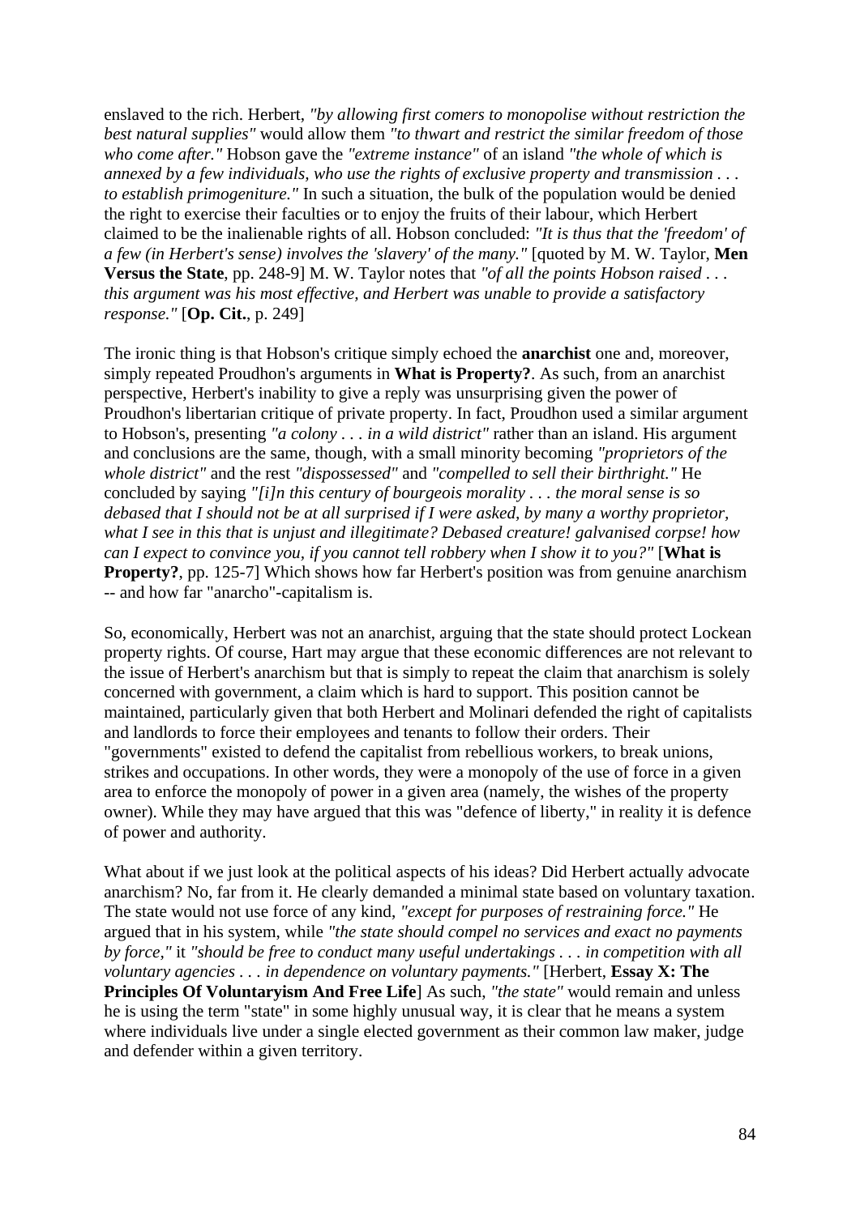enslaved to the rich. Herbert, *"by allowing first comers to monopolise without restriction the best natural supplies"* would allow them *"to thwart and restrict the similar freedom of those who come after."* Hobson gave the *"extreme instance"* of an island *"the whole of which is annexed by a few individuals, who use the rights of exclusive property and transmission . . . to establish primogeniture."* In such a situation, the bulk of the population would be denied the right to exercise their faculties or to enjoy the fruits of their labour, which Herbert claimed to be the inalienable rights of all. Hobson concluded: *"It is thus that the 'freedom' of a few (in Herbert's sense) involves the 'slavery' of the many."* [quoted by M. W. Taylor, **Men Versus the State**, pp. 248-9] M. W. Taylor notes that *"of all the points Hobson raised . . . this argument was his most effective, and Herbert was unable to provide a satisfactory response."* [**Op. Cit.**, p. 249]

The ironic thing is that Hobson's critique simply echoed the **anarchist** one and, moreover, simply repeated Proudhon's arguments in **What is Property?**. As such, from an anarchist perspective, Herbert's inability to give a reply was unsurprising given the power of Proudhon's libertarian critique of private property. In fact, Proudhon used a similar argument to Hobson's, presenting *"a colony . . . in a wild district"* rather than an island. His argument and conclusions are the same, though, with a small minority becoming *"proprietors of the whole district"* and the rest *"dispossessed"* and *"compelled to sell their birthright."* He concluded by saying *"[i]n this century of bourgeois morality . . . the moral sense is so debased that I should not be at all surprised if I were asked, by many a worthy proprietor, what I see in this that is unjust and illegitimate? Debased creature! galvanised corpse! how can I expect to convince you, if you cannot tell robbery when I show it to you?"* [**What is Property?**, pp. 125-7] Which shows how far Herbert's position was from genuine anarchism -- and how far "anarcho"-capitalism is.

So, economically, Herbert was not an anarchist, arguing that the state should protect Lockean property rights. Of course, Hart may argue that these economic differences are not relevant to the issue of Herbert's anarchism but that is simply to repeat the claim that anarchism is solely concerned with government, a claim which is hard to support. This position cannot be maintained, particularly given that both Herbert and Molinari defended the right of capitalists and landlords to force their employees and tenants to follow their orders. Their "governments" existed to defend the capitalist from rebellious workers, to break unions, strikes and occupations. In other words, they were a monopoly of the use of force in a given area to enforce the monopoly of power in a given area (namely, the wishes of the property owner). While they may have argued that this was "defence of liberty," in reality it is defence of power and authority.

What about if we just look at the political aspects of his ideas? Did Herbert actually advocate anarchism? No, far from it. He clearly demanded a minimal state based on voluntary taxation. The state would not use force of any kind, *"except for purposes of restraining force."* He argued that in his system, while *"the state should compel no services and exact no payments by force,"* it *"should be free to conduct many useful undertakings . . . in competition with all voluntary agencies . . . in dependence on voluntary payments."* [Herbert, **Essay X: The Principles Of Voluntaryism And Free Life**] As such, *"the state"* would remain and unless he is using the term "state" in some highly unusual way, it is clear that he means a system where individuals live under a single elected government as their common law maker, judge and defender within a given territory.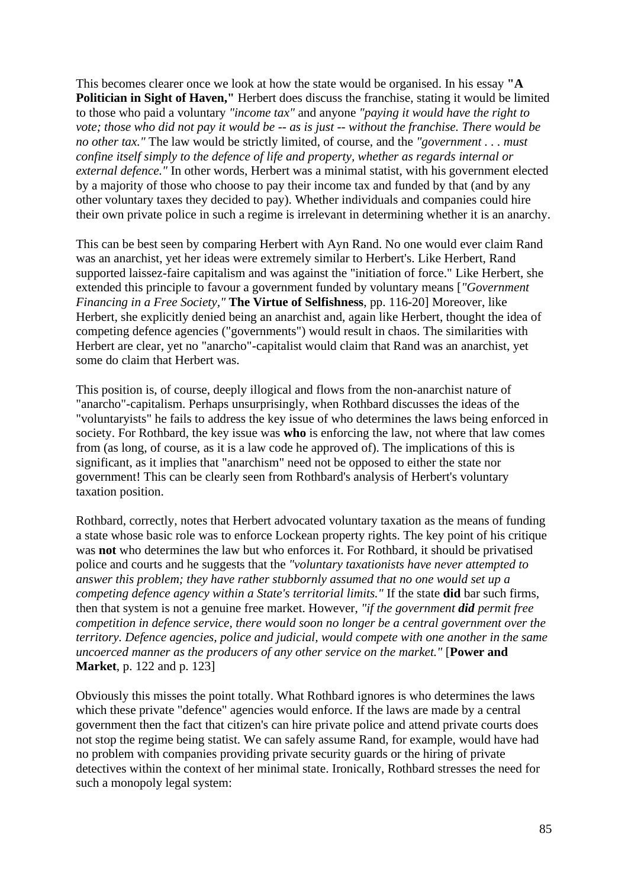This becomes clearer once we look at how the state would be organised. In his essay **"A Politician in Sight of Haven,"** Herbert does discuss the franchise, stating it would be limited to those who paid a voluntary *"income tax"* and anyone *"paying it would have the right to vote; those who did not pay it would be -- as is just -- without the franchise. There would be no other tax."* The law would be strictly limited, of course, and the *"government . . . must confine itself simply to the defence of life and property, whether as regards internal or external defence."* In other words, Herbert was a minimal statist, with his government elected by a majority of those who choose to pay their income tax and funded by that (and by any other voluntary taxes they decided to pay). Whether individuals and companies could hire their own private police in such a regime is irrelevant in determining whether it is an anarchy.

This can be best seen by comparing Herbert with Ayn Rand. No one would ever claim Rand was an anarchist, yet her ideas were extremely similar to Herbert's. Like Herbert, Rand supported laissez-faire capitalism and was against the "initiation of force." Like Herbert, she extended this principle to favour a government funded by voluntary means [*"Government Financing in a Free Society,"* **The Virtue of Selfishness**, pp. 116-20] Moreover, like Herbert, she explicitly denied being an anarchist and, again like Herbert, thought the idea of competing defence agencies ("governments") would result in chaos. The similarities with Herbert are clear, yet no "anarcho"-capitalist would claim that Rand was an anarchist, yet some do claim that Herbert was.

This position is, of course, deeply illogical and flows from the non-anarchist nature of "anarcho"-capitalism. Perhaps unsurprisingly, when Rothbard discusses the ideas of the "voluntaryists" he fails to address the key issue of who determines the laws being enforced in society. For Rothbard, the key issue was **who** is enforcing the law, not where that law comes from (as long, of course, as it is a law code he approved of). The implications of this is significant, as it implies that "anarchism" need not be opposed to either the state nor government! This can be clearly seen from Rothbard's analysis of Herbert's voluntary taxation position.

Rothbard, correctly, notes that Herbert advocated voluntary taxation as the means of funding a state whose basic role was to enforce Lockean property rights. The key point of his critique was **not** who determines the law but who enforces it. For Rothbard, it should be privatised police and courts and he suggests that the *"voluntary taxationists have never attempted to answer this problem; they have rather stubbornly assumed that no one would set up a competing defence agency within a State's territorial limits."* If the state **did** bar such firms, then that system is not a genuine free market. However, *"if the government **did** permit free competition in defence service, there would soon no longer be a central government over the territory. Defence agencies, police and judicial, would compete with one another in the same uncoerced manner as the producers of any other service on the market."* [**Power and Market**, p. 122 and p. 123]

Obviously this misses the point totally. What Rothbard ignores is who determines the laws which these private "defence" agencies would enforce. If the laws are made by a central government then the fact that citizen's can hire private police and attend private courts does not stop the regime being statist. We can safely assume Rand, for example, would have had no problem with companies providing private security guards or the hiring of private detectives within the context of her minimal state. Ironically, Rothbard stresses the need for such a monopoly legal system: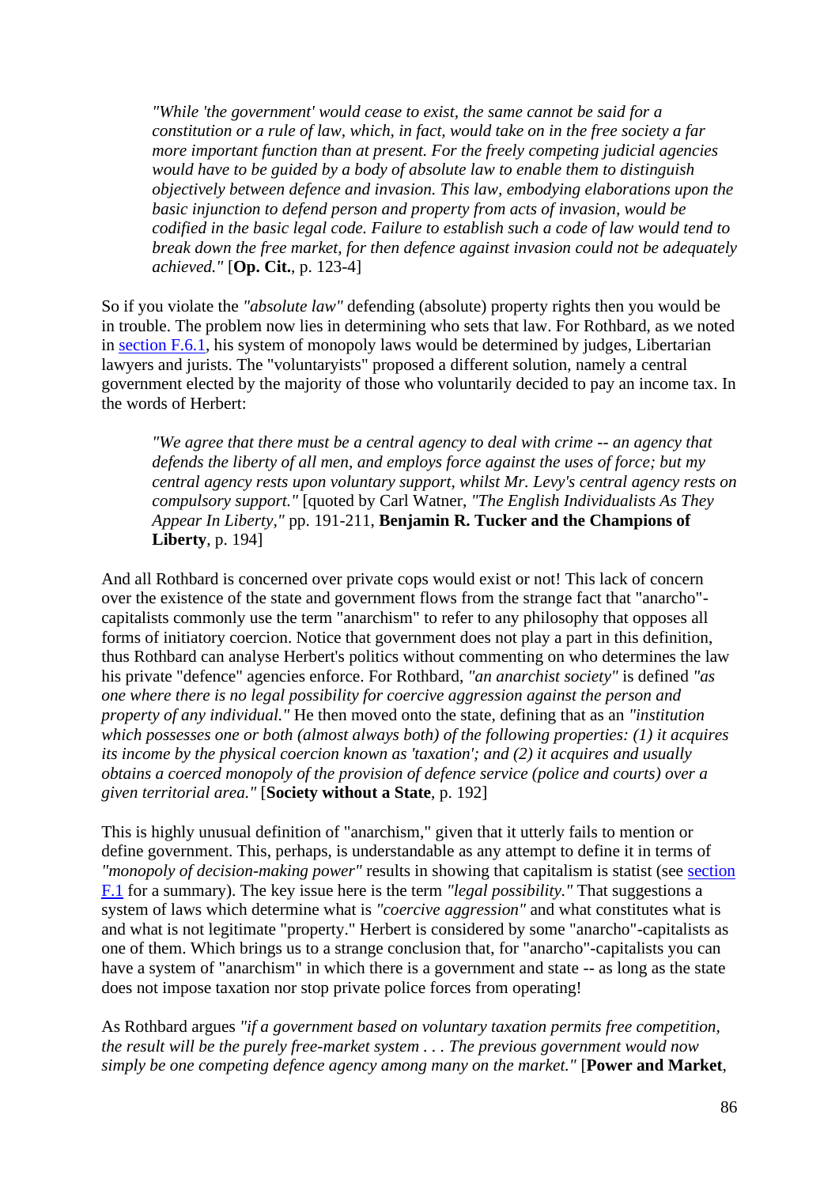> *"While 'the government' would cease to exist, the same cannot be said for a constitution or a rule of law, which, in fact, would take on in the free society a far more important function than at present. For the freely competing judicial agencies would have to be guided by a body of absolute law to enable them to distinguish objectively between defence and invasion. This law, embodying elaborations upon the basic injunction to defend person and property from acts of invasion, would be codified in the basic legal code. Failure to establish such a code of law would tend to break down the free market, for then defence against invasion could not be adequately achieved."* [**Op. Cit.**, p. 123-4]

So if you violate the *"absolute law"* defending (absolute) property rights then you would be in trouble. The problem now lies in determining who sets that law. For Rothbard, as we noted in section F.6.1, his system of monopoly laws would be determined by judges, Libertarian lawyers and jurists. The "voluntaryists" proposed a different solution, namely a central government elected by the majority of those who voluntarily decided to pay an income tax. In the words of Herbert:

> *"We agree that there must be a central agency to deal with crime -- an agency that defends the liberty of all men, and employs force against the uses of force; but my central agency rests upon voluntary support, whilst Mr. Levy's central agency rests on compulsory support."* [quoted by Carl Watner, *"The English Individualists As They Appear In Liberty,"* pp. 191-211, **Benjamin R. Tucker and the Champions of Liberty**, p. 194]

And all Rothbard is concerned over private cops would exist or not! This lack of concern over the existence of the state and government flows from the strange fact that "anarcho"-capitalists commonly use the term "anarchism" to refer to any philosophy that opposes all forms of initiatory coercion. Notice that government does not play a part in this definition, thus Rothbard can analyse Herbert's politics without commenting on who determines the law his private "defence" agencies enforce. For Rothbard, *"an anarchist society"* is defined *"as one where there is no legal possibility for coercive aggression against the person and property of any individual."* He then moved onto the state, defining that as an *"institution which possesses one or both (almost always both) of the following properties: (1) it acquires its income by the physical coercion known as 'taxation'; and (2) it acquires and usually obtains a coerced monopoly of the provision of defence service (police and courts) over a given territorial area."* [**Society without a State**, p. 192]

This is highly unusual definition of "anarchism," given that it utterly fails to mention or define government. This, perhaps, is understandable as any attempt to define it in terms of *"monopoly of decision-making power"* results in showing that capitalism is statist (see section F.1 for a summary). The key issue here is the term *"legal possibility."* That suggestions a system of laws which determine what is *"coercive aggression"* and what constitutes what is and what is not legitimate "property." Herbert is considered by some "anarcho"-capitalists as one of them. Which brings us to a strange conclusion that, for "anarcho"-capitalists you can have a system of "anarchism" in which there is a government and state -- as long as the state does not impose taxation nor stop private police forces from operating!

As Rothbard argues *"if a government based on voluntary taxation permits free competition, the result will be the purely free-market system . . . The previous government would now simply be one competing defence agency among many on the market."* [**Power and Market**,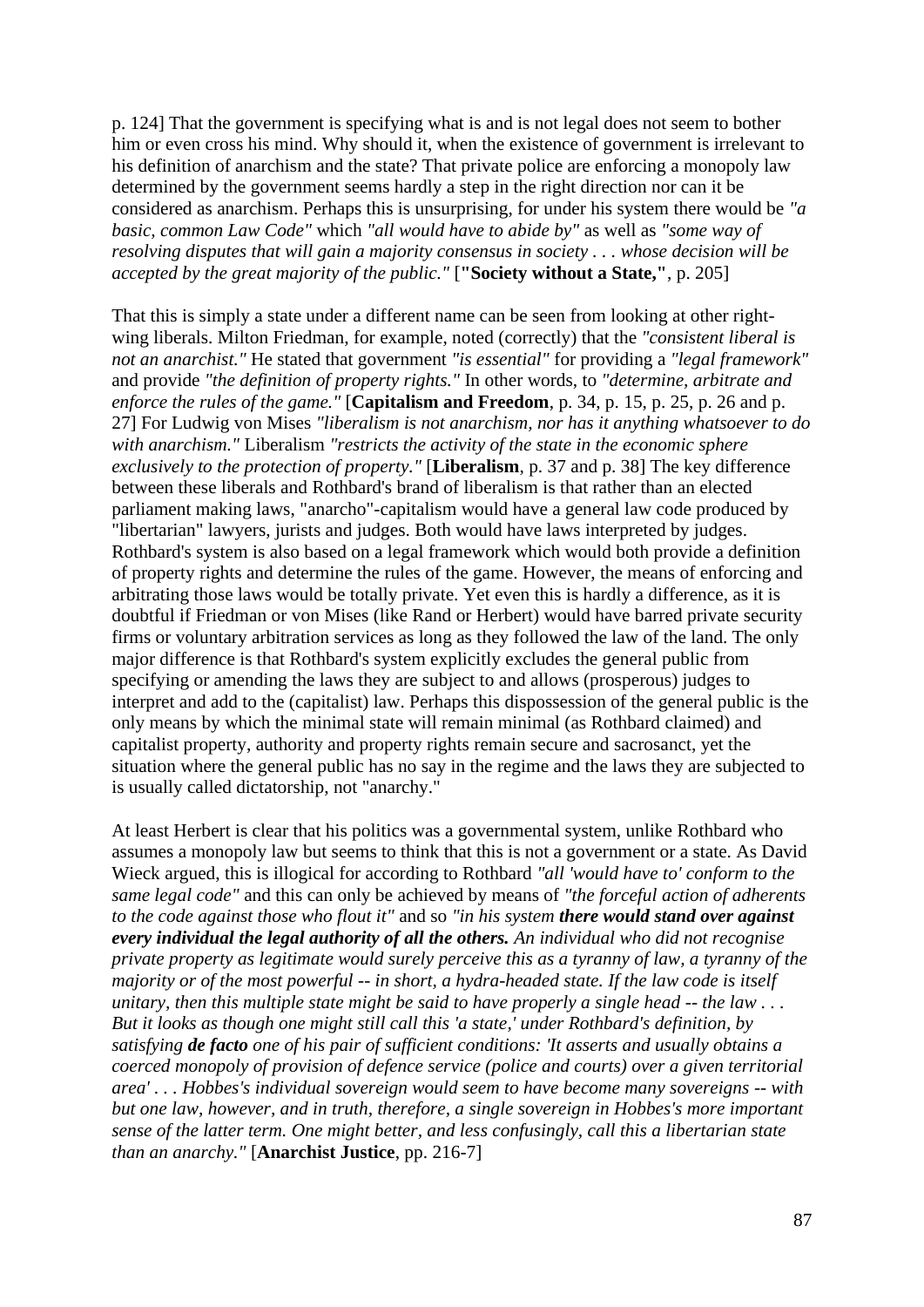p. 124] That the government is specifying what is and is not legal does not seem to bother him or even cross his mind. Why should it, when the existence of government is irrelevant to his definition of anarchism and the state? That private police are enforcing a monopoly law determined by the government seems hardly a step in the right direction nor can it be considered as anarchism. Perhaps this is unsurprising, for under his system there would be *"a basic, common Law Code"* which *"all would have to abide by"* as well as *"some way of resolving disputes that will gain a majority consensus in society . . . whose decision will be accepted by the great majority of the public."* [**"Society without a State,"**, p. 205]

That this is simply a state under a different name can be seen from looking at other right-wing liberals. Milton Friedman, for example, noted (correctly) that the *"consistent liberal is not an anarchist."* He stated that government *"is essential"* for providing a *"legal framework"* and provide *"the definition of property rights."* In other words, to *"determine, arbitrate and enforce the rules of the game."* [**Capitalism and Freedom**, p. 34, p. 15, p. 25, p. 26 and p. 27] For Ludwig von Mises *"liberalism is not anarchism, nor has it anything whatsoever to do with anarchism."* Liberalism *"restricts the activity of the state in the economic sphere exclusively to the protection of property."* [**Liberalism**, p. 37 and p. 38] The key difference between these liberals and Rothbard's brand of liberalism is that rather than an elected parliament making laws, "anarcho"-capitalism would have a general law code produced by "libertarian" lawyers, jurists and judges. Both would have laws interpreted by judges. Rothbard's system is also based on a legal framework which would both provide a definition of property rights and determine the rules of the game. However, the means of enforcing and arbitrating those laws would be totally private. Yet even this is hardly a difference, as it is doubtful if Friedman or von Mises (like Rand or Herbert) would have barred private security firms or voluntary arbitration services as long as they followed the law of the land. The only major difference is that Rothbard's system explicitly excludes the general public from specifying or amending the laws they are subject to and allows (prosperous) judges to interpret and add to the (capitalist) law. Perhaps this dispossession of the general public is the only means by which the minimal state will remain minimal (as Rothbard claimed) and capitalist property, authority and property rights remain secure and sacrosanct, yet the situation where the general public has no say in the regime and the laws they are subjected to is usually called dictatorship, not "anarchy."

At least Herbert is clear that his politics was a governmental system, unlike Rothbard who assumes a monopoly law but seems to think that this is not a government or a state. As David Wieck argued, this is illogical for according to Rothbard *"all 'would have to' conform to the same legal code"* and this can only be achieved by means of *"the forceful action of adherents to the code against those who flout it"* and so *"in his system **there would stand over against every individual the legal authority of all the others.** An individual who did not recognise private property as legitimate would surely perceive this as a tyranny of law, a tyranny of the majority or of the most powerful -- in short, a hydra-headed state. If the law code is itself unitary, then this multiple state might be said to have properly a single head -- the law . . . But it looks as though one might still call this 'a state,' under Rothbard's definition, by satisfying **de facto** one of his pair of sufficient conditions: 'It asserts and usually obtains a coerced monopoly of provision of defence service (police and courts) over a given territorial area' . . . Hobbes's individual sovereign would seem to have become many sovereigns -- with but one law, however, and in truth, therefore, a single sovereign in Hobbes's more important sense of the latter term. One might better, and less confusingly, call this a libertarian state than an anarchy."* [**Anarchist Justice**, pp. 216-7]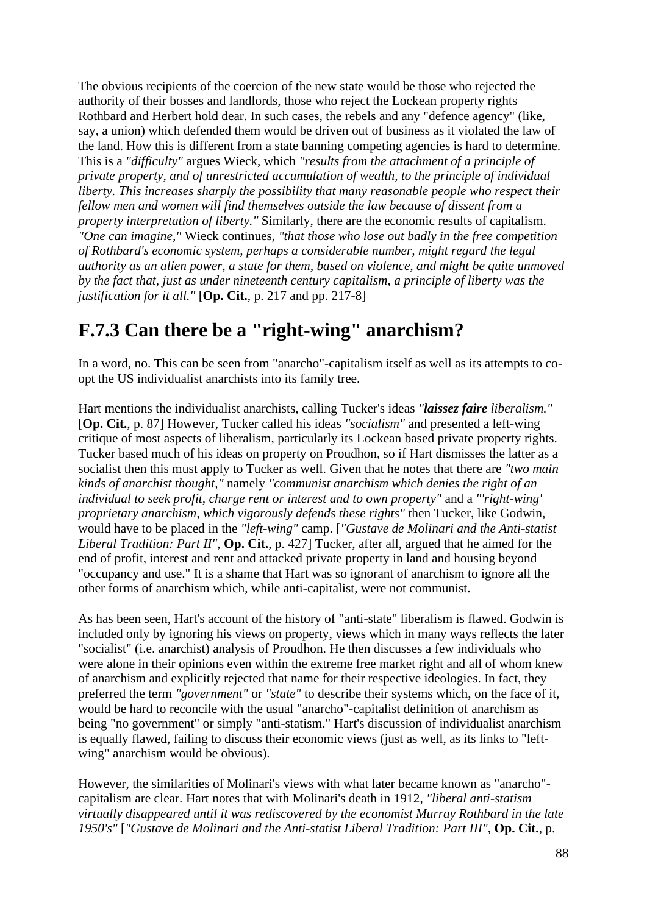The obvious recipients of the coercion of the new state would be those who rejected the authority of their bosses and landlords, those who reject the Lockean property rights Rothbard and Herbert hold dear. In such cases, the rebels and any "defence agency" (like, say, a union) which defended them would be driven out of business as it violated the law of the land. How this is different from a state banning competing agencies is hard to determine. This is a *"difficulty"* argues Wieck, which *"results from the attachment of a principle of private property, and of unrestricted accumulation of wealth, to the principle of individual liberty. This increases sharply the possibility that many reasonable people who respect their fellow men and women will find themselves outside the law because of dissent from a property interpretation of liberty."* Similarly, there are the economic results of capitalism. *"One can imagine,"* Wieck continues, *"that those who lose out badly in the free competition of Rothbard's economic system, perhaps a considerable number, might regard the legal authority as an alien power, a state for them, based on violence, and might be quite unmoved by the fact that, just as under nineteenth century capitalism, a principle of liberty was the justification for it all."* [**Op. Cit.**, p. 217 and pp. 217-8]

## F.7.3 Can there be a "right-wing" anarchism?

In a word, no. This can be seen from "anarcho"-capitalism itself as well as its attempts to co-opt the US individualist anarchists into its family tree.

Hart mentions the individualist anarchists, calling Tucker's ideas *"**laissez faire** liberalism."* [**Op. Cit.**, p. 87] However, Tucker called his ideas *"socialism"* and presented a left-wing critique of most aspects of liberalism, particularly its Lockean based private property rights. Tucker based much of his ideas on property on Proudhon, so if Hart dismisses the latter as a socialist then this must apply to Tucker as well. Given that he notes that there are *"two main kinds of anarchist thought,"* namely *"communist anarchism which denies the right of an individual to seek profit, charge rent or interest and to own property"* and a *"'right-wing' proprietary anarchism, which vigorously defends these rights"* then Tucker, like Godwin, would have to be placed in the *"left-wing"* camp. [*"Gustave de Molinari and the Anti-statist Liberal Tradition: Part II"*, **Op. Cit.**, p. 427] Tucker, after all, argued that he aimed for the end of profit, interest and rent and attacked private property in land and housing beyond "occupancy and use." It is a shame that Hart was so ignorant of anarchism to ignore all the other forms of anarchism which, while anti-capitalist, were not communist.

As has been seen, Hart's account of the history of "anti-state" liberalism is flawed. Godwin is included only by ignoring his views on property, views which in many ways reflects the later "socialist" (i.e. anarchist) analysis of Proudhon. He then discusses a few individuals who were alone in their opinions even within the extreme free market right and all of whom knew of anarchism and explicitly rejected that name for their respective ideologies. In fact, they preferred the term *"government"* or *"state"* to describe their systems which, on the face of it, would be hard to reconcile with the usual "anarcho"-capitalist definition of anarchism as being "no government" or simply "anti-statism." Hart's discussion of individualist anarchism is equally flawed, failing to discuss their economic views (just as well, as its links to "left-wing" anarchism would be obvious).

However, the similarities of Molinari's views with what later became known as "anarcho"-capitalism are clear. Hart notes that with Molinari's death in 1912, *"liberal anti-statism virtually disappeared until it was rediscovered by the economist Murray Rothbard in the late 1950's"* [*"Gustave de Molinari and the Anti-statist Liberal Tradition: Part III"*, **Op. Cit.**, p.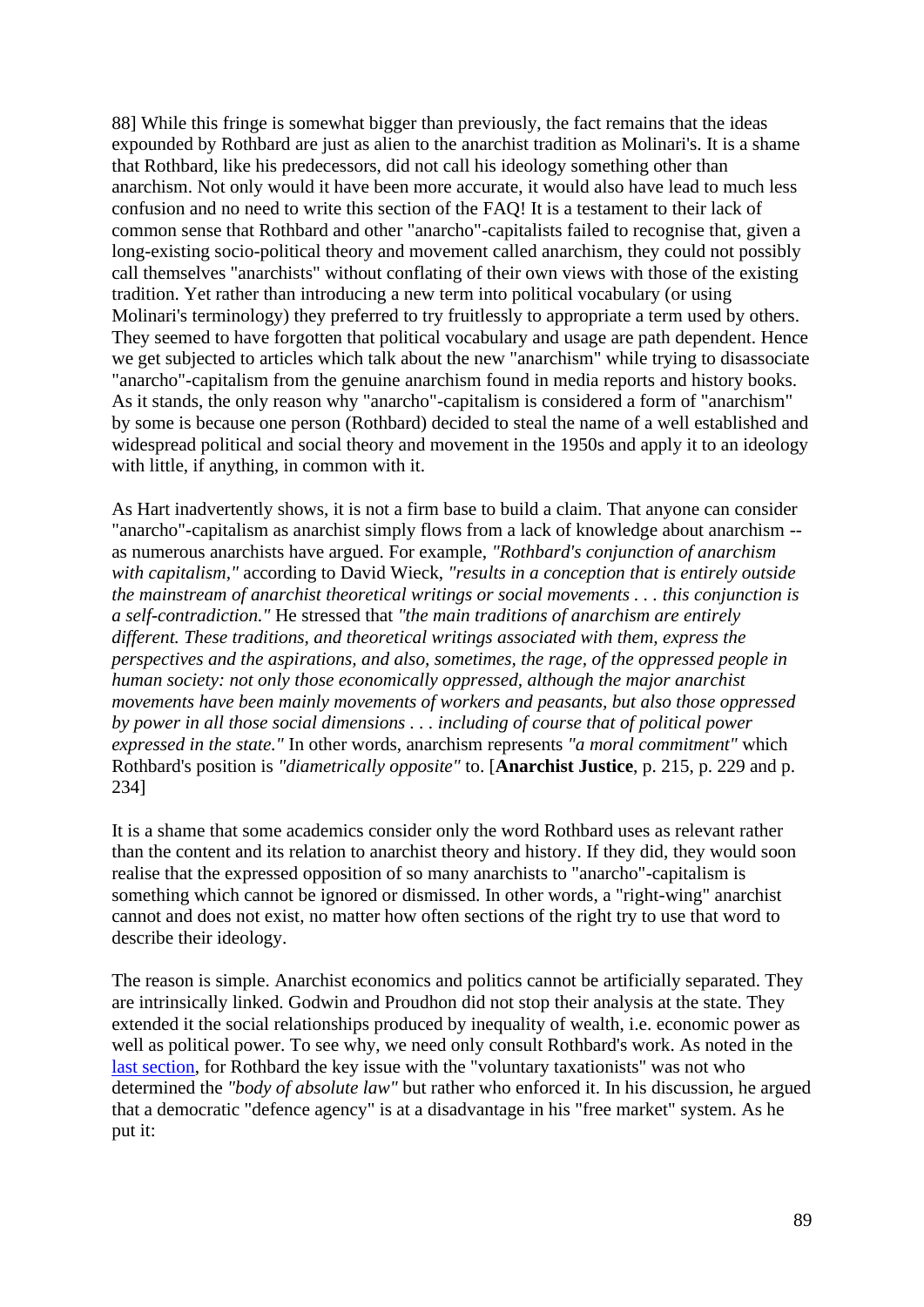88] While this fringe is somewhat bigger than previously, the fact remains that the ideas expounded by Rothbard are just as alien to the anarchist tradition as Molinari's. It is a shame that Rothbard, like his predecessors, did not call his ideology something other than anarchism. Not only would it have been more accurate, it would also have lead to much less confusion and no need to write this section of the FAQ! It is a testament to their lack of common sense that Rothbard and other "anarcho"-capitalists failed to recognise that, given a long-existing socio-political theory and movement called anarchism, they could not possibly call themselves "anarchists" without conflating of their own views with those of the existing tradition. Yet rather than introducing a new term into political vocabulary (or using Molinari's terminology) they preferred to try fruitlessly to appropriate a term used by others. They seemed to have forgotten that political vocabulary and usage are path dependent. Hence we get subjected to articles which talk about the new "anarchism" while trying to disassociate "anarcho"-capitalism from the genuine anarchism found in media reports and history books. As it stands, the only reason why "anarcho"-capitalism is considered a form of "anarchism" by some is because one person (Rothbard) decided to steal the name of a well established and widespread political and social theory and movement in the 1950s and apply it to an ideology with little, if anything, in common with it.

As Hart inadvertently shows, it is not a firm base to build a claim. That anyone can consider "anarcho"-capitalism as anarchist simply flows from a lack of knowledge about anarchism -- as numerous anarchists have argued. For example, *"Rothbard's conjunction of anarchism with capitalism,"* according to David Wieck, *"results in a conception that is entirely outside the mainstream of anarchist theoretical writings or social movements . . . this conjunction is a self-contradiction."* He stressed that *"the main traditions of anarchism are entirely different. These traditions, and theoretical writings associated with them, express the perspectives and the aspirations, and also, sometimes, the rage, of the oppressed people in human society: not only those economically oppressed, although the major anarchist movements have been mainly movements of workers and peasants, but also those oppressed by power in all those social dimensions . . . including of course that of political power expressed in the state."* In other words, anarchism represents *"a moral commitment"* which Rothbard's position is *"diametrically opposite"* to. [**Anarchist Justice**, p. 215, p. 229 and p. 234]

It is a shame that some academics consider only the word Rothbard uses as relevant rather than the content and its relation to anarchist theory and history. If they did, they would soon realise that the expressed opposition of so many anarchists to "anarcho"-capitalism is something which cannot be ignored or dismissed. In other words, a "right-wing" anarchist cannot and does not exist, no matter how often sections of the right try to use that word to describe their ideology.

The reason is simple. Anarchist economics and politics cannot be artificially separated. They are intrinsically linked. Godwin and Proudhon did not stop their analysis at the state. They extended it the social relationships produced by inequality of wealth, i.e. economic power as well as political power. To see why, we need only consult Rothbard's work. As noted in the last section, for Rothbard the key issue with the "voluntary taxationists" was not who determined the *"body of absolute law"* but rather who enforced it. In his discussion, he argued that a democratic "defence agency" is at a disadvantage in his "free market" system. As he put it: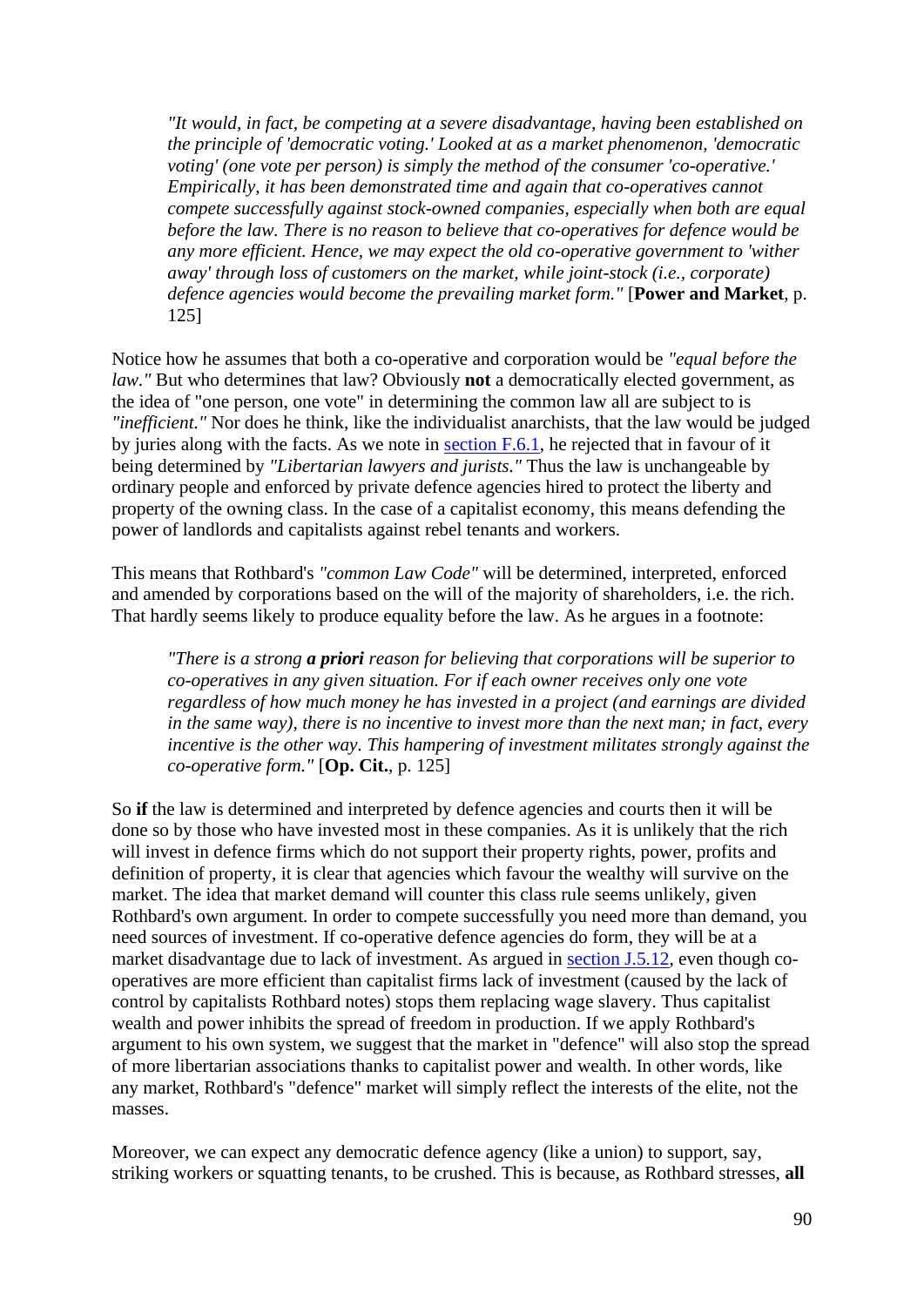> *"It would, in fact, be competing at a severe disadvantage, having been established on the principle of 'democratic voting.' Looked at as a market phenomenon, 'democratic voting' (one vote per person) is simply the method of the consumer 'co-operative.' Empirically, it has been demonstrated time and again that co-operatives cannot compete successfully against stock-owned companies, especially when both are equal before the law. There is no reason to believe that co-operatives for defence would be any more efficient. Hence, we may expect the old co-operative government to 'wither away' through loss of customers on the market, while joint-stock (i.e., corporate) defence agencies would become the prevailing market form."* [**Power and Market**, p. 125]

Notice how he assumes that both a co-operative and corporation would be *"equal before the law."* But who determines that law? Obviously **not** a democratically elected government, as the idea of "one person, one vote" in determining the common law all are subject to is *"inefficient."* Nor does he think, like the individualist anarchists, that the law would be judged by juries along with the facts. As we note in [section F.6.1](), he rejected that in favour of it being determined by *"Libertarian lawyers and jurists."* Thus the law is unchangeable by ordinary people and enforced by private defence agencies hired to protect the liberty and property of the owning class. In the case of a capitalist economy, this means defending the power of landlords and capitalists against rebel tenants and workers.

This means that Rothbard's *"common Law Code"* will be determined, interpreted, enforced and amended by corporations based on the will of the majority of shareholders, i.e. the rich. That hardly seems likely to produce equality before the law. As he argues in a footnote:

> *"There is a strong **a priori** reason for believing that corporations will be superior to co-operatives in any given situation. For if each owner receives only one vote regardless of how much money he has invested in a project (and earnings are divided in the same way), there is no incentive to invest more than the next man; in fact, every incentive is the other way. This hampering of investment militates strongly against the co-operative form."* [**Op. Cit.**, p. 125]

So **if** the law is determined and interpreted by defence agencies and courts then it will be done so by those who have invested most in these companies. As it is unlikely that the rich will invest in defence firms which do not support their property rights, power, profits and definition of property, it is clear that agencies which favour the wealthy will survive on the market. The idea that market demand will counter this class rule seems unlikely, given Rothbard's own argument. In order to compete successfully you need more than demand, you need sources of investment. If co-operative defence agencies do form, they will be at a market disadvantage due to lack of investment. As argued in [section J.5.12](), even though co-operatives are more efficient than capitalist firms lack of investment (caused by the lack of control by capitalists Rothbard notes) stops them replacing wage slavery. Thus capitalist wealth and power inhibits the spread of freedom in production. If we apply Rothbard's argument to his own system, we suggest that the market in "defence" will also stop the spread of more libertarian associations thanks to capitalist power and wealth. In other words, like any market, Rothbard's "defence" market will simply reflect the interests of the elite, not the masses.

Moreover, we can expect any democratic defence agency (like a union) to support, say, striking workers or squatting tenants, to be crushed. This is because, as Rothbard stresses, **all**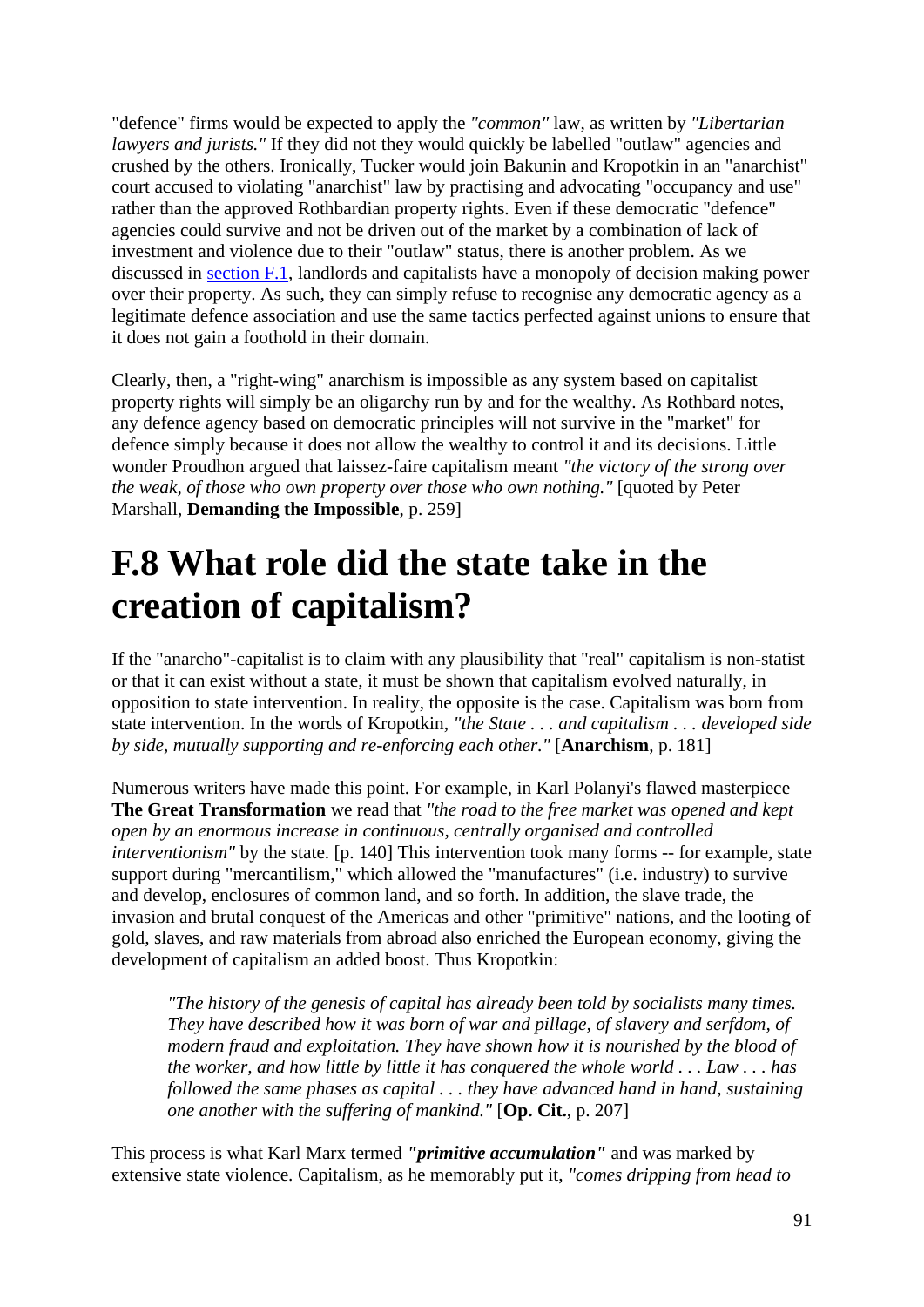"defence" firms would be expected to apply the *"common"* law, as written by *"Libertarian lawyers and jurists."* If they did not they would quickly be labelled "outlaw" agencies and crushed by the others. Ironically, Tucker would join Bakunin and Kropotkin in an "anarchist" court accused to violating "anarchist" law by practising and advocating "occupancy and use" rather than the approved Rothbardian property rights. Even if these democratic "defence" agencies could survive and not be driven out of the market by a combination of lack of investment and violence due to their "outlaw" status, there is another problem. As we discussed in section F.1, landlords and capitalists have a monopoly of decision making power over their property. As such, they can simply refuse to recognise any democratic agency as a legitimate defence association and use the same tactics perfected against unions to ensure that it does not gain a foothold in their domain.

Clearly, then, a "right-wing" anarchism is impossible as any system based on capitalist property rights will simply be an oligarchy run by and for the wealthy. As Rothbard notes, any defence agency based on democratic principles will not survive in the "market" for defence simply because it does not allow the wealthy to control it and its decisions. Little wonder Proudhon argued that laissez-faire capitalism meant *"the victory of the strong over the weak, of those who own property over those who own nothing."* [quoted by Peter Marshall, **Demanding the Impossible**, p. 259]

# F.8 What role did the state take in the creation of capitalism?

If the "anarcho"-capitalist is to claim with any plausibility that "real" capitalism is non-statist or that it can exist without a state, it must be shown that capitalism evolved naturally, in opposition to state intervention. In reality, the opposite is the case. Capitalism was born from state intervention. In the words of Kropotkin, *"the State . . . and capitalism . . . developed side by side, mutually supporting and re-enforcing each other."* [**Anarchism**, p. 181]

Numerous writers have made this point. For example, in Karl Polanyi's flawed masterpiece **The Great Transformation** we read that *"the road to the free market was opened and kept open by an enormous increase in continuous, centrally organised and controlled interventionism"* by the state. [p. 140] This intervention took many forms -- for example, state support during "mercantilism," which allowed the "manufactures" (i.e. industry) to survive and develop, enclosures of common land, and so forth. In addition, the slave trade, the invasion and brutal conquest of the Americas and other "primitive" nations, and the looting of gold, slaves, and raw materials from abroad also enriched the European economy, giving the development of capitalism an added boost. Thus Kropotkin:

> *"The history of the genesis of capital has already been told by socialists many times. They have described how it was born of war and pillage, of slavery and serfdom, of modern fraud and exploitation. They have shown how it is nourished by the blood of the worker, and how little by little it has conquered the whole world . . . Law . . . has followed the same phases as capital . . . they have advanced hand in hand, sustaining one another with the suffering of mankind."* [**Op. Cit.**, p. 207]

This process is what Karl Marx termed ***"primitive accumulation"*** and was marked by extensive state violence. Capitalism, as he memorably put it, *"comes dripping from head to*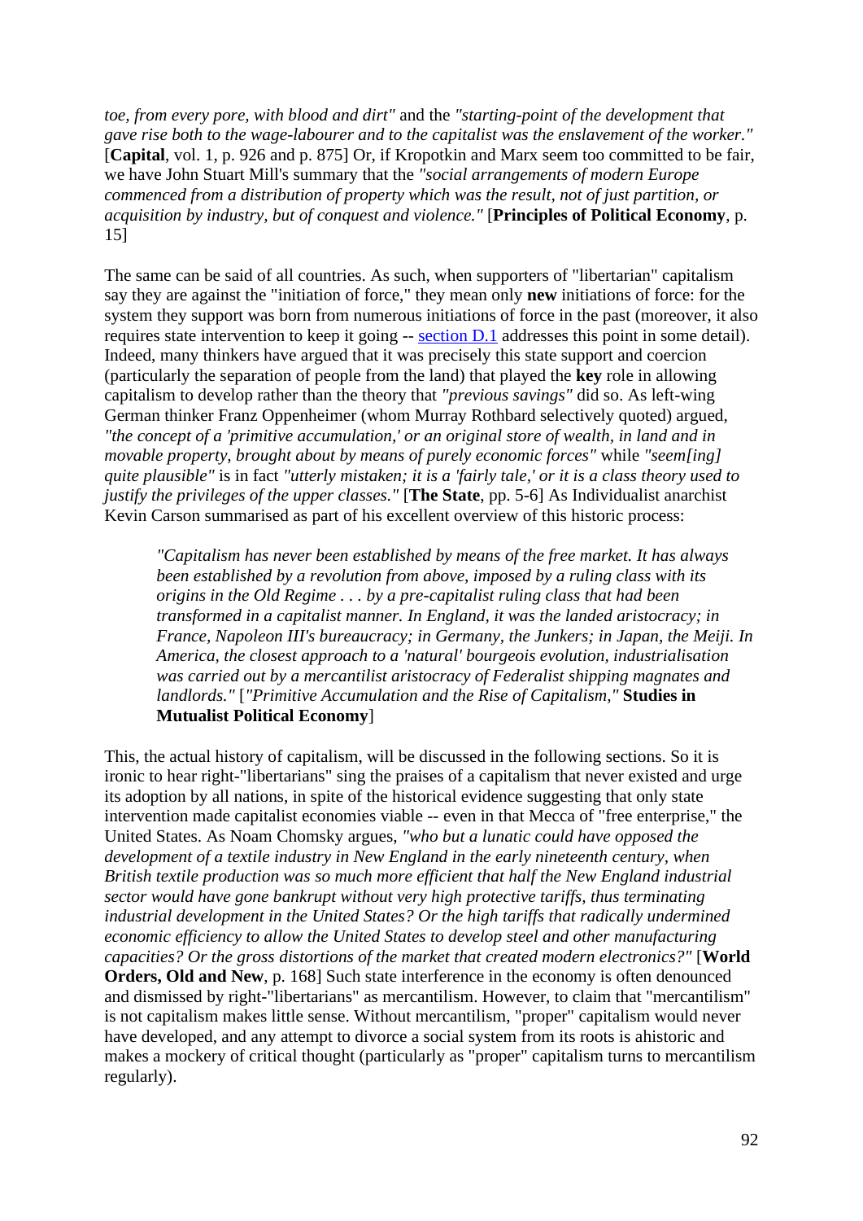*toe, from every pore, with blood and dirt"* and the *"starting-point of the development that gave rise both to the wage-labourer and to the capitalist was the enslavement of the worker."* [**Capital**, vol. 1, p. 926 and p. 875] Or, if Kropotkin and Marx seem too committed to be fair, we have John Stuart Mill's summary that the *"social arrangements of modern Europe commenced from a distribution of property which was the result, not of just partition, or acquisition by industry, but of conquest and violence."* [**Principles of Political Economy**, p. 15]

The same can be said of all countries. As such, when supporters of "libertarian" capitalism say they are against the "initiation of force," they mean only **new** initiations of force: for the system they support was born from numerous initiations of force in the past (moreover, it also requires state intervention to keep it going -- section D.1 addresses this point in some detail). Indeed, many thinkers have argued that it was precisely this state support and coercion (particularly the separation of people from the land) that played the **key** role in allowing capitalism to develop rather than the theory that *"previous savings"* did so. As left-wing German thinker Franz Oppenheimer (whom Murray Rothbard selectively quoted) argued, *"the concept of a 'primitive accumulation,' or an original store of wealth, in land and in movable property, brought about by means of purely economic forces"* while *"seem[ing] quite plausible"* is in fact *"utterly mistaken; it is a 'fairly tale,' or it is a class theory used to justify the privileges of the upper classes."* [**The State**, pp. 5-6] As Individualist anarchist Kevin Carson summarised as part of his excellent overview of this historic process:

> *"Capitalism has never been established by means of the free market. It has always been established by a revolution from above, imposed by a ruling class with its origins in the Old Regime . . . by a pre-capitalist ruling class that had been transformed in a capitalist manner. In England, it was the landed aristocracy; in France, Napoleon III's bureaucracy; in Germany, the Junkers; in Japan, the Meiji. In America, the closest approach to a 'natural' bourgeois evolution, industrialisation was carried out by a mercantilist aristocracy of Federalist shipping magnates and landlords."* [*"Primitive Accumulation and the Rise of Capitalism,"* **Studies in Mutualist Political Economy**]

This, the actual history of capitalism, will be discussed in the following sections. So it is ironic to hear right-"libertarians" sing the praises of a capitalism that never existed and urge its adoption by all nations, in spite of the historical evidence suggesting that only state intervention made capitalist economies viable -- even in that Mecca of "free enterprise," the United States. As Noam Chomsky argues, *"who but a lunatic could have opposed the development of a textile industry in New England in the early nineteenth century, when British textile production was so much more efficient that half the New England industrial sector would have gone bankrupt without very high protective tariffs, thus terminating industrial development in the United States? Or the high tariffs that radically undermined economic efficiency to allow the United States to develop steel and other manufacturing capacities? Or the gross distortions of the market that created modern electronics?"* [**World Orders, Old and New**, p. 168] Such state interference in the economy is often denounced and dismissed by right-"libertarians" as mercantilism. However, to claim that "mercantilism" is not capitalism makes little sense. Without mercantilism, "proper" capitalism would never have developed, and any attempt to divorce a social system from its roots is ahistoric and makes a mockery of critical thought (particularly as "proper" capitalism turns to mercantilism regularly).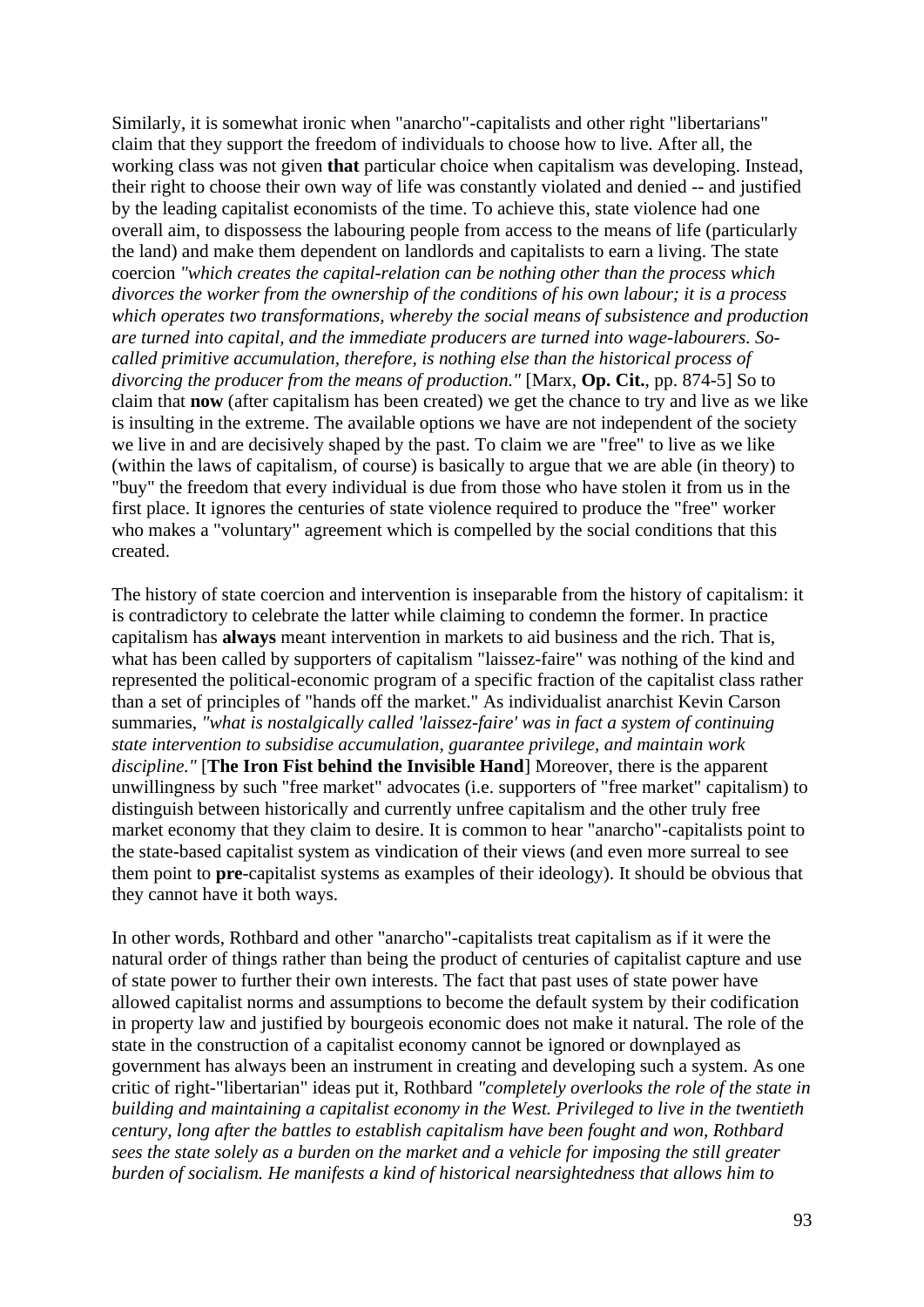Similarly, it is somewhat ironic when "anarcho"-capitalists and other right "libertarians" claim that they support the freedom of individuals to choose how to live. After all, the working class was not given **that** particular choice when capitalism was developing. Instead, their right to choose their own way of life was constantly violated and denied -- and justified by the leading capitalist economists of the time. To achieve this, state violence had one overall aim, to dispossess the labouring people from access to the means of life (particularly the land) and make them dependent on landlords and capitalists to earn a living. The state coercion *"which creates the capital-relation can be nothing other than the process which divorces the worker from the ownership of the conditions of his own labour; it is a process which operates two transformations, whereby the social means of subsistence and production are turned into capital, and the immediate producers are turned into wage-labourers. So-called primitive accumulation, therefore, is nothing else than the historical process of divorcing the producer from the means of production."* [Marx, **Op. Cit.**, pp. 874-5] So to claim that **now** (after capitalism has been created) we get the chance to try and live as we like is insulting in the extreme. The available options we have are not independent of the society we live in and are decisively shaped by the past. To claim we are "free" to live as we like (within the laws of capitalism, of course) is basically to argue that we are able (in theory) to "buy" the freedom that every individual is due from those who have stolen it from us in the first place. It ignores the centuries of state violence required to produce the "free" worker who makes a "voluntary" agreement which is compelled by the social conditions that this created.

The history of state coercion and intervention is inseparable from the history of capitalism: it is contradictory to celebrate the latter while claiming to condemn the former. In practice capitalism has **always** meant intervention in markets to aid business and the rich. That is, what has been called by supporters of capitalism "laissez-faire" was nothing of the kind and represented the political-economic program of a specific fraction of the capitalist class rather than a set of principles of "hands off the market." As individualist anarchist Kevin Carson summaries, *"what is nostalgically called 'laissez-faire' was in fact a system of continuing state intervention to subsidise accumulation, guarantee privilege, and maintain work discipline."* [**The Iron Fist behind the Invisible Hand**] Moreover, there is the apparent unwillingness by such "free market" advocates (i.e. supporters of "free market" capitalism) to distinguish between historically and currently unfree capitalism and the other truly free market economy that they claim to desire. It is common to hear "anarcho"-capitalists point to the state-based capitalist system as vindication of their views (and even more surreal to see them point to **pre**-capitalist systems as examples of their ideology). It should be obvious that they cannot have it both ways.

In other words, Rothbard and other "anarcho"-capitalists treat capitalism as if it were the natural order of things rather than being the product of centuries of capitalist capture and use of state power to further their own interests. The fact that past uses of state power have allowed capitalist norms and assumptions to become the default system by their codification in property law and justified by bourgeois economic does not make it natural. The role of the state in the construction of a capitalist economy cannot be ignored or downplayed as government has always been an instrument in creating and developing such a system. As one critic of right-"libertarian" ideas put it, Rothbard *"completely overlooks the role of the state in building and maintaining a capitalist economy in the West. Privileged to live in the twentieth century, long after the battles to establish capitalism have been fought and won, Rothbard sees the state solely as a burden on the market and a vehicle for imposing the still greater burden of socialism. He manifests a kind of historical nearsightedness that allows him to*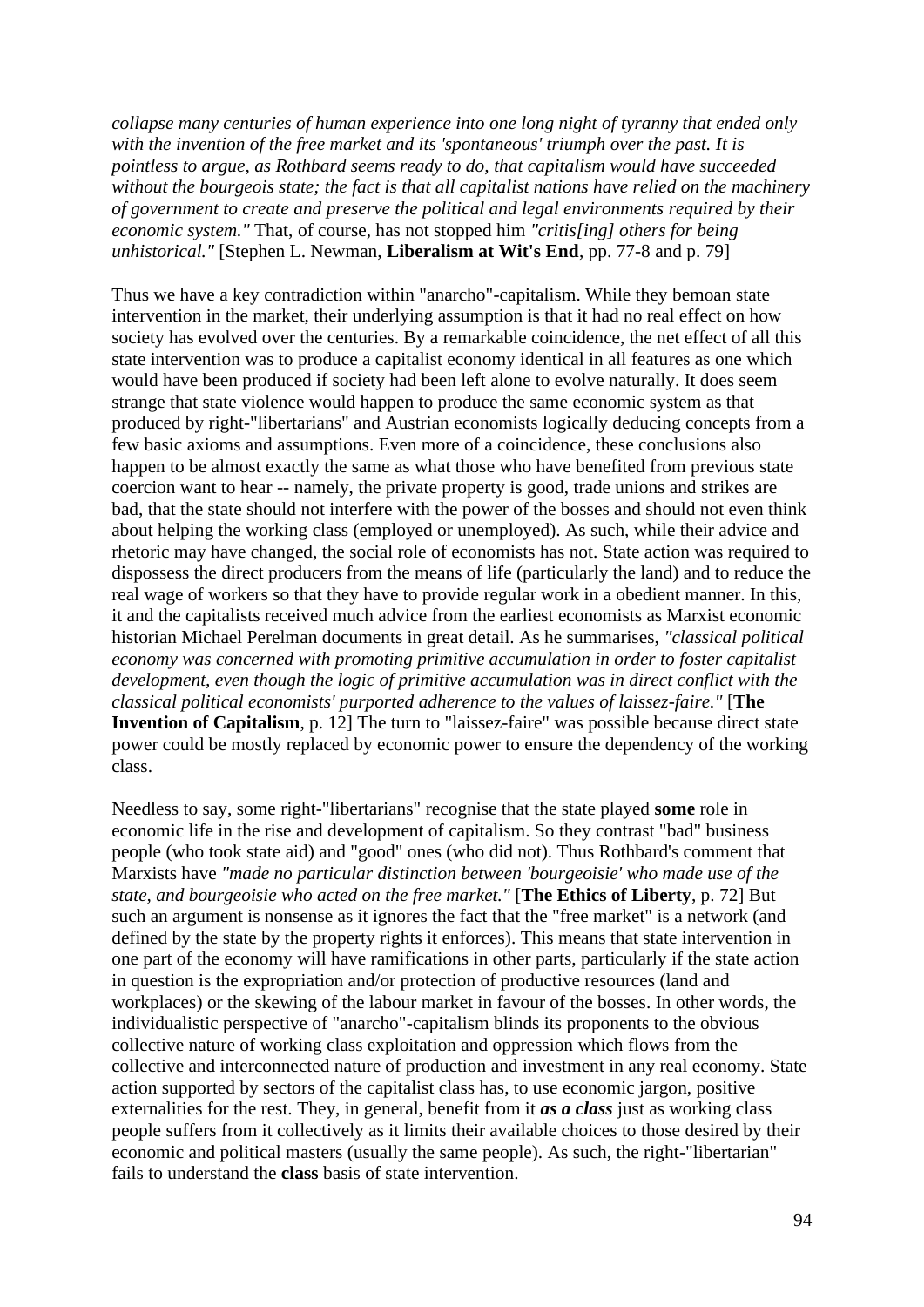*collapse many centuries of human experience into one long night of tyranny that ended only with the invention of the free market and its 'spontaneous' triumph over the past. It is pointless to argue, as Rothbard seems ready to do, that capitalism would have succeeded without the bourgeois state; the fact is that all capitalist nations have relied on the machinery of government to create and preserve the political and legal environments required by their economic system."* That, of course, has not stopped him *"critis[ing] others for being unhistorical."* [Stephen L. Newman, **Liberalism at Wit's End**, pp. 77-8 and p. 79]

Thus we have a key contradiction within "anarcho"-capitalism. While they bemoan state intervention in the market, their underlying assumption is that it had no real effect on how society has evolved over the centuries. By a remarkable coincidence, the net effect of all this state intervention was to produce a capitalist economy identical in all features as one which would have been produced if society had been left alone to evolve naturally. It does seem strange that state violence would happen to produce the same economic system as that produced by right-"libertarians" and Austrian economists logically deducing concepts from a few basic axioms and assumptions. Even more of a coincidence, these conclusions also happen to be almost exactly the same as what those who have benefited from previous state coercion want to hear -- namely, the private property is good, trade unions and strikes are bad, that the state should not interfere with the power of the bosses and should not even think about helping the working class (employed or unemployed). As such, while their advice and rhetoric may have changed, the social role of economists has not. State action was required to dispossess the direct producers from the means of life (particularly the land) and to reduce the real wage of workers so that they have to provide regular work in a obedient manner. In this, it and the capitalists received much advice from the earliest economists as Marxist economic historian Michael Perelman documents in great detail. As he summarises, *"classical political economy was concerned with promoting primitive accumulation in order to foster capitalist development, even though the logic of primitive accumulation was in direct conflict with the classical political economists' purported adherence to the values of laissez-faire."* [**The Invention of Capitalism**, p. 12] The turn to "laissez-faire" was possible because direct state power could be mostly replaced by economic power to ensure the dependency of the working class.

Needless to say, some right-"libertarians" recognise that the state played **some** role in economic life in the rise and development of capitalism. So they contrast "bad" business people (who took state aid) and "good" ones (who did not). Thus Rothbard's comment that Marxists have *"made no particular distinction between 'bourgeoisie' who made use of the state, and bourgeoisie who acted on the free market."* [**The Ethics of Liberty**, p. 72] But such an argument is nonsense as it ignores the fact that the "free market" is a network (and defined by the state by the property rights it enforces). This means that state intervention in one part of the economy will have ramifications in other parts, particularly if the state action in question is the expropriation and/or protection of productive resources (land and workplaces) or the skewing of the labour market in favour of the bosses. In other words, the individualistic perspective of "anarcho"-capitalism blinds its proponents to the obvious collective nature of working class exploitation and oppression which flows from the collective and interconnected nature of production and investment in any real economy. State action supported by sectors of the capitalist class has, to use economic jargon, positive externalities for the rest. They, in general, benefit from it ***as a class*** just as working class people suffers from it collectively as it limits their available choices to those desired by their economic and political masters (usually the same people). As such, the right-"libertarian" fails to understand the **class** basis of state intervention.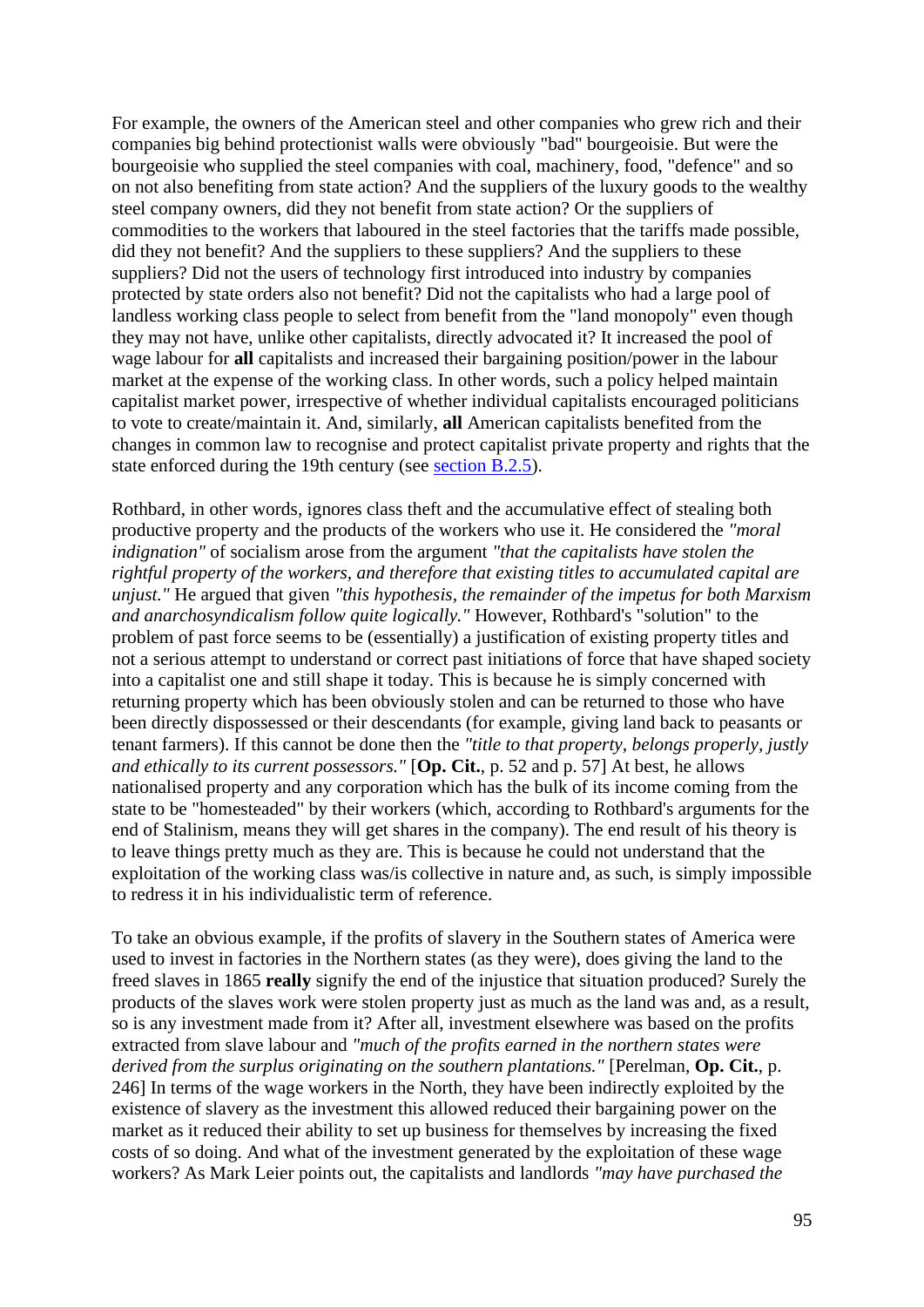For example, the owners of the American steel and other companies who grew rich and their companies big behind protectionist walls were obviously "bad" bourgeoisie. But were the bourgeoisie who supplied the steel companies with coal, machinery, food, "defence" and so on not also benefiting from state action? And the suppliers of the luxury goods to the wealthy steel company owners, did they not benefit from state action? Or the suppliers of commodities to the workers that laboured in the steel factories that the tariffs made possible, did they not benefit? And the suppliers to these suppliers? And the suppliers to these suppliers? Did not the users of technology first introduced into industry by companies protected by state orders also not benefit? Did not the capitalists who had a large pool of landless working class people to select from benefit from the "land monopoly" even though they may not have, unlike other capitalists, directly advocated it? It increased the pool of wage labour for **all** capitalists and increased their bargaining position/power in the labour market at the expense of the working class. In other words, such a policy helped maintain capitalist market power, irrespective of whether individual capitalists encouraged politicians to vote to create/maintain it. And, similarly, **all** American capitalists benefited from the changes in common law to recognise and protect capitalist private property and rights that the state enforced during the 19th century (see section B.2.5).

Rothbard, in other words, ignores class theft and the accumulative effect of stealing both productive property and the products of the workers who use it. He considered the *"moral indignation"* of socialism arose from the argument *"that the capitalists have stolen the rightful property of the workers, and therefore that existing titles to accumulated capital are unjust."* He argued that given *"this hypothesis, the remainder of the impetus for both Marxism and anarchosyndicalism follow quite logically."* However, Rothbard's "solution" to the problem of past force seems to be (essentially) a justification of existing property titles and not a serious attempt to understand or correct past initiations of force that have shaped society into a capitalist one and still shape it today. This is because he is simply concerned with returning property which has been obviously stolen and can be returned to those who have been directly dispossessed or their descendants (for example, giving land back to peasants or tenant farmers). If this cannot be done then the *"title to that property, belongs properly, justly and ethically to its current possessors."* [**Op. Cit.**, p. 52 and p. 57] At best, he allows nationalised property and any corporation which has the bulk of its income coming from the state to be "homesteaded" by their workers (which, according to Rothbard's arguments for the end of Stalinism, means they will get shares in the company). The end result of his theory is to leave things pretty much as they are. This is because he could not understand that the exploitation of the working class was/is collective in nature and, as such, is simply impossible to redress it in his individualistic term of reference.

To take an obvious example, if the profits of slavery in the Southern states of America were used to invest in factories in the Northern states (as they were), does giving the land to the freed slaves in 1865 **really** signify the end of the injustice that situation produced? Surely the products of the slaves work were stolen property just as much as the land was and, as a result, so is any investment made from it? After all, investment elsewhere was based on the profits extracted from slave labour and *"much of the profits earned in the northern states were derived from the surplus originating on the southern plantations."* [Perelman, **Op. Cit.**, p. 246] In terms of the wage workers in the North, they have been indirectly exploited by the existence of slavery as the investment this allowed reduced their bargaining power on the market as it reduced their ability to set up business for themselves by increasing the fixed costs of so doing. And what of the investment generated by the exploitation of these wage workers? As Mark Leier points out, the capitalists and landlords *"may have purchased the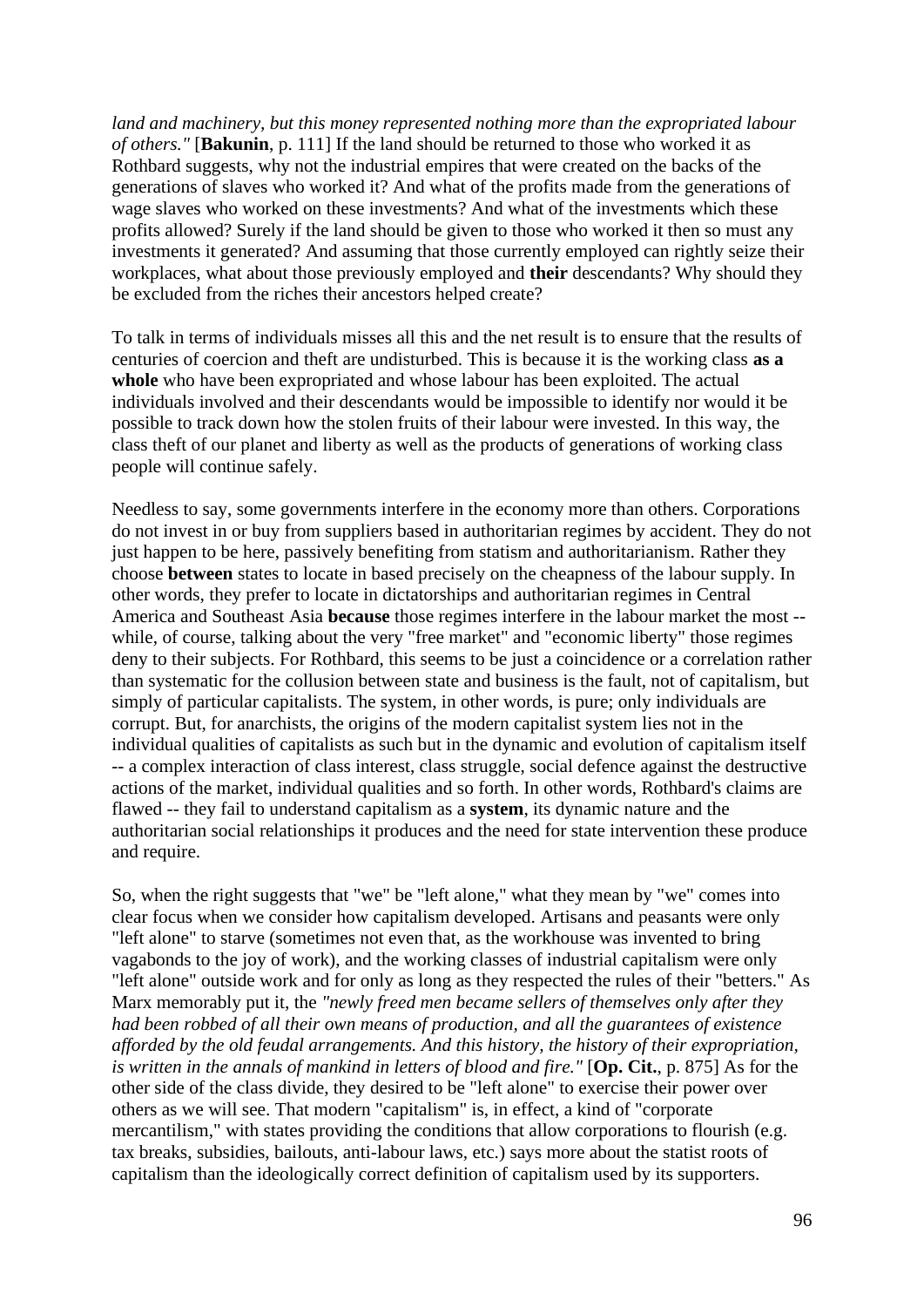*land and machinery, but this money represented nothing more than the expropriated labour of others."* [**Bakunin**, p. 111] If the land should be returned to those who worked it as Rothbard suggests, why not the industrial empires that were created on the backs of the generations of slaves who worked it? And what of the profits made from the generations of wage slaves who worked on these investments? And what of the investments which these profits allowed? Surely if the land should be given to those who worked it then so must any investments it generated? And assuming that those currently employed can rightly seize their workplaces, what about those previously employed and **their** descendants? Why should they be excluded from the riches their ancestors helped create?

To talk in terms of individuals misses all this and the net result is to ensure that the results of centuries of coercion and theft are undisturbed. This is because it is the working class **as a whole** who have been expropriated and whose labour has been exploited. The actual individuals involved and their descendants would be impossible to identify nor would it be possible to track down how the stolen fruits of their labour were invested. In this way, the class theft of our planet and liberty as well as the products of generations of working class people will continue safely.

Needless to say, some governments interfere in the economy more than others. Corporations do not invest in or buy from suppliers based in authoritarian regimes by accident. They do not just happen to be here, passively benefiting from statism and authoritarianism. Rather they choose **between** states to locate in based precisely on the cheapness of the labour supply. In other words, they prefer to locate in dictatorships and authoritarian regimes in Central America and Southeast Asia **because** those regimes interfere in the labour market the most -- while, of course, talking about the very "free market" and "economic liberty" those regimes deny to their subjects. For Rothbard, this seems to be just a coincidence or a correlation rather than systematic for the collusion between state and business is the fault, not of capitalism, but simply of particular capitalists. The system, in other words, is pure; only individuals are corrupt. But, for anarchists, the origins of the modern capitalist system lies not in the individual qualities of capitalists as such but in the dynamic and evolution of capitalism itself -- a complex interaction of class interest, class struggle, social defence against the destructive actions of the market, individual qualities and so forth. In other words, Rothbard's claims are flawed -- they fail to understand capitalism as a **system**, its dynamic nature and the authoritarian social relationships it produces and the need for state intervention these produce and require.

So, when the right suggests that "we" be "left alone," what they mean by "we" comes into clear focus when we consider how capitalism developed. Artisans and peasants were only "left alone" to starve (sometimes not even that, as the workhouse was invented to bring vagabonds to the joy of work), and the working classes of industrial capitalism were only "left alone" outside work and for only as long as they respected the rules of their "betters." As Marx memorably put it, the *"newly freed men became sellers of themselves only after they had been robbed of all their own means of production, and all the guarantees of existence afforded by the old feudal arrangements. And this history, the history of their expropriation, is written in the annals of mankind in letters of blood and fire."* [**Op. Cit.**, p. 875] As for the other side of the class divide, they desired to be "left alone" to exercise their power over others as we will see. That modern "capitalism" is, in effect, a kind of "corporate mercantilism," with states providing the conditions that allow corporations to flourish (e.g. tax breaks, subsidies, bailouts, anti-labour laws, etc.) says more about the statist roots of capitalism than the ideologically correct definition of capitalism used by its supporters.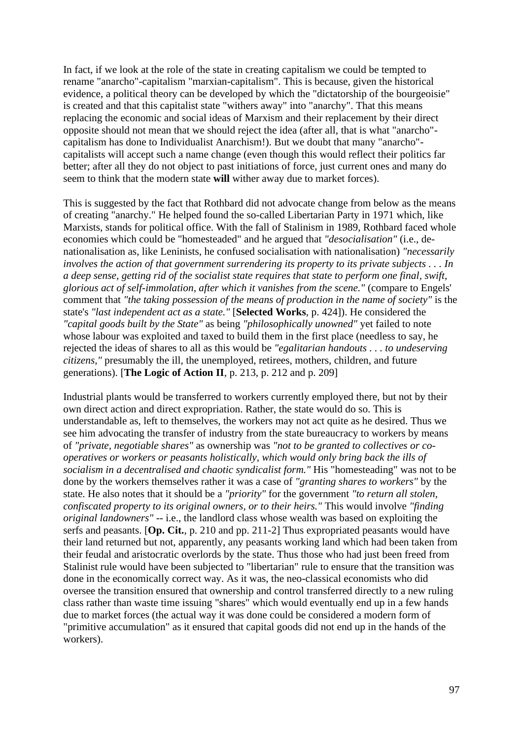In fact, if we look at the role of the state in creating capitalism we could be tempted to rename "anarcho"-capitalism "marxian-capitalism". This is because, given the historical evidence, a political theory can be developed by which the "dictatorship of the bourgeoisie" is created and that this capitalist state "withers away" into "anarchy". That this means replacing the economic and social ideas of Marxism and their replacement by their direct opposite should not mean that we should reject the idea (after all, that is what "anarcho"-capitalism has done to Individualist Anarchism!). But we doubt that many "anarcho"-capitalists will accept such a name change (even though this would reflect their politics far better; after all they do not object to past initiations of force, just current ones and many do seem to think that the modern state **will** wither away due to market forces).

This is suggested by the fact that Rothbard did not advocate change from below as the means of creating "anarchy." He helped found the so-called Libertarian Party in 1971 which, like Marxists, stands for political office. With the fall of Stalinism in 1989, Rothbard faced whole economies which could be "homesteaded" and he argued that *"desocialisation"* (i.e., de-nationalisation as, like Leninists, he confused socialisation with nationalisation) *"necessarily involves the action of that government surrendering its property to its private subjects . . . In a deep sense, getting rid of the socialist state requires that state to perform one final, swift, glorious act of self-immolation, after which it vanishes from the scene."* (compare to Engels' comment that *"the taking possession of the means of production in the name of society"* is the state's *"last independent act as a state."* [**Selected Works**, p. 424]). He considered the *"capital goods built by the State"* as being *"philosophically unowned"* yet failed to note whose labour was exploited and taxed to build them in the first place (needless to say, he rejected the ideas of shares to all as this would be *"egalitarian handouts . . . to undeserving citizens,"* presumably the ill, the unemployed, retirees, mothers, children, and future generations). [**The Logic of Action II**, p. 213, p. 212 and p. 209]

Industrial plants would be transferred to workers currently employed there, but not by their own direct action and direct expropriation. Rather, the state would do so. This is understandable as, left to themselves, the workers may not act quite as he desired. Thus we see him advocating the transfer of industry from the state bureaucracy to workers by means of *"private, negotiable shares"* as ownership was *"not to be granted to collectives or co-operatives or workers or peasants holistically, which would only bring back the ills of socialism in a decentralised and chaotic syndicalist form."* His "homesteading" was not to be done by the workers themselves rather it was a case of *"granting shares to workers"* by the state. He also notes that it should be a *"priority"* for the government *"to return all stolen, confiscated property to its original owners, or to their heirs."* This would involve *"finding original landowners"* -- i.e., the landlord class whose wealth was based on exploiting the serfs and peasants. [**Op. Cit.**, p. 210 and pp. 211-2] Thus expropriated peasants would have their land returned but not, apparently, any peasants working land which had been taken from their feudal and aristocratic overlords by the state. Thus those who had just been freed from Stalinist rule would have been subjected to "libertarian" rule to ensure that the transition was done in the economically correct way. As it was, the neo-classical economists who did oversee the transition ensured that ownership and control transferred directly to a new ruling class rather than waste time issuing "shares" which would eventually end up in a few hands due to market forces (the actual way it was done could be considered a modern form of "primitive accumulation" as it ensured that capital goods did not end up in the hands of the workers).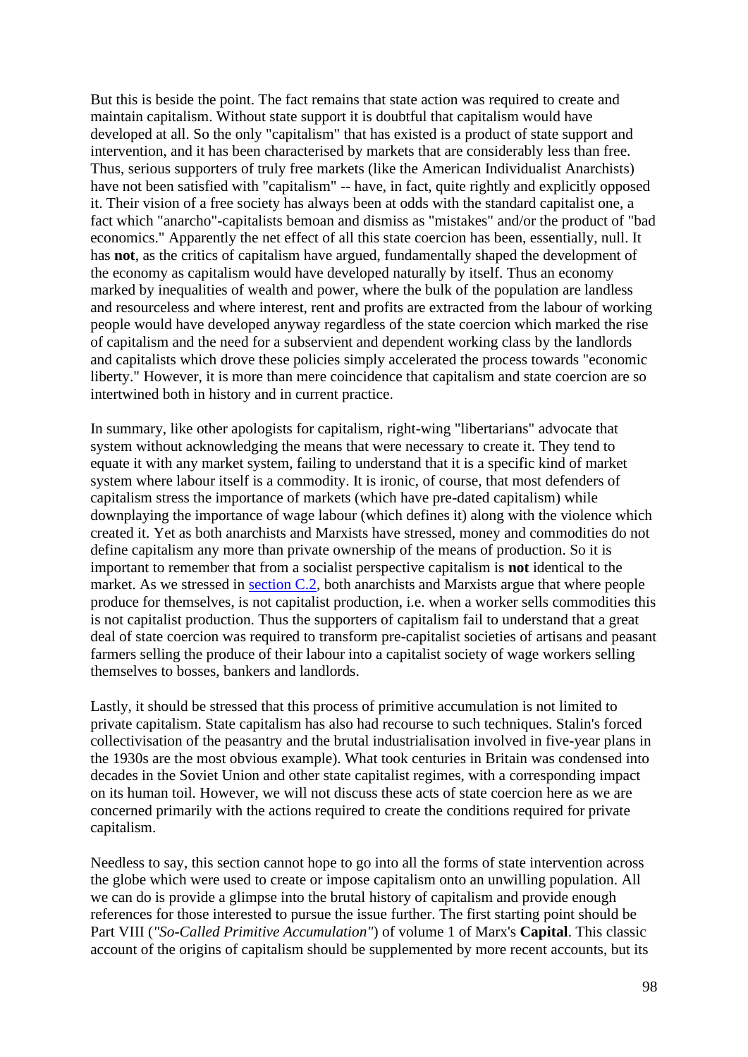But this is beside the point. The fact remains that state action was required to create and maintain capitalism. Without state support it is doubtful that capitalism would have developed at all. So the only "capitalism" that has existed is a product of state support and intervention, and it has been characterised by markets that are considerably less than free. Thus, serious supporters of truly free markets (like the American Individualist Anarchists) have not been satisfied with "capitalism" -- have, in fact, quite rightly and explicitly opposed it. Their vision of a free society has always been at odds with the standard capitalist one, a fact which "anarcho"-capitalists bemoan and dismiss as "mistakes" and/or the product of "bad economics." Apparently the net effect of all this state coercion has been, essentially, null. It has **not**, as the critics of capitalism have argued, fundamentally shaped the development of the economy as capitalism would have developed naturally by itself. Thus an economy marked by inequalities of wealth and power, where the bulk of the population are landless and resourceless and where interest, rent and profits are extracted from the labour of working people would have developed anyway regardless of the state coercion which marked the rise of capitalism and the need for a subservient and dependent working class by the landlords and capitalists which drove these policies simply accelerated the process towards "economic liberty." However, it is more than mere coincidence that capitalism and state coercion are so intertwined both in history and in current practice.

In summary, like other apologists for capitalism, right-wing "libertarians" advocate that system without acknowledging the means that were necessary to create it. They tend to equate it with any market system, failing to understand that it is a specific kind of market system where labour itself is a commodity. It is ironic, of course, that most defenders of capitalism stress the importance of markets (which have pre-dated capitalism) while downplaying the importance of wage labour (which defines it) along with the violence which created it. Yet as both anarchists and Marxists have stressed, money and commodities do not define capitalism any more than private ownership of the means of production. So it is important to remember that from a socialist perspective capitalism is **not** identical to the market. As we stressed in section C.2, both anarchists and Marxists argue that where people produce for themselves, is not capitalist production, i.e. when a worker sells commodities this is not capitalist production. Thus the supporters of capitalism fail to understand that a great deal of state coercion was required to transform pre-capitalist societies of artisans and peasant farmers selling the produce of their labour into a capitalist society of wage workers selling themselves to bosses, bankers and landlords.

Lastly, it should be stressed that this process of primitive accumulation is not limited to private capitalism. State capitalism has also had recourse to such techniques. Stalin's forced collectivisation of the peasantry and the brutal industrialisation involved in five-year plans in the 1930s are the most obvious example). What took centuries in Britain was condensed into decades in the Soviet Union and other state capitalist regimes, with a corresponding impact on its human toil. However, we will not discuss these acts of state coercion here as we are concerned primarily with the actions required to create the conditions required for private capitalism.

Needless to say, this section cannot hope to go into all the forms of state intervention across the globe which were used to create or impose capitalism onto an unwilling population. All we can do is provide a glimpse into the brutal history of capitalism and provide enough references for those interested to pursue the issue further. The first starting point should be Part VIII (*"So-Called Primitive Accumulation"*) of volume 1 of Marx's **Capital**. This classic account of the origins of capitalism should be supplemented by more recent accounts, but its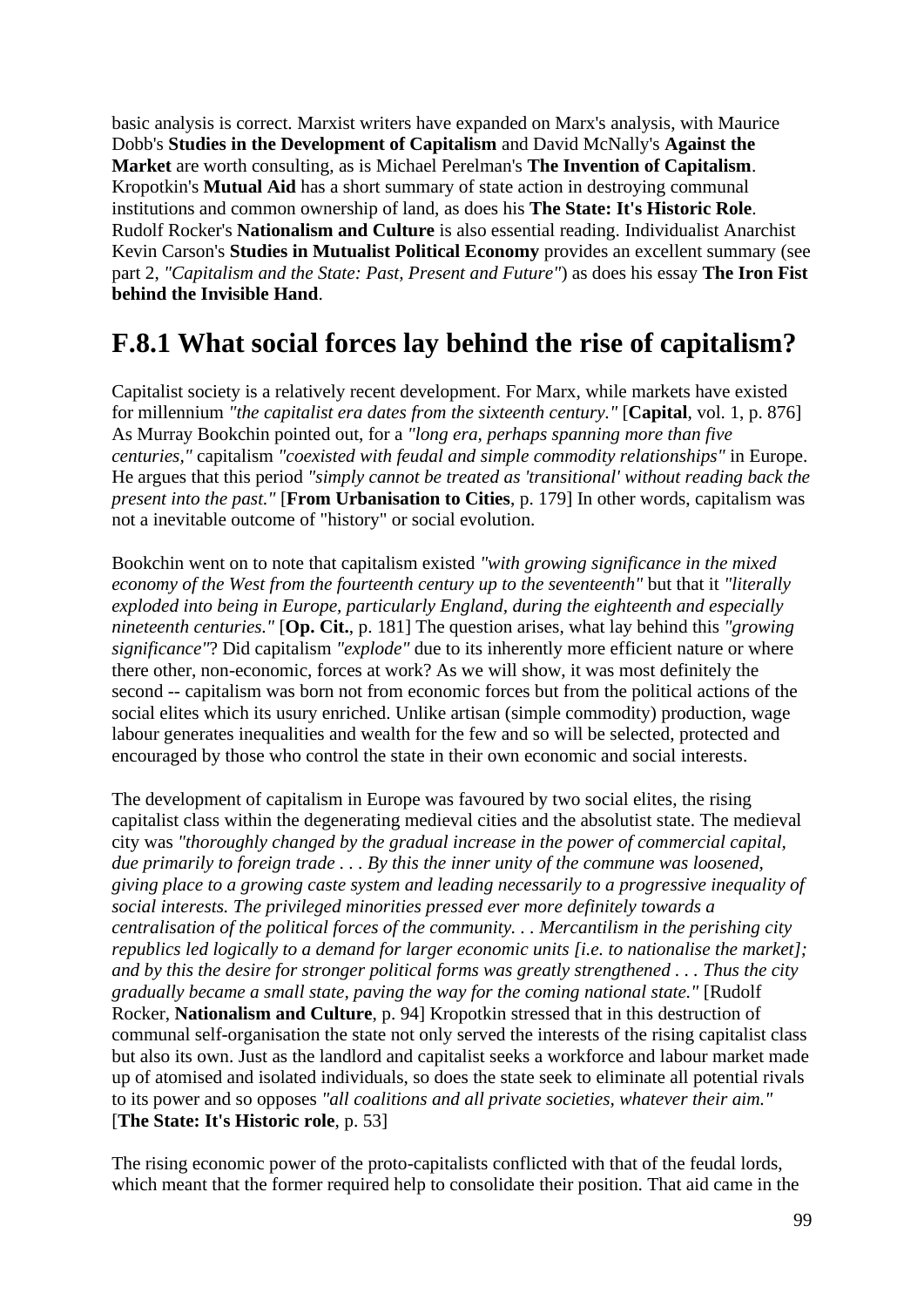basic analysis is correct. Marxist writers have expanded on Marx's analysis, with Maurice Dobb's **Studies in the Development of Capitalism** and David McNally's **Against the Market** are worth consulting, as is Michael Perelman's **The Invention of Capitalism**. Kropotkin's **Mutual Aid** has a short summary of state action in destroying communal institutions and common ownership of land, as does his **The State: It's Historic Role**. Rudolf Rocker's **Nationalism and Culture** is also essential reading. Individualist Anarchist Kevin Carson's **Studies in Mutualist Political Economy** provides an excellent summary (see part 2, *"Capitalism and the State: Past, Present and Future"*) as does his essay **The Iron Fist behind the Invisible Hand**.

## F.8.1 What social forces lay behind the rise of capitalism?

Capitalist society is a relatively recent development. For Marx, while markets have existed for millennium *"the capitalist era dates from the sixteenth century."* [**Capital**, vol. 1, p. 876] As Murray Bookchin pointed out, for a *"long era, perhaps spanning more than five centuries,"* capitalism *"coexisted with feudal and simple commodity relationships"* in Europe. He argues that this period *"simply cannot be treated as 'transitional' without reading back the present into the past."* [**From Urbanisation to Cities**, p. 179] In other words, capitalism was not a inevitable outcome of "history" or social evolution.

Bookchin went on to note that capitalism existed *"with growing significance in the mixed economy of the West from the fourteenth century up to the seventeenth"* but that it *"literally exploded into being in Europe, particularly England, during the eighteenth and especially nineteenth centuries."* [**Op. Cit.**, p. 181] The question arises, what lay behind this *"growing significance"*? Did capitalism *"explode"* due to its inherently more efficient nature or where there other, non-economic, forces at work? As we will show, it was most definitely the second -- capitalism was born not from economic forces but from the political actions of the social elites which its usury enriched. Unlike artisan (simple commodity) production, wage labour generates inequalities and wealth for the few and so will be selected, protected and encouraged by those who control the state in their own economic and social interests.

The development of capitalism in Europe was favoured by two social elites, the rising capitalist class within the degenerating medieval cities and the absolutist state. The medieval city was *"thoroughly changed by the gradual increase in the power of commercial capital, due primarily to foreign trade . . . By this the inner unity of the commune was loosened, giving place to a growing caste system and leading necessarily to a progressive inequality of social interests. The privileged minorities pressed ever more definitely towards a centralisation of the political forces of the community. . . Mercantilism in the perishing city republics led logically to a demand for larger economic units [i.e. to nationalise the market]; and by this the desire for stronger political forms was greatly strengthened . . . Thus the city gradually became a small state, paving the way for the coming national state."* [Rudolf Rocker, **Nationalism and Culture**, p. 94] Kropotkin stressed that in this destruction of communal self-organisation the state not only served the interests of the rising capitalist class but also its own. Just as the landlord and capitalist seeks a workforce and labour market made up of atomised and isolated individuals, so does the state seek to eliminate all potential rivals to its power and so opposes *"all coalitions and all private societies, whatever their aim."* [**The State: It's Historic role**, p. 53]

The rising economic power of the proto-capitalists conflicted with that of the feudal lords, which meant that the former required help to consolidate their position. That aid came in the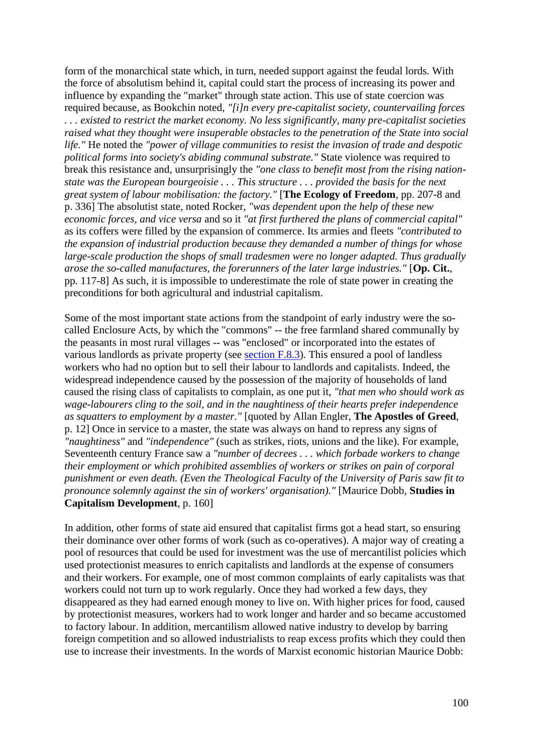form of the monarchical state which, in turn, needed support against the feudal lords. With the force of absolutism behind it, capital could start the process of increasing its power and influence by expanding the "market" through state action. This use of state coercion was required because, as Bookchin noted, *"[i]n every pre-capitalist society, countervailing forces . . . existed to restrict the market economy. No less significantly, many pre-capitalist societies raised what they thought were insuperable obstacles to the penetration of the State into social life."* He noted the *"power of village communities to resist the invasion of trade and despotic political forms into society's abiding communal substrate."* State violence was required to break this resistance and, unsurprisingly the *"one class to benefit most from the rising nation-state was the European bourgeoisie . . . This structure . . . provided the basis for the next great system of labour mobilisation: the factory."* [**The Ecology of Freedom**, pp. 207-8 and p. 336] The absolutist state, noted Rocker, *"was dependent upon the help of these new economic forces, and vice versa* and so it *"at first furthered the plans of commercial capital"* as its coffers were filled by the expansion of commerce. Its armies and fleets *"contributed to the expansion of industrial production because they demanded a number of things for whose large-scale production the shops of small tradesmen were no longer adapted. Thus gradually arose the so-called manufactures, the forerunners of the later large industries."* [**Op. Cit.**, pp. 117-8] As such, it is impossible to underestimate the role of state power in creating the preconditions for both agricultural and industrial capitalism.

Some of the most important state actions from the standpoint of early industry were the so-called Enclosure Acts, by which the "commons" -- the free farmland shared communally by the peasants in most rural villages -- was "enclosed" or incorporated into the estates of various landlords as private property (see [section F.8.3](#)). This ensured a pool of landless workers who had no option but to sell their labour to landlords and capitalists. Indeed, the widespread independence caused by the possession of the majority of households of land caused the rising class of capitalists to complain, as one put it, *"that men who should work as wage-labourers cling to the soil, and in the naughtiness of their hearts prefer independence as squatters to employment by a master."* [quoted by Allan Engler, **The Apostles of Greed**, p. 12] Once in service to a master, the state was always on hand to repress any signs of *"naughtiness"* and *"independence"* (such as strikes, riots, unions and the like). For example, Seventeenth century France saw a *"number of decrees . . . which forbade workers to change their employment or which prohibited assemblies of workers or strikes on pain of corporal punishment or even death. (Even the Theological Faculty of the University of Paris saw fit to pronounce solemnly against the sin of workers' organisation)."* [Maurice Dobb, **Studies in Capitalism Development**, p. 160]

In addition, other forms of state aid ensured that capitalist firms got a head start, so ensuring their dominance over other forms of work (such as co-operatives). A major way of creating a pool of resources that could be used for investment was the use of mercantilist policies which used protectionist measures to enrich capitalists and landlords at the expense of consumers and their workers. For example, one of most common complaints of early capitalists was that workers could not turn up to work regularly. Once they had worked a few days, they disappeared as they had earned enough money to live on. With higher prices for food, caused by protectionist measures, workers had to work longer and harder and so became accustomed to factory labour. In addition, mercantilism allowed native industry to develop by barring foreign competition and so allowed industrialists to reap excess profits which they could then use to increase their investments. In the words of Marxist economic historian Maurice Dobb: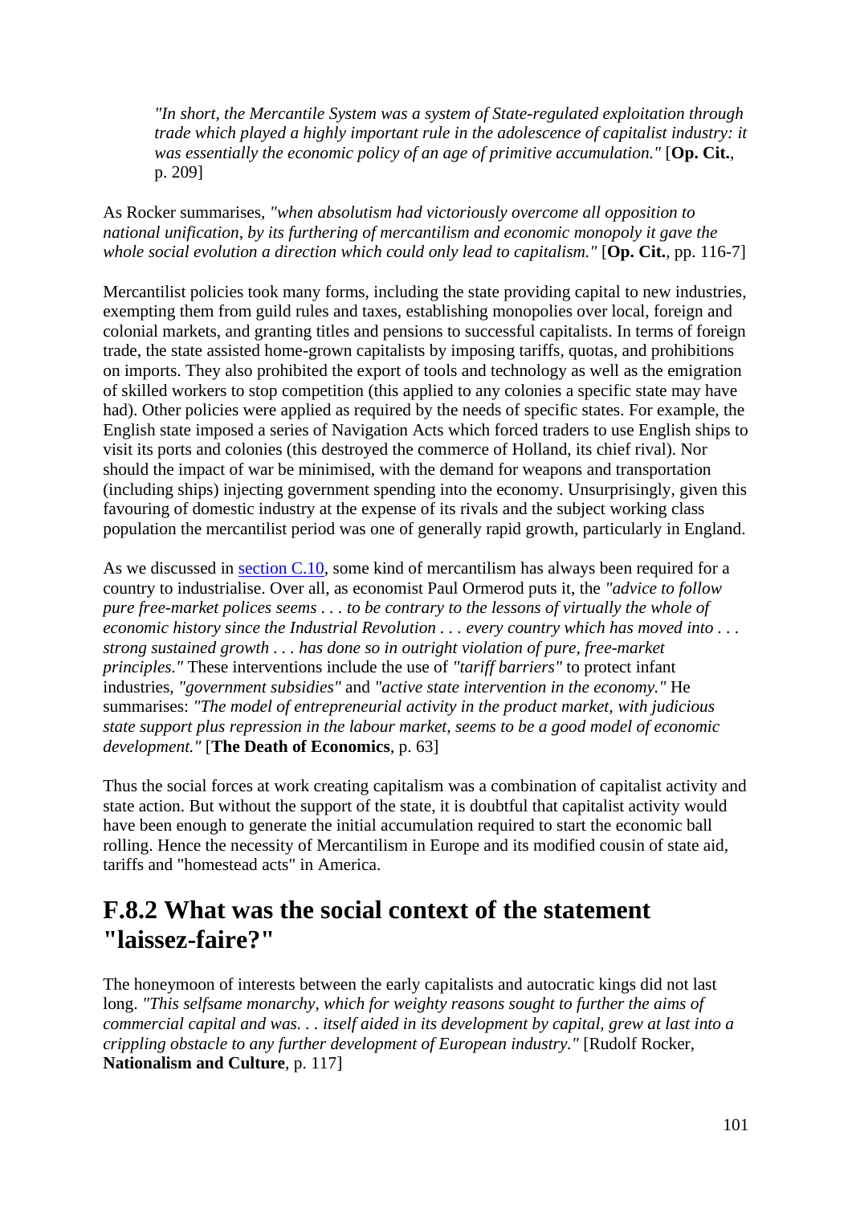> *"In short, the Mercantile System was a system of State-regulated exploitation through trade which played a highly important rule in the adolescence of capitalist industry: it was essentially the economic policy of an age of primitive accumulation."* [**Op. Cit.**, p. 209]

As Rocker summarises, *"when absolutism had victoriously overcome all opposition to national unification, by its furthering of mercantilism and economic monopoly it gave the whole social evolution a direction which could only lead to capitalism."* [**Op. Cit.**, pp. 116-7]

Mercantilist policies took many forms, including the state providing capital to new industries, exempting them from guild rules and taxes, establishing monopolies over local, foreign and colonial markets, and granting titles and pensions to successful capitalists. In terms of foreign trade, the state assisted home-grown capitalists by imposing tariffs, quotas, and prohibitions on imports. They also prohibited the export of tools and technology as well as the emigration of skilled workers to stop competition (this applied to any colonies a specific state may have had). Other policies were applied as required by the needs of specific states. For example, the English state imposed a series of Navigation Acts which forced traders to use English ships to visit its ports and colonies (this destroyed the commerce of Holland, its chief rival). Nor should the impact of war be minimised, with the demand for weapons and transportation (including ships) injecting government spending into the economy. Unsurprisingly, given this favouring of domestic industry at the expense of its rivals and the subject working class population the mercantilist period was one of generally rapid growth, particularly in England.

As we discussed in section C.10, some kind of mercantilism has always been required for a country to industrialise. Over all, as economist Paul Ormerod puts it, the *"advice to follow pure free-market polices seems . . . to be contrary to the lessons of virtually the whole of economic history since the Industrial Revolution . . . every country which has moved into . . . strong sustained growth . . . has done so in outright violation of pure, free-market principles."* These interventions include the use of *"tariff barriers"* to protect infant industries, *"government subsidies"* and *"active state intervention in the economy."* He summarises: *"The model of entrepreneurial activity in the product market, with judicious state support plus repression in the labour market, seems to be a good model of economic development."* [**The Death of Economics**, p. 63]

Thus the social forces at work creating capitalism was a combination of capitalist activity and state action. But without the support of the state, it is doubtful that capitalist activity would have been enough to generate the initial accumulation required to start the economic ball rolling. Hence the necessity of Mercantilism in Europe and its modified cousin of state aid, tariffs and "homestead acts" in America.

## F.8.2 What was the social context of the statement "laissez-faire?"

The honeymoon of interests between the early capitalists and autocratic kings did not last long. *"This selfsame monarchy, which for weighty reasons sought to further the aims of commercial capital and was. . . itself aided in its development by capital, grew at last into a crippling obstacle to any further development of European industry."* [Rudolf Rocker, **Nationalism and Culture**, p. 117]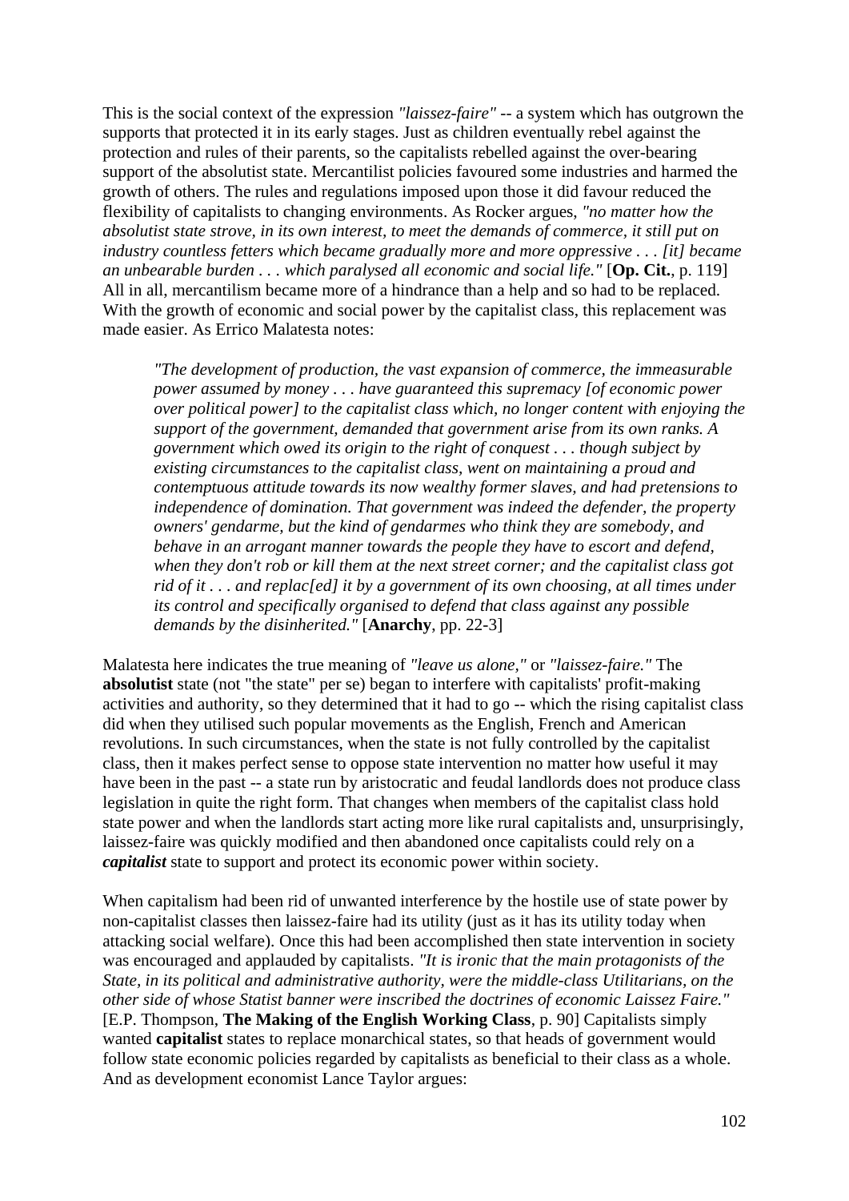This is the social context of the expression *"laissez-faire"* -- a system which has outgrown the supports that protected it in its early stages. Just as children eventually rebel against the protection and rules of their parents, so the capitalists rebelled against the over-bearing support of the absolutist state. Mercantilist policies favoured some industries and harmed the growth of others. The rules and regulations imposed upon those it did favour reduced the flexibility of capitalists to changing environments. As Rocker argues, *"no matter how the absolutist state strove, in its own interest, to meet the demands of commerce, it still put on industry countless fetters which became gradually more and more oppressive . . . [it] became an unbearable burden . . . which paralysed all economic and social life."* [**Op. Cit.**, p. 119] All in all, mercantilism became more of a hindrance than a help and so had to be replaced. With the growth of economic and social power by the capitalist class, this replacement was made easier. As Errico Malatesta notes:

> *"The development of production, the vast expansion of commerce, the immeasurable power assumed by money . . . have guaranteed this supremacy [of economic power over political power] to the capitalist class which, no longer content with enjoying the support of the government, demanded that government arise from its own ranks. A government which owed its origin to the right of conquest . . . though subject by existing circumstances to the capitalist class, went on maintaining a proud and contemptuous attitude towards its now wealthy former slaves, and had pretensions to independence of domination. That government was indeed the defender, the property owners' gendarme, but the kind of gendarmes who think they are somebody, and behave in an arrogant manner towards the people they have to escort and defend, when they don't rob or kill them at the next street corner; and the capitalist class got rid of it . . . and replac[ed] it by a government of its own choosing, at all times under its control and specifically organised to defend that class against any possible demands by the disinherited."* [**Anarchy**, pp. 22-3]

Malatesta here indicates the true meaning of *"leave us alone,"* or *"laissez-faire."* The **absolutist** state (not "the state" per se) began to interfere with capitalists' profit-making activities and authority, so they determined that it had to go -- which the rising capitalist class did when they utilised such popular movements as the English, French and American revolutions. In such circumstances, when the state is not fully controlled by the capitalist class, then it makes perfect sense to oppose state intervention no matter how useful it may have been in the past -- a state run by aristocratic and feudal landlords does not produce class legislation in quite the right form. That changes when members of the capitalist class hold state power and when the landlords start acting more like rural capitalists and, unsurprisingly, laissez-faire was quickly modified and then abandoned once capitalists could rely on a ***capitalist*** state to support and protect its economic power within society.

When capitalism had been rid of unwanted interference by the hostile use of state power by non-capitalist classes then laissez-faire had its utility (just as it has its utility today when attacking social welfare). Once this had been accomplished then state intervention in society was encouraged and applauded by capitalists. *"It is ironic that the main protagonists of the State, in its political and administrative authority, were the middle-class Utilitarians, on the other side of whose Statist banner were inscribed the doctrines of economic Laissez Faire."* [E.P. Thompson, **The Making of the English Working Class**, p. 90] Capitalists simply wanted **capitalist** states to replace monarchical states, so that heads of government would follow state economic policies regarded by capitalists as beneficial to their class as a whole. And as development economist Lance Taylor argues: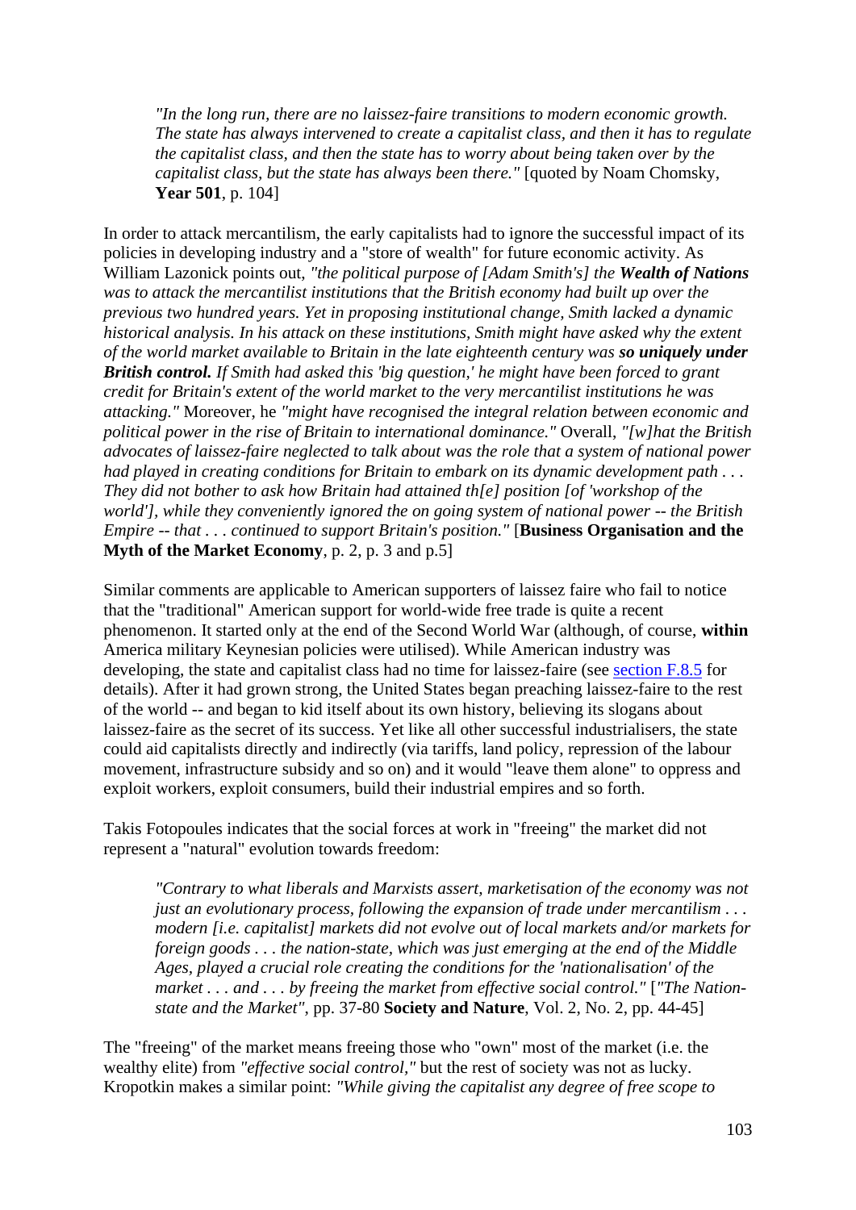> *"In the long run, there are no laissez-faire transitions to modern economic growth. The state has always intervened to create a capitalist class, and then it has to regulate the capitalist class, and then the state has to worry about being taken over by the capitalist class, but the state has always been there."* [quoted by Noam Chomsky, **Year 501**, p. 104]

In order to attack mercantilism, the early capitalists had to ignore the successful impact of its policies in developing industry and a "store of wealth" for future economic activity. As William Lazonick points out, *"the political purpose of [Adam Smith's] the **Wealth of Nations** was to attack the mercantilist institutions that the British economy had built up over the previous two hundred years. Yet in proposing institutional change, Smith lacked a dynamic historical analysis. In his attack on these institutions, Smith might have asked why the extent of the world market available to Britain in the late eighteenth century was **so uniquely under British control.** If Smith had asked this 'big question,' he might have been forced to grant credit for Britain's extent of the world market to the very mercantilist institutions he was attacking."* Moreover, he *"might have recognised the integral relation between economic and political power in the rise of Britain to international dominance."* Overall, *"[w]hat the British advocates of laissez-faire neglected to talk about was the role that a system of national power had played in creating conditions for Britain to embark on its dynamic development path . . . They did not bother to ask how Britain had attained th[e] position [of 'workshop of the world'], while they conveniently ignored the on going system of national power -- the British Empire -- that . . . continued to support Britain's position."* [**Business Organisation and the Myth of the Market Economy**, p. 2, p. 3 and p.5]

Similar comments are applicable to American supporters of laissez faire who fail to notice that the "traditional" American support for world-wide free trade is quite a recent phenomenon. It started only at the end of the Second World War (although, of course, **within** America military Keynesian policies were utilised). While American industry was developing, the state and capitalist class had no time for laissez-faire (see section F.8.5 for details). After it had grown strong, the United States began preaching laissez-faire to the rest of the world -- and began to kid itself about its own history, believing its slogans about laissez-faire as the secret of its success. Yet like all other successful industrialisers, the state could aid capitalists directly and indirectly (via tariffs, land policy, repression of the labour movement, infrastructure subsidy and so on) and it would "leave them alone" to oppress and exploit workers, exploit consumers, build their industrial empires and so forth.

Takis Fotopoules indicates that the social forces at work in "freeing" the market did not represent a "natural" evolution towards freedom:

> *"Contrary to what liberals and Marxists assert, marketisation of the economy was not just an evolutionary process, following the expansion of trade under mercantilism . . . modern [i.e. capitalist] markets did not evolve out of local markets and/or markets for foreign goods . . . the nation-state, which was just emerging at the end of the Middle Ages, played a crucial role creating the conditions for the 'nationalisation' of the market . . . and . . . by freeing the market from effective social control."* [*"The Nation-state and the Market"*, pp. 37-80 **Society and Nature**, Vol. 2, No. 2, pp. 44-45]

The "freeing" of the market means freeing those who "own" most of the market (i.e. the wealthy elite) from *"effective social control,"* but the rest of society was not as lucky. Kropotkin makes a similar point: *"While giving the capitalist any degree of free scope to*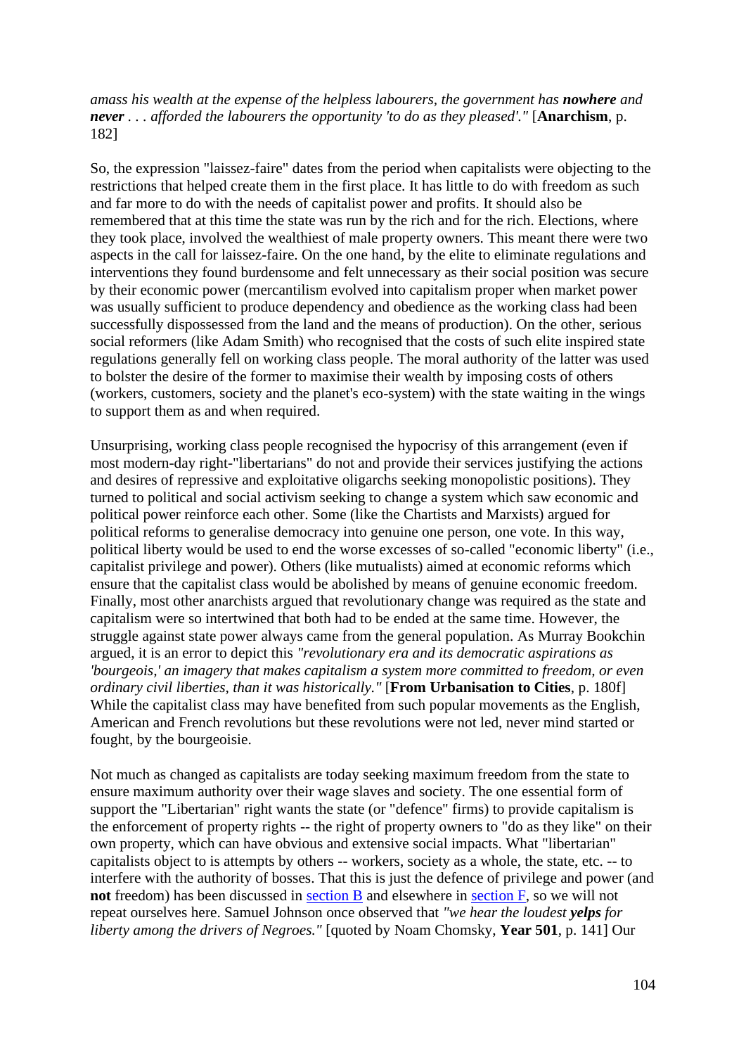*amass his wealth at the expense of the helpless labourers, the government has **nowhere** and **never** . . . afforded the labourers the opportunity 'to do as they pleased'."* [**Anarchism**, p. 182]

So, the expression "laissez-faire" dates from the period when capitalists were objecting to the restrictions that helped create them in the first place. It has little to do with freedom as such and far more to do with the needs of capitalist power and profits. It should also be remembered that at this time the state was run by the rich and for the rich. Elections, where they took place, involved the wealthiest of male property owners. This meant there were two aspects in the call for laissez-faire. On the one hand, by the elite to eliminate regulations and interventions they found burdensome and felt unnecessary as their social position was secure by their economic power (mercantilism evolved into capitalism proper when market power was usually sufficient to produce dependency and obedience as the working class had been successfully dispossessed from the land and the means of production). On the other, serious social reformers (like Adam Smith) who recognised that the costs of such elite inspired state regulations generally fell on working class people. The moral authority of the latter was used to bolster the desire of the former to maximise their wealth by imposing costs of others (workers, customers, society and the planet's eco-system) with the state waiting in the wings to support them as and when required.

Unsurprising, working class people recognised the hypocrisy of this arrangement (even if most modern-day right-"libertarians" do not and provide their services justifying the actions and desires of repressive and exploitative oligarchs seeking monopolistic positions). They turned to political and social activism seeking to change a system which saw economic and political power reinforce each other. Some (like the Chartists and Marxists) argued for political reforms to generalise democracy into genuine one person, one vote. In this way, political liberty would be used to end the worse excesses of so-called "economic liberty" (i.e., capitalist privilege and power). Others (like mutualists) aimed at economic reforms which ensure that the capitalist class would be abolished by means of genuine economic freedom. Finally, most other anarchists argued that revolutionary change was required as the state and capitalism were so intertwined that both had to be ended at the same time. However, the struggle against state power always came from the general population. As Murray Bookchin argued, it is an error to depict this *"revolutionary era and its democratic aspirations as 'bourgeois,' an imagery that makes capitalism a system more committed to freedom, or even ordinary civil liberties, than it was historically."* [**From Urbanisation to Cities**, p. 180f] While the capitalist class may have benefited from such popular movements as the English, American and French revolutions but these revolutions were not led, never mind started or fought, by the bourgeoisie.

Not much as changed as capitalists are today seeking maximum freedom from the state to ensure maximum authority over their wage slaves and society. The one essential form of support the "Libertarian" right wants the state (or "defence" firms) to provide capitalism is the enforcement of property rights -- the right of property owners to "do as they like" on their own property, which can have obvious and extensive social impacts. What "libertarian" capitalists object to is attempts by others -- workers, society as a whole, the state, etc. -- to interfere with the authority of bosses. That this is just the defence of privilege and power (and **not** freedom) has been discussed in section B and elsewhere in section F, so we will not repeat ourselves here. Samuel Johnson once observed that *"we hear the loudest **yelps** for liberty among the drivers of Negroes."* [quoted by Noam Chomsky, **Year 501**, p. 141] Our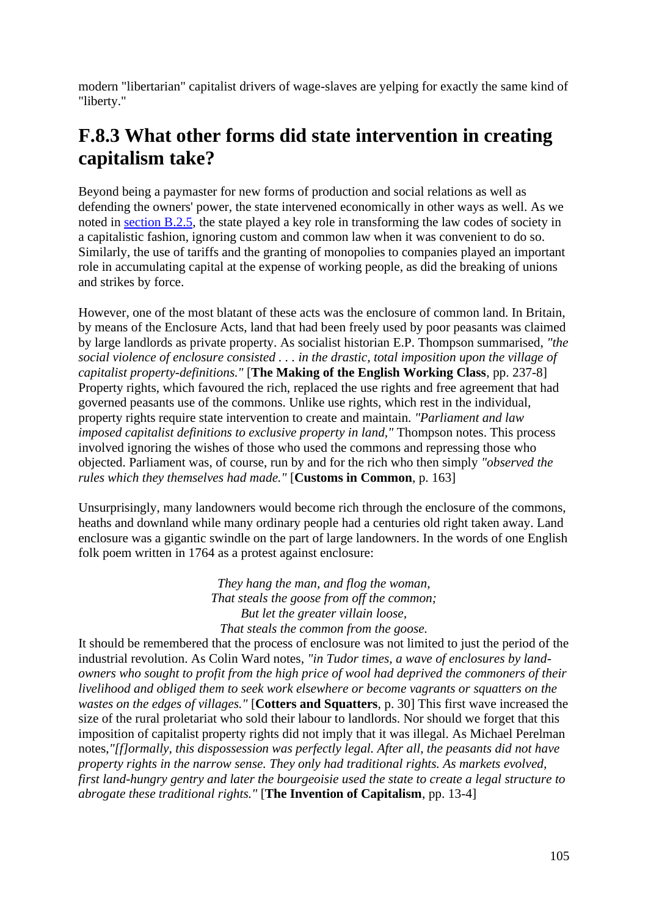modern "libertarian" capitalist drivers of wage-slaves are yelping for exactly the same kind of "liberty."

## F.8.3 What other forms did state intervention in creating capitalism take?

Beyond being a paymaster for new forms of production and social relations as well as defending the owners' power, the state intervened economically in other ways as well. As we noted in section B.2.5, the state played a key role in transforming the law codes of society in a capitalistic fashion, ignoring custom and common law when it was convenient to do so. Similarly, the use of tariffs and the granting of monopolies to companies played an important role in accumulating capital at the expense of working people, as did the breaking of unions and strikes by force.

However, one of the most blatant of these acts was the enclosure of common land. In Britain, by means of the Enclosure Acts, land that had been freely used by poor peasants was claimed by large landlords as private property. As socialist historian E.P. Thompson summarised, *"the social violence of enclosure consisted . . . in the drastic, total imposition upon the village of capitalist property-definitions."* [**The Making of the English Working Class**, pp. 237-8] Property rights, which favoured the rich, replaced the use rights and free agreement that had governed peasants use of the commons. Unlike use rights, which rest in the individual, property rights require state intervention to create and maintain. *"Parliament and law imposed capitalist definitions to exclusive property in land,"* Thompson notes. This process involved ignoring the wishes of those who used the commons and repressing those who objected. Parliament was, of course, run by and for the rich who then simply *"observed the rules which they themselves had made."* [**Customs in Common**, p. 163]

Unsurprisingly, many landowners would become rich through the enclosure of the commons, heaths and downland while many ordinary people had a centuries old right taken away. Land enclosure was a gigantic swindle on the part of large landowners. In the words of one English folk poem written in 1764 as a protest against enclosure:

> *They hang the man, and flog the woman,*
> *That steals the goose from off the common;*
> *But let the greater villain loose,*
> *That steals the common from the goose.*

It should be remembered that the process of enclosure was not limited to just the period of the industrial revolution. As Colin Ward notes, *"in Tudor times, a wave of enclosures by land-owners who sought to profit from the high price of wool had deprived the commoners of their livelihood and obliged them to seek work elsewhere or become vagrants or squatters on the wastes on the edges of villages."* [**Cotters and Squatters**, p. 30] This first wave increased the size of the rural proletariat who sold their labour to landlords. Nor should we forget that this imposition of capitalist property rights did not imply that it was illegal. As Michael Perelman notes,*"[f]ormally, this dispossession was perfectly legal. After all, the peasants did not have property rights in the narrow sense. They only had traditional rights. As markets evolved, first land-hungry gentry and later the bourgeoisie used the state to create a legal structure to abrogate these traditional rights."* [**The Invention of Capitalism**, pp. 13-4]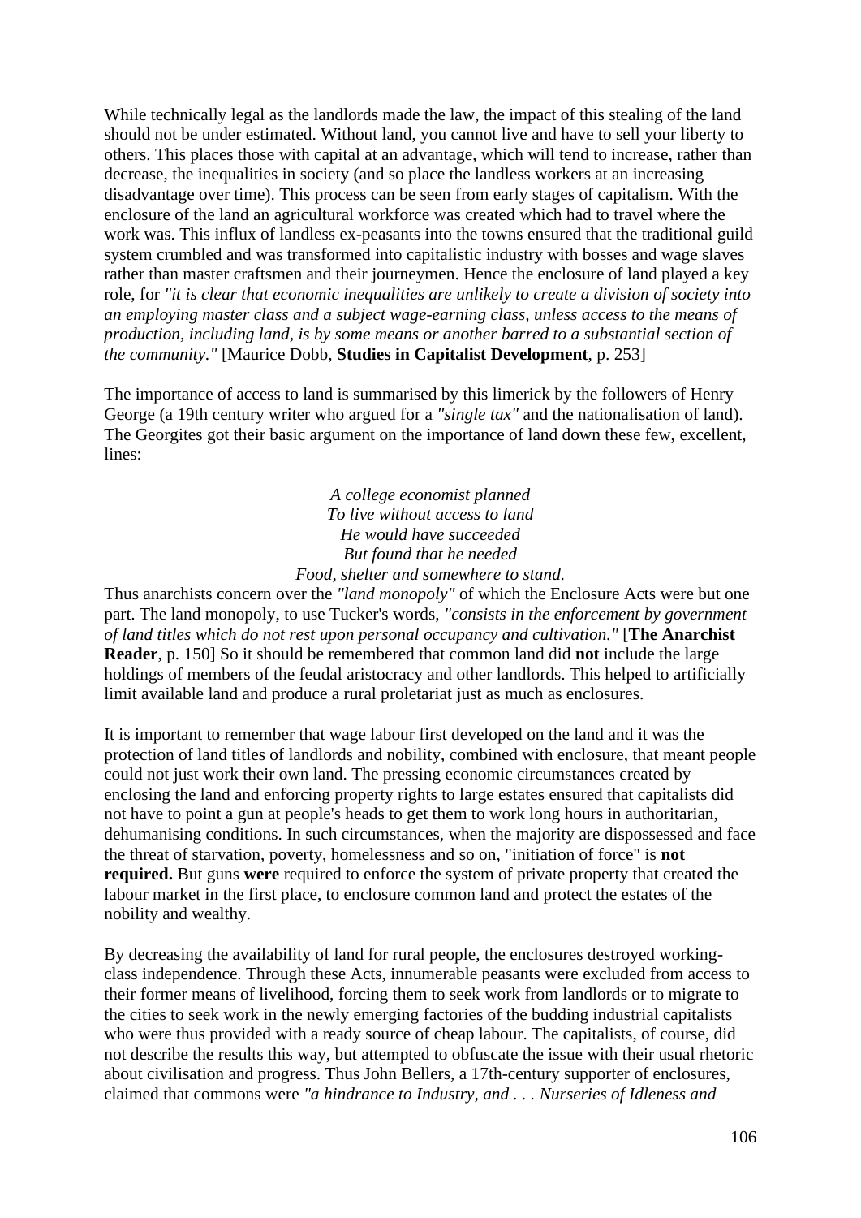While technically legal as the landlords made the law, the impact of this stealing of the land should not be under estimated. Without land, you cannot live and have to sell your liberty to others. This places those with capital at an advantage, which will tend to increase, rather than decrease, the inequalities in society (and so place the landless workers at an increasing disadvantage over time). This process can be seen from early stages of capitalism. With the enclosure of the land an agricultural workforce was created which had to travel where the work was. This influx of landless ex-peasants into the towns ensured that the traditional guild system crumbled and was transformed into capitalistic industry with bosses and wage slaves rather than master craftsmen and their journeymen. Hence the enclosure of land played a key role, for *"it is clear that economic inequalities are unlikely to create a division of society into an employing master class and a subject wage-earning class, unless access to the means of production, including land, is by some means or another barred to a substantial section of the community."* [Maurice Dobb, **Studies in Capitalist Development**, p. 253]

The importance of access to land is summarised by this limerick by the followers of Henry George (a 19th century writer who argued for a *"single tax"* and the nationalisation of land). The Georgites got their basic argument on the importance of land down these few, excellent, lines:

*A college economist planned*  
*To live without access to land*  
*He would have succeeded*  
*But found that he needed*  
*Food, shelter and somewhere to stand.*

Thus anarchists concern over the *"land monopoly"* of which the Enclosure Acts were but one part. The land monopoly, to use Tucker's words, *"consists in the enforcement by government of land titles which do not rest upon personal occupancy and cultivation."* [**The Anarchist Reader**, p. 150] So it should be remembered that common land did **not** include the large holdings of members of the feudal aristocracy and other landlords. This helped to artificially limit available land and produce a rural proletariat just as much as enclosures.

It is important to remember that wage labour first developed on the land and it was the protection of land titles of landlords and nobility, combined with enclosure, that meant people could not just work their own land. The pressing economic circumstances created by enclosing the land and enforcing property rights to large estates ensured that capitalists did not have to point a gun at people's heads to get them to work long hours in authoritarian, dehumanising conditions. In such circumstances, when the majority are dispossessed and face the threat of starvation, poverty, homelessness and so on, "initiation of force" is **not required.** But guns **were** required to enforce the system of private property that created the labour market in the first place, to enclosure common land and protect the estates of the nobility and wealthy.

By decreasing the availability of land for rural people, the enclosures destroyed working-class independence. Through these Acts, innumerable peasants were excluded from access to their former means of livelihood, forcing them to seek work from landlords or to migrate to the cities to seek work in the newly emerging factories of the budding industrial capitalists who were thus provided with a ready source of cheap labour. The capitalists, of course, did not describe the results this way, but attempted to obfuscate the issue with their usual rhetoric about civilisation and progress. Thus John Bellers, a 17th-century supporter of enclosures, claimed that commons were *"a hindrance to Industry, and . . . Nurseries of Idleness and*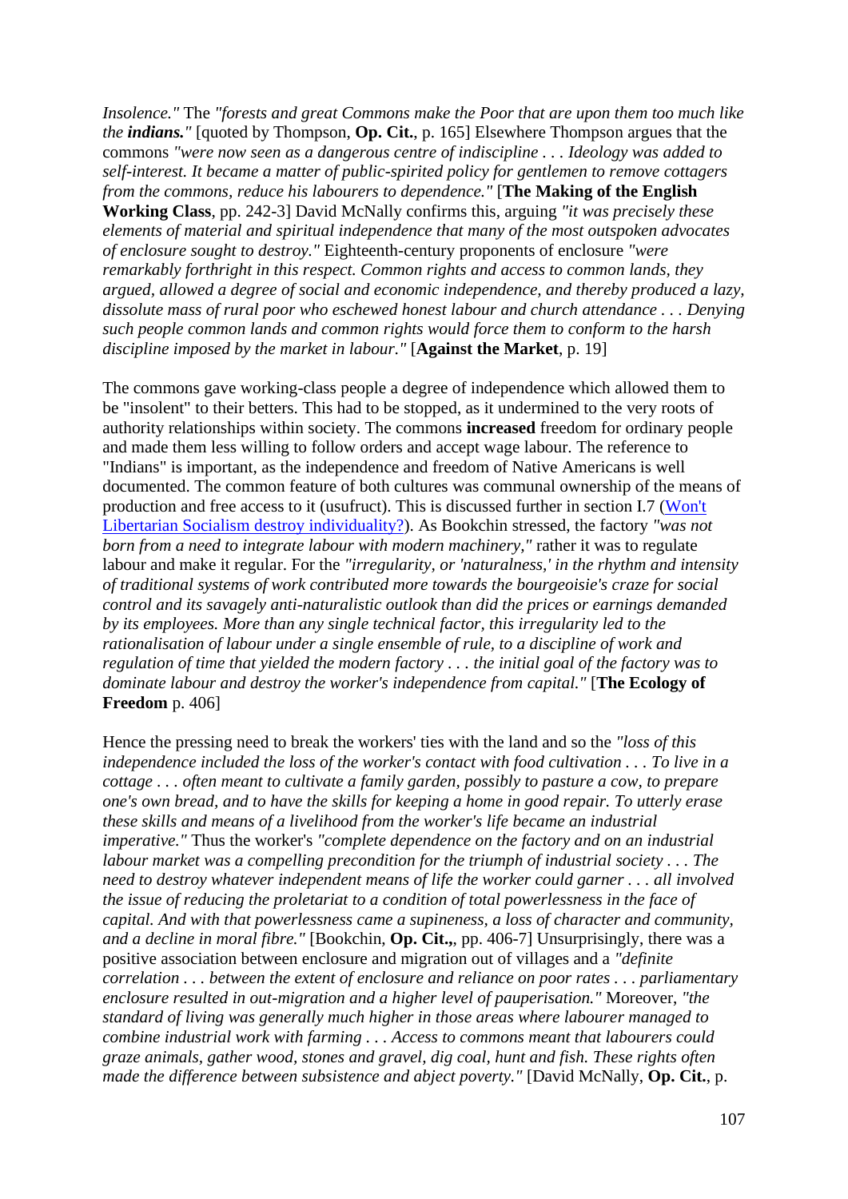*Insolence."* The *"forests and great Commons make the Poor that are upon them too much like the **indians.**"* [quoted by Thompson, **Op. Cit.**, p. 165] Elsewhere Thompson argues that the commons *"were now seen as a dangerous centre of indiscipline . . . Ideology was added to self-interest. It became a matter of public-spirited policy for gentlemen to remove cottagers from the commons, reduce his labourers to dependence."* [**The Making of the English Working Class**, pp. 242-3] David McNally confirms this, arguing *"it was precisely these elements of material and spiritual independence that many of the most outspoken advocates of enclosure sought to destroy."* Eighteenth-century proponents of enclosure *"were remarkably forthright in this respect. Common rights and access to common lands, they argued, allowed a degree of social and economic independence, and thereby produced a lazy, dissolute mass of rural poor who eschewed honest labour and church attendance . . . Denying such people common lands and common rights would force them to conform to the harsh discipline imposed by the market in labour."* [**Against the Market**, p. 19]

The commons gave working-class people a degree of independence which allowed them to be "insolent" to their betters. This had to be stopped, as it undermined to the very roots of authority relationships within society. The commons **increased** freedom for ordinary people and made them less willing to follow orders and accept wage labour. The reference to "Indians" is important, as the independence and freedom of Native Americans is well documented. The common feature of both cultures was communal ownership of the means of production and free access to it (usufruct). This is discussed further in section I.7 (Won't Libertarian Socialism destroy individuality?). As Bookchin stressed, the factory *"was not born from a need to integrate labour with modern machinery,"* rather it was to regulate labour and make it regular. For the *"irregularity, or 'naturalness,' in the rhythm and intensity of traditional systems of work contributed more towards the bourgeoisie's craze for social control and its savagely anti-naturalistic outlook than did the prices or earnings demanded by its employees. More than any single technical factor, this irregularity led to the rationalisation of labour under a single ensemble of rule, to a discipline of work and regulation of time that yielded the modern factory . . . the initial goal of the factory was to dominate labour and destroy the worker's independence from capital."* [**The Ecology of Freedom** p. 406]

Hence the pressing need to break the workers' ties with the land and so the *"loss of this independence included the loss of the worker's contact with food cultivation . . . To live in a cottage . . . often meant to cultivate a family garden, possibly to pasture a cow, to prepare one's own bread, and to have the skills for keeping a home in good repair. To utterly erase these skills and means of a livelihood from the worker's life became an industrial imperative."* Thus the worker's *"complete dependence on the factory and on an industrial labour market was a compelling precondition for the triumph of industrial society . . . The need to destroy whatever independent means of life the worker could garner . . . all involved the issue of reducing the proletariat to a condition of total powerlessness in the face of capital. And with that powerlessness came a supineness, a loss of character and community, and a decline in moral fibre."* [Bookchin, **Op. Cit.**,, pp. 406-7] Unsurprisingly, there was a positive association between enclosure and migration out of villages and a *"definite correlation . . . between the extent of enclosure and reliance on poor rates . . . parliamentary enclosure resulted in out-migration and a higher level of pauperisation."* Moreover, *"the standard of living was generally much higher in those areas where labourer managed to combine industrial work with farming . . . Access to commons meant that labourers could graze animals, gather wood, stones and gravel, dig coal, hunt and fish. These rights often made the difference between subsistence and abject poverty."* [David McNally, **Op. Cit.**, p.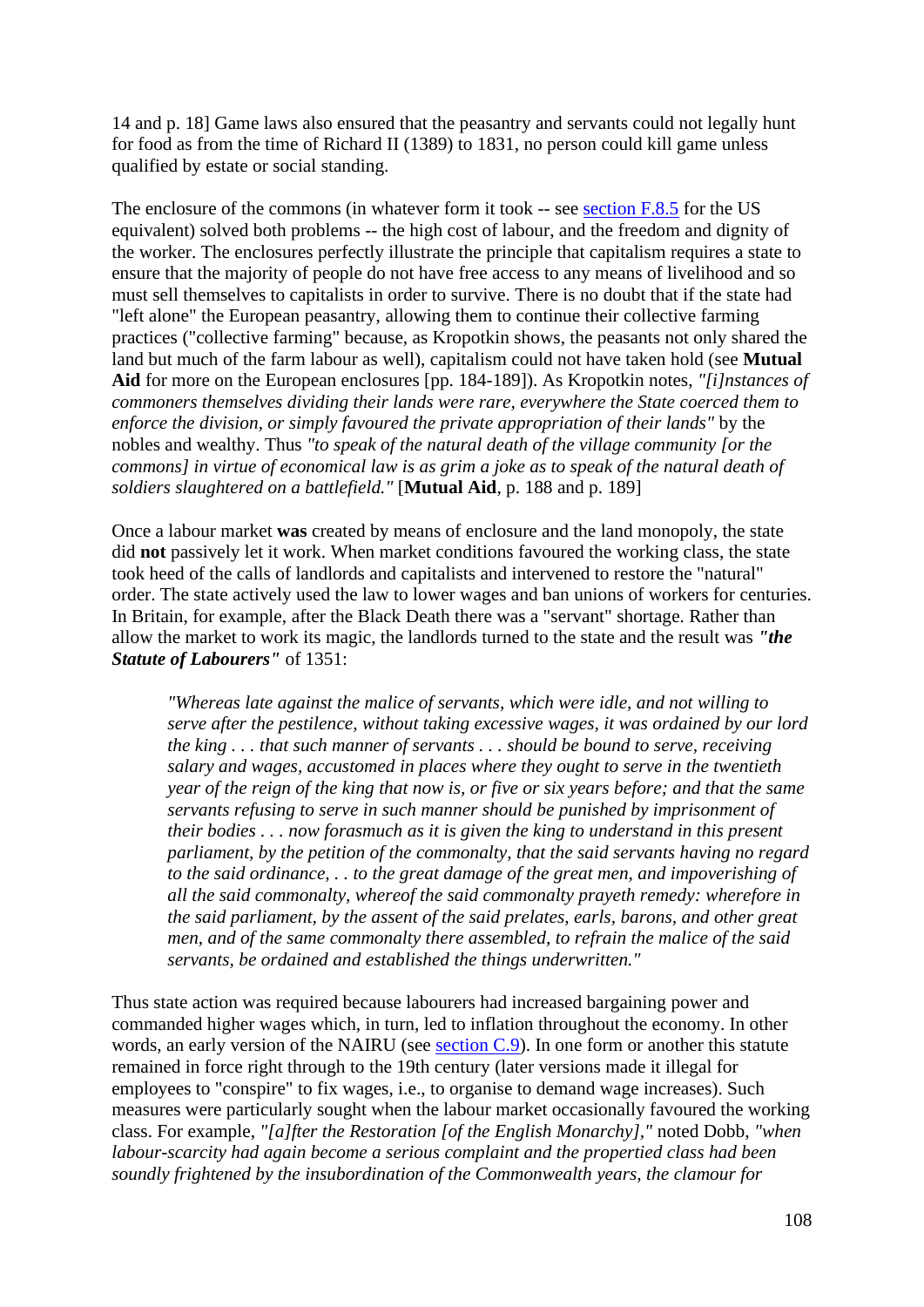14 and p. 18] Game laws also ensured that the peasantry and servants could not legally hunt for food as from the time of Richard II (1389) to 1831, no person could kill game unless qualified by estate or social standing.

The enclosure of the commons (in whatever form it took -- see section F.8.5 for the US equivalent) solved both problems -- the high cost of labour, and the freedom and dignity of the worker. The enclosures perfectly illustrate the principle that capitalism requires a state to ensure that the majority of people do not have free access to any means of livelihood and so must sell themselves to capitalists in order to survive. There is no doubt that if the state had "left alone" the European peasantry, allowing them to continue their collective farming practices ("collective farming" because, as Kropotkin shows, the peasants not only shared the land but much of the farm labour as well), capitalism could not have taken hold (see **Mutual Aid** for more on the European enclosures [pp. 184-189]). As Kropotkin notes, *"[i]nstances of commoners themselves dividing their lands were rare, everywhere the State coerced them to enforce the division, or simply favoured the private appropriation of their lands"* by the nobles and wealthy. Thus *"to speak of the natural death of the village community [or the commons] in virtue of economical law is as grim a joke as to speak of the natural death of soldiers slaughtered on a battlefield."* [**Mutual Aid**, p. 188 and p. 189]

Once a labour market **was** created by means of enclosure and the land monopoly, the state did **not** passively let it work. When market conditions favoured the working class, the state took heed of the calls of landlords and capitalists and intervened to restore the "natural" order. The state actively used the law to lower wages and ban unions of workers for centuries. In Britain, for example, after the Black Death there was a "servant" shortage. Rather than allow the market to work its magic, the landlords turned to the state and the result was ***"the Statute of Labourers"*** of 1351:

> *"Whereas late against the malice of servants, which were idle, and not willing to serve after the pestilence, without taking excessive wages, it was ordained by our lord the king . . . that such manner of servants . . . should be bound to serve, receiving salary and wages, accustomed in places where they ought to serve in the twentieth year of the reign of the king that now is, or five or six years before; and that the same servants refusing to serve in such manner should be punished by imprisonment of their bodies . . . now forasmuch as it is given the king to understand in this present parliament, by the petition of the commonalty, that the said servants having no regard to the said ordinance, . . to the great damage of the great men, and impoverishing of all the said commonalty, whereof the said commonalty prayeth remedy: wherefore in the said parliament, by the assent of the said prelates, earls, barons, and other great men, and of the same commonalty there assembled, to refrain the malice of the said servants, be ordained and established the things underwritten."*

Thus state action was required because labourers had increased bargaining power and commanded higher wages which, in turn, led to inflation throughout the economy. In other words, an early version of the NAIRU (see section C.9). In one form or another this statute remained in force right through to the 19th century (later versions made it illegal for employees to "conspire" to fix wages, i.e., to organise to demand wage increases). Such measures were particularly sought when the labour market occasionally favoured the working class. For example, *"[a]fter the Restoration [of the English Monarchy],"* noted Dobb, *"when labour-scarcity had again become a serious complaint and the propertied class had been soundly frightened by the insubordination of the Commonwealth years, the clamour for*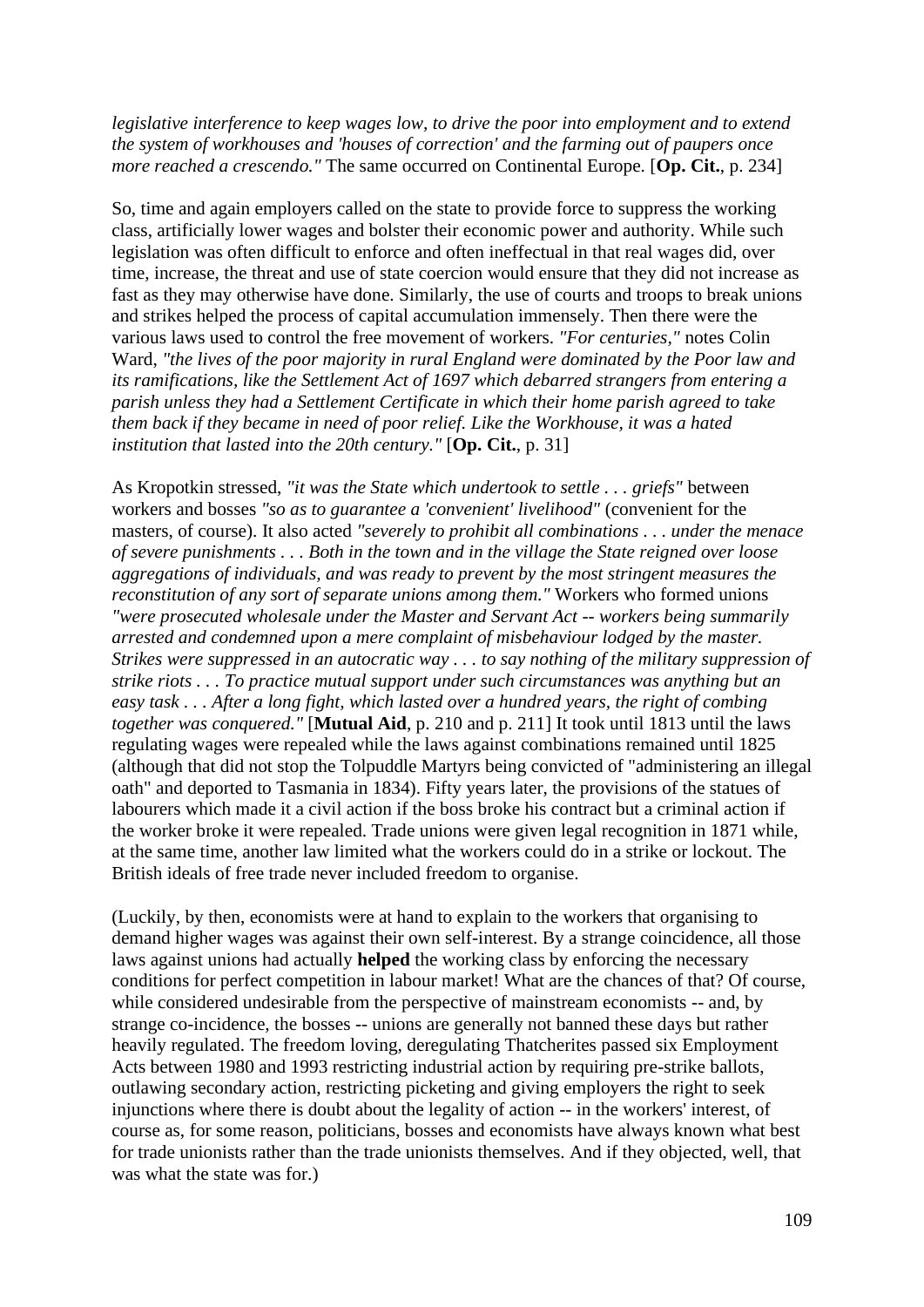*legislative interference to keep wages low, to drive the poor into employment and to extend the system of workhouses and 'houses of correction' and the farming out of paupers once more reached a crescendo."* The same occurred on Continental Europe. [**Op. Cit.**, p. 234]

So, time and again employers called on the state to provide force to suppress the working class, artificially lower wages and bolster their economic power and authority. While such legislation was often difficult to enforce and often ineffectual in that real wages did, over time, increase, the threat and use of state coercion would ensure that they did not increase as fast as they may otherwise have done. Similarly, the use of courts and troops to break unions and strikes helped the process of capital accumulation immensely. Then there were the various laws used to control the free movement of workers. *"For centuries,"* notes Colin Ward, *"the lives of the poor majority in rural England were dominated by the Poor law and its ramifications, like the Settlement Act of 1697 which debarred strangers from entering a parish unless they had a Settlement Certificate in which their home parish agreed to take them back if they became in need of poor relief. Like the Workhouse, it was a hated institution that lasted into the 20th century."* [**Op. Cit.**, p. 31]

As Kropotkin stressed, *"it was the State which undertook to settle . . . griefs"* between workers and bosses *"so as to guarantee a 'convenient' livelihood"* (convenient for the masters, of course). It also acted *"severely to prohibit all combinations . . . under the menace of severe punishments . . . Both in the town and in the village the State reigned over loose aggregations of individuals, and was ready to prevent by the most stringent measures the reconstitution of any sort of separate unions among them."* Workers who formed unions *"were prosecuted wholesale under the Master and Servant Act -- workers being summarily arrested and condemned upon a mere complaint of misbehaviour lodged by the master. Strikes were suppressed in an autocratic way . . . to say nothing of the military suppression of strike riots . . . To practice mutual support under such circumstances was anything but an easy task . . . After a long fight, which lasted over a hundred years, the right of combing together was conquered."* [**Mutual Aid**, p. 210 and p. 211] It took until 1813 until the laws regulating wages were repealed while the laws against combinations remained until 1825 (although that did not stop the Tolpuddle Martyrs being convicted of "administering an illegal oath" and deported to Tasmania in 1834). Fifty years later, the provisions of the statues of labourers which made it a civil action if the boss broke his contract but a criminal action if the worker broke it were repealed. Trade unions were given legal recognition in 1871 while, at the same time, another law limited what the workers could do in a strike or lockout. The British ideals of free trade never included freedom to organise.

(Luckily, by then, economists were at hand to explain to the workers that organising to demand higher wages was against their own self-interest. By a strange coincidence, all those laws against unions had actually **helped** the working class by enforcing the necessary conditions for perfect competition in labour market! What are the chances of that? Of course, while considered undesirable from the perspective of mainstream economists -- and, by strange co-incidence, the bosses -- unions are generally not banned these days but rather heavily regulated. The freedom loving, deregulating Thatcherites passed six Employment Acts between 1980 and 1993 restricting industrial action by requiring pre-strike ballots, outlawing secondary action, restricting picketing and giving employers the right to seek injunctions where there is doubt about the legality of action -- in the workers' interest, of course as, for some reason, politicians, bosses and economists have always known what best for trade unionists rather than the trade unionists themselves. And if they objected, well, that was what the state was for.)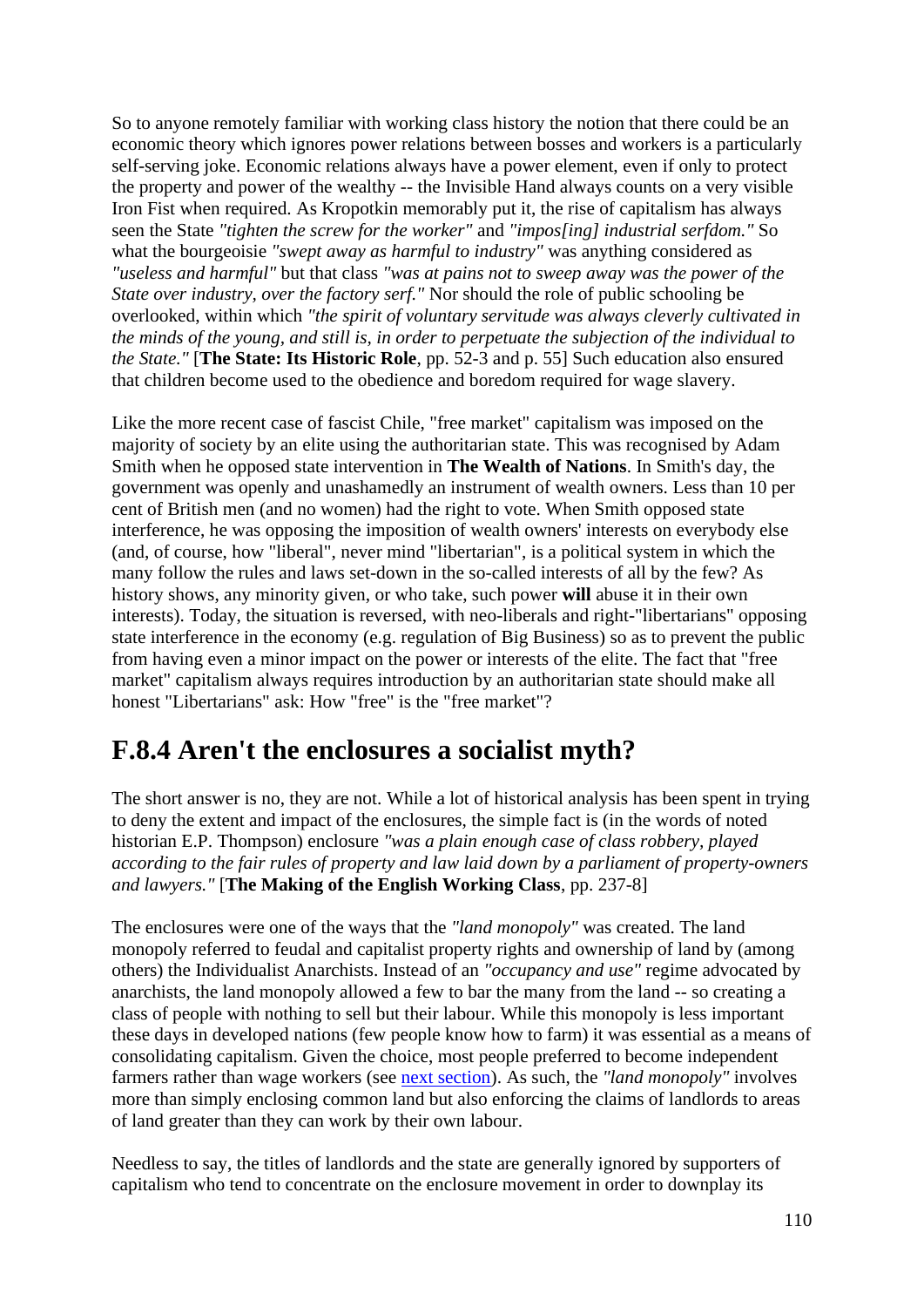So to anyone remotely familiar with working class history the notion that there could be an economic theory which ignores power relations between bosses and workers is a particularly self-serving joke. Economic relations always have a power element, even if only to protect the property and power of the wealthy -- the Invisible Hand always counts on a very visible Iron Fist when required. As Kropotkin memorably put it, the rise of capitalism has always seen the State *"tighten the screw for the worker"* and *"impos[ing] industrial serfdom."* So what the bourgeoisie *"swept away as harmful to industry"* was anything considered as *"useless and harmful"* but that class *"was at pains not to sweep away was the power of the State over industry, over the factory serf."* Nor should the role of public schooling be overlooked, within which *"the spirit of voluntary servitude was always cleverly cultivated in the minds of the young, and still is, in order to perpetuate the subjection of the individual to the State."* [**The State: Its Historic Role**, pp. 52-3 and p. 55] Such education also ensured that children become used to the obedience and boredom required for wage slavery.

Like the more recent case of fascist Chile, "free market" capitalism was imposed on the majority of society by an elite using the authoritarian state. This was recognised by Adam Smith when he opposed state intervention in **The Wealth of Nations**. In Smith's day, the government was openly and unashamedly an instrument of wealth owners. Less than 10 per cent of British men (and no women) had the right to vote. When Smith opposed state interference, he was opposing the imposition of wealth owners' interests on everybody else (and, of course, how "liberal", never mind "libertarian", is a political system in which the many follow the rules and laws set-down in the so-called interests of all by the few? As history shows, any minority given, or who take, such power **will** abuse it in their own interests). Today, the situation is reversed, with neo-liberals and right-"libertarians" opposing state interference in the economy (e.g. regulation of Big Business) so as to prevent the public from having even a minor impact on the power or interests of the elite. The fact that "free market" capitalism always requires introduction by an authoritarian state should make all honest "Libertarians" ask: How "free" is the "free market"?

## F.8.4 Aren't the enclosures a socialist myth?

The short answer is no, they are not. While a lot of historical analysis has been spent in trying to deny the extent and impact of the enclosures, the simple fact is (in the words of noted historian E.P. Thompson) enclosure *"was a plain enough case of class robbery, played according to the fair rules of property and law laid down by a parliament of property-owners and lawyers."* [**The Making of the English Working Class**, pp. 237-8]

The enclosures were one of the ways that the *"land monopoly"* was created. The land monopoly referred to feudal and capitalist property rights and ownership of land by (among others) the Individualist Anarchists. Instead of an *"occupancy and use"* regime advocated by anarchists, the land monopoly allowed a few to bar the many from the land -- so creating a class of people with nothing to sell but their labour. While this monopoly is less important these days in developed nations (few people know how to farm) it was essential as a means of consolidating capitalism. Given the choice, most people preferred to become independent farmers rather than wage workers (see next section). As such, the *"land monopoly"* involves more than simply enclosing common land but also enforcing the claims of landlords to areas of land greater than they can work by their own labour.

Needless to say, the titles of landlords and the state are generally ignored by supporters of capitalism who tend to concentrate on the enclosure movement in order to downplay its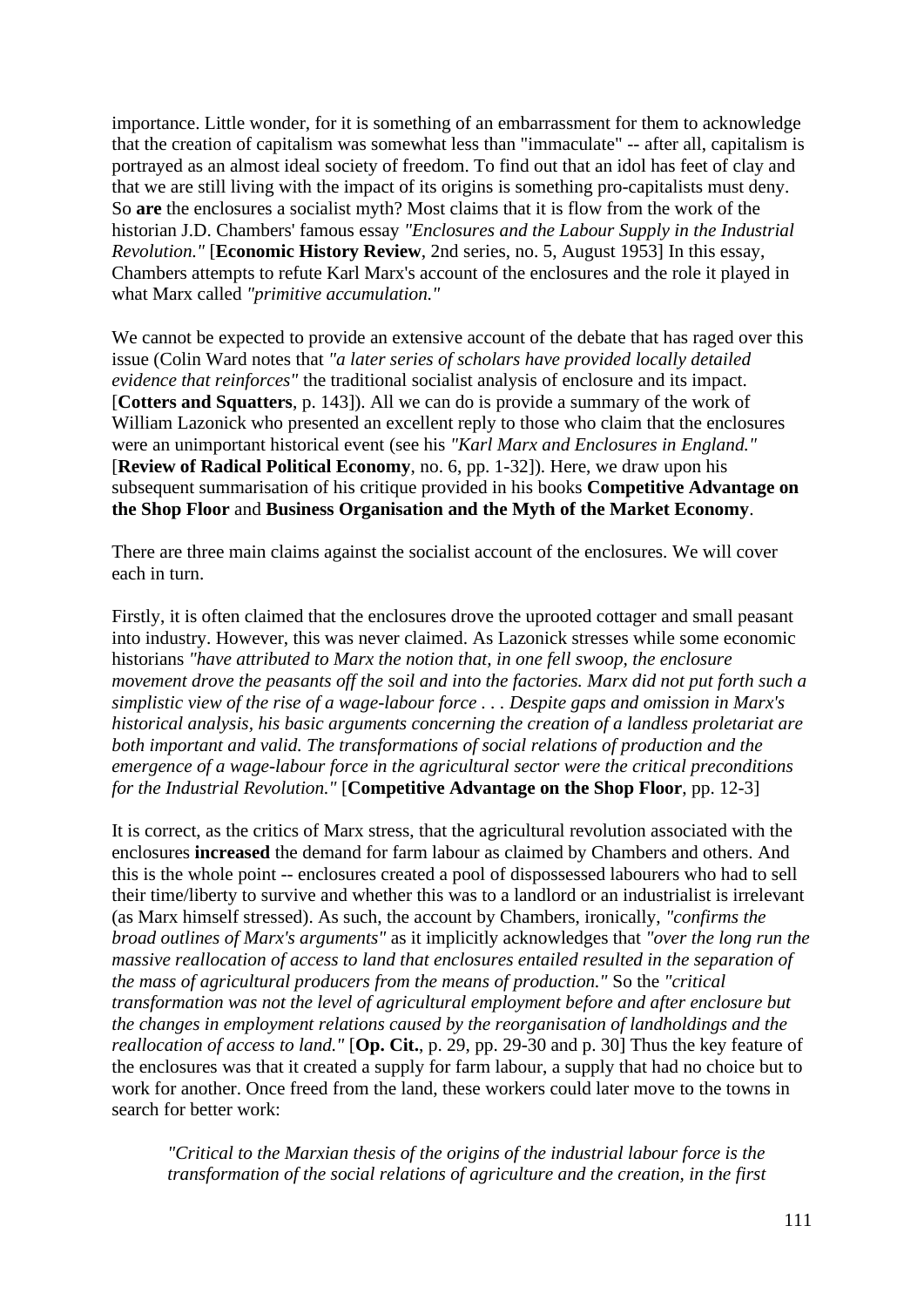importance. Little wonder, for it is something of an embarrassment for them to acknowledge that the creation of capitalism was somewhat less than "immaculate" -- after all, capitalism is portrayed as an almost ideal society of freedom. To find out that an idol has feet of clay and that we are still living with the impact of its origins is something pro-capitalists must deny. So **are** the enclosures a socialist myth? Most claims that it is flow from the work of the historian J.D. Chambers' famous essay *"Enclosures and the Labour Supply in the Industrial Revolution."* [**Economic History Review**, 2nd series, no. 5, August 1953] In this essay, Chambers attempts to refute Karl Marx's account of the enclosures and the role it played in what Marx called *"primitive accumulation."*

We cannot be expected to provide an extensive account of the debate that has raged over this issue (Colin Ward notes that *"a later series of scholars have provided locally detailed evidence that reinforces"* the traditional socialist analysis of enclosure and its impact. [**Cotters and Squatters**, p. 143]). All we can do is provide a summary of the work of William Lazonick who presented an excellent reply to those who claim that the enclosures were an unimportant historical event (see his *"Karl Marx and Enclosures in England."* [**Review of Radical Political Economy**, no. 6, pp. 1-32]). Here, we draw upon his subsequent summarisation of his critique provided in his books **Competitive Advantage on the Shop Floor** and **Business Organisation and the Myth of the Market Economy**.

There are three main claims against the socialist account of the enclosures. We will cover each in turn.

Firstly, it is often claimed that the enclosures drove the uprooted cottager and small peasant into industry. However, this was never claimed. As Lazonick stresses while some economic historians *"have attributed to Marx the notion that, in one fell swoop, the enclosure movement drove the peasants off the soil and into the factories. Marx did not put forth such a simplistic view of the rise of a wage-labour force . . . Despite gaps and omission in Marx's historical analysis, his basic arguments concerning the creation of a landless proletariat are both important and valid. The transformations of social relations of production and the emergence of a wage-labour force in the agricultural sector were the critical preconditions for the Industrial Revolution."* [**Competitive Advantage on the Shop Floor**, pp. 12-3]

It is correct, as the critics of Marx stress, that the agricultural revolution associated with the enclosures **increased** the demand for farm labour as claimed by Chambers and others. And this is the whole point -- enclosures created a pool of dispossessed labourers who had to sell their time/liberty to survive and whether this was to a landlord or an industrialist is irrelevant (as Marx himself stressed). As such, the account by Chambers, ironically, *"confirms the broad outlines of Marx's arguments"* as it implicitly acknowledges that *"over the long run the massive reallocation of access to land that enclosures entailed resulted in the separation of the mass of agricultural producers from the means of production."* So the *"critical transformation was not the level of agricultural employment before and after enclosure but the changes in employment relations caused by the reorganisation of landholdings and the reallocation of access to land."* [**Op. Cit.**, p. 29, pp. 29-30 and p. 30] Thus the key feature of the enclosures was that it created a supply for farm labour, a supply that had no choice but to work for another. Once freed from the land, these workers could later move to the towns in search for better work:

> *"Critical to the Marxian thesis of the origins of the industrial labour force is the transformation of the social relations of agriculture and the creation, in the first*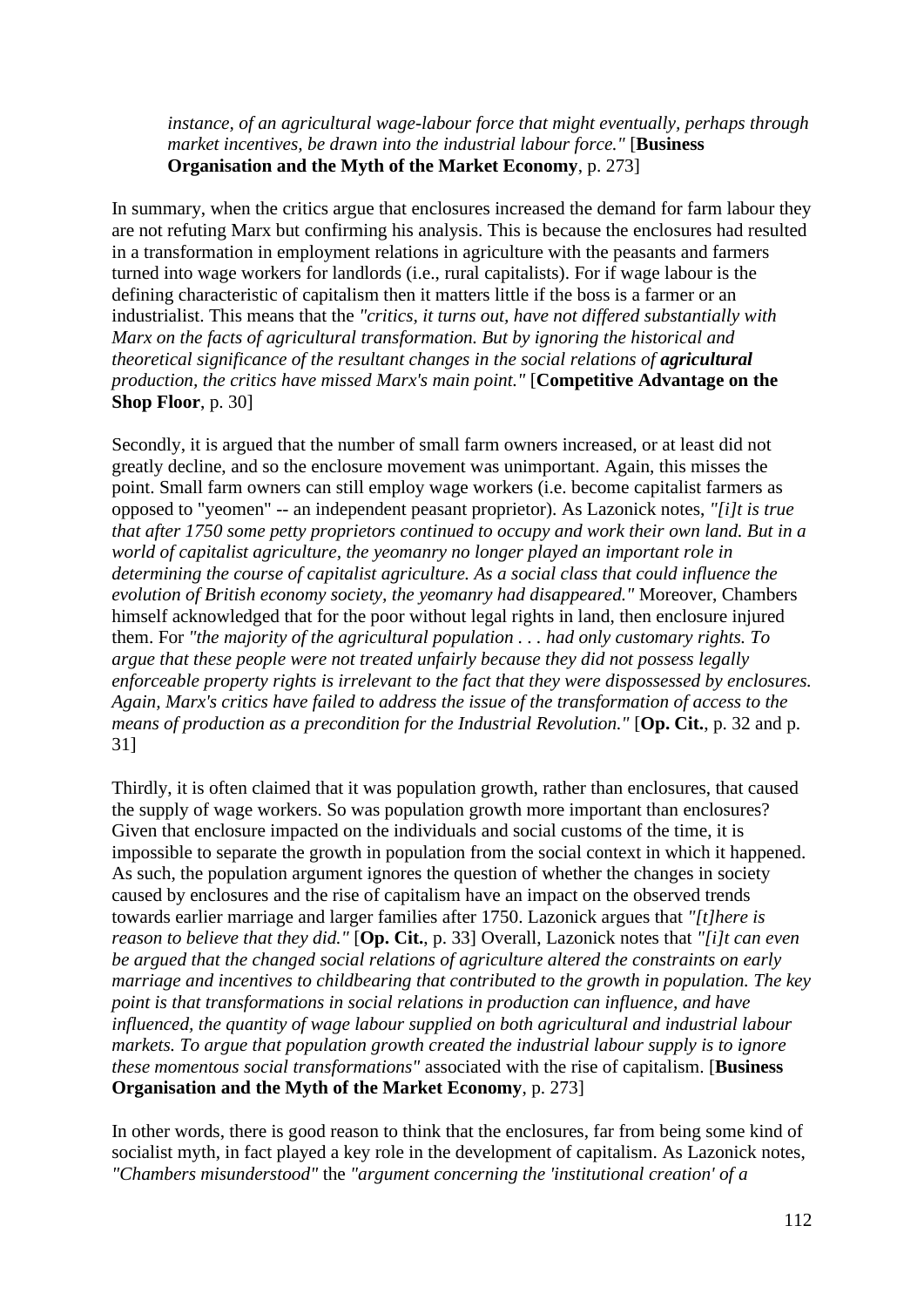> *instance, of an agricultural wage-labour force that might eventually, perhaps through market incentives, be drawn into the industrial labour force."* [**Business Organisation and the Myth of the Market Economy**, p. 273]

In summary, when the critics argue that enclosures increased the demand for farm labour they are not refuting Marx but confirming his analysis. This is because the enclosures had resulted in a transformation in employment relations in agriculture with the peasants and farmers turned into wage workers for landlords (i.e., rural capitalists). For if wage labour is the defining characteristic of capitalism then it matters little if the boss is a farmer or an industrialist. This means that the *"critics, it turns out, have not differed substantially with Marx on the facts of agricultural transformation. But by ignoring the historical and theoretical significance of the resultant changes in the social relations of **agricultural** production, the critics have missed Marx's main point."* [**Competitive Advantage on the Shop Floor**, p. 30]

Secondly, it is argued that the number of small farm owners increased, or at least did not greatly decline, and so the enclosure movement was unimportant. Again, this misses the point. Small farm owners can still employ wage workers (i.e. become capitalist farmers as opposed to "yeomen" -- an independent peasant proprietor). As Lazonick notes, *"[i]t is true that after 1750 some petty proprietors continued to occupy and work their own land. But in a world of capitalist agriculture, the yeomanry no longer played an important role in determining the course of capitalist agriculture. As a social class that could influence the evolution of British economy society, the yeomanry had disappeared."* Moreover, Chambers himself acknowledged that for the poor without legal rights in land, then enclosure injured them. For *"the majority of the agricultural population . . . had only customary rights. To argue that these people were not treated unfairly because they did not possess legally enforceable property rights is irrelevant to the fact that they were dispossessed by enclosures. Again, Marx's critics have failed to address the issue of the transformation of access to the means of production as a precondition for the Industrial Revolution."* [**Op. Cit.**, p. 32 and p. 31]

Thirdly, it is often claimed that it was population growth, rather than enclosures, that caused the supply of wage workers. So was population growth more important than enclosures? Given that enclosure impacted on the individuals and social customs of the time, it is impossible to separate the growth in population from the social context in which it happened. As such, the population argument ignores the question of whether the changes in society caused by enclosures and the rise of capitalism have an impact on the observed trends towards earlier marriage and larger families after 1750. Lazonick argues that *"[t]here is reason to believe that they did."* [**Op. Cit.**, p. 33] Overall, Lazonick notes that *"[i]t can even be argued that the changed social relations of agriculture altered the constraints on early marriage and incentives to childbearing that contributed to the growth in population. The key point is that transformations in social relations in production can influence, and have influenced, the quantity of wage labour supplied on both agricultural and industrial labour markets. To argue that population growth created the industrial labour supply is to ignore these momentous social transformations"* associated with the rise of capitalism. [**Business Organisation and the Myth of the Market Economy**, p. 273]

In other words, there is good reason to think that the enclosures, far from being some kind of socialist myth, in fact played a key role in the development of capitalism. As Lazonick notes, *"Chambers misunderstood"* the *"argument concerning the 'institutional creation' of a*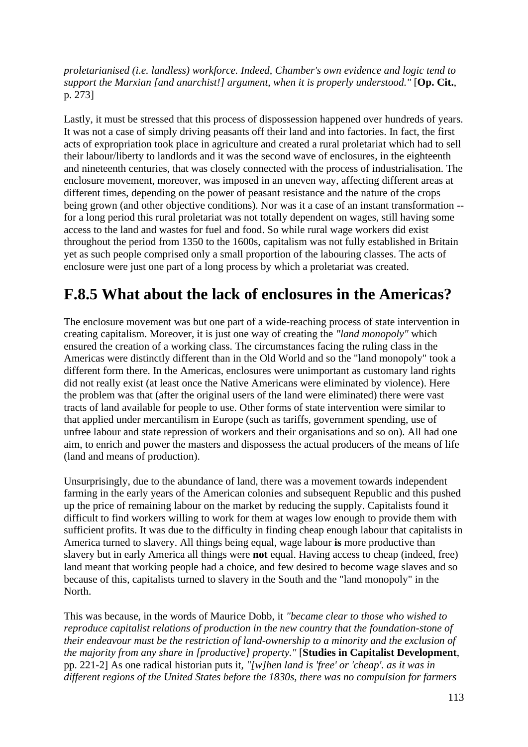*proletarianised (i.e. landless) workforce. Indeed, Chamber's own evidence and logic tend to support the Marxian [and anarchist!] argument, when it is properly understood."* [**Op. Cit.**, p. 273]

Lastly, it must be stressed that this process of dispossession happened over hundreds of years. It was not a case of simply driving peasants off their land and into factories. In fact, the first acts of expropriation took place in agriculture and created a rural proletariat which had to sell their labour/liberty to landlords and it was the second wave of enclosures, in the eighteenth and nineteenth centuries, that was closely connected with the process of industrialisation. The enclosure movement, moreover, was imposed in an uneven way, affecting different areas at different times, depending on the power of peasant resistance and the nature of the crops being grown (and other objective conditions). Nor was it a case of an instant transformation -- for a long period this rural proletariat was not totally dependent on wages, still having some access to the land and wastes for fuel and food. So while rural wage workers did exist throughout the period from 1350 to the 1600s, capitalism was not fully established in Britain yet as such people comprised only a small proportion of the labouring classes. The acts of enclosure were just one part of a long process by which a proletariat was created.

## F.8.5 What about the lack of enclosures in the Americas?

The enclosure movement was but one part of a wide-reaching process of state intervention in creating capitalism. Moreover, it is just one way of creating the *"land monopoly"* which ensured the creation of a working class. The circumstances facing the ruling class in the Americas were distinctly different than in the Old World and so the "land monopoly" took a different form there. In the Americas, enclosures were unimportant as customary land rights did not really exist (at least once the Native Americans were eliminated by violence). Here the problem was that (after the original users of the land were eliminated) there were vast tracts of land available for people to use. Other forms of state intervention were similar to that applied under mercantilism in Europe (such as tariffs, government spending, use of unfree labour and state repression of workers and their organisations and so on). All had one aim, to enrich and power the masters and dispossess the actual producers of the means of life (land and means of production).

Unsurprisingly, due to the abundance of land, there was a movement towards independent farming in the early years of the American colonies and subsequent Republic and this pushed up the price of remaining labour on the market by reducing the supply. Capitalists found it difficult to find workers willing to work for them at wages low enough to provide them with sufficient profits. It was due to the difficulty in finding cheap enough labour that capitalists in America turned to slavery. All things being equal, wage labour **is** more productive than slavery but in early America all things were **not** equal. Having access to cheap (indeed, free) land meant that working people had a choice, and few desired to become wage slaves and so because of this, capitalists turned to slavery in the South and the "land monopoly" in the North.

This was because, in the words of Maurice Dobb, it *"became clear to those who wished to reproduce capitalist relations of production in the new country that the foundation-stone of their endeavour must be the restriction of land-ownership to a minority and the exclusion of the majority from any share in [productive] property."* [**Studies in Capitalist Development**, pp. 221-2] As one radical historian puts it, *"[w]hen land is 'free' or 'cheap'. as it was in different regions of the United States before the 1830s, there was no compulsion for farmers*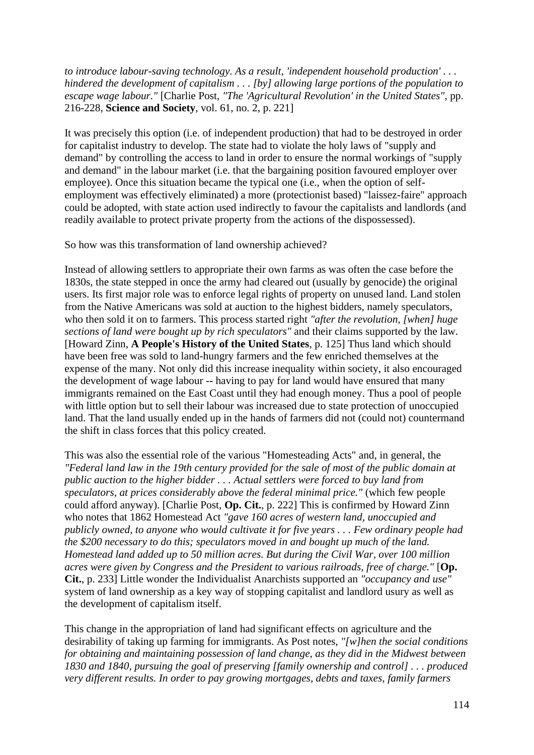*to introduce labour-saving technology. As a result, 'independent household production' . . . hindered the development of capitalism . . . [by] allowing large portions of the population to escape wage labour."* [Charlie Post, *"The 'Agricultural Revolution' in the United States"*, pp. 216-228, **Science and Society**, vol. 61, no. 2, p. 221]

It was precisely this option (i.e. of independent production) that had to be destroyed in order for capitalist industry to develop. The state had to violate the holy laws of "supply and demand" by controlling the access to land in order to ensure the normal workings of "supply and demand" in the labour market (i.e. that the bargaining position favoured employer over employee). Once this situation became the typical one (i.e., when the option of self-employment was effectively eliminated) a more (protectionist based) "laissez-faire" approach could be adopted, with state action used indirectly to favour the capitalists and landlords (and readily available to protect private property from the actions of the dispossessed).

So how was this transformation of land ownership achieved?

Instead of allowing settlers to appropriate their own farms as was often the case before the 1830s, the state stepped in once the army had cleared out (usually by genocide) the original users. Its first major role was to enforce legal rights of property on unused land. Land stolen from the Native Americans was sold at auction to the highest bidders, namely speculators, who then sold it on to farmers. This process started right *"after the revolution, [when] huge sections of land were bought up by rich speculators"* and their claims supported by the law. [Howard Zinn, **A People's History of the United States**, p. 125] Thus land which should have been free was sold to land-hungry farmers and the few enriched themselves at the expense of the many. Not only did this increase inequality within society, it also encouraged the development of wage labour -- having to pay for land would have ensured that many immigrants remained on the East Coast until they had enough money. Thus a pool of people with little option but to sell their labour was increased due to state protection of unoccupied land. That the land usually ended up in the hands of farmers did not (could not) countermand the shift in class forces that this policy created.

This was also the essential role of the various "Homesteading Acts" and, in general, the *"Federal land law in the 19th century provided for the sale of most of the public domain at public auction to the higher bidder . . . Actual settlers were forced to buy land from speculators, at prices considerably above the federal minimal price."* (which few people could afford anyway). [Charlie Post, **Op. Cit.**, p. 222] This is confirmed by Howard Zinn who notes that 1862 Homestead Act *"gave 160 acres of western land, unoccupied and publicly owned, to anyone who would cultivate it for five years . . . Few ordinary people had the $200 necessary to do this; speculators moved in and bought up much of the land. Homestead land added up to 50 million acres. But during the Civil War, over 100 million acres were given by Congress and the President to various railroads, free of charge."* [**Op. Cit.**, p. 233] Little wonder the Individualist Anarchists supported an *"occupancy and use"* system of land ownership as a key way of stopping capitalist and landlord usury as well as the development of capitalism itself.

This change in the appropriation of land had significant effects on agriculture and the desirability of taking up farming for immigrants. As Post notes, *"[w]hen the social conditions for obtaining and maintaining possession of land change, as they did in the Midwest between 1830 and 1840, pursuing the goal of preserving [family ownership and control] . . . produced very different results. In order to pay growing mortgages, debts and taxes, family farmers*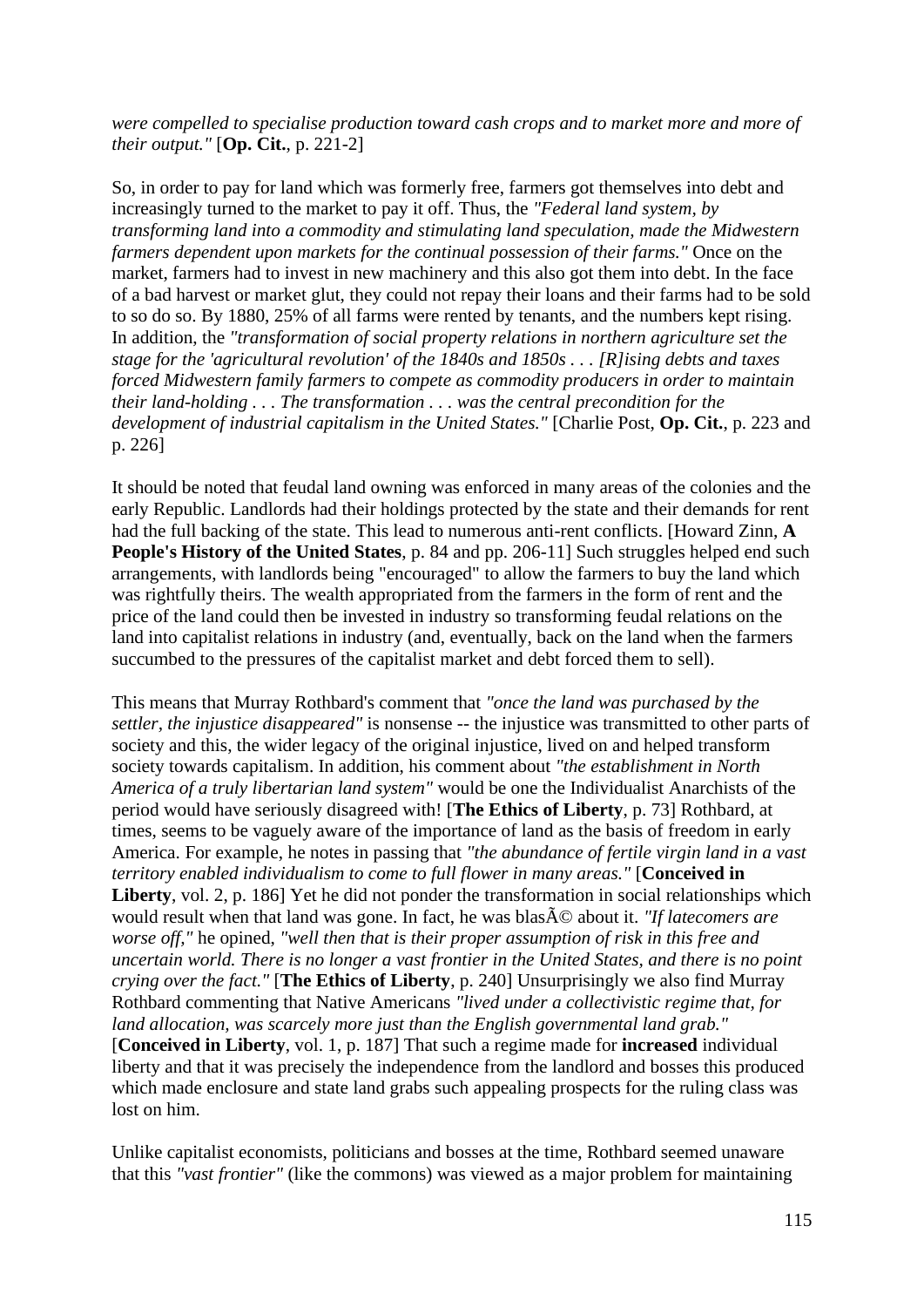*were compelled to specialise production toward cash crops and to market more and more of their output."* [**Op. Cit.**, p. 221-2]

So, in order to pay for land which was formerly free, farmers got themselves into debt and increasingly turned to the market to pay it off. Thus, the *"Federal land system, by transforming land into a commodity and stimulating land speculation, made the Midwestern farmers dependent upon markets for the continual possession of their farms."* Once on the market, farmers had to invest in new machinery and this also got them into debt. In the face of a bad harvest or market glut, they could not repay their loans and their farms had to be sold to so do so. By 1880, 25% of all farms were rented by tenants, and the numbers kept rising. In addition, the *"transformation of social property relations in northern agriculture set the stage for the 'agricultural revolution' of the 1840s and 1850s . . . [R]ising debts and taxes forced Midwestern family farmers to compete as commodity producers in order to maintain their land-holding . . . The transformation . . . was the central precondition for the development of industrial capitalism in the United States."* [Charlie Post, **Op. Cit.**, p. 223 and p. 226]

It should be noted that feudal land owning was enforced in many areas of the colonies and the early Republic. Landlords had their holdings protected by the state and their demands for rent had the full backing of the state. This lead to numerous anti-rent conflicts. [Howard Zinn, **A People's History of the United States**, p. 84 and pp. 206-11] Such struggles helped end such arrangements, with landlords being "encouraged" to allow the farmers to buy the land which was rightfully theirs. The wealth appropriated from the farmers in the form of rent and the price of the land could then be invested in industry so transforming feudal relations on the land into capitalist relations in industry (and, eventually, back on the land when the farmers succumbed to the pressures of the capitalist market and debt forced them to sell).

This means that Murray Rothbard's comment that *"once the land was purchased by the settler, the injustice disappeared"* is nonsense -- the injustice was transmitted to other parts of society and this, the wider legacy of the original injustice, lived on and helped transform society towards capitalism. In addition, his comment about *"the establishment in North America of a truly libertarian land system"* would be one the Individualist Anarchists of the period would have seriously disagreed with! [**The Ethics of Liberty**, p. 73] Rothbard, at times, seems to be vaguely aware of the importance of land as the basis of freedom in early America. For example, he notes in passing that *"the abundance of fertile virgin land in a vast territory enabled individualism to come to full flower in many areas."* [**Conceived in Liberty**, vol. 2, p. 186] Yet he did not ponder the transformation in social relationships which would result when that land was gone. In fact, he was blasÃ© about it. *"If latecomers are worse off,"* he opined, *"well then that is their proper assumption of risk in this free and uncertain world. There is no longer a vast frontier in the United States, and there is no point crying over the fact."* [**The Ethics of Liberty**, p. 240] Unsurprisingly we also find Murray Rothbard commenting that Native Americans *"lived under a collectivistic regime that, for land allocation, was scarcely more just than the English governmental land grab."* [**Conceived in Liberty**, vol. 1, p. 187] That such a regime made for **increased** individual liberty and that it was precisely the independence from the landlord and bosses this produced which made enclosure and state land grabs such appealing prospects for the ruling class was lost on him.

Unlike capitalist economists, politicians and bosses at the time, Rothbard seemed unaware that this *"vast frontier"* (like the commons) was viewed as a major problem for maintaining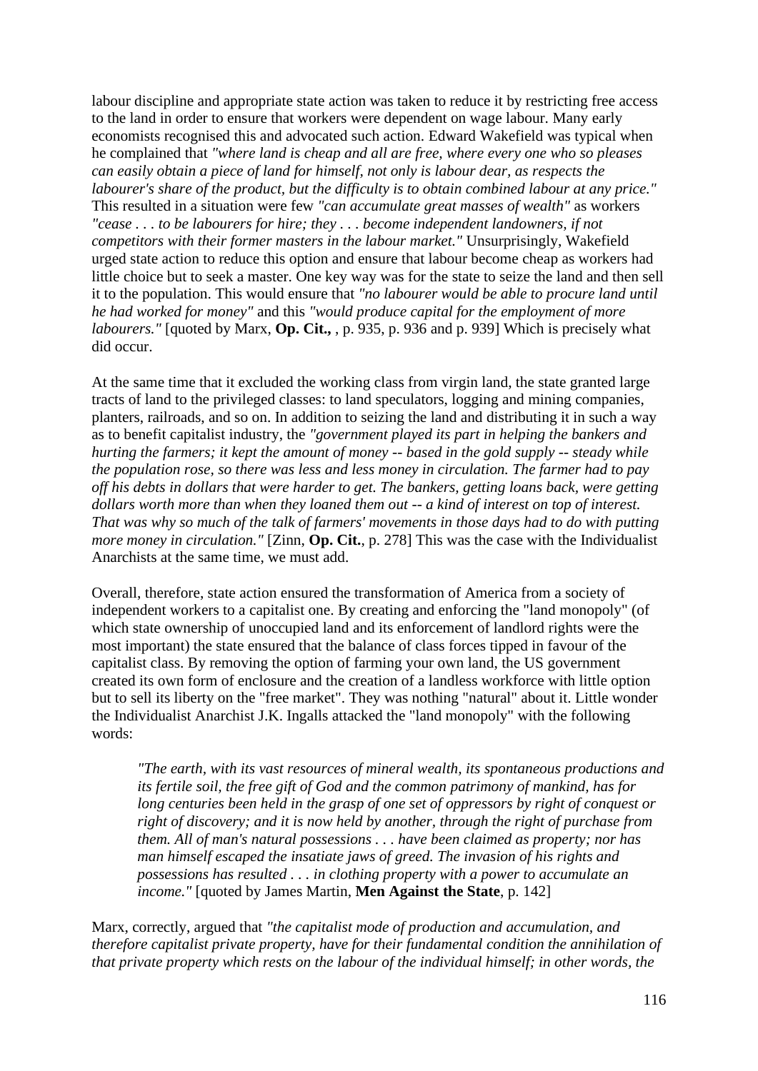labour discipline and appropriate state action was taken to reduce it by restricting free access to the land in order to ensure that workers were dependent on wage labour. Many early economists recognised this and advocated such action. Edward Wakefield was typical when he complained that *"where land is cheap and all are free, where every one who so pleases can easily obtain a piece of land for himself, not only is labour dear, as respects the labourer's share of the product, but the difficulty is to obtain combined labour at any price."* This resulted in a situation were few *"can accumulate great masses of wealth"* as workers *"cease . . . to be labourers for hire; they . . . become independent landowners, if not competitors with their former masters in the labour market."* Unsurprisingly, Wakefield urged state action to reduce this option and ensure that labour become cheap as workers had little choice but to seek a master. One key way was for the state to seize the land and then sell it to the population. This would ensure that *"no labourer would be able to procure land until he had worked for money"* and this *"would produce capital for the employment of more labourers."* [quoted by Marx, **Op. Cit.,** , p. 935, p. 936 and p. 939] Which is precisely what did occur.

At the same time that it excluded the working class from virgin land, the state granted large tracts of land to the privileged classes: to land speculators, logging and mining companies, planters, railroads, and so on. In addition to seizing the land and distributing it in such a way as to benefit capitalist industry, the *"government played its part in helping the bankers and hurting the farmers; it kept the amount of money -- based in the gold supply -- steady while the population rose, so there was less and less money in circulation. The farmer had to pay off his debts in dollars that were harder to get. The bankers, getting loans back, were getting dollars worth more than when they loaned them out -- a kind of interest on top of interest. That was why so much of the talk of farmers' movements in those days had to do with putting more money in circulation."* [Zinn, **Op. Cit.**, p. 278] This was the case with the Individualist Anarchists at the same time, we must add.

Overall, therefore, state action ensured the transformation of America from a society of independent workers to a capitalist one. By creating and enforcing the "land monopoly" (of which state ownership of unoccupied land and its enforcement of landlord rights were the most important) the state ensured that the balance of class forces tipped in favour of the capitalist class. By removing the option of farming your own land, the US government created its own form of enclosure and the creation of a landless workforce with little option but to sell its liberty on the "free market". They was nothing "natural" about it. Little wonder the Individualist Anarchist J.K. Ingalls attacked the "land monopoly" with the following words:

> *"The earth, with its vast resources of mineral wealth, its spontaneous productions and its fertile soil, the free gift of God and the common patrimony of mankind, has for long centuries been held in the grasp of one set of oppressors by right of conquest or right of discovery; and it is now held by another, through the right of purchase from them. All of man's natural possessions . . . have been claimed as property; nor has man himself escaped the insatiate jaws of greed. The invasion of his rights and possessions has resulted . . . in clothing property with a power to accumulate an income."* [quoted by James Martin, **Men Against the State**, p. 142]

Marx, correctly, argued that *"the capitalist mode of production and accumulation, and therefore capitalist private property, have for their fundamental condition the annihilation of that private property which rests on the labour of the individual himself; in other words, the*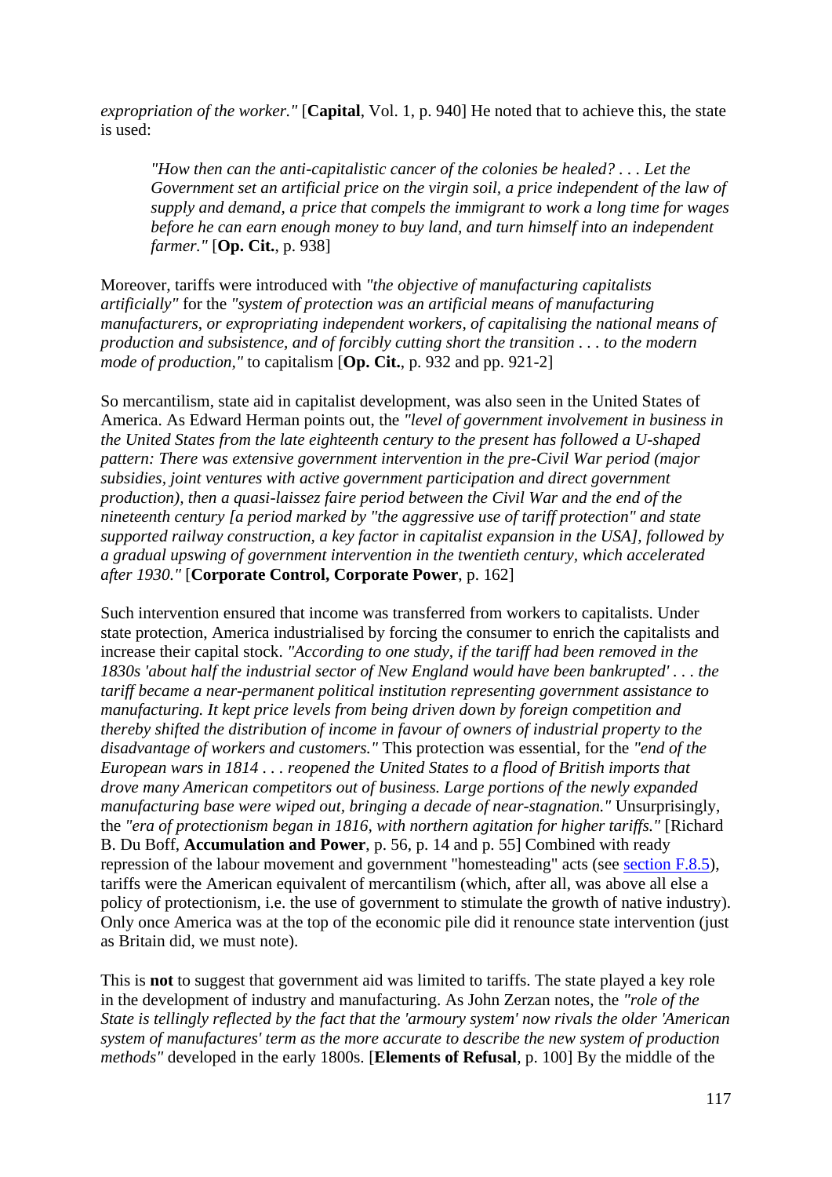*expropriation of the worker."* [**Capital**, Vol. 1, p. 940] He noted that to achieve this, the state is used:

> *"How then can the anti-capitalistic cancer of the colonies be healed? . . . Let the Government set an artificial price on the virgin soil, a price independent of the law of supply and demand, a price that compels the immigrant to work a long time for wages before he can earn enough money to buy land, and turn himself into an independent farmer."* [**Op. Cit.**, p. 938]

Moreover, tariffs were introduced with *"the objective of manufacturing capitalists artificially"* for the *"system of protection was an artificial means of manufacturing manufacturers, or expropriating independent workers, of capitalising the national means of production and subsistence, and of forcibly cutting short the transition . . . to the modern mode of production,"* to capitalism [**Op. Cit.**, p. 932 and pp. 921-2]

So mercantilism, state aid in capitalist development, was also seen in the United States of America. As Edward Herman points out, the *"level of government involvement in business in the United States from the late eighteenth century to the present has followed a U-shaped pattern: There was extensive government intervention in the pre-Civil War period (major subsidies, joint ventures with active government participation and direct government production), then a quasi-laissez faire period between the Civil War and the end of the nineteenth century [a period marked by "the aggressive use of tariff protection" and state supported railway construction, a key factor in capitalist expansion in the USA], followed by a gradual upswing of government intervention in the twentieth century, which accelerated after 1930."* [**Corporate Control, Corporate Power**, p. 162]

Such intervention ensured that income was transferred from workers to capitalists. Under state protection, America industrialised by forcing the consumer to enrich the capitalists and increase their capital stock. *"According to one study, if the tariff had been removed in the 1830s 'about half the industrial sector of New England would have been bankrupted' . . . the tariff became a near-permanent political institution representing government assistance to manufacturing. It kept price levels from being driven down by foreign competition and thereby shifted the distribution of income in favour of owners of industrial property to the disadvantage of workers and customers."* This protection was essential, for the *"end of the European wars in 1814 . . . reopened the United States to a flood of British imports that drove many American competitors out of business. Large portions of the newly expanded manufacturing base were wiped out, bringing a decade of near-stagnation."* Unsurprisingly, the *"era of protectionism began in 1816, with northern agitation for higher tariffs."* [Richard B. Du Boff, **Accumulation and Power**, p. 56, p. 14 and p. 55] Combined with ready repression of the labour movement and government "homesteading" acts (see section F.8.5), tariffs were the American equivalent of mercantilism (which, after all, was above all else a policy of protectionism, i.e. the use of government to stimulate the growth of native industry). Only once America was at the top of the economic pile did it renounce state intervention (just as Britain did, we must note).

This is **not** to suggest that government aid was limited to tariffs. The state played a key role in the development of industry and manufacturing. As John Zerzan notes, the *"role of the State is tellingly reflected by the fact that the 'armoury system' now rivals the older 'American system of manufactures' term as the more accurate to describe the new system of production methods"* developed in the early 1800s. [**Elements of Refusal**, p. 100] By the middle of the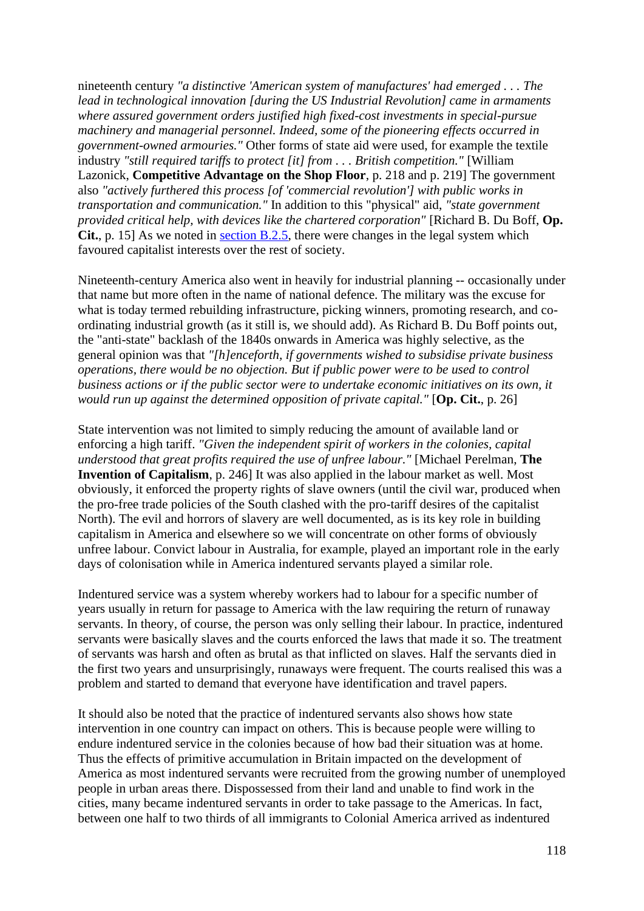nineteenth century *"a distinctive 'American system of manufactures' had emerged . . . The lead in technological innovation [during the US Industrial Revolution] came in armaments where assured government orders justified high fixed-cost investments in special-pursue machinery and managerial personnel. Indeed, some of the pioneering effects occurred in government-owned armouries."* Other forms of state aid were used, for example the textile industry *"still required tariffs to protect [it] from . . . British competition."* [William Lazonick, **Competitive Advantage on the Shop Floor**, p. 218 and p. 219] The government also *"actively furthered this process [of 'commercial revolution'] with public works in transportation and communication."* In addition to this "physical" aid, *"state government provided critical help, with devices like the chartered corporation"* [Richard B. Du Boff, **Op. Cit.**, p. 15] As we noted in section B.2.5, there were changes in the legal system which favoured capitalist interests over the rest of society.

Nineteenth-century America also went in heavily for industrial planning -- occasionally under that name but more often in the name of national defence. The military was the excuse for what is today termed rebuilding infrastructure, picking winners, promoting research, and co-ordinating industrial growth (as it still is, we should add). As Richard B. Du Boff points out, the "anti-state" backlash of the 1840s onwards in America was highly selective, as the general opinion was that *"[h]enceforth, if governments wished to subsidise private business operations, there would be no objection. But if public power were to be used to control business actions or if the public sector were to undertake economic initiatives on its own, it would run up against the determined opposition of private capital."* [**Op. Cit.**, p. 26]

State intervention was not limited to simply reducing the amount of available land or enforcing a high tariff. *"Given the independent spirit of workers in the colonies, capital understood that great profits required the use of unfree labour."* [Michael Perelman, **The Invention of Capitalism**, p. 246] It was also applied in the labour market as well. Most obviously, it enforced the property rights of slave owners (until the civil war, produced when the pro-free trade policies of the South clashed with the pro-tariff desires of the capitalist North). The evil and horrors of slavery are well documented, as is its key role in building capitalism in America and elsewhere so we will concentrate on other forms of obviously unfree labour. Convict labour in Australia, for example, played an important role in the early days of colonisation while in America indentured servants played a similar role.

Indentured service was a system whereby workers had to labour for a specific number of years usually in return for passage to America with the law requiring the return of runaway servants. In theory, of course, the person was only selling their labour. In practice, indentured servants were basically slaves and the courts enforced the laws that made it so. The treatment of servants was harsh and often as brutal as that inflicted on slaves. Half the servants died in the first two years and unsurprisingly, runaways were frequent. The courts realised this was a problem and started to demand that everyone have identification and travel papers.

It should also be noted that the practice of indentured servants also shows how state intervention in one country can impact on others. This is because people were willing to endure indentured service in the colonies because of how bad their situation was at home. Thus the effects of primitive accumulation in Britain impacted on the development of America as most indentured servants were recruited from the growing number of unemployed people in urban areas there. Dispossessed from their land and unable to find work in the cities, many became indentured servants in order to take passage to the Americas. In fact, between one half to two thirds of all immigrants to Colonial America arrived as indentured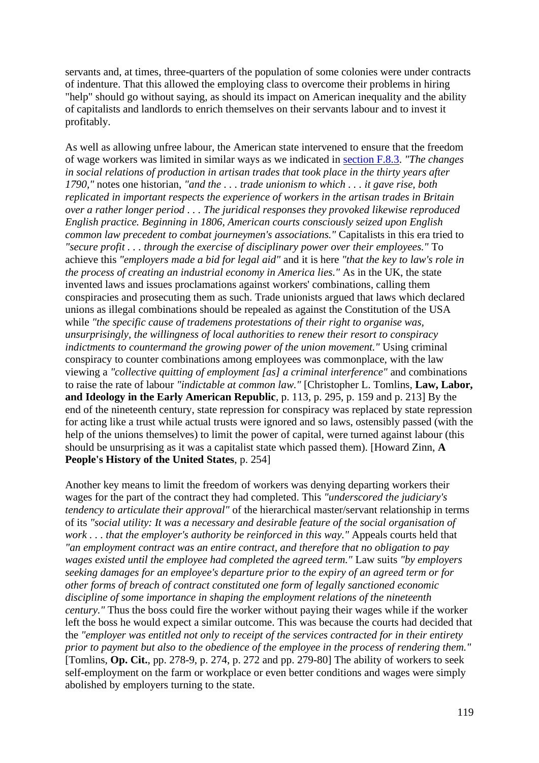servants and, at times, three-quarters of the population of some colonies were under contracts of indenture. That this allowed the employing class to overcome their problems in hiring "help" should go without saying, as should its impact on American inequality and the ability of capitalists and landlords to enrich themselves on their servants labour and to invest it profitably.

As well as allowing unfree labour, the American state intervened to ensure that the freedom of wage workers was limited in similar ways as we indicated in section F.8.3. *"The changes in social relations of production in artisan trades that took place in the thirty years after 1790,"* notes one historian, *"and the . . . trade unionism to which . . . it gave rise, both replicated in important respects the experience of workers in the artisan trades in Britain over a rather longer period . . . The juridical responses they provoked likewise reproduced English practice. Beginning in 1806, American courts consciously seized upon English common law precedent to combat journeymen's associations."* Capitalists in this era tried to *"secure profit . . . through the exercise of disciplinary power over their employees."* To achieve this *"employers made a bid for legal aid"* and it is here *"that the key to law's role in the process of creating an industrial economy in America lies."* As in the UK, the state invented laws and issues proclamations against workers' combinations, calling them conspiracies and prosecuting them as such. Trade unionists argued that laws which declared unions as illegal combinations should be repealed as against the Constitution of the USA while *"the specific cause of tradesmens protestations of their right to organise was, unsurprisingly, the willingness of local authorities to renew their resort to conspiracy indictments to countermand the growing power of the union movement."* Using criminal conspiracy to counter combinations among employees was commonplace, with the law viewing a *"collective quitting of employment [as] a criminal interference"* and combinations to raise the rate of labour *"indictable at common law."* [Christopher L. Tomlins, **Law, Labor, and Ideology in the Early American Republic**, p. 113, p. 295, p. 159 and p. 213] By the end of the nineteenth century, state repression for conspiracy was replaced by state repression for acting like a trust while actual trusts were ignored and so laws, ostensibly passed (with the help of the unions themselves) to limit the power of capital, were turned against labour (this should be unsurprising as it was a capitalist state which passed them). [Howard Zinn, **A People's History of the United States**, p. 254]

Another key means to limit the freedom of workers was denying departing workers their wages for the part of the contract they had completed. This *"underscored the judiciary's tendency to articulate their approval"* of the hierarchical master/servant relationship in terms of its *"social utility: It was a necessary and desirable feature of the social organisation of work . . . that the employer's authority be reinforced in this way."* Appeals courts held that *"an employment contract was an entire contract, and therefore that no obligation to pay wages existed until the employee had completed the agreed term."* Law suits *"by employers seeking damages for an employee's departure prior to the expiry of an agreed term or for other forms of breach of contract constituted one form of legally sanctioned economic discipline of some importance in shaping the employment relations of the nineteenth century."* Thus the boss could fire the worker without paying their wages while if the worker left the boss he would expect a similar outcome. This was because the courts had decided that the *"employer was entitled not only to receipt of the services contracted for in their entirety prior to payment but also to the obedience of the employee in the process of rendering them."* [Tomlins, **Op. Cit.**, pp. 278-9, p. 274, p. 272 and pp. 279-80] The ability of workers to seek self-employment on the farm or workplace or even better conditions and wages were simply abolished by employers turning to the state.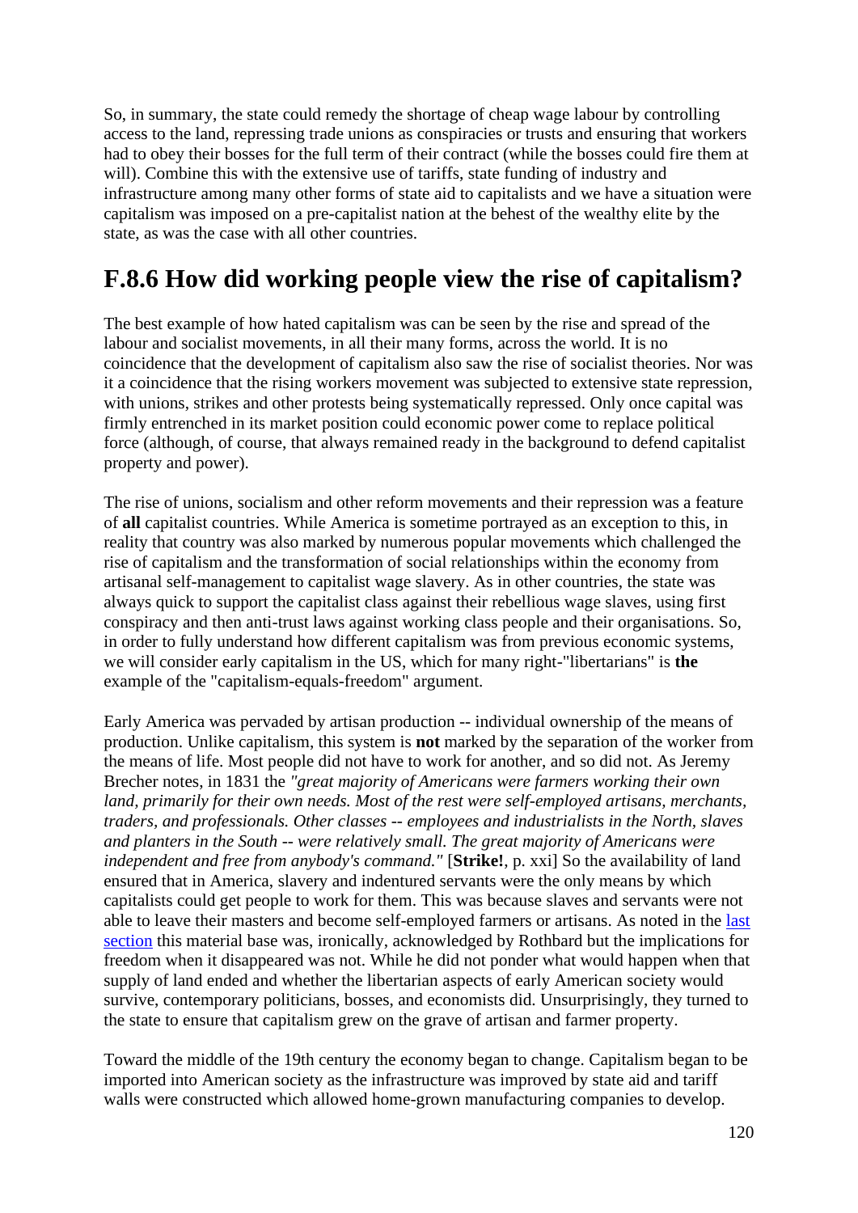So, in summary, the state could remedy the shortage of cheap wage labour by controlling access to the land, repressing trade unions as conspiracies or trusts and ensuring that workers had to obey their bosses for the full term of their contract (while the bosses could fire them at will). Combine this with the extensive use of tariffs, state funding of industry and infrastructure among many other forms of state aid to capitalists and we have a situation were capitalism was imposed on a pre-capitalist nation at the behest of the wealthy elite by the state, as was the case with all other countries.

## F.8.6 How did working people view the rise of capitalism?

The best example of how hated capitalism was can be seen by the rise and spread of the labour and socialist movements, in all their many forms, across the world. It is no coincidence that the development of capitalism also saw the rise of socialist theories. Nor was it a coincidence that the rising workers movement was subjected to extensive state repression, with unions, strikes and other protests being systematically repressed. Only once capital was firmly entrenched in its market position could economic power come to replace political force (although, of course, that always remained ready in the background to defend capitalist property and power).

The rise of unions, socialism and other reform movements and their repression was a feature of **all** capitalist countries. While America is sometime portrayed as an exception to this, in reality that country was also marked by numerous popular movements which challenged the rise of capitalism and the transformation of social relationships within the economy from artisanal self-management to capitalist wage slavery. As in other countries, the state was always quick to support the capitalist class against their rebellious wage slaves, using first conspiracy and then anti-trust laws against working class people and their organisations. So, in order to fully understand how different capitalism was from previous economic systems, we will consider early capitalism in the US, which for many right-"libertarians" is **the** example of the "capitalism-equals-freedom" argument.

Early America was pervaded by artisan production -- individual ownership of the means of production. Unlike capitalism, this system is **not** marked by the separation of the worker from the means of life. Most people did not have to work for another, and so did not. As Jeremy Brecher notes, in 1831 the *"great majority of Americans were farmers working their own land, primarily for their own needs. Most of the rest were self-employed artisans, merchants, traders, and professionals. Other classes -- employees and industrialists in the North, slaves and planters in the South -- were relatively small. The great majority of Americans were independent and free from anybody's command."* [**Strike!**, p. xxi] So the availability of land ensured that in America, slavery and indentured servants were the only means by which capitalists could get people to work for them. This was because slaves and servants were not able to leave their masters and become self-employed farmers or artisans. As noted in the last section this material base was, ironically, acknowledged by Rothbard but the implications for freedom when it disappeared was not. While he did not ponder what would happen when that supply of land ended and whether the libertarian aspects of early American society would survive, contemporary politicians, bosses, and economists did. Unsurprisingly, they turned to the state to ensure that capitalism grew on the grave of artisan and farmer property.

Toward the middle of the 19th century the economy began to change. Capitalism began to be imported into American society as the infrastructure was improved by state aid and tariff walls were constructed which allowed home-grown manufacturing companies to develop.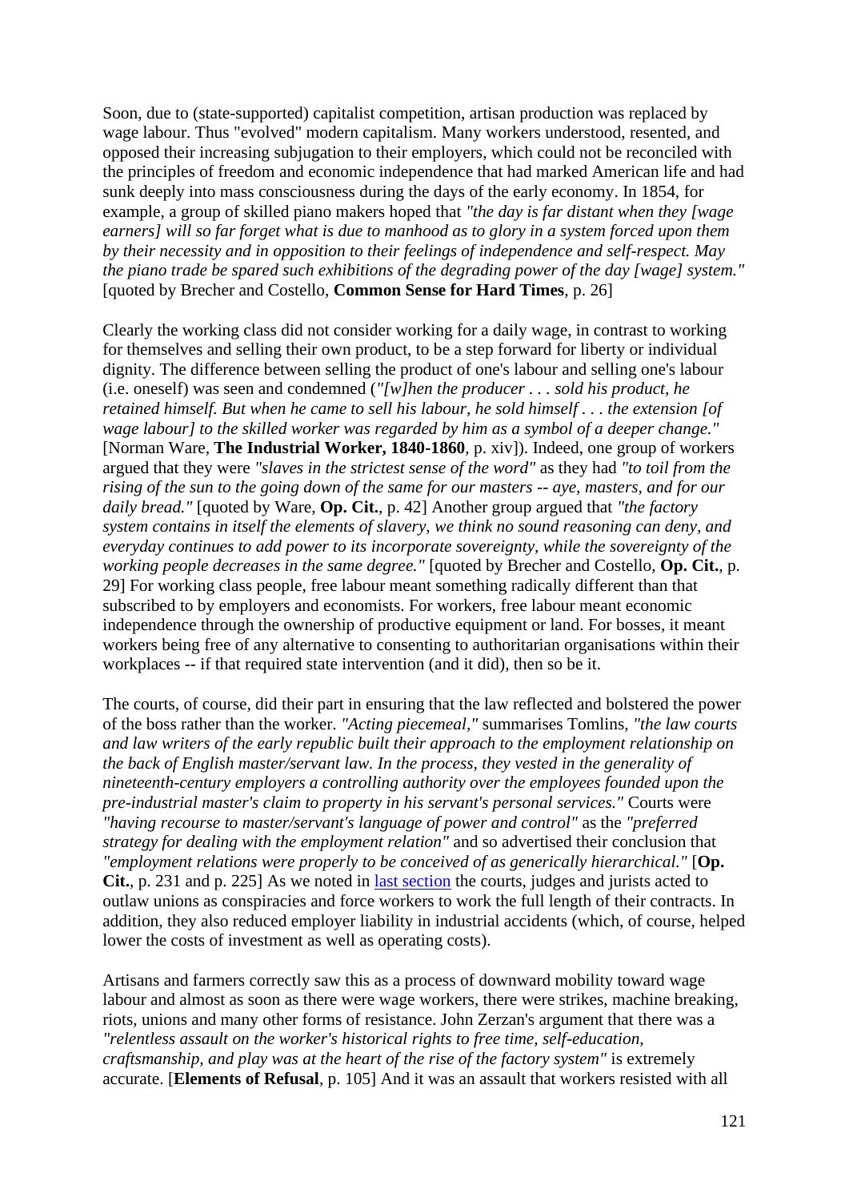Soon, due to (state-supported) capitalist competition, artisan production was replaced by wage labour. Thus "evolved" modern capitalism. Many workers understood, resented, and opposed their increasing subjugation to their employers, which could not be reconciled with the principles of freedom and economic independence that had marked American life and had sunk deeply into mass consciousness during the days of the early economy. In 1854, for example, a group of skilled piano makers hoped that *"the day is far distant when they [wage earners] will so far forget what is due to manhood as to glory in a system forced upon them by their necessity and in opposition to their feelings of independence and self-respect. May the piano trade be spared such exhibitions of the degrading power of the day [wage] system."* [quoted by Brecher and Costello, **Common Sense for Hard Times**, p. 26]

Clearly the working class did not consider working for a daily wage, in contrast to working for themselves and selling their own product, to be a step forward for liberty or individual dignity. The difference between selling the product of one's labour and selling one's labour (i.e. oneself) was seen and condemned (*"[w]hen the producer . . . sold his product, he retained himself. But when he came to sell his labour, he sold himself . . . the extension [of wage labour] to the skilled worker was regarded by him as a symbol of a deeper change."* [Norman Ware, **The Industrial Worker, 1840-1860**, p. xiv]). Indeed, one group of workers argued that they were *"slaves in the strictest sense of the word"* as they had *"to toil from the rising of the sun to the going down of the same for our masters -- aye, masters, and for our daily bread."* [quoted by Ware, **Op. Cit.**, p. 42] Another group argued that *"the factory system contains in itself the elements of slavery, we think no sound reasoning can deny, and everyday continues to add power to its incorporate sovereignty, while the sovereignty of the working people decreases in the same degree."* [quoted by Brecher and Costello, **Op. Cit.**, p. 29] For working class people, free labour meant something radically different than that subscribed to by employers and economists. For workers, free labour meant economic independence through the ownership of productive equipment or land. For bosses, it meant workers being free of any alternative to consenting to authoritarian organisations within their workplaces -- if that required state intervention (and it did), then so be it.

The courts, of course, did their part in ensuring that the law reflected and bolstered the power of the boss rather than the worker. *"Acting piecemeal,"* summarises Tomlins, *"the law courts and law writers of the early republic built their approach to the employment relationship on the back of English master/servant law. In the process, they vested in the generality of nineteenth-century employers a controlling authority over the employees founded upon the pre-industrial master's claim to property in his servant's personal services."* Courts were *"having recourse to master/servant's language of power and control"* as the *"preferred strategy for dealing with the employment relation"* and so advertised their conclusion that *"employment relations were properly to be conceived of as generically hierarchical."* [**Op. Cit.**, p. 231 and p. 225] As we noted in last section the courts, judges and jurists acted to outlaw unions as conspiracies and force workers to work the full length of their contracts. In addition, they also reduced employer liability in industrial accidents (which, of course, helped lower the costs of investment as well as operating costs).

Artisans and farmers correctly saw this as a process of downward mobility toward wage labour and almost as soon as there were wage workers, there were strikes, machine breaking, riots, unions and many other forms of resistance. John Zerzan's argument that there was a *"relentless assault on the worker's historical rights to free time, self-education, craftsmanship, and play was at the heart of the rise of the factory system"* is extremely accurate. [**Elements of Refusal**, p. 105] And it was an assault that workers resisted with all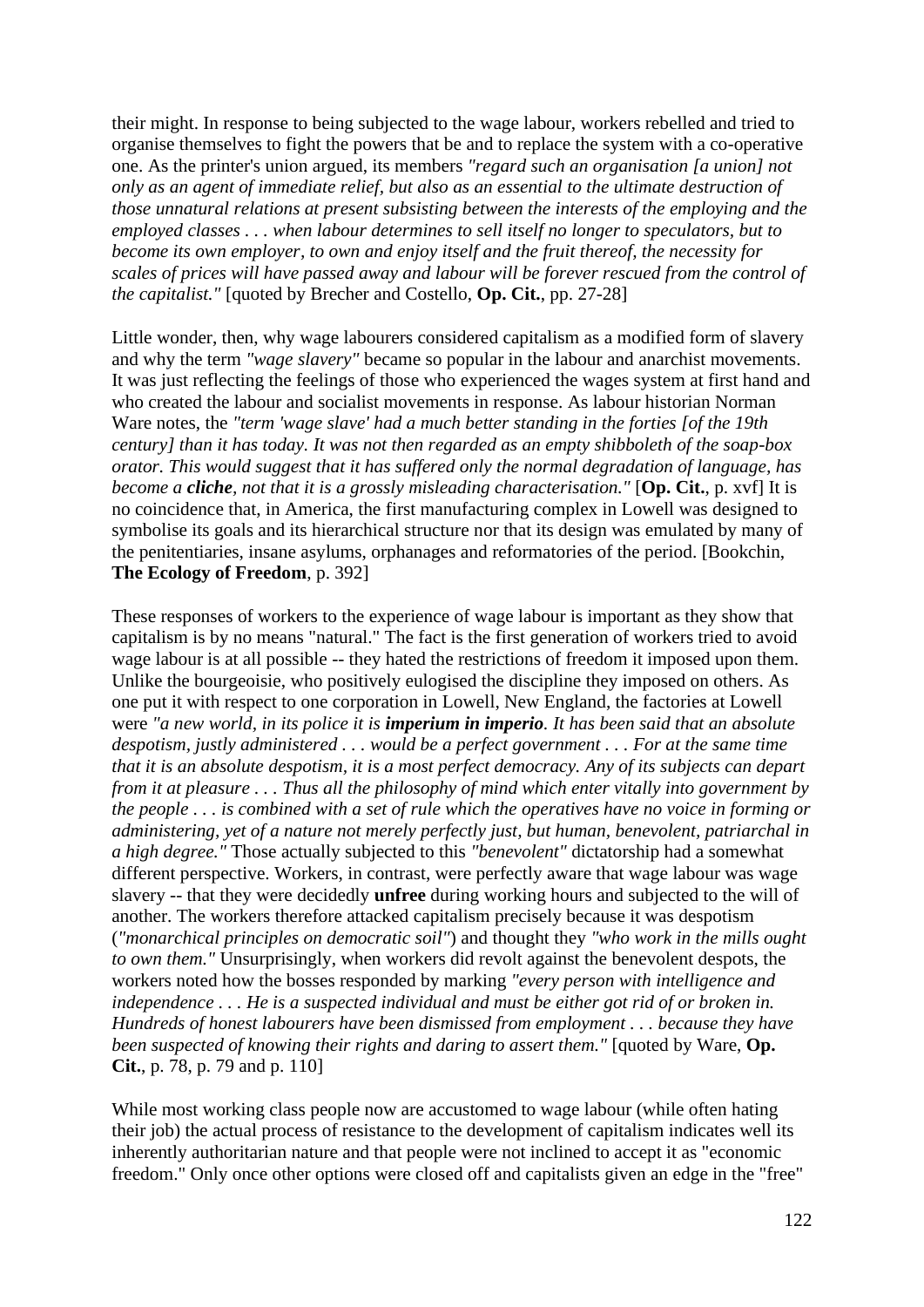their might. In response to being subjected to the wage labour, workers rebelled and tried to organise themselves to fight the powers that be and to replace the system with a co-operative one. As the printer's union argued, its members *"regard such an organisation [a union] not only as an agent of immediate relief, but also as an essential to the ultimate destruction of those unnatural relations at present subsisting between the interests of the employing and the employed classes . . . when labour determines to sell itself no longer to speculators, but to become its own employer, to own and enjoy itself and the fruit thereof, the necessity for scales of prices will have passed away and labour will be forever rescued from the control of the capitalist."* [quoted by Brecher and Costello, **Op. Cit.**, pp. 27-28]

Little wonder, then, why wage labourers considered capitalism as a modified form of slavery and why the term *"wage slavery"* became so popular in the labour and anarchist movements. It was just reflecting the feelings of those who experienced the wages system at first hand and who created the labour and socialist movements in response. As labour historian Norman Ware notes, the *"term 'wage slave' had a much better standing in the forties [of the 19th century] than it has today. It was not then regarded as an empty shibboleth of the soap-box orator. This would suggest that it has suffered only the normal degradation of language, has become a **cliche**, not that it is a grossly misleading characterisation."* [**Op. Cit.**, p. xvf] It is no coincidence that, in America, the first manufacturing complex in Lowell was designed to symbolise its goals and its hierarchical structure nor that its design was emulated by many of the penitentiaries, insane asylums, orphanages and reformatories of the period. [Bookchin, **The Ecology of Freedom**, p. 392]

These responses of workers to the experience of wage labour is important as they show that capitalism is by no means "natural." The fact is the first generation of workers tried to avoid wage labour is at all possible -- they hated the restrictions of freedom it imposed upon them. Unlike the bourgeoisie, who positively eulogised the discipline they imposed on others. As one put it with respect to one corporation in Lowell, New England, the factories at Lowell were *"a new world, in its police it is **imperium in imperio**. It has been said that an absolute despotism, justly administered . . . would be a perfect government . . . For at the same time that it is an absolute despotism, it is a most perfect democracy. Any of its subjects can depart from it at pleasure . . . Thus all the philosophy of mind which enter vitally into government by the people . . . is combined with a set of rule which the operatives have no voice in forming or administering, yet of a nature not merely perfectly just, but human, benevolent, patriarchal in a high degree."* Those actually subjected to this *"benevolent"* dictatorship had a somewhat different perspective. Workers, in contrast, were perfectly aware that wage labour was wage slavery -- that they were decidedly **unfree** during working hours and subjected to the will of another. The workers therefore attacked capitalism precisely because it was despotism (*"monarchical principles on democratic soil"*) and thought they *"who work in the mills ought to own them."* Unsurprisingly, when workers did revolt against the benevolent despots, the workers noted how the bosses responded by marking *"every person with intelligence and independence . . . He is a suspected individual and must be either got rid of or broken in. Hundreds of honest labourers have been dismissed from employment . . . because they have been suspected of knowing their rights and daring to assert them."* [quoted by Ware, **Op. Cit.**, p. 78, p. 79 and p. 110]

While most working class people now are accustomed to wage labour (while often hating their job) the actual process of resistance to the development of capitalism indicates well its inherently authoritarian nature and that people were not inclined to accept it as "economic freedom." Only once other options were closed off and capitalists given an edge in the "free"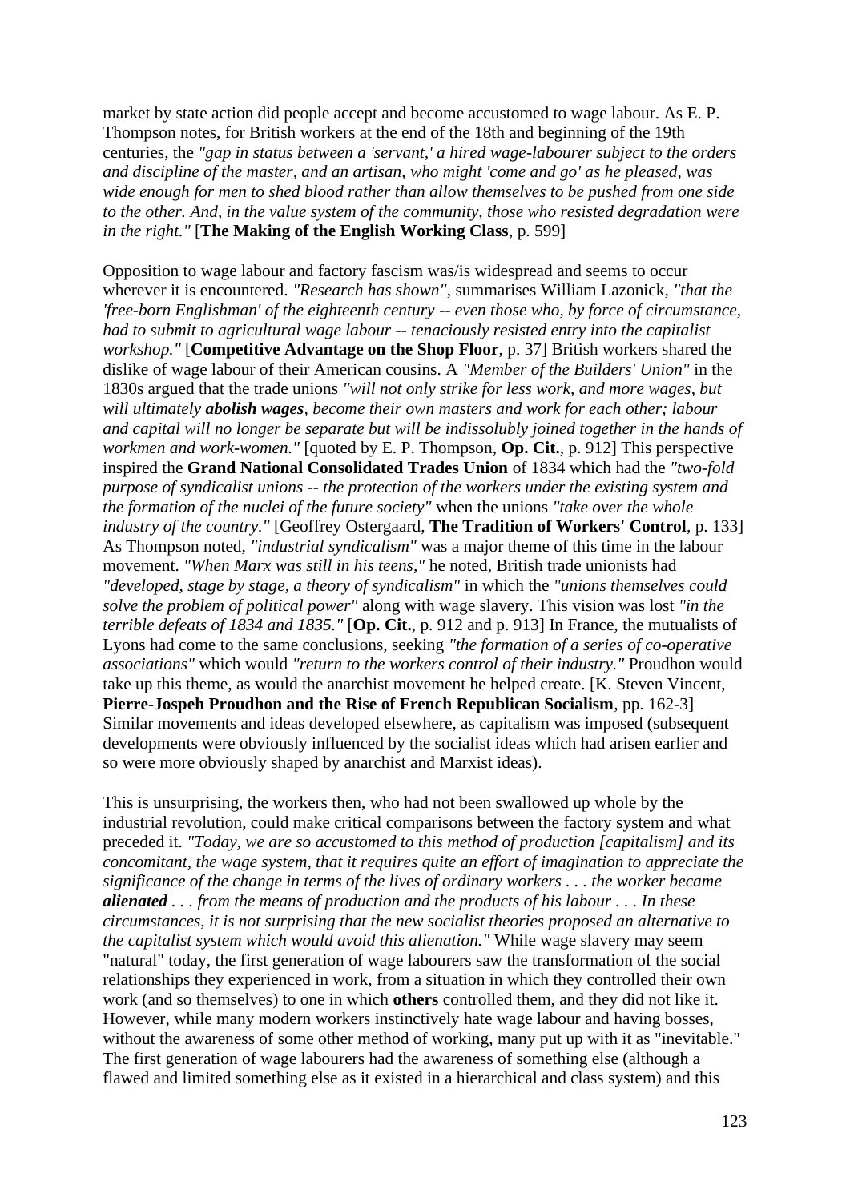market by state action did people accept and become accustomed to wage labour. As E. P. Thompson notes, for British workers at the end of the 18th and beginning of the 19th centuries, the *"gap in status between a 'servant,' a hired wage-labourer subject to the orders and discipline of the master, and an artisan, who might 'come and go' as he pleased, was wide enough for men to shed blood rather than allow themselves to be pushed from one side to the other. And, in the value system of the community, those who resisted degradation were in the right."* [**The Making of the English Working Class**, p. 599]

Opposition to wage labour and factory fascism was/is widespread and seems to occur wherever it is encountered. *"Research has shown"*, summarises William Lazonick, *"that the 'free-born Englishman' of the eighteenth century -- even those who, by force of circumstance, had to submit to agricultural wage labour -- tenaciously resisted entry into the capitalist workshop."* [**Competitive Advantage on the Shop Floor**, p. 37] British workers shared the dislike of wage labour of their American cousins. A *"Member of the Builders' Union"* in the 1830s argued that the trade unions *"will not only strike for less work, and more wages, but will ultimately **abolish wages**, become their own masters and work for each other; labour and capital will no longer be separate but will be indissolubly joined together in the hands of workmen and work-women."* [quoted by E. P. Thompson, **Op. Cit.**, p. 912] This perspective inspired the **Grand National Consolidated Trades Union** of 1834 which had the *"two-fold purpose of syndicalist unions -- the protection of the workers under the existing system and the formation of the nuclei of the future society"* when the unions *"take over the whole industry of the country."* [Geoffrey Ostergaard, **The Tradition of Workers' Control**, p. 133] As Thompson noted, *"industrial syndicalism"* was a major theme of this time in the labour movement. *"When Marx was still in his teens,"* he noted, British trade unionists had *"developed, stage by stage, a theory of syndicalism"* in which the *"unions themselves could solve the problem of political power"* along with wage slavery. This vision was lost *"in the terrible defeats of 1834 and 1835."* [**Op. Cit.**, p. 912 and p. 913] In France, the mutualists of Lyons had come to the same conclusions, seeking *"the formation of a series of co-operative associations"* which would *"return to the workers control of their industry."* Proudhon would take up this theme, as would the anarchist movement he helped create. [K. Steven Vincent, **Pierre-Jospeh Proudhon and the Rise of French Republican Socialism**, pp. 162-3] Similar movements and ideas developed elsewhere, as capitalism was imposed (subsequent developments were obviously influenced by the socialist ideas which had arisen earlier and so were more obviously shaped by anarchist and Marxist ideas).

This is unsurprising, the workers then, who had not been swallowed up whole by the industrial revolution, could make critical comparisons between the factory system and what preceded it. *"Today, we are so accustomed to this method of production [capitalism] and its concomitant, the wage system, that it requires quite an effort of imagination to appreciate the significance of the change in terms of the lives of ordinary workers . . . the worker became **alienated** . . . from the means of production and the products of his labour . . . In these circumstances, it is not surprising that the new socialist theories proposed an alternative to the capitalist system which would avoid this alienation."* While wage slavery may seem "natural" today, the first generation of wage labourers saw the transformation of the social relationships they experienced in work, from a situation in which they controlled their own work (and so themselves) to one in which **others** controlled them, and they did not like it. However, while many modern workers instinctively hate wage labour and having bosses, without the awareness of some other method of working, many put up with it as "inevitable." The first generation of wage labourers had the awareness of something else (although a flawed and limited something else as it existed in a hierarchical and class system) and this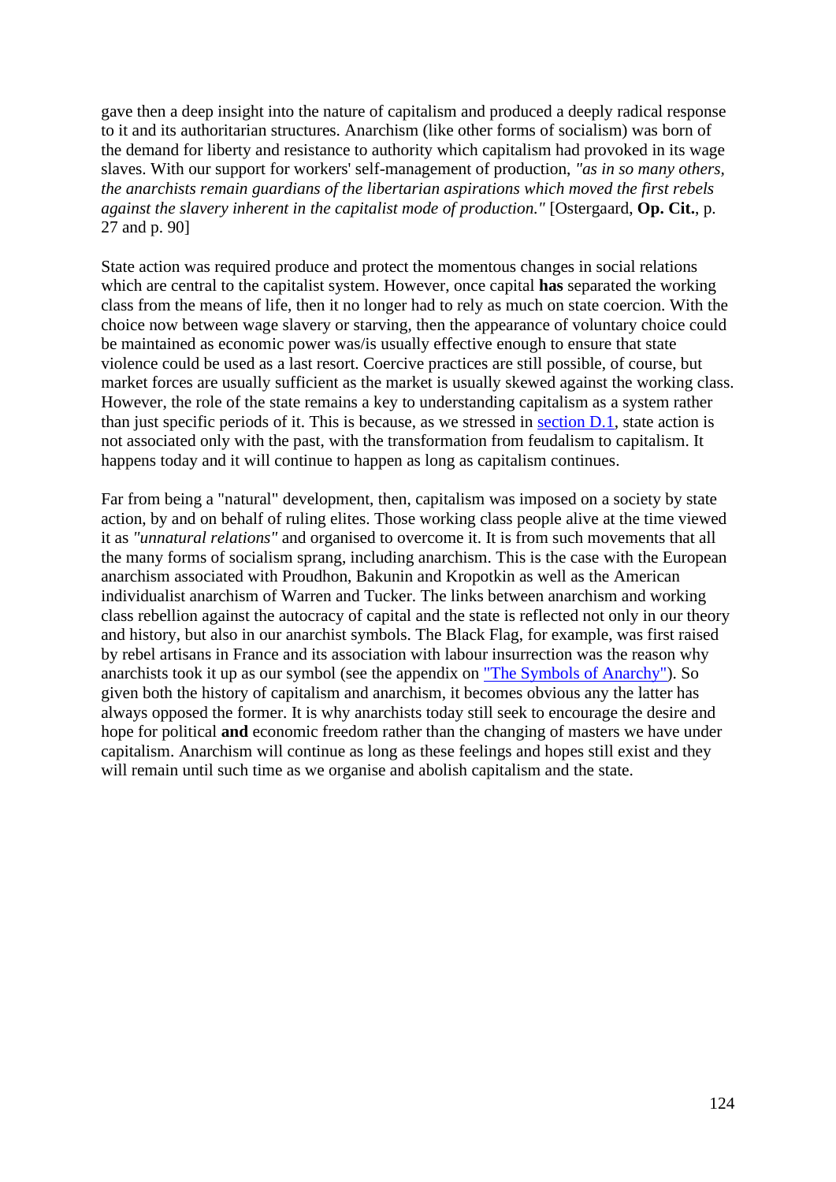gave then a deep insight into the nature of capitalism and produced a deeply radical response to it and its authoritarian structures. Anarchism (like other forms of socialism) was born of the demand for liberty and resistance to authority which capitalism had provoked in its wage slaves. With our support for workers' self-management of production, *"as in so many others, the anarchists remain guardians of the libertarian aspirations which moved the first rebels against the slavery inherent in the capitalist mode of production."* [Ostergaard, **Op. Cit.**, p. 27 and p. 90]

State action was required produce and protect the momentous changes in social relations which are central to the capitalist system. However, once capital **has** separated the working class from the means of life, then it no longer had to rely as much on state coercion. With the choice now between wage slavery or starving, then the appearance of voluntary choice could be maintained as economic power was/is usually effective enough to ensure that state violence could be used as a last resort. Coercive practices are still possible, of course, but market forces are usually sufficient as the market is usually skewed against the working class. However, the role of the state remains a key to understanding capitalism as a system rather than just specific periods of it. This is because, as we stressed in [section D.1](), state action is not associated only with the past, with the transformation from feudalism to capitalism. It happens today and it will continue to happen as long as capitalism continues.

Far from being a "natural" development, then, capitalism was imposed on a society by state action, by and on behalf of ruling elites. Those working class people alive at the time viewed it as *"unnatural relations"* and organised to overcome it. It is from such movements that all the many forms of socialism sprang, including anarchism. This is the case with the European anarchism associated with Proudhon, Bakunin and Kropotkin as well as the American individualist anarchism of Warren and Tucker. The links between anarchism and working class rebellion against the autocracy of capital and the state is reflected not only in our theory and history, but also in our anarchist symbols. The Black Flag, for example, was first raised by rebel artisans in France and its association with labour insurrection was the reason why anarchists took it up as our symbol (see the appendix on ["The Symbols of Anarchy"]()). So given both the history of capitalism and anarchism, it becomes obvious any the latter has always opposed the former. It is why anarchists today still seek to encourage the desire and hope for political **and** economic freedom rather than the changing of masters we have under capitalism. Anarchism will continue as long as these feelings and hopes still exist and they will remain until such time as we organise and abolish capitalism and the state.